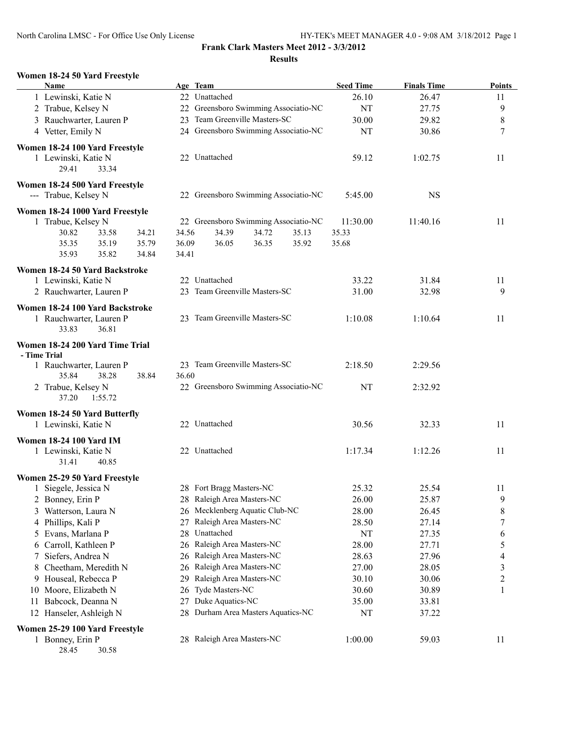**Frank Clark Masters Meet 2012 - 3/3/2012**

**Results**

### Women 18-24 50 Yard Freestyle

| | Name | Age | Team | Seed Time | Finals Time | Points |
|---|---|---|---|---|---|---|
| 1 | Lewinski, Katie N | 22 | Unattached | 26.10 | 26.47 | 11 |
| 2 | Trabue, Kelsey N | 22 | Greensboro Swimming Associatio-NC | NT | 27.75 | 9 |
| 3 | Rauchwarter, Lauren P | 23 | Team Greenville Masters-SC | 30.00 | 29.82 | 8 |
| 4 | Vetter, Emily N | 24 | Greensboro Swimming Associatio-NC | NT | 30.86 | 7 |

### Women 18-24 100 Yard Freestyle

| | Name | Age | Team | Seed Time | Finals Time | Points |
|---|---|---|---|---|---|---|
| 1 | Lewinski, Katie N | 22 | Unattached | 59.12 | 1:02.75 | 11 |

29.41 33.34

### Women 18-24 500 Yard Freestyle

| | Name | Age | Team | Seed Time | Finals Time | Points |
|---|---|---|---|---|---|---|
| --- | Trabue, Kelsey N | 22 | Greensboro Swimming Associatio-NC | 5:45.00 | NS | |

### Women 18-24 1000 Yard Freestyle

| | Name | Age | Team | Seed Time | Finals Time | Points |
|---|---|---|---|---|---|---|
| 1 | Trabue, Kelsey N | 22 | Greensboro Swimming Associatio-NC | 11:30.00 | 11:40.16 | 11 |

30.82 33.58 34.21 34.56 34.39 34.72 35.13 35.33
35.35 35.19 35.79 36.09 36.05 36.35 35.92 35.68
35.93 35.82 34.84 34.41

### Women 18-24 50 Yard Backstroke

| | Name | Age | Team | Seed Time | Finals Time | Points |
|---|---|---|---|---|---|---|
| 1 | Lewinski, Katie N | 22 | Unattached | 33.22 | 31.84 | 11 |
| 2 | Rauchwarter, Lauren P | 23 | Team Greenville Masters-SC | 31.00 | 32.98 | 9 |

### Women 18-24 100 Yard Backstroke

| | Name | Age | Team | Seed Time | Finals Time | Points |
|---|---|---|---|---|---|---|
| 1 | Rauchwarter, Lauren P | 23 | Team Greenville Masters-SC | 1:10.08 | 1:10.64 | 11 |

33.83 36.81

### Women 18-24 200 Yard Time Trial

- Time Trial

| | Name | Age | Team | Seed Time | Finals Time | Points |
|---|---|---|---|---|---|---|
| 1 | Rauchwarter, Lauren P | 23 | Team Greenville Masters-SC | 2:18.50 | 2:29.56 | |
| 2 | Trabue, Kelsey N | 22 | Greensboro Swimming Associatio-NC | NT | 2:32.92 | |

Rauchwarter splits: 35.84 38.28 38.84 36.60
Trabue splits: 37.20 1:55.72

### Women 18-24 50 Yard Butterfly

| | Name | Age | Team | Seed Time | Finals Time | Points |
|---|---|---|---|---|---|---|
| 1 | Lewinski, Katie N | 22 | Unattached | 30.56 | 32.33 | 11 |

### Women 18-24 100 Yard IM

| | Name | Age | Team | Seed Time | Finals Time | Points |
|---|---|---|---|---|---|---|
| 1 | Lewinski, Katie N | 22 | Unattached | 1:17.34 | 1:12.26 | 11 |

31.41 40.85

### Women 25-29 50 Yard Freestyle

| | Name | Age | Team | Seed Time | Finals Time | Points |
|---|---|---|---|---|---|---|
| 1 | Siegele, Jessica N | 28 | Fort Bragg Masters-NC | 25.32 | 25.54 | 11 |
| 2 | Bonney, Erin P | 28 | Raleigh Area Masters-NC | 26.00 | 25.87 | 9 |
| 3 | Watterson, Laura N | 26 | Mecklenberg Aquatic Club-NC | 28.00 | 26.45 | 8 |
| 4 | Phillips, Kali P | 27 | Raleigh Area Masters-NC | 28.50 | 27.14 | 7 |
| 5 | Evans, Marlana P | 28 | Unattached | NT | 27.35 | 6 |
| 6 | Carroll, Kathleen P | 26 | Raleigh Area Masters-NC | 28.00 | 27.71 | 5 |
| 7 | Siefers, Andrea N | 26 | Raleigh Area Masters-NC | 28.63 | 27.96 | 4 |
| 8 | Cheetham, Meredith N | 26 | Raleigh Area Masters-NC | 27.00 | 28.05 | 3 |
| 9 | Houseal, Rebecca P | 29 | Raleigh Area Masters-NC | 30.10 | 30.06 | 2 |
| 10 | Moore, Elizabeth N | 26 | Tyde Masters-NC | 30.60 | 30.89 | 1 |
| 11 | Babcock, Deanna N | 27 | Duke Aquatics-NC | 35.00 | 33.81 | |
| 12 | Hanseler, Ashleigh N | 28 | Durham Area Masters Aquatics-NC | NT | 37.22 | |

### Women 25-29 100 Yard Freestyle

| | Name | Age | Team | Seed Time | Finals Time | Points |
|---|---|---|---|---|---|---|
| 1 | Bonney, Erin P | 28 | Raleigh Area Masters-NC | 1:00.00 | 59.03 | 11 |

28.45 30.58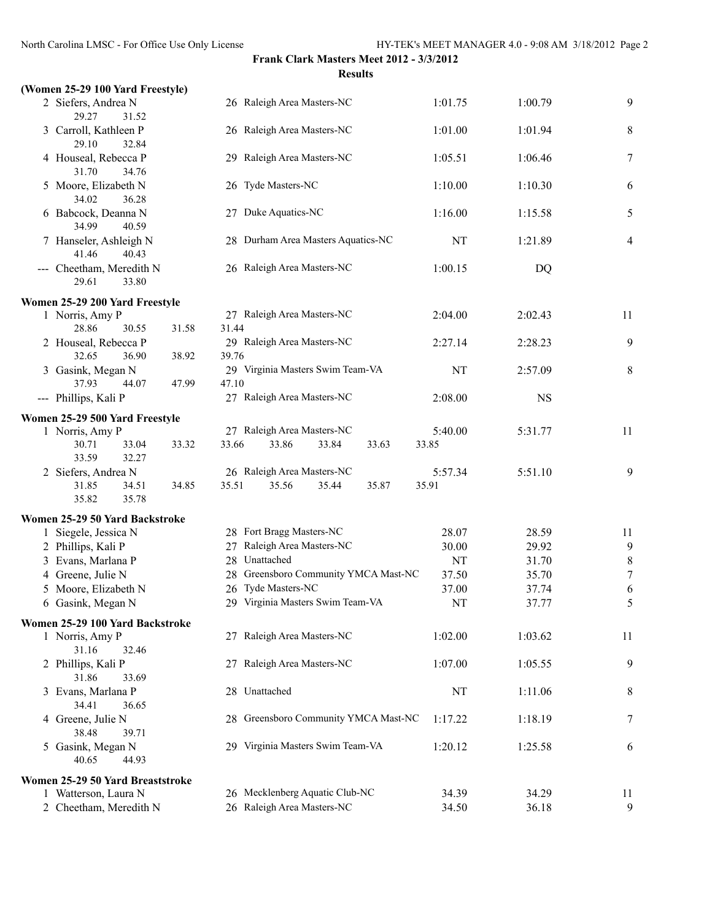**Frank Clark Masters Meet 2012 - 3/3/2012**

**Results**

### (Women 25-29 100 Yard Freestyle)

| Place | Name | Age | Team | Seed Time | Finals Time | Points |
|---|---|---|---|---|---|---|
| 2 | Siefers, Andrea N | 26 | Raleigh Area Masters-NC | 1:01.75 | 1:00.79 | 9 |
| | 29.27 31.52 | | | | | |
| 3 | Carroll, Kathleen P | 26 | Raleigh Area Masters-NC | 1:01.00 | 1:01.94 | 8 |
| | 29.10 32.84 | | | | | |
| 4 | Houseal, Rebecca P | 29 | Raleigh Area Masters-NC | 1:05.51 | 1:06.46 | 7 |
| | 31.70 34.76 | | | | | |
| 5 | Moore, Elizabeth N | 26 | Tyde Masters-NC | 1:10.00 | 1:10.30 | 6 |
| | 34.02 36.28 | | | | | |
| 6 | Babcock, Deanna N | 27 | Duke Aquatics-NC | 1:16.00 | 1:15.58 | 5 |
| | 34.99 40.59 | | | | | |
| 7 | Hanseler, Ashleigh N | 28 | Durham Area Masters Aquatics-NC | NT | 1:21.89 | 4 |
| | 41.46 40.43 | | | | | |
| --- | Cheetham, Meredith N | 26 | Raleigh Area Masters-NC | 1:00.15 | DQ | |
| | 29.61 33.80 | | | | | |

### Women 25-29 200 Yard Freestyle

| Place | Name | Age | Team | Seed Time | Finals Time | Points |
|---|---|---|---|---|---|---|
| 1 | Norris, Amy P | 27 | Raleigh Area Masters-NC | 2:04.00 | 2:02.43 | 11 |
| | 28.86 30.55 31.58 31.44 | | | | | |
| 2 | Houseal, Rebecca P | 29 | Raleigh Area Masters-NC | 2:27.14 | 2:28.23 | 9 |
| | 32.65 36.90 38.92 39.76 | | | | | |
| 3 | Gasink, Megan N | 29 | Virginia Masters Swim Team-VA | NT | 2:57.09 | 8 |
| | 37.93 44.07 47.99 47.10 | | | | | |
| --- | Phillips, Kali P | 27 | Raleigh Area Masters-NC | 2:08.00 | NS | |

### Women 25-29 500 Yard Freestyle

| Place | Name | Age | Team | Seed Time | Finals Time | Points |
|---|---|---|---|---|---|---|
| 1 | Norris, Amy P | 27 | Raleigh Area Masters-NC | 5:40.00 | 5:31.77 | 11 |
| | 30.71 33.04 33.32 33.66 33.86 33.84 33.63 33.85 33.59 32.27 | | | | | |
| 2 | Siefers, Andrea N | 26 | Raleigh Area Masters-NC | 5:57.34 | 5:51.10 | 9 |
| | 31.85 34.51 34.85 35.51 35.56 35.44 35.87 35.91 35.82 35.78 | | | | | |

### Women 25-29 50 Yard Backstroke

| Place | Name | Age | Team | Seed Time | Finals Time | Points |
|---|---|---|---|---|---|---|
| 1 | Siegele, Jessica N | 28 | Fort Bragg Masters-NC | 28.07 | 28.59 | 11 |
| 2 | Phillips, Kali P | 27 | Raleigh Area Masters-NC | 30.00 | 29.92 | 9 |
| 3 | Evans, Marlana P | 28 | Unattached | NT | 31.70 | 8 |
| 4 | Greene, Julie N | 28 | Greensboro Community YMCA Mast-NC | 37.50 | 35.70 | 7 |
| 5 | Moore, Elizabeth N | 26 | Tyde Masters-NC | 37.00 | 37.74 | 6 |
| 6 | Gasink, Megan N | 29 | Virginia Masters Swim Team-VA | NT | 37.77 | 5 |

### Women 25-29 100 Yard Backstroke

| Place | Name | Age | Team | Seed Time | Finals Time | Points |
|---|---|---|---|---|---|---|
| 1 | Norris, Amy P | 27 | Raleigh Area Masters-NC | 1:02.00 | 1:03.62 | 11 |
| | 31.16 32.46 | | | | | |
| 2 | Phillips, Kali P | 27 | Raleigh Area Masters-NC | 1:07.00 | 1:05.55 | 9 |
| | 31.86 33.69 | | | | | |
| 3 | Evans, Marlana P | 28 | Unattached | NT | 1:11.06 | 8 |
| | 34.41 36.65 | | | | | |
| 4 | Greene, Julie N | 28 | Greensboro Community YMCA Mast-NC | 1:17.22 | 1:18.19 | 7 |
| | 38.48 39.71 | | | | | |
| 5 | Gasink, Megan N | 29 | Virginia Masters Swim Team-VA | 1:20.12 | 1:25.58 | 6 |
| | 40.65 44.93 | | | | | |

### Women 25-29 50 Yard Breaststroke

| Place | Name | Age | Team | Seed Time | Finals Time | Points |
|---|---|---|---|---|---|---|
| 1 | Watterson, Laura N | 26 | Mecklenberg Aquatic Club-NC | 34.39 | 34.29 | 11 |
| 2 | Cheetham, Meredith N | 26 | Raleigh Area Masters-NC | 34.50 | 36.18 | 9 |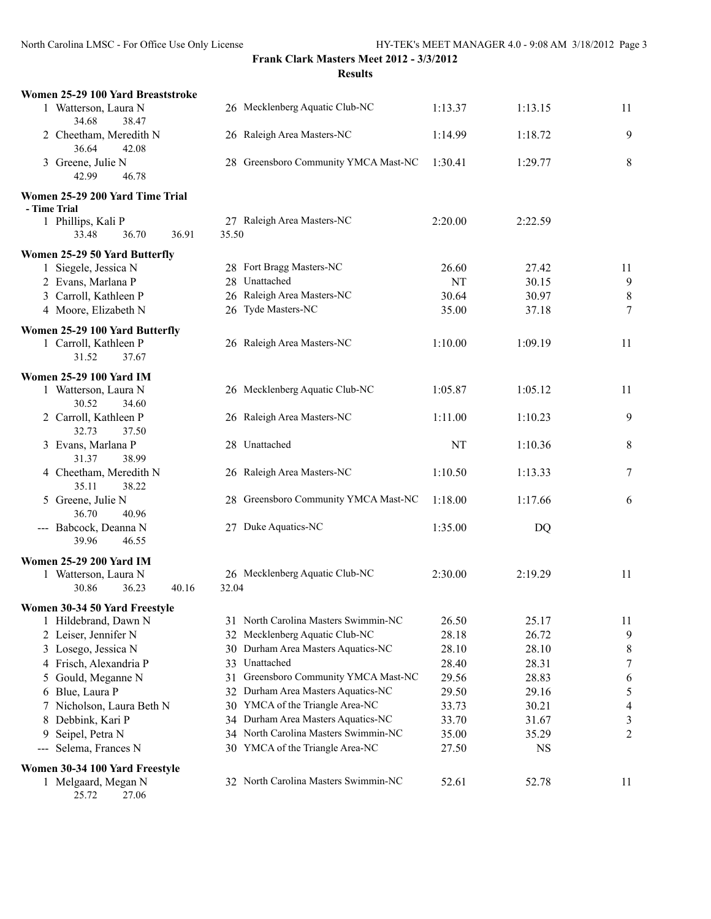**Frank Clark Masters Meet 2012 - 3/3/2012**

**Results**

**Women 25-29 100 Yard Breaststroke**

| | Name | Age | Team | Seed | Finals | Points |
|---|---|---|---|---|---|---|
| 1 | Watterson, Laura N | 26 | Mecklenberg Aquatic Club-NC | 1:13.37 | 1:13.15 | 11 |
| | 34.68 38.47 | | | | | |
| 2 | Cheetham, Meredith N | 26 | Raleigh Area Masters-NC | 1:14.99 | 1:18.72 | 9 |
| | 36.64 42.08 | | | | | |
| 3 | Greene, Julie N | 28 | Greensboro Community YMCA Mast-NC | 1:30.41 | 1:29.77 | 8 |
| | 42.99 46.78 | | | | | |

**Women 25-29 200 Yard Time Trial**

**- Time Trial**

| | Name | Age | Team | Seed | Finals | Points |
|---|---|---|---|---|---|---|
| 1 | Phillips, Kali P | 27 | Raleigh Area Masters-NC | 2:20.00 | 2:22.59 | |
| | 33.48 36.70 36.91 35.50 | | | | | |

**Women 25-29 50 Yard Butterfly**

| | Name | Age | Team | Seed | Finals | Points |
|---|---|---|---|---|---|---|
| 1 | Siegele, Jessica N | 28 | Fort Bragg Masters-NC | 26.60 | 27.42 | 11 |
| 2 | Evans, Marlana P | 28 | Unattached | NT | 30.15 | 9 |
| 3 | Carroll, Kathleen P | 26 | Raleigh Area Masters-NC | 30.64 | 30.97 | 8 |
| 4 | Moore, Elizabeth N | 26 | Tyde Masters-NC | 35.00 | 37.18 | 7 |

**Women 25-29 100 Yard Butterfly**

| | Name | Age | Team | Seed | Finals | Points |
|---|---|---|---|---|---|---|
| 1 | Carroll, Kathleen P | 26 | Raleigh Area Masters-NC | 1:10.00 | 1:09.19 | 11 |
| | 31.52 37.67 | | | | | |

**Women 25-29 100 Yard IM**

| | Name | Age | Team | Seed | Finals | Points |
|---|---|---|---|---|---|---|
| 1 | Watterson, Laura N | 26 | Mecklenberg Aquatic Club-NC | 1:05.87 | 1:05.12 | 11 |
| | 30.52 34.60 | | | | | |
| 2 | Carroll, Kathleen P | 26 | Raleigh Area Masters-NC | 1:11.00 | 1:10.23 | 9 |
| | 32.73 37.50 | | | | | |
| 3 | Evans, Marlana P | 28 | Unattached | NT | 1:10.36 | 8 |
| | 31.37 38.99 | | | | | |
| 4 | Cheetham, Meredith N | 26 | Raleigh Area Masters-NC | 1:10.50 | 1:13.33 | 7 |
| | 35.11 38.22 | | | | | |
| 5 | Greene, Julie N | 28 | Greensboro Community YMCA Mast-NC | 1:18.00 | 1:17.66 | 6 |
| | 36.70 40.96 | | | | | |
| --- | Babcock, Deanna N | 27 | Duke Aquatics-NC | 1:35.00 | DQ | |
| | 39.96 46.55 | | | | | |

**Women 25-29 200 Yard IM**

| | Name | Age | Team | Seed | Finals | Points |
|---|---|---|---|---|---|---|
| 1 | Watterson, Laura N | 26 | Mecklenberg Aquatic Club-NC | 2:30.00 | 2:19.29 | 11 |
| | 30.86 36.23 40.16 32.04 | | | | | |

**Women 30-34 50 Yard Freestyle**

| | Name | Age | Team | Seed | Finals | Points |
|---|---|---|---|---|---|---|
| 1 | Hildebrand, Dawn N | 31 | North Carolina Masters Swimmin-NC | 26.50 | 25.17 | 11 |
| 2 | Leiser, Jennifer N | 32 | Mecklenberg Aquatic Club-NC | 28.18 | 26.72 | 9 |
| 3 | Losego, Jessica N | 30 | Durham Area Masters Aquatics-NC | 28.10 | 28.10 | 8 |
| 4 | Frisch, Alexandria P | 33 | Unattached | 28.40 | 28.31 | 7 |
| 5 | Gould, Meganne N | 31 | Greensboro Community YMCA Mast-NC | 29.56 | 28.83 | 6 |
| 6 | Blue, Laura P | 32 | Durham Area Masters Aquatics-NC | 29.50 | 29.16 | 5 |
| 7 | Nicholson, Laura Beth N | 30 | YMCA of the Triangle Area-NC | 33.73 | 30.21 | 4 |
| 8 | Debbink, Kari P | 34 | Durham Area Masters Aquatics-NC | 33.70 | 31.67 | 3 |
| 9 | Seipel, Petra N | 34 | North Carolina Masters Swimmin-NC | 35.00 | 35.29 | 2 |
| --- | Selema, Frances N | 30 | YMCA of the Triangle Area-NC | 27.50 | NS | |

**Women 30-34 100 Yard Freestyle**

| | Name | Age | Team | Seed | Finals | Points |
|---|---|---|---|---|---|---|
| 1 | Melgaard, Megan N | 32 | North Carolina Masters Swimmin-NC | 52.61 | 52.78 | 11 |
| | 25.72 27.06 | | | | | |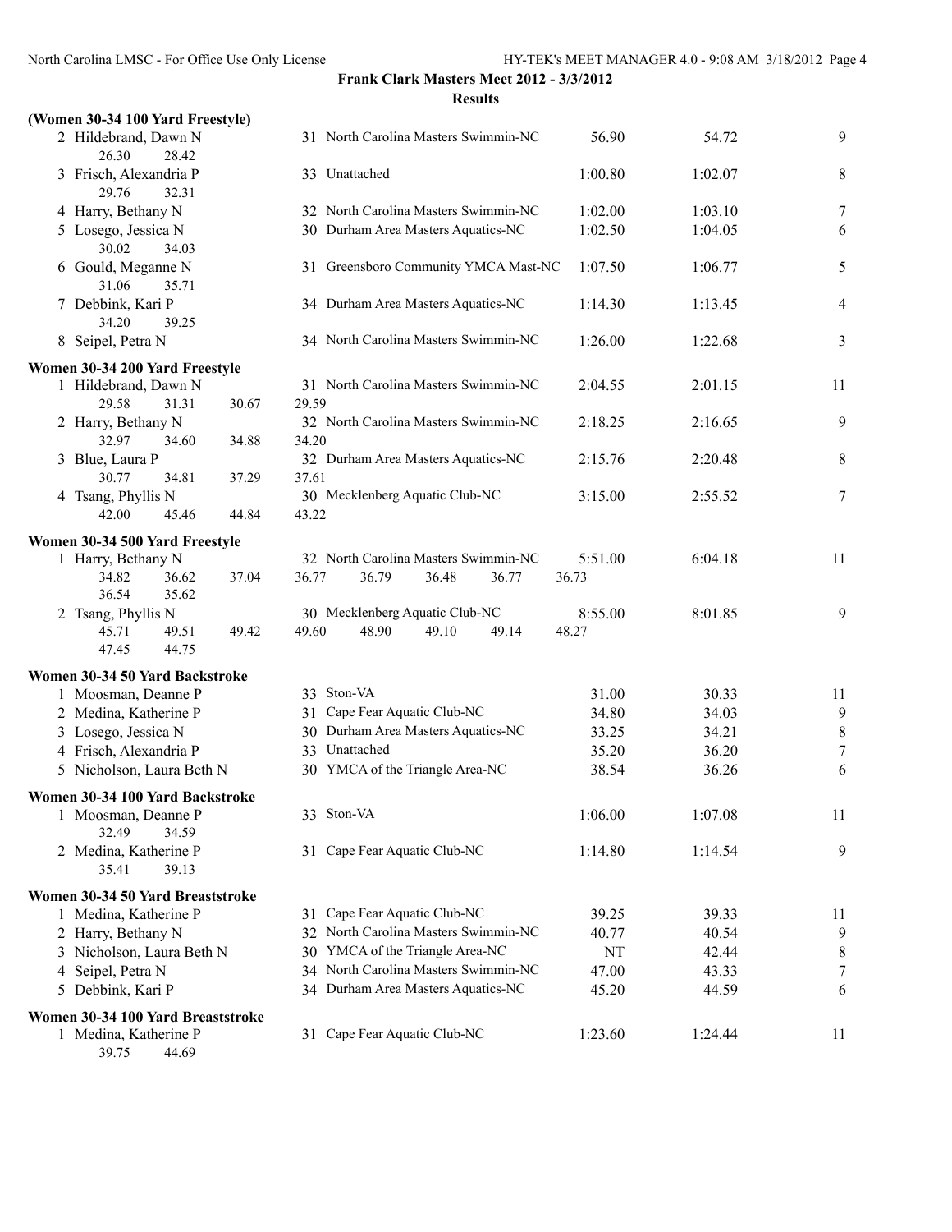**Frank Clark Masters Meet 2012 - 3/3/2012**

**Results**

**(Women 30-34 100 Yard Freestyle)**

| Place | Name | Age | Team | Seed Time | Finals Time | Points |
|---|---|---|---|---|---|---|
| 2 | Hildebrand, Dawn N | 31 | North Carolina Masters Swimmin-NC | 56.90 | 54.72 | 9 |
| | 26.30 28.42 | | | | | |
| 3 | Frisch, Alexandria P | 33 | Unattached | 1:00.80 | 1:02.07 | 8 |
| | 29.76 32.31 | | | | | |
| 4 | Harry, Bethany N | 32 | North Carolina Masters Swimmin-NC | 1:02.00 | 1:03.10 | 7 |
| 5 | Losego, Jessica N | 30 | Durham Area Masters Aquatics-NC | 1:02.50 | 1:04.05 | 6 |
| | 30.02 34.03 | | | | | |
| 6 | Gould, Meganne N | 31 | Greensboro Community YMCA Mast-NC | 1:07.50 | 1:06.77 | 5 |
| | 31.06 35.71 | | | | | |
| 7 | Debbink, Kari P | 34 | Durham Area Masters Aquatics-NC | 1:14.30 | 1:13.45 | 4 |
| | 34.20 39.25 | | | | | |
| 8 | Seipel, Petra N | 34 | North Carolina Masters Swimmin-NC | 1:26.00 | 1:22.68 | 3 |

**Women 30-34 200 Yard Freestyle**

| Place | Name | Age | Team | Seed Time | Finals Time | Points |
|---|---|---|---|---|---|---|
| 1 | Hildebrand, Dawn N | 31 | North Carolina Masters Swimmin-NC | 2:04.55 | 2:01.15 | 11 |
| | 29.58 31.31 30.67 29.59 | | | | | |
| 2 | Harry, Bethany N | 32 | North Carolina Masters Swimmin-NC | 2:18.25 | 2:16.65 | 9 |
| | 32.97 34.60 34.88 34.20 | | | | | |
| 3 | Blue, Laura P | 32 | Durham Area Masters Aquatics-NC | 2:15.76 | 2:20.48 | 8 |
| | 30.77 34.81 37.29 37.61 | | | | | |
| 4 | Tsang, Phyllis N | 30 | Mecklenberg Aquatic Club-NC | 3:15.00 | 2:55.52 | 7 |
| | 42.00 45.46 44.84 43.22 | | | | | |

**Women 30-34 500 Yard Freestyle**

| Place | Name | Age | Team | Seed Time | Finals Time | Points |
|---|---|---|---|---|---|---|
| 1 | Harry, Bethany N | 32 | North Carolina Masters Swimmin-NC | 5:51.00 | 6:04.18 | 11 |
| | 34.82 36.62 37.04 36.77 36.79 36.48 36.77 36.73 36.54 35.62 | | | | | |
| 2 | Tsang, Phyllis N | 30 | Mecklenberg Aquatic Club-NC | 8:55.00 | 8:01.85 | 9 |
| | 45.71 49.51 49.42 49.60 48.90 49.10 49.14 48.27 47.45 44.75 | | | | | |

**Women 30-34 50 Yard Backstroke**

| Place | Name | Age | Team | Seed Time | Finals Time | Points |
|---|---|---|---|---|---|---|
| 1 | Moosman, Deanne P | 33 | Ston-VA | 31.00 | 30.33 | 11 |
| 2 | Medina, Katherine P | 31 | Cape Fear Aquatic Club-NC | 34.80 | 34.03 | 9 |
| 3 | Losego, Jessica N | 30 | Durham Area Masters Aquatics-NC | 33.25 | 34.21 | 8 |
| 4 | Frisch, Alexandria P | 33 | Unattached | 35.20 | 36.20 | 7 |
| 5 | Nicholson, Laura Beth N | 30 | YMCA of the Triangle Area-NC | 38.54 | 36.26 | 6 |

**Women 30-34 100 Yard Backstroke**

| Place | Name | Age | Team | Seed Time | Finals Time | Points |
|---|---|---|---|---|---|---|
| 1 | Moosman, Deanne P | 33 | Ston-VA | 1:06.00 | 1:07.08 | 11 |
| | 32.49 34.59 | | | | | |
| 2 | Medina, Katherine P | 31 | Cape Fear Aquatic Club-NC | 1:14.80 | 1:14.54 | 9 |
| | 35.41 39.13 | | | | | |

**Women 30-34 50 Yard Breaststroke**

| Place | Name | Age | Team | Seed Time | Finals Time | Points |
|---|---|---|---|---|---|---|
| 1 | Medina, Katherine P | 31 | Cape Fear Aquatic Club-NC | 39.25 | 39.33 | 11 |
| 2 | Harry, Bethany N | 32 | North Carolina Masters Swimmin-NC | 40.77 | 40.54 | 9 |
| 3 | Nicholson, Laura Beth N | 30 | YMCA of the Triangle Area-NC | NT | 42.44 | 8 |
| 4 | Seipel, Petra N | 34 | North Carolina Masters Swimmin-NC | 47.00 | 43.33 | 7 |
| 5 | Debbink, Kari P | 34 | Durham Area Masters Aquatics-NC | 45.20 | 44.59 | 6 |

**Women 30-34 100 Yard Breaststroke**

| Place | Name | Age | Team | Seed Time | Finals Time | Points |
|---|---|---|---|---|---|---|
| 1 | Medina, Katherine P | 31 | Cape Fear Aquatic Club-NC | 1:23.60 | 1:24.44 | 11 |
| | 39.75 44.69 | | | | | |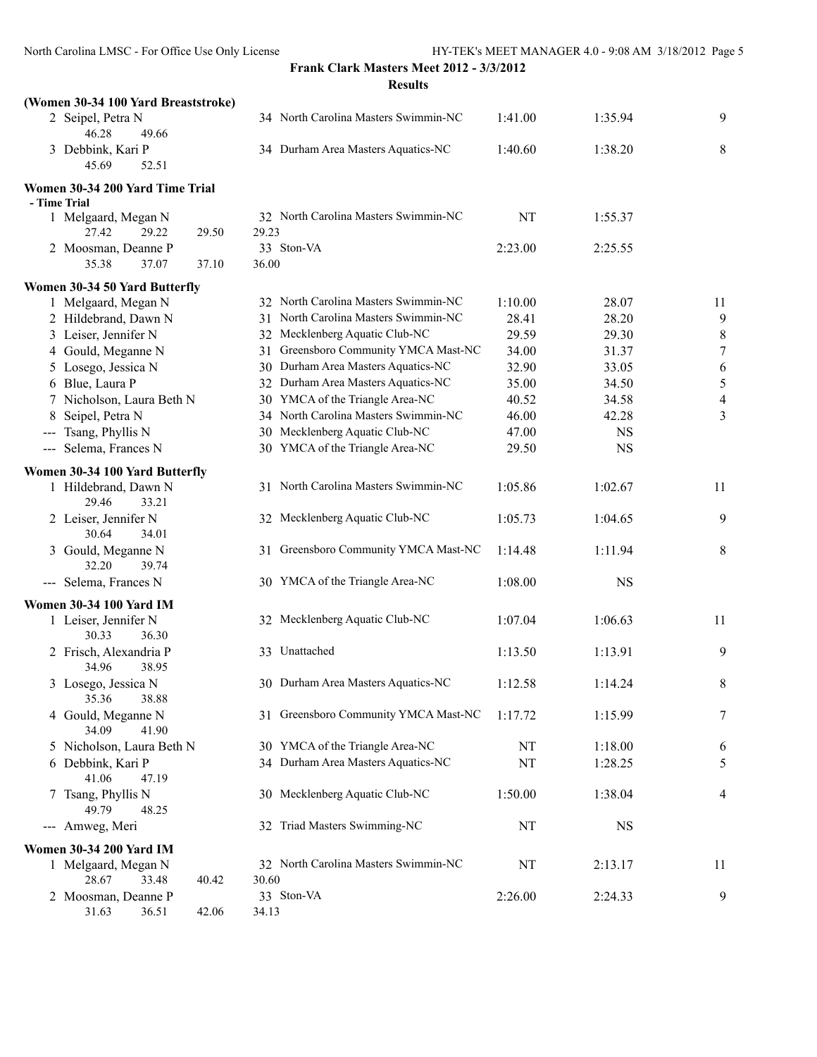**Frank Clark Masters Meet 2012 - 3/3/2012**

**Results**

### (Women 30-34 100 Yard Breaststroke)

| Place | Name | Age | Team | Seed Time | Finals Time | Points |
|---|---|---|---|---|---|---|
| 2 | Seipel, Petra N | 34 | North Carolina Masters Swimmin-NC | 1:41.00 | 1:35.94 | 9 |
| | 46.28 49.66 | | | | | |
| 3 | Debbink, Kari P | 34 | Durham Area Masters Aquatics-NC | 1:40.60 | 1:38.20 | 8 |
| | 45.69 52.51 | | | | | |

### Women 30-34 200 Yard Time Trial

**- Time Trial**

| Place | Name | Age | Team | Seed Time | Finals Time | Points |
|---|---|---|---|---|---|---|
| 1 | Melgaard, Megan N | 32 | North Carolina Masters Swimmin-NC | NT | 1:55.37 | |
| | 27.42 29.22 29.50 29.23 | | | | | |
| 2 | Moosman, Deanne P | 33 | Ston-VA | 2:23.00 | 2:25.55 | |
| | 35.38 37.07 37.10 36.00 | | | | | |

### Women 30-34 50 Yard Butterfly

| Place | Name | Age | Team | Seed Time | Finals Time | Points |
|---|---|---|---|---|---|---|
| 1 | Melgaard, Megan N | 32 | North Carolina Masters Swimmin-NC | 1:10.00 | 28.07 | 11 |
| 2 | Hildebrand, Dawn N | 31 | North Carolina Masters Swimmin-NC | 28.41 | 28.20 | 9 |
| 3 | Leiser, Jennifer N | 32 | Mecklenberg Aquatic Club-NC | 29.59 | 29.30 | 8 |
| 4 | Gould, Meganne N | 31 | Greensboro Community YMCA Mast-NC | 34.00 | 31.37 | 7 |
| 5 | Losego, Jessica N | 30 | Durham Area Masters Aquatics-NC | 32.90 | 33.05 | 6 |
| 6 | Blue, Laura P | 32 | Durham Area Masters Aquatics-NC | 35.00 | 34.50 | 5 |
| 7 | Nicholson, Laura Beth N | 30 | YMCA of the Triangle Area-NC | 40.52 | 34.58 | 4 |
| 8 | Seipel, Petra N | 34 | North Carolina Masters Swimmin-NC | 46.00 | 42.28 | 3 |
| --- | Tsang, Phyllis N | 30 | Mecklenberg Aquatic Club-NC | 47.00 | NS | |
| --- | Selema, Frances N | 30 | YMCA of the Triangle Area-NC | 29.50 | NS | |

### Women 30-34 100 Yard Butterfly

| Place | Name | Age | Team | Seed Time | Finals Time | Points |
|---|---|---|---|---|---|---|
| 1 | Hildebrand, Dawn N | 31 | North Carolina Masters Swimmin-NC | 1:05.86 | 1:02.67 | 11 |
| | 29.46 33.21 | | | | | |
| 2 | Leiser, Jennifer N | 32 | Mecklenberg Aquatic Club-NC | 1:05.73 | 1:04.65 | 9 |
| | 30.64 34.01 | | | | | |
| 3 | Gould, Meganne N | 31 | Greensboro Community YMCA Mast-NC | 1:14.48 | 1:11.94 | 8 |
| | 32.20 39.74 | | | | | |
| --- | Selema, Frances N | 30 | YMCA of the Triangle Area-NC | 1:08.00 | NS | |

### Women 30-34 100 Yard IM

| Place | Name | Age | Team | Seed Time | Finals Time | Points |
|---|---|---|---|---|---|---|
| 1 | Leiser, Jennifer N | 32 | Mecklenberg Aquatic Club-NC | 1:07.04 | 1:06.63 | 11 |
| | 30.33 36.30 | | | | | |
| 2 | Frisch, Alexandria P | 33 | Unattached | 1:13.50 | 1:13.91 | 9 |
| | 34.96 38.95 | | | | | |
| 3 | Losego, Jessica N | 30 | Durham Area Masters Aquatics-NC | 1:12.58 | 1:14.24 | 8 |
| | 35.36 38.88 | | | | | |
| 4 | Gould, Meganne N | 31 | Greensboro Community YMCA Mast-NC | 1:17.72 | 1:15.99 | 7 |
| | 34.09 41.90 | | | | | |
| 5 | Nicholson, Laura Beth N | 30 | YMCA of the Triangle Area-NC | NT | 1:18.00 | 6 |
| 6 | Debbink, Kari P | 34 | Durham Area Masters Aquatics-NC | NT | 1:28.25 | 5 |
| | 41.06 47.19 | | | | | |
| 7 | Tsang, Phyllis N | 30 | Mecklenberg Aquatic Club-NC | 1:50.00 | 1:38.04 | 4 |
| | 49.79 48.25 | | | | | |
| --- | Amweg, Meri | 32 | Triad Masters Swimming-NC | NT | NS | |

### Women 30-34 200 Yard IM

| Place | Name | Age | Team | Seed Time | Finals Time | Points |
|---|---|---|---|---|---|---|
| 1 | Melgaard, Megan N | 32 | North Carolina Masters Swimmin-NC | NT | 2:13.17 | 11 |
| | 28.67 33.48 40.42 30.60 | | | | | |
| 2 | Moosman, Deanne P | 33 | Ston-VA | 2:26.00 | 2:24.33 | 9 |
| | 31.63 36.51 42.06 34.13 | | | | | |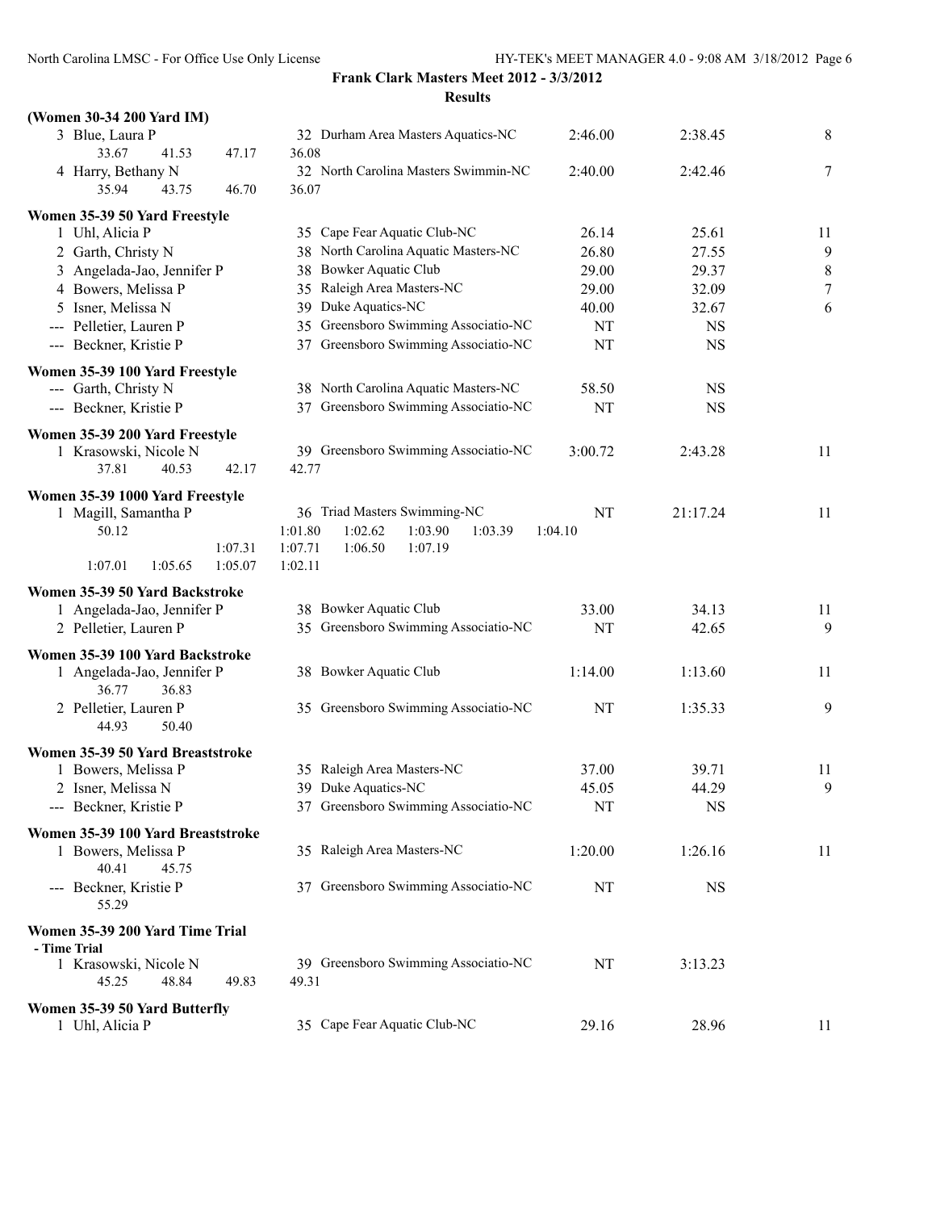**Frank Clark Masters Meet 2012 - 3/3/2012**

**Results**

**(Women 30-34 200 Yard IM)**

| | Name | Age | Team | Seed Time | Finals Time | Points |
|---|---|---|---|---|---|---|
| 3 | Blue, Laura P | 32 | Durham Area Masters Aquatics-NC | 2:46.00 | 2:38.45 | 8 |
| | 33.67 41.53 47.17 36.08 | | | | | |
| 4 | Harry, Bethany N | 32 | North Carolina Masters Swimmin-NC | 2:40.00 | 2:42.46 | 7 |
| | 35.94 43.75 46.70 36.07 | | | | | |

**Women 35-39 50 Yard Freestyle**

| | Name | Age | Team | Seed Time | Finals Time | Points |
|---|---|---|---|---|---|---|
| 1 | Uhl, Alicia P | 35 | Cape Fear Aquatic Club-NC | 26.14 | 25.61 | 11 |
| 2 | Garth, Christy N | 38 | North Carolina Aquatic Masters-NC | 26.80 | 27.55 | 9 |
| 3 | Angelada-Jao, Jennifer P | 38 | Bowker Aquatic Club | 29.00 | 29.37 | 8 |
| 4 | Bowers, Melissa P | 35 | Raleigh Area Masters-NC | 29.00 | 32.09 | 7 |
| 5 | Isner, Melissa N | 39 | Duke Aquatics-NC | 40.00 | 32.67 | 6 |
| --- | Pelletier, Lauren P | 35 | Greensboro Swimming Associatio-NC | NT | NS | |
| --- | Beckner, Kristie P | 37 | Greensboro Swimming Associatio-NC | NT | NS | |

**Women 35-39 100 Yard Freestyle**

| | Name | Age | Team | Seed Time | Finals Time | Points |
|---|---|---|---|---|---|---|
| --- | Garth, Christy N | 38 | North Carolina Aquatic Masters-NC | 58.50 | NS | |
| --- | Beckner, Kristie P | 37 | Greensboro Swimming Associatio-NC | NT | NS | |

**Women 35-39 200 Yard Freestyle**

| | Name | Age | Team | Seed Time | Finals Time | Points |
|---|---|---|---|---|---|---|
| 1 | Krasowski, Nicole N | 39 | Greensboro Swimming Associatio-NC | 3:00.72 | 2:43.28 | 11 |
| | 37.81 40.53 42.17 42.77 | | | | | |

**Women 35-39 1000 Yard Freestyle**

| | Name | Age | Team | Seed Time | Finals Time | Points |
|---|---|---|---|---|---|---|
| 1 | Magill, Samantha P | 36 | Triad Masters Swimming-NC | NT | 21:17.24 | 11 |
| | 50.12 1:01.80 1:02.62 1:03.90 1:03.39 1:04.10 | | | | | |
| | 1:07.31 1:07.71 1:06.50 1:07.19 | | | | | |
| | 1:07.01 1:05.65 1:05.07 1:02.11 | | | | | |

**Women 35-39 50 Yard Backstroke**

| | Name | Age | Team | Seed Time | Finals Time | Points |
|---|---|---|---|---|---|---|
| 1 | Angelada-Jao, Jennifer P | 38 | Bowker Aquatic Club | 33.00 | 34.13 | 11 |
| 2 | Pelletier, Lauren P | 35 | Greensboro Swimming Associatio-NC | NT | 42.65 | 9 |

**Women 35-39 100 Yard Backstroke**

| | Name | Age | Team | Seed Time | Finals Time | Points |
|---|---|---|---|---|---|---|
| 1 | Angelada-Jao, Jennifer P | 38 | Bowker Aquatic Club | 1:14.00 | 1:13.60 | 11 |
| | 36.77 36.83 | | | | | |
| 2 | Pelletier, Lauren P | 35 | Greensboro Swimming Associatio-NC | NT | 1:35.33 | 9 |
| | 44.93 50.40 | | | | | |

**Women 35-39 50 Yard Breaststroke**

| | Name | Age | Team | Seed Time | Finals Time | Points |
|---|---|---|---|---|---|---|
| 1 | Bowers, Melissa P | 35 | Raleigh Area Masters-NC | 37.00 | 39.71 | 11 |
| 2 | Isner, Melissa N | 39 | Duke Aquatics-NC | 45.05 | 44.29 | 9 |
| --- | Beckner, Kristie P | 37 | Greensboro Swimming Associatio-NC | NT | NS | |

**Women 35-39 100 Yard Breaststroke**

| | Name | Age | Team | Seed Time | Finals Time | Points |
|---|---|---|---|---|---|---|
| 1 | Bowers, Melissa P | 35 | Raleigh Area Masters-NC | 1:20.00 | 1:26.16 | 11 |
| | 40.41 45.75 | | | | | |
| --- | Beckner, Kristie P | 37 | Greensboro Swimming Associatio-NC | NT | NS | |
| | 55.29 | | | | | |

**Women 35-39 200 Yard Time Trial**

**- Time Trial**

| | Name | Age | Team | Seed Time | Finals Time | Points |
|---|---|---|---|---|---|---|
| 1 | Krasowski, Nicole N | 39 | Greensboro Swimming Associatio-NC | NT | 3:13.23 | |
| | 45.25 48.84 49.83 49.31 | | | | | |

**Women 35-39 50 Yard Butterfly**

| | Name | Age | Team | Seed Time | Finals Time | Points |
|---|---|---|---|---|---|---|
| 1 | Uhl, Alicia P | 35 | Cape Fear Aquatic Club-NC | 29.16 | 28.96 | 11 |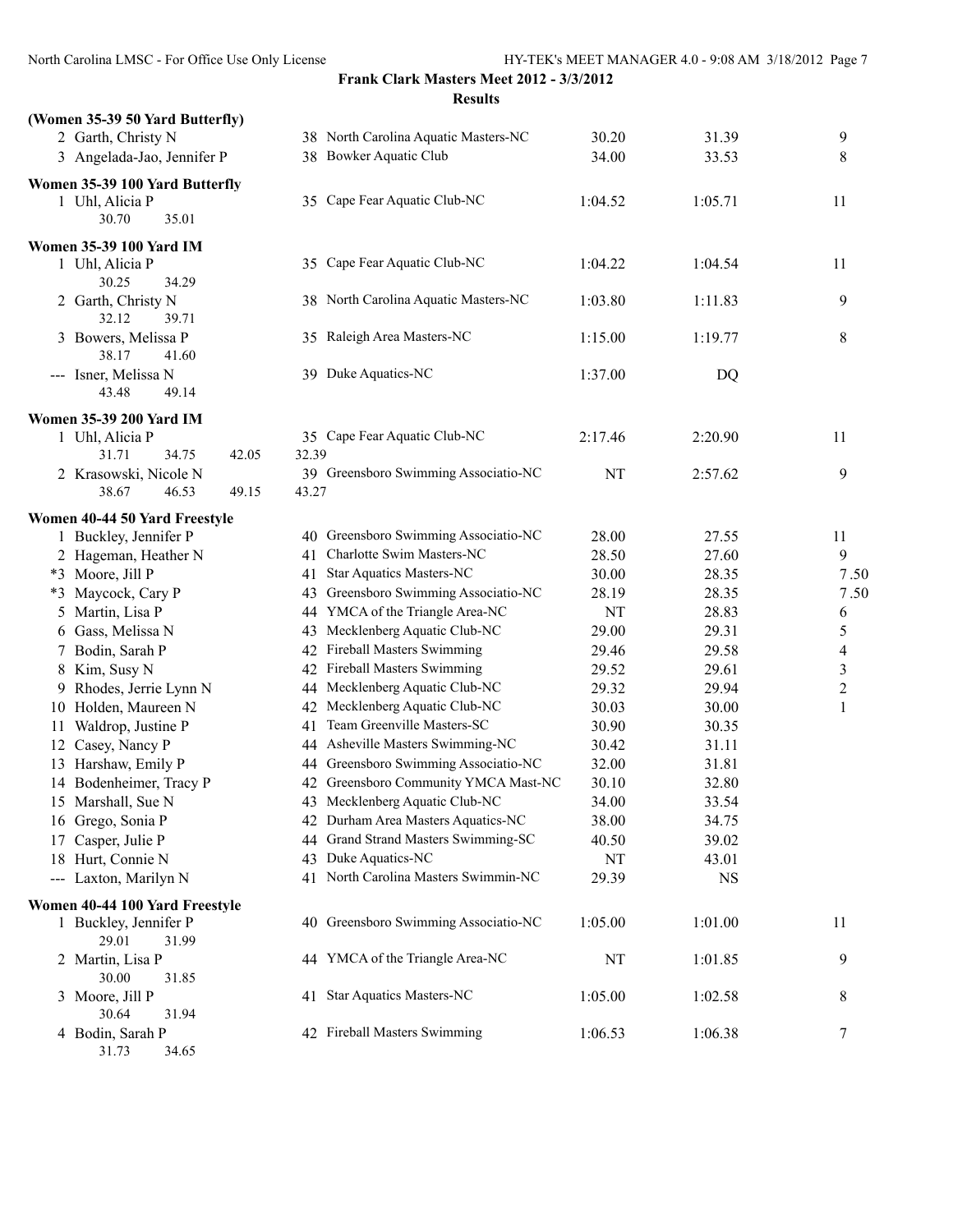**Frank Clark Masters Meet 2012 - 3/3/2012**

**Results**

### (Women 35-39 50 Yard Butterfly)

| Place | Name | Age | Team | Seed Time | Finals Time | Points |
|---|---|---|---|---|---|---|
| 2 | Garth, Christy N | 38 | North Carolina Aquatic Masters-NC | 30.20 | 31.39 | 9 |
| 3 | Angelada-Jao, Jennifer P | 38 | Bowker Aquatic Club | 34.00 | 33.53 | 8 |

### Women 35-39 100 Yard Butterfly

| Place | Name | Age | Team | Seed Time | Finals Time | Points |
|---|---|---|---|---|---|---|
| 1 | Uhl, Alicia P | 35 | Cape Fear Aquatic Club-NC | 1:04.52 | 1:05.71 | 11 |
| | 30.70 35.01 | | | | | |

### Women 35-39 100 Yard IM

| Place | Name | Age | Team | Seed Time | Finals Time | Points |
|---|---|---|---|---|---|---|
| 1 | Uhl, Alicia P | 35 | Cape Fear Aquatic Club-NC | 1:04.22 | 1:04.54 | 11 |
| | 30.25 34.29 | | | | | |
| 2 | Garth, Christy N | 38 | North Carolina Aquatic Masters-NC | 1:03.80 | 1:11.83 | 9 |
| | 32.12 39.71 | | | | | |
| 3 | Bowers, Melissa P | 35 | Raleigh Area Masters-NC | 1:15.00 | 1:19.77 | 8 |
| | 38.17 41.60 | | | | | |
| --- | Isner, Melissa N | 39 | Duke Aquatics-NC | 1:37.00 | DQ | |
| | 43.48 49.14 | | | | | |

### Women 35-39 200 Yard IM

| Place | Name | Age | Team | Seed Time | Finals Time | Points |
|---|---|---|---|---|---|---|
| 1 | Uhl, Alicia P | 35 | Cape Fear Aquatic Club-NC | 2:17.46 | 2:20.90 | 11 |
| | 31.71 34.75 42.05 32.39 | | | | | |
| 2 | Krasowski, Nicole N | 39 | Greensboro Swimming Associatio-NC | NT | 2:57.62 | 9 |
| | 38.67 46.53 49.15 43.27 | | | | | |

### Women 40-44 50 Yard Freestyle

| Place | Name | Age | Team | Seed Time | Finals Time | Points |
|---|---|---|---|---|---|---|
| 1 | Buckley, Jennifer P | 40 | Greensboro Swimming Associatio-NC | 28.00 | 27.55 | 11 |
| 2 | Hageman, Heather N | 41 | Charlotte Swim Masters-NC | 28.50 | 27.60 | 9 |
| *3 | Moore, Jill P | 41 | Star Aquatics Masters-NC | 30.00 | 28.35 | 7.50 |
| *3 | Maycock, Cary P | 43 | Greensboro Swimming Associatio-NC | 28.19 | 28.35 | 7.50 |
| 5 | Martin, Lisa P | 44 | YMCA of the Triangle Area-NC | NT | 28.83 | 6 |
| 6 | Gass, Melissa N | 43 | Mecklenberg Aquatic Club-NC | 29.00 | 29.31 | 5 |
| 7 | Bodin, Sarah P | 42 | Fireball Masters Swimming | 29.46 | 29.58 | 4 |
| 8 | Kim, Susy N | 42 | Fireball Masters Swimming | 29.52 | 29.61 | 3 |
| 9 | Rhodes, Jerrie Lynn N | 44 | Mecklenberg Aquatic Club-NC | 29.32 | 29.94 | 2 |
| 10 | Holden, Maureen N | 42 | Mecklenberg Aquatic Club-NC | 30.03 | 30.00 | 1 |
| 11 | Waldrop, Justine P | 41 | Team Greenville Masters-SC | 30.90 | 30.35 | |
| 12 | Casey, Nancy P | 44 | Asheville Masters Swimming-NC | 30.42 | 31.11 | |
| 13 | Harshaw, Emily P | 44 | Greensboro Swimming Associatio-NC | 32.00 | 31.81 | |
| 14 | Bodenheimer, Tracy P | 42 | Greensboro Community YMCA Mast-NC | 30.10 | 32.80 | |
| 15 | Marshall, Sue N | 43 | Mecklenberg Aquatic Club-NC | 34.00 | 33.54 | |
| 16 | Grego, Sonia P | 42 | Durham Area Masters Aquatics-NC | 38.00 | 34.75 | |
| 17 | Casper, Julie P | 44 | Grand Strand Masters Swimming-SC | 40.50 | 39.02 | |
| 18 | Hurt, Connie N | 43 | Duke Aquatics-NC | NT | 43.01 | |
| --- | Laxton, Marilyn N | 41 | North Carolina Masters Swimmin-NC | 29.39 | NS | |

### Women 40-44 100 Yard Freestyle

| Place | Name | Age | Team | Seed Time | Finals Time | Points |
|---|---|---|---|---|---|---|
| 1 | Buckley, Jennifer P | 40 | Greensboro Swimming Associatio-NC | 1:05.00 | 1:01.00 | 11 |
| | 29.01 31.99 | | | | | |
| 2 | Martin, Lisa P | 44 | YMCA of the Triangle Area-NC | NT | 1:01.85 | 9 |
| | 30.00 31.85 | | | | | |
| 3 | Moore, Jill P | 41 | Star Aquatics Masters-NC | 1:05.00 | 1:02.58 | 8 |
| | 30.64 31.94 | | | | | |
| 4 | Bodin, Sarah P | 42 | Fireball Masters Swimming | 1:06.53 | 1:06.38 | 7 |
| | 31.73 34.65 | | | | | |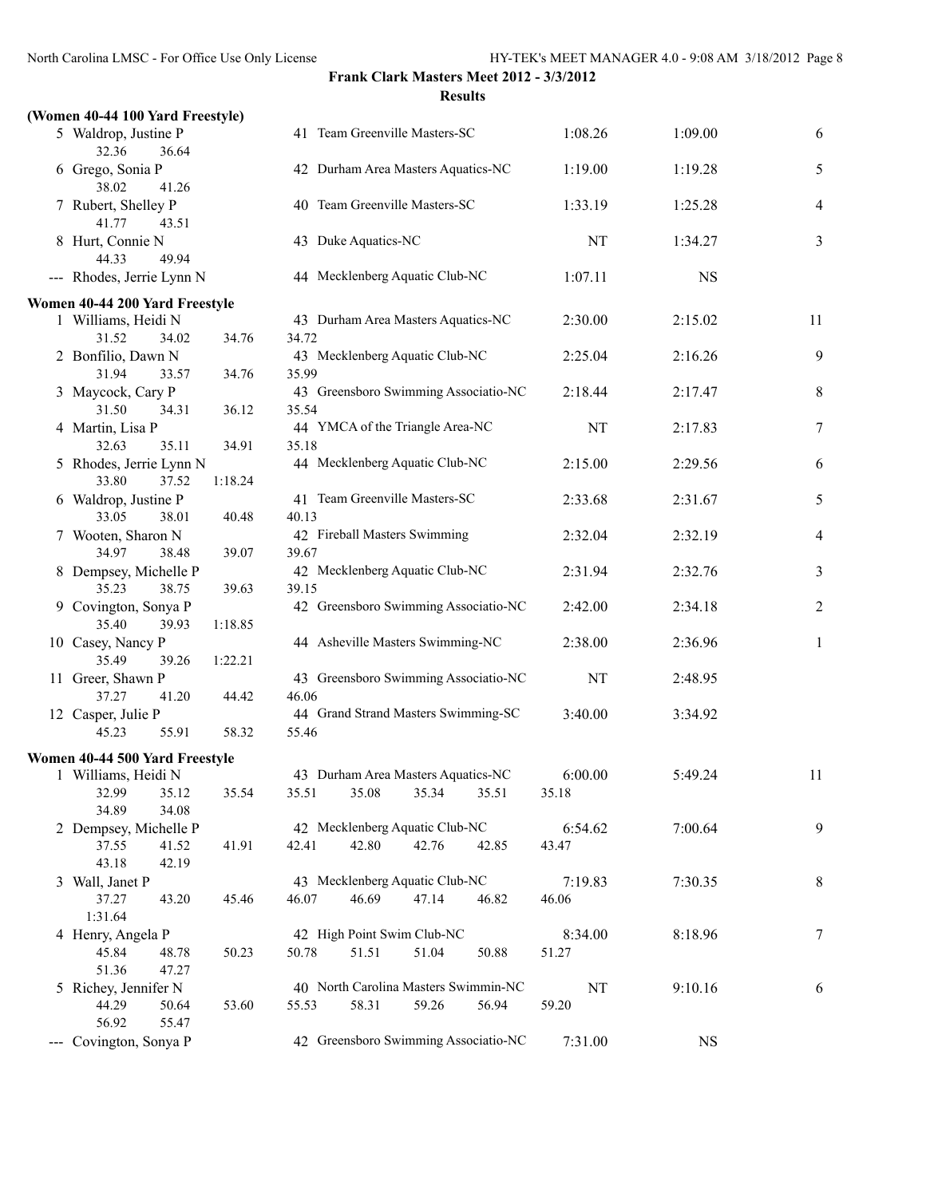**Frank Clark Masters Meet 2012 - 3/3/2012**

**Results**

**(Women 40-44 100 Yard Freestyle)**

| Place | Name | Age | Team | Seed Time | Finals Time | Points |
|---|---|---|---|---|---|---|
| 5 | Waldrop, Justine P | 41 | Team Greenville Masters-SC | 1:08.26 | 1:09.00 | 6 |
| | 32.36 36.64 | | | | | |
| 6 | Grego, Sonia P | 42 | Durham Area Masters Aquatics-NC | 1:19.00 | 1:19.28 | 5 |
| | 38.02 41.26 | | | | | |
| 7 | Rubert, Shelley P | 40 | Team Greenville Masters-SC | 1:33.19 | 1:25.28 | 4 |
| | 41.77 43.51 | | | | | |
| 8 | Hurt, Connie N | 43 | Duke Aquatics-NC | NT | 1:34.27 | 3 |
| | 44.33 49.94 | | | | | |
| --- | Rhodes, Jerrie Lynn N | 44 | Mecklenberg Aquatic Club-NC | 1:07.11 | NS | |

**Women 40-44 200 Yard Freestyle**

| Place | Name | Age | Team | Seed Time | Finals Time | Points |
|---|---|---|---|---|---|---|
| 1 | Williams, Heidi N | 43 | Durham Area Masters Aquatics-NC | 2:30.00 | 2:15.02 | 11 |
| | 31.52 34.02 34.76 34.72 | | | | | |
| 2 | Bonfilio, Dawn N | 43 | Mecklenberg Aquatic Club-NC | 2:25.04 | 2:16.26 | 9 |
| | 31.94 33.57 34.76 35.99 | | | | | |
| 3 | Maycock, Cary P | 43 | Greensboro Swimming Associatio-NC | 2:18.44 | 2:17.47 | 8 |
| | 31.50 34.31 36.12 35.54 | | | | | |
| 4 | Martin, Lisa P | 44 | YMCA of the Triangle Area-NC | NT | 2:17.83 | 7 |
| | 32.63 35.11 34.91 35.18 | | | | | |
| 5 | Rhodes, Jerrie Lynn N | 44 | Mecklenberg Aquatic Club-NC | 2:15.00 | 2:29.56 | 6 |
| | 33.80 37.52 1:18.24 | | | | | |
| 6 | Waldrop, Justine P | 41 | Team Greenville Masters-SC | 2:33.68 | 2:31.67 | 5 |
| | 33.05 38.01 40.48 40.13 | | | | | |
| 7 | Wooten, Sharon N | 42 | Fireball Masters Swimming | 2:32.04 | 2:32.19 | 4 |
| | 34.97 38.48 39.07 39.67 | | | | | |
| 8 | Dempsey, Michelle P | 42 | Mecklenberg Aquatic Club-NC | 2:31.94 | 2:32.76 | 3 |
| | 35.23 38.75 39.63 39.15 | | | | | |
| 9 | Covington, Sonya P | 42 | Greensboro Swimming Associatio-NC | 2:42.00 | 2:34.18 | 2 |
| | 35.40 39.93 1:18.85 | | | | | |
| 10 | Casey, Nancy P | 44 | Asheville Masters Swimming-NC | 2:38.00 | 2:36.96 | 1 |
| | 35.49 39.26 1:22.21 | | | | | |
| 11 | Greer, Shawn P | 43 | Greensboro Swimming Associatio-NC | NT | 2:48.95 | |
| | 37.27 41.20 44.42 46.06 | | | | | |
| 12 | Casper, Julie P | 44 | Grand Strand Masters Swimming-SC | 3:40.00 | 3:34.92 | |
| | 45.23 55.91 58.32 55.46 | | | | | |

**Women 40-44 500 Yard Freestyle**

| Place | Name | Age | Team | Seed Time | Finals Time | Points |
|---|---|---|---|---|---|---|
| 1 | Williams, Heidi N | 43 | Durham Area Masters Aquatics-NC | 6:00.00 | 5:49.24 | 11 |
| | 32.99 35.12 35.54 35.51 35.08 35.34 35.51 35.18 34.89 34.08 | | | | | |
| 2 | Dempsey, Michelle P | 42 | Mecklenberg Aquatic Club-NC | 6:54.62 | 7:00.64 | 9 |
| | 37.55 41.52 41.91 42.41 42.80 42.76 42.85 43.47 43.18 42.19 | | | | | |
| 3 | Wall, Janet P | 43 | Mecklenberg Aquatic Club-NC | 7:19.83 | 7:30.35 | 8 |
| | 37.27 43.20 45.46 46.07 46.69 47.14 46.82 46.06 1:31.64 | | | | | |
| 4 | Henry, Angela P | 42 | High Point Swim Club-NC | 8:34.00 | 8:18.96 | 7 |
| | 45.84 48.78 50.23 50.78 51.51 51.04 50.88 51.27 51.36 47.27 | | | | | |
| 5 | Richey, Jennifer N | 40 | North Carolina Masters Swimmin-NC | NT | 9:10.16 | 6 |
| | 44.29 50.64 53.60 55.53 58.31 59.26 56.94 59.20 56.92 55.47 | | | | | |
| --- | Covington, Sonya P | 42 | Greensboro Swimming Associatio-NC | 7:31.00 | NS | |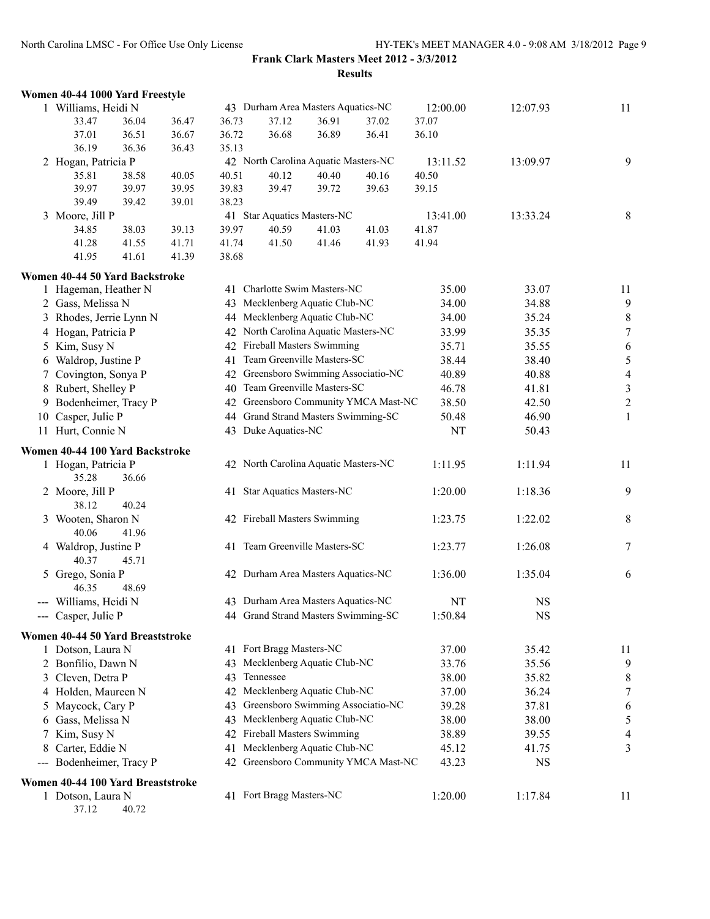**Frank Clark Masters Meet 2012 - 3/3/2012**

**Results**

### Women 40-44 1000 Yard Freestyle

| Place | Name | Age | Team | Seed Time | Finals Time | Points |
|---|---|---|---|---|---|---|
| 1 | Williams, Heidi N | 43 | Durham Area Masters Aquatics-NC | 12:00.00 | 12:07.93 | 11 |
| | 33.47 36.04 36.47 36.73 37.12 36.91 37.02 37.07 | | | | | |
| | 37.01 36.51 36.67 36.72 36.68 36.89 36.41 36.10 | | | | | |
| | 36.19 36.36 36.43 35.13 | | | | | |
| 2 | Hogan, Patricia P | 42 | North Carolina Aquatic Masters-NC | 13:11.52 | 13:09.97 | 9 |
| | 35.81 38.58 40.05 40.51 40.12 40.40 40.16 40.50 | | | | | |
| | 39.97 39.97 39.95 39.83 39.47 39.72 39.63 39.15 | | | | | |
| | 39.49 39.42 39.01 38.23 | | | | | |
| 3 | Moore, Jill P | 41 | Star Aquatics Masters-NC | 13:41.00 | 13:33.24 | 8 |
| | 34.85 38.03 39.13 39.97 40.59 41.03 41.03 41.87 | | | | | |
| | 41.28 41.55 41.71 41.74 41.50 41.46 41.93 41.94 | | | | | |
| | 41.95 41.61 41.39 38.68 | | | | | |

### Women 40-44 50 Yard Backstroke

| Place | Name | Age | Team | Seed Time | Finals Time | Points |
|---|---|---|---|---|---|---|
| 1 | Hageman, Heather N | 41 | Charlotte Swim Masters-NC | 35.00 | 33.07 | 11 |
| 2 | Gass, Melissa N | 43 | Mecklenberg Aquatic Club-NC | 34.00 | 34.88 | 9 |
| 3 | Rhodes, Jerrie Lynn N | 44 | Mecklenberg Aquatic Club-NC | 34.00 | 35.24 | 8 |
| 4 | Hogan, Patricia P | 42 | North Carolina Aquatic Masters-NC | 33.99 | 35.35 | 7 |
| 5 | Kim, Susy N | 42 | Fireball Masters Swimming | 35.71 | 35.55 | 6 |
| 6 | Waldrop, Justine P | 41 | Team Greenville Masters-SC | 38.44 | 38.40 | 5 |
| 7 | Covington, Sonya P | 42 | Greensboro Swimming Associatio-NC | 40.89 | 40.88 | 4 |
| 8 | Rubert, Shelley P | 40 | Team Greenville Masters-SC | 46.78 | 41.81 | 3 |
| 9 | Bodenheimer, Tracy P | 42 | Greensboro Community YMCA Mast-NC | 38.50 | 42.50 | 2 |
| 10 | Casper, Julie P | 44 | Grand Strand Masters Swimming-SC | 50.48 | 46.90 | 1 |
| 11 | Hurt, Connie N | 43 | Duke Aquatics-NC | NT | 50.43 | |

### Women 40-44 100 Yard Backstroke

| Place | Name | Age | Team | Seed Time | Finals Time | Points |
|---|---|---|---|---|---|---|
| 1 | Hogan, Patricia P | 42 | North Carolina Aquatic Masters-NC | 1:11.95 | 1:11.94 | 11 |
| | 35.28 36.66 | | | | | |
| 2 | Moore, Jill P | 41 | Star Aquatics Masters-NC | 1:20.00 | 1:18.36 | 9 |
| | 38.12 40.24 | | | | | |
| 3 | Wooten, Sharon N | 42 | Fireball Masters Swimming | 1:23.75 | 1:22.02 | 8 |
| | 40.06 41.96 | | | | | |
| 4 | Waldrop, Justine P | 41 | Team Greenville Masters-SC | 1:23.77 | 1:26.08 | 7 |
| | 40.37 45.71 | | | | | |
| 5 | Grego, Sonia P | 42 | Durham Area Masters Aquatics-NC | 1:36.00 | 1:35.04 | 6 |
| | 46.35 48.69 | | | | | |
| --- | Williams, Heidi N | 43 | Durham Area Masters Aquatics-NC | NT | NS | |
| --- | Casper, Julie P | 44 | Grand Strand Masters Swimming-SC | 1:50.84 | NS | |

### Women 40-44 50 Yard Breaststroke

| Place | Name | Age | Team | Seed Time | Finals Time | Points |
|---|---|---|---|---|---|---|
| 1 | Dotson, Laura N | 41 | Fort Bragg Masters-NC | 37.00 | 35.42 | 11 |
| 2 | Bonfilio, Dawn N | 43 | Mecklenberg Aquatic Club-NC | 33.76 | 35.56 | 9 |
| 3 | Cleven, Detra P | 43 | Tennessee | 38.00 | 35.82 | 8 |
| 4 | Holden, Maureen N | 42 | Mecklenberg Aquatic Club-NC | 37.00 | 36.24 | 7 |
| 5 | Maycock, Cary P | 43 | Greensboro Swimming Associatio-NC | 39.28 | 37.81 | 6 |
| 6 | Gass, Melissa N | 43 | Mecklenberg Aquatic Club-NC | 38.00 | 38.00 | 5 |
| 7 | Kim, Susy N | 42 | Fireball Masters Swimming | 38.89 | 39.55 | 4 |
| 8 | Carter, Eddie N | 41 | Mecklenberg Aquatic Club-NC | 45.12 | 41.75 | 3 |
| --- | Bodenheimer, Tracy P | 42 | Greensboro Community YMCA Mast-NC | 43.23 | NS | |

### Women 40-44 100 Yard Breaststroke

| Place | Name | Age | Team | Seed Time | Finals Time | Points |
|---|---|---|---|---|---|---|
| 1 | Dotson, Laura N | 41 | Fort Bragg Masters-NC | 1:20.00 | 1:17.84 | 11 |
| | 37.12 40.72 | | | | | |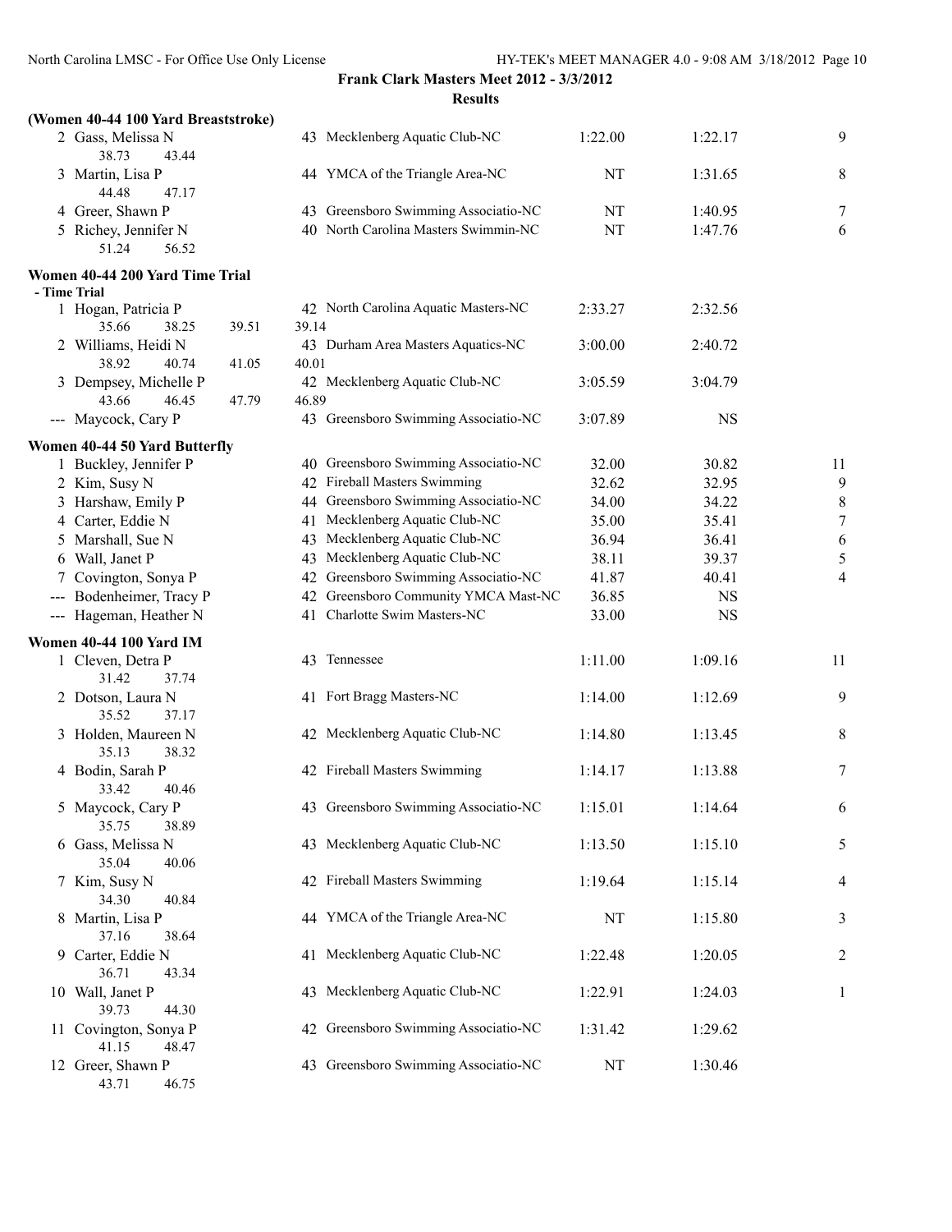**Frank Clark Masters Meet 2012 - 3/3/2012**

**Results**

### (Women 40-44 100 Yard Breaststroke)

| Place | Name | Age | Team | Seed Time | Finals Time | Points |
|---|---|---|---|---|---|---|
| 2 | Gass, Melissa N | 43 | Mecklenberg Aquatic Club-NC | 1:22.00 | 1:22.17 | 9 |
| | 38.73 43.44 | | | | | |
| 3 | Martin, Lisa P | 44 | YMCA of the Triangle Area-NC | NT | 1:31.65 | 8 |
| | 44.48 47.17 | | | | | |
| 4 | Greer, Shawn P | 43 | Greensboro Swimming Associatio-NC | NT | 1:40.95 | 7 |
| 5 | Richey, Jennifer N | 40 | North Carolina Masters Swimmin-NC | NT | 1:47.76 | 6 |
| | 51.24 56.52 | | | | | |

### Women 40-44 200 Yard Time Trial

- Time Trial

| Place | Name | Age | Team | Seed Time | Finals Time |
|---|---|---|---|---|---|
| 1 | Hogan, Patricia P | 42 | North Carolina Aquatic Masters-NC | 2:33.27 | 2:32.56 |
| | 35.66 38.25 39.51 39.14 | | | | |
| 2 | Williams, Heidi N | 43 | Durham Area Masters Aquatics-NC | 3:00.00 | 2:40.72 |
| | 38.92 40.74 41.05 40.01 | | | | |
| 3 | Dempsey, Michelle P | 42 | Mecklenberg Aquatic Club-NC | 3:05.59 | 3:04.79 |
| | 43.66 46.45 47.79 46.89 | | | | |
| --- | Maycock, Cary P | 43 | Greensboro Swimming Associatio-NC | 3:07.89 | NS |

### Women 40-44 50 Yard Butterfly

| Place | Name | Age | Team | Seed Time | Finals Time | Points |
|---|---|---|---|---|---|---|
| 1 | Buckley, Jennifer P | 40 | Greensboro Swimming Associatio-NC | 32.00 | 30.82 | 11 |
| 2 | Kim, Susy N | 42 | Fireball Masters Swimming | 32.62 | 32.95 | 9 |
| 3 | Harshaw, Emily P | 44 | Greensboro Swimming Associatio-NC | 34.00 | 34.22 | 8 |
| 4 | Carter, Eddie N | 41 | Mecklenberg Aquatic Club-NC | 35.00 | 35.41 | 7 |
| 5 | Marshall, Sue N | 43 | Mecklenberg Aquatic Club-NC | 36.94 | 36.41 | 6 |
| 6 | Wall, Janet P | 43 | Mecklenberg Aquatic Club-NC | 38.11 | 39.37 | 5 |
| 7 | Covington, Sonya P | 42 | Greensboro Swimming Associatio-NC | 41.87 | 40.41 | 4 |
| --- | Bodenheimer, Tracy P | 42 | Greensboro Community YMCA Mast-NC | 36.85 | NS | |
| --- | Hageman, Heather N | 41 | Charlotte Swim Masters-NC | 33.00 | NS | |

### Women 40-44 100 Yard IM

| Place | Name | Age | Team | Seed Time | Finals Time | Points |
|---|---|---|---|---|---|---|
| 1 | Cleven, Detra P | 43 | Tennessee | 1:11.00 | 1:09.16 | 11 |
| | 31.42 37.74 | | | | | |
| 2 | Dotson, Laura N | 41 | Fort Bragg Masters-NC | 1:14.00 | 1:12.69 | 9 |
| | 35.52 37.17 | | | | | |
| 3 | Holden, Maureen N | 42 | Mecklenberg Aquatic Club-NC | 1:14.80 | 1:13.45 | 8 |
| | 35.13 38.32 | | | | | |
| 4 | Bodin, Sarah P | 42 | Fireball Masters Swimming | 1:14.17 | 1:13.88 | 7 |
| | 33.42 40.46 | | | | | |
| 5 | Maycock, Cary P | 43 | Greensboro Swimming Associatio-NC | 1:15.01 | 1:14.64 | 6 |
| | 35.75 38.89 | | | | | |
| 6 | Gass, Melissa N | 43 | Mecklenberg Aquatic Club-NC | 1:13.50 | 1:15.10 | 5 |
| | 35.04 40.06 | | | | | |
| 7 | Kim, Susy N | 42 | Fireball Masters Swimming | 1:19.64 | 1:15.14 | 4 |
| | 34.30 40.84 | | | | | |
| 8 | Martin, Lisa P | 44 | YMCA of the Triangle Area-NC | NT | 1:15.80 | 3 |
| | 37.16 38.64 | | | | | |
| 9 | Carter, Eddie N | 41 | Mecklenberg Aquatic Club-NC | 1:22.48 | 1:20.05 | 2 |
| | 36.71 43.34 | | | | | |
| 10 | Wall, Janet P | 43 | Mecklenberg Aquatic Club-NC | 1:22.91 | 1:24.03 | 1 |
| | 39.73 44.30 | | | | | |
| 11 | Covington, Sonya P | 42 | Greensboro Swimming Associatio-NC | 1:31.42 | 1:29.62 | |
| | 41.15 48.47 | | | | | |
| 12 | Greer, Shawn P | 43 | Greensboro Swimming Associatio-NC | NT | 1:30.46 | |
| | 43.71 46.75 | | | | | |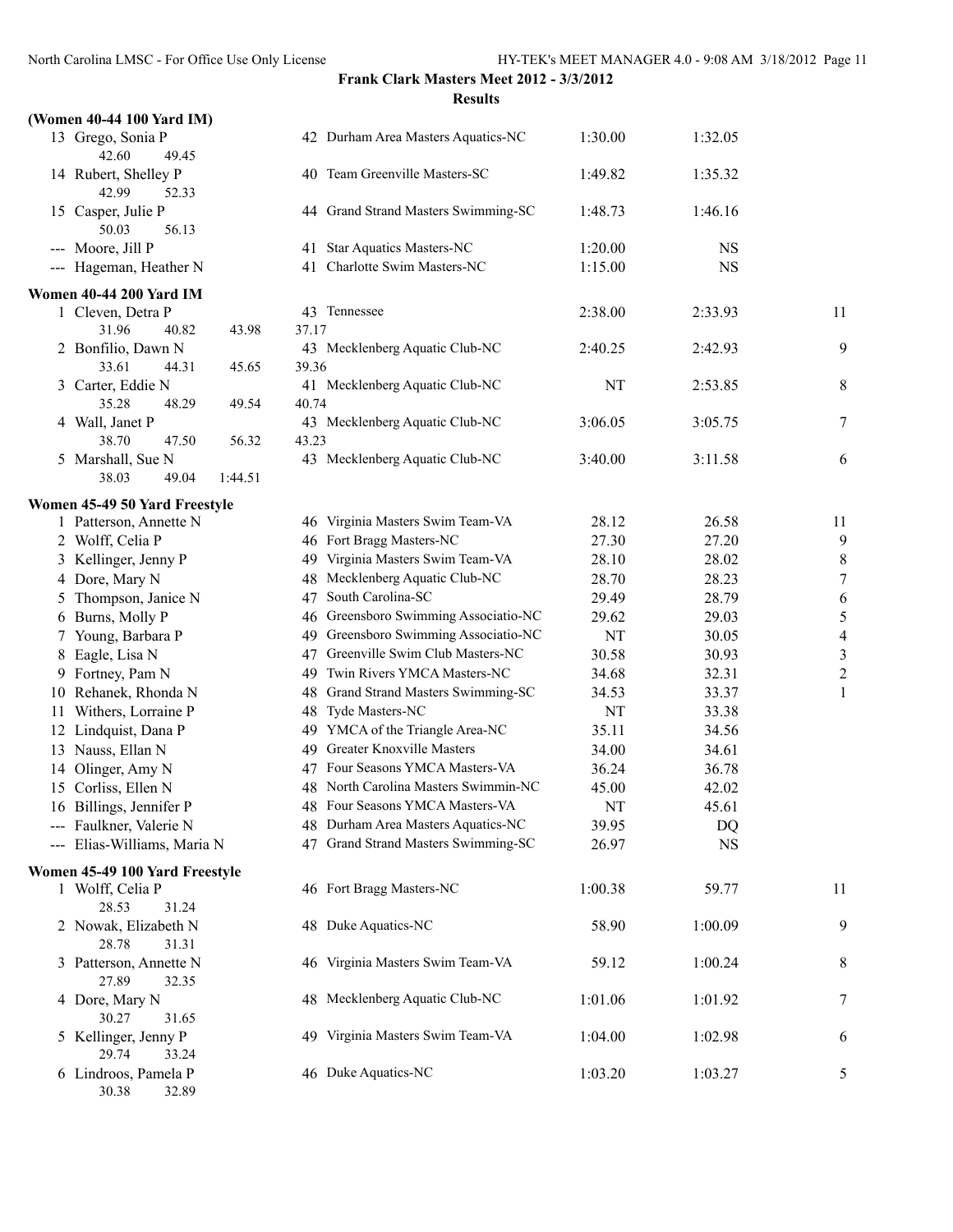**Frank Clark Masters Meet 2012 - 3/3/2012**

**Results**

**(Women 40-44 100 Yard IM)**

| Place | Name | Age | Team | Seed Time | Finals Time | Points |
|---|---|---|---|---|---|---|
| 13 | Grego, Sonia P | 42 | Durham Area Masters Aquatics-NC | 1:30.00 | 1:32.05 | |
| | 42.60 49.45 | | | | | |
| 14 | Rubert, Shelley P | 40 | Team Greenville Masters-SC | 1:49.82 | 1:35.32 | |
| | 42.99 52.33 | | | | | |
| 15 | Casper, Julie P | 44 | Grand Strand Masters Swimming-SC | 1:48.73 | 1:46.16 | |
| | 50.03 56.13 | | | | | |
| --- | Moore, Jill P | 41 | Star Aquatics Masters-NC | 1:20.00 | NS | |
| --- | Hageman, Heather N | 41 | Charlotte Swim Masters-NC | 1:15.00 | NS | |

**Women 40-44 200 Yard IM**

| Place | Name | Age | Team | Seed Time | Finals Time | Points |
|---|---|---|---|---|---|---|
| 1 | Cleven, Detra P | 43 | Tennessee | 2:38.00 | 2:33.93 | 11 |
| | 31.96 40.82 43.98 37.17 | | | | | |
| 2 | Bonfilio, Dawn N | 43 | Mecklenberg Aquatic Club-NC | 2:40.25 | 2:42.93 | 9 |
| | 33.61 44.31 45.65 39.36 | | | | | |
| 3 | Carter, Eddie N | 41 | Mecklenberg Aquatic Club-NC | NT | 2:53.85 | 8 |
| | 35.28 48.29 49.54 40.74 | | | | | |
| 4 | Wall, Janet P | 43 | Mecklenberg Aquatic Club-NC | 3:06.05 | 3:05.75 | 7 |
| | 38.70 47.50 56.32 43.23 | | | | | |
| 5 | Marshall, Sue N | 43 | Mecklenberg Aquatic Club-NC | 3:40.00 | 3:11.58 | 6 |
| | 38.03 49.04 1:44.51 | | | | | |

**Women 45-49 50 Yard Freestyle**

| Place | Name | Age | Team | Seed Time | Finals Time | Points |
|---|---|---|---|---|---|---|
| 1 | Patterson, Annette N | 46 | Virginia Masters Swim Team-VA | 28.12 | 26.58 | 11 |
| 2 | Wolff, Celia P | 46 | Fort Bragg Masters-NC | 27.30 | 27.20 | 9 |
| 3 | Kellinger, Jenny P | 49 | Virginia Masters Swim Team-VA | 28.10 | 28.02 | 8 |
| 4 | Dore, Mary N | 48 | Mecklenberg Aquatic Club-NC | 28.70 | 28.23 | 7 |
| 5 | Thompson, Janice N | 47 | South Carolina-SC | 29.49 | 28.79 | 6 |
| 6 | Burns, Molly P | 46 | Greensboro Swimming Associatio-NC | 29.62 | 29.03 | 5 |
| 7 | Young, Barbara P | 49 | Greensboro Swimming Associatio-NC | NT | 30.05 | 4 |
| 8 | Eagle, Lisa N | 47 | Greenville Swim Club Masters-NC | 30.58 | 30.93 | 3 |
| 9 | Fortney, Pam N | 49 | Twin Rivers YMCA Masters-NC | 34.68 | 32.31 | 2 |
| 10 | Rehanek, Rhonda N | 48 | Grand Strand Masters Swimming-SC | 34.53 | 33.37 | 1 |
| 11 | Withers, Lorraine P | 48 | Tyde Masters-NC | NT | 33.38 | |
| 12 | Lindquist, Dana P | 49 | YMCA of the Triangle Area-NC | 35.11 | 34.56 | |
| 13 | Nauss, Ellan N | 49 | Greater Knoxville Masters | 34.00 | 34.61 | |
| 14 | Olinger, Amy N | 47 | Four Seasons YMCA Masters-VA | 36.24 | 36.78 | |
| 15 | Corliss, Ellen N | 48 | North Carolina Masters Swimmin-NC | 45.00 | 42.02 | |
| 16 | Billings, Jennifer P | 48 | Four Seasons YMCA Masters-VA | NT | 45.61 | |
| --- | Faulkner, Valerie N | 48 | Durham Area Masters Aquatics-NC | 39.95 | DQ | |
| --- | Elias-Williams, Maria N | 47 | Grand Strand Masters Swimming-SC | 26.97 | NS | |

**Women 45-49 100 Yard Freestyle**

| Place | Name | Age | Team | Seed Time | Finals Time | Points |
|---|---|---|---|---|---|---|
| 1 | Wolff, Celia P | 46 | Fort Bragg Masters-NC | 1:00.38 | 59.77 | 11 |
| | 28.53 31.24 | | | | | |
| 2 | Nowak, Elizabeth N | 48 | Duke Aquatics-NC | 58.90 | 1:00.09 | 9 |
| | 28.78 31.31 | | | | | |
| 3 | Patterson, Annette N | 46 | Virginia Masters Swim Team-VA | 59.12 | 1:00.24 | 8 |
| | 27.89 32.35 | | | | | |
| 4 | Dore, Mary N | 48 | Mecklenberg Aquatic Club-NC | 1:01.06 | 1:01.92 | 7 |
| | 30.27 31.65 | | | | | |
| 5 | Kellinger, Jenny P | 49 | Virginia Masters Swim Team-VA | 1:04.00 | 1:02.98 | 6 |
| | 29.74 33.24 | | | | | |
| 6 | Lindroos, Pamela P | 46 | Duke Aquatics-NC | 1:03.20 | 1:03.27 | 5 |
| | 30.38 32.89 | | | | | |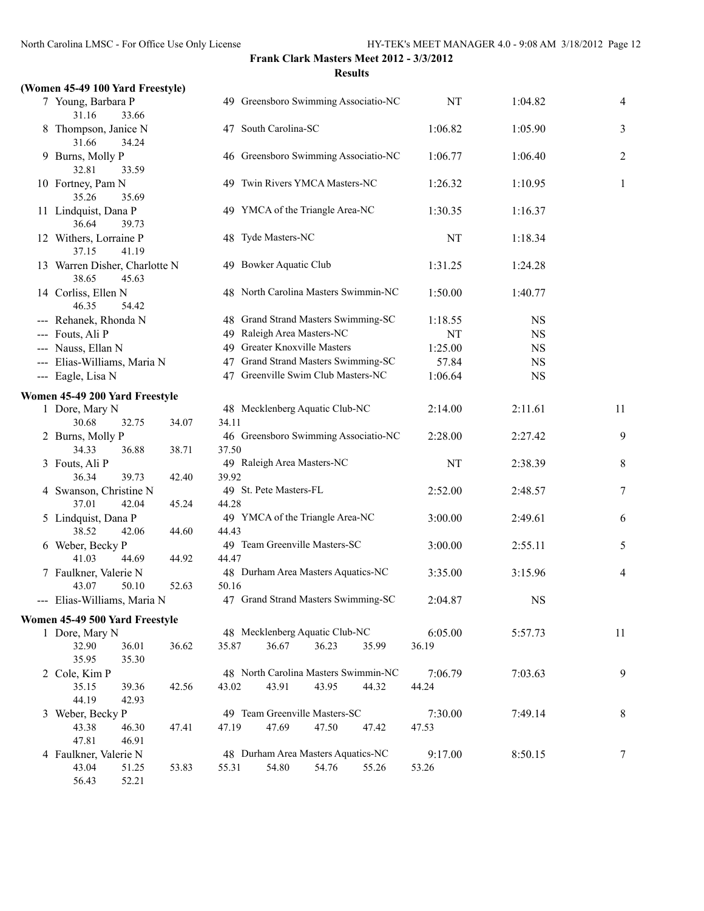**Frank Clark Masters Meet 2012 - 3/3/2012**

**Results**

### (Women 45-49 100 Yard Freestyle)

| Place | Name | Age | Team | Seed | Finals | Points |
|---|---|---|---|---|---|---|
| 7 | Young, Barbara P | 49 | Greensboro Swimming Associatio-NC | NT | 1:04.82 | 4 |
| | 31.16 33.66 | | | | | |
| 8 | Thompson, Janice N | 47 | South Carolina-SC | 1:06.82 | 1:05.90 | 3 |
| | 31.66 34.24 | | | | | |
| 9 | Burns, Molly P | 46 | Greensboro Swimming Associatio-NC | 1:06.77 | 1:06.40 | 2 |
| | 32.81 33.59 | | | | | |
| 10 | Fortney, Pam N | 49 | Twin Rivers YMCA Masters-NC | 1:26.32 | 1:10.95 | 1 |
| | 35.26 35.69 | | | | | |
| 11 | Lindquist, Dana P | 49 | YMCA of the Triangle Area-NC | 1:30.35 | 1:16.37 | |
| | 36.64 39.73 | | | | | |
| 12 | Withers, Lorraine P | 48 | Tyde Masters-NC | NT | 1:18.34 | |
| | 37.15 41.19 | | | | | |
| 13 | Warren Disher, Charlotte N | 49 | Bowker Aquatic Club | 1:31.25 | 1:24.28 | |
| | 38.65 45.63 | | | | | |
| 14 | Corliss, Ellen N | 48 | North Carolina Masters Swimmin-NC | 1:50.00 | 1:40.77 | |
| | 46.35 54.42 | | | | | |
| --- | Rehanek, Rhonda N | 48 | Grand Strand Masters Swimming-SC | 1:18.55 | NS | |
| --- | Fouts, Ali P | 49 | Raleigh Area Masters-NC | NT | NS | |
| --- | Nauss, Ellan N | 49 | Greater Knoxville Masters | 1:25.00 | NS | |
| --- | Elias-Williams, Maria N | 47 | Grand Strand Masters Swimming-SC | 57.84 | NS | |
| --- | Eagle, Lisa N | 47 | Greenville Swim Club Masters-NC | 1:06.64 | NS | |

### Women 45-49 200 Yard Freestyle

| Place | Name | Age | Team | Seed | Finals | Points |
|---|---|---|---|---|---|---|
| 1 | Dore, Mary N | 48 | Mecklenberg Aquatic Club-NC | 2:14.00 | 2:11.61 | 11 |
| | 30.68 32.75 34.07 34.11 | | | | | |
| 2 | Burns, Molly P | 46 | Greensboro Swimming Associatio-NC | 2:28.00 | 2:27.42 | 9 |
| | 34.33 36.88 38.71 37.50 | | | | | |
| 3 | Fouts, Ali P | 49 | Raleigh Area Masters-NC | NT | 2:38.39 | 8 |
| | 36.34 39.73 42.40 39.92 | | | | | |
| 4 | Swanson, Christine N | 49 | St. Pete Masters-FL | 2:52.00 | 2:48.57 | 7 |
| | 37.01 42.04 45.24 44.28 | | | | | |
| 5 | Lindquist, Dana P | 49 | YMCA of the Triangle Area-NC | 3:00.00 | 2:49.61 | 6 |
| | 38.52 42.06 44.60 44.43 | | | | | |
| 6 | Weber, Becky P | 49 | Team Greenville Masters-SC | 3:00.00 | 2:55.11 | 5 |
| | 41.03 44.69 44.92 44.47 | | | | | |
| 7 | Faulkner, Valerie N | 48 | Durham Area Masters Aquatics-NC | 3:35.00 | 3:15.96 | 4 |
| | 43.07 50.10 52.63 50.16 | | | | | |
| --- | Elias-Williams, Maria N | 47 | Grand Strand Masters Swimming-SC | 2:04.87 | NS | |

### Women 45-49 500 Yard Freestyle

| Place | Name | Age | Team | Seed | Finals | Points |
|---|---|---|---|---|---|---|
| 1 | Dore, Mary N | 48 | Mecklenberg Aquatic Club-NC | 6:05.00 | 5:57.73 | 11 |
| | 32.90 36.01 36.62 35.87 36.67 36.23 35.99 36.19 35.95 35.30 | | | | | |
| 2 | Cole, Kim P | 48 | North Carolina Masters Swimmin-NC | 7:06.79 | 7:03.63 | 9 |
| | 35.15 39.36 42.56 43.02 43.91 43.95 44.32 44.24 44.19 42.93 | | | | | |
| 3 | Weber, Becky P | 49 | Team Greenville Masters-SC | 7:30.00 | 7:49.14 | 8 |
| | 43.38 46.30 47.41 47.19 47.69 47.50 47.42 47.53 47.81 46.91 | | | | | |
| 4 | Faulkner, Valerie N | 48 | Durham Area Masters Aquatics-NC | 9:17.00 | 8:50.15 | 7 |
| | 43.04 51.25 53.83 55.31 54.80 54.76 55.26 53.26 56.43 52.21 | | | | | |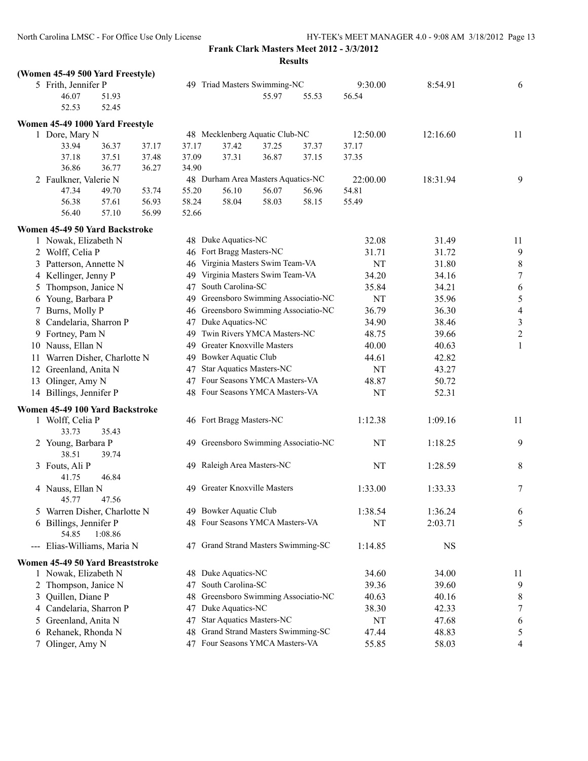**Frank Clark Masters Meet 2012 - 3/3/2012**

**Results**

### (Women 45-49 500 Yard Freestyle)

| | Name | Age | Team | Seed Time | Finals Time | Points |
|---|---|---|---|---|---|---|
| 5 | Frith, Jennifer P | 49 | Triad Masters Swimming-NC | 9:30.00 | 8:54.91 | 6 |

Splits: 46.07, 51.93, 55.97, 55.53, 56.54, 52.53, 52.45

### Women 45-49 1000 Yard Freestyle

| | Name | Age | Team | Seed Time | Finals Time | Points |
|---|---|---|---|---|---|---|
| 1 | Dore, Mary N | 48 | Mecklenberg Aquatic Club-NC | 12:50.00 | 12:16.60 | 11 |
| 2 | Faulkner, Valerie N | 48 | Durham Area Masters Aquatics-NC | 22:00.00 | 18:31.94 | 9 |

Dore, Mary N splits: 33.94, 36.37, 37.17, 37.17, 37.42, 37.25, 37.37, 37.17, 37.18, 37.51, 37.48, 37.09, 37.31, 36.87, 37.15, 37.35, 36.86, 36.77, 36.27, 34.90

Faulkner, Valerie N splits: 47.34, 49.70, 53.74, 55.20, 56.10, 56.07, 56.96, 54.81, 56.38, 57.61, 56.93, 58.24, 58.04, 58.03, 58.15, 55.49, 56.40, 57.10, 56.99, 52.66

### Women 45-49 50 Yard Backstroke

| | Name | Age | Team | Seed Time | Finals Time | Points |
|---|---|---|---|---|---|---|
| 1 | Nowak, Elizabeth N | 48 | Duke Aquatics-NC | 32.08 | 31.49 | 11 |
| 2 | Wolff, Celia P | 46 | Fort Bragg Masters-NC | 31.71 | 31.72 | 9 |
| 3 | Patterson, Annette N | 46 | Virginia Masters Swim Team-VA | NT | 31.80 | 8 |
| 4 | Kellinger, Jenny P | 49 | Virginia Masters Swim Team-VA | 34.20 | 34.16 | 7 |
| 5 | Thompson, Janice N | 47 | South Carolina-SC | 35.84 | 34.21 | 6 |
| 6 | Young, Barbara P | 49 | Greensboro Swimming Associatio-NC | NT | 35.96 | 5 |
| 7 | Burns, Molly P | 46 | Greensboro Swimming Associatio-NC | 36.79 | 36.30 | 4 |
| 8 | Candelaria, Sharron P | 47 | Duke Aquatics-NC | 34.90 | 38.46 | 3 |
| 9 | Fortney, Pam N | 49 | Twin Rivers YMCA Masters-NC | 48.75 | 39.66 | 2 |
| 10 | Nauss, Ellan N | 49 | Greater Knoxville Masters | 40.00 | 40.63 | 1 |
| 11 | Warren Disher, Charlotte N | 49 | Bowker Aquatic Club | 44.61 | 42.82 | |
| 12 | Greenland, Anita N | 47 | Star Aquatics Masters-NC | NT | 43.27 | |
| 13 | Olinger, Amy N | 47 | Four Seasons YMCA Masters-VA | 48.87 | 50.72 | |
| 14 | Billings, Jennifer P | 48 | Four Seasons YMCA Masters-VA | NT | 52.31 | |

### Women 45-49 100 Yard Backstroke

| | Name | Age | Team | Seed Time | Finals Time | Points |
|---|---|---|---|---|---|---|
| 1 | Wolff, Celia P | 46 | Fort Bragg Masters-NC | 1:12.38 | 1:09.16 | 11 |
| | 33.73 35.43 | | | | | |
| 2 | Young, Barbara P | 49 | Greensboro Swimming Associatio-NC | NT | 1:18.25 | 9 |
| | 38.51 39.74 | | | | | |
| 3 | Fouts, Ali P | 49 | Raleigh Area Masters-NC | NT | 1:28.59 | 8 |
| | 41.75 46.84 | | | | | |
| 4 | Nauss, Ellan N | 49 | Greater Knoxville Masters | 1:33.00 | 1:33.33 | 7 |
| | 45.77 47.56 | | | | | |
| 5 | Warren Disher, Charlotte N | 49 | Bowker Aquatic Club | 1:38.54 | 1:36.24 | 6 |
| 6 | Billings, Jennifer P | 48 | Four Seasons YMCA Masters-VA | NT | 2:03.71 | 5 |
| | 54.85 1:08.86 | | | | | |
| --- | Elias-Williams, Maria N | 47 | Grand Strand Masters Swimming-SC | 1:14.85 | NS | |

### Women 45-49 50 Yard Breaststroke

| | Name | Age | Team | Seed Time | Finals Time | Points |
|---|---|---|---|---|---|---|
| 1 | Nowak, Elizabeth N | 48 | Duke Aquatics-NC | 34.60 | 34.00 | 11 |
| 2 | Thompson, Janice N | 47 | South Carolina-SC | 39.36 | 39.60 | 9 |
| 3 | Quillen, Diane P | 48 | Greensboro Swimming Associatio-NC | 40.63 | 40.16 | 8 |
| 4 | Candelaria, Sharron P | 47 | Duke Aquatics-NC | 38.30 | 42.33 | 7 |
| 5 | Greenland, Anita N | 47 | Star Aquatics Masters-NC | NT | 47.68 | 6 |
| 6 | Rehanek, Rhonda N | 48 | Grand Strand Masters Swimming-SC | 47.44 | 48.83 | 5 |
| 7 | Olinger, Amy N | 47 | Four Seasons YMCA Masters-VA | 55.85 | 58.03 | 4 |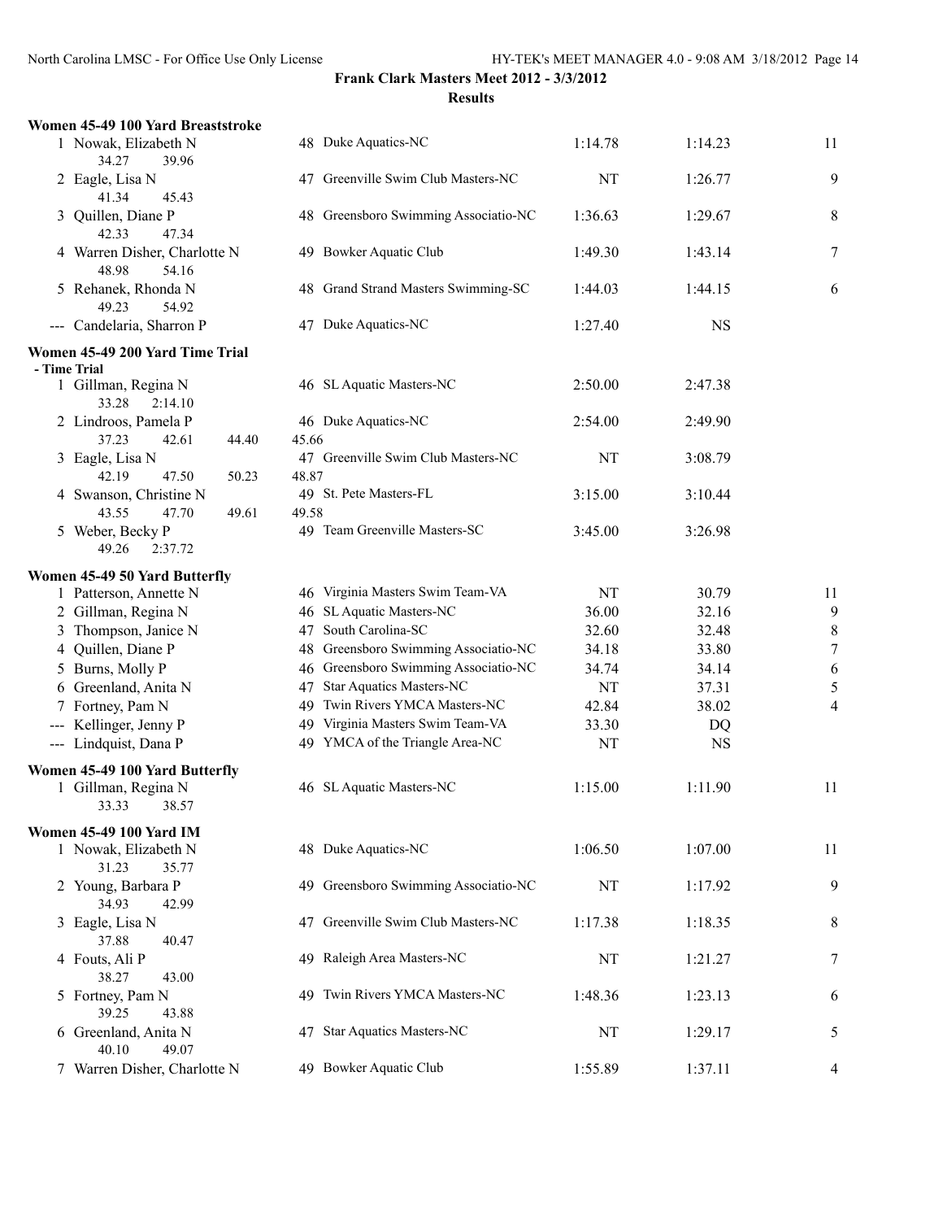**Frank Clark Masters Meet 2012 - 3/3/2012**

**Results**

### Women 45-49 100 Yard Breaststroke

| Place | Name | Age | Team | Seed Time | Finals Time | Points |
|---|---|---|---|---|---|---|
| 1 | Nowak, Elizabeth N | 48 | Duke Aquatics-NC | 1:14.78 | 1:14.23 | 11 |
| | 34.27 39.96 | | | | | |
| 2 | Eagle, Lisa N | 47 | Greenville Swim Club Masters-NC | NT | 1:26.77 | 9 |
| | 41.34 45.43 | | | | | |
| 3 | Quillen, Diane P | 48 | Greensboro Swimming Associatio-NC | 1:36.63 | 1:29.67 | 8 |
| | 42.33 47.34 | | | | | |
| 4 | Warren Disher, Charlotte N | 49 | Bowker Aquatic Club | 1:49.30 | 1:43.14 | 7 |
| | 48.98 54.16 | | | | | |
| 5 | Rehanek, Rhonda N | 48 | Grand Strand Masters Swimming-SC | 1:44.03 | 1:44.15 | 6 |
| | 49.23 54.92 | | | | | |
| --- | Candelaria, Sharron P | 47 | Duke Aquatics-NC | 1:27.40 | NS | |

### Women 45-49 200 Yard Time Trial

- Time Trial

| Place | Name | Age | Team | Seed Time | Finals Time |
|---|---|---|---|---|---|
| 1 | Gillman, Regina N | 46 | SL Aquatic Masters-NC | 2:50.00 | 2:47.38 |
| | 33.28 2:14.10 | | | | |
| 2 | Lindroos, Pamela P | 46 | Duke Aquatics-NC | 2:54.00 | 2:49.90 |
| | 37.23 42.61 44.40 45.66 | | | | |
| 3 | Eagle, Lisa N | 47 | Greenville Swim Club Masters-NC | NT | 3:08.79 |
| | 42.19 47.50 50.23 48.87 | | | | |
| 4 | Swanson, Christine N | 49 | St. Pete Masters-FL | 3:15.00 | 3:10.44 |
| | 43.55 47.70 49.61 49.58 | | | | |
| 5 | Weber, Becky P | 49 | Team Greenville Masters-SC | 3:45.00 | 3:26.98 |
| | 49.26 2:37.72 | | | | |

### Women 45-49 50 Yard Butterfly

| Place | Name | Age | Team | Seed Time | Finals Time | Points |
|---|---|---|---|---|---|---|
| 1 | Patterson, Annette N | 46 | Virginia Masters Swim Team-VA | NT | 30.79 | 11 |
| 2 | Gillman, Regina N | 46 | SL Aquatic Masters-NC | 36.00 | 32.16 | 9 |
| 3 | Thompson, Janice N | 47 | South Carolina-SC | 32.60 | 32.48 | 8 |
| 4 | Quillen, Diane P | 48 | Greensboro Swimming Associatio-NC | 34.18 | 33.80 | 7 |
| 5 | Burns, Molly P | 46 | Greensboro Swimming Associatio-NC | 34.74 | 34.14 | 6 |
| 6 | Greenland, Anita N | 47 | Star Aquatics Masters-NC | NT | 37.31 | 5 |
| 7 | Fortney, Pam N | 49 | Twin Rivers YMCA Masters-NC | 42.84 | 38.02 | 4 |
| --- | Kellinger, Jenny P | 49 | Virginia Masters Swim Team-VA | 33.30 | DQ | |
| --- | Lindquist, Dana P | 49 | YMCA of the Triangle Area-NC | NT | NS | |

### Women 45-49 100 Yard Butterfly

| Place | Name | Age | Team | Seed Time | Finals Time | Points |
|---|---|---|---|---|---|---|
| 1 | Gillman, Regina N | 46 | SL Aquatic Masters-NC | 1:15.00 | 1:11.90 | 11 |
| | 33.33 38.57 | | | | | |

### Women 45-49 100 Yard IM

| Place | Name | Age | Team | Seed Time | Finals Time | Points |
|---|---|---|---|---|---|---|
| 1 | Nowak, Elizabeth N | 48 | Duke Aquatics-NC | 1:06.50 | 1:07.00 | 11 |
| | 31.23 35.77 | | | | | |
| 2 | Young, Barbara P | 49 | Greensboro Swimming Associatio-NC | NT | 1:17.92 | 9 |
| | 34.93 42.99 | | | | | |
| 3 | Eagle, Lisa N | 47 | Greenville Swim Club Masters-NC | 1:17.38 | 1:18.35 | 8 |
| | 37.88 40.47 | | | | | |
| 4 | Fouts, Ali P | 49 | Raleigh Area Masters-NC | NT | 1:21.27 | 7 |
| | 38.27 43.00 | | | | | |
| 5 | Fortney, Pam N | 49 | Twin Rivers YMCA Masters-NC | 1:48.36 | 1:23.13 | 6 |
| | 39.25 43.88 | | | | | |
| 6 | Greenland, Anita N | 47 | Star Aquatics Masters-NC | NT | 1:29.17 | 5 |
| | 40.10 49.07 | | | | | |
| 7 | Warren Disher, Charlotte N | 49 | Bowker Aquatic Club | 1:55.89 | 1:37.11 | 4 |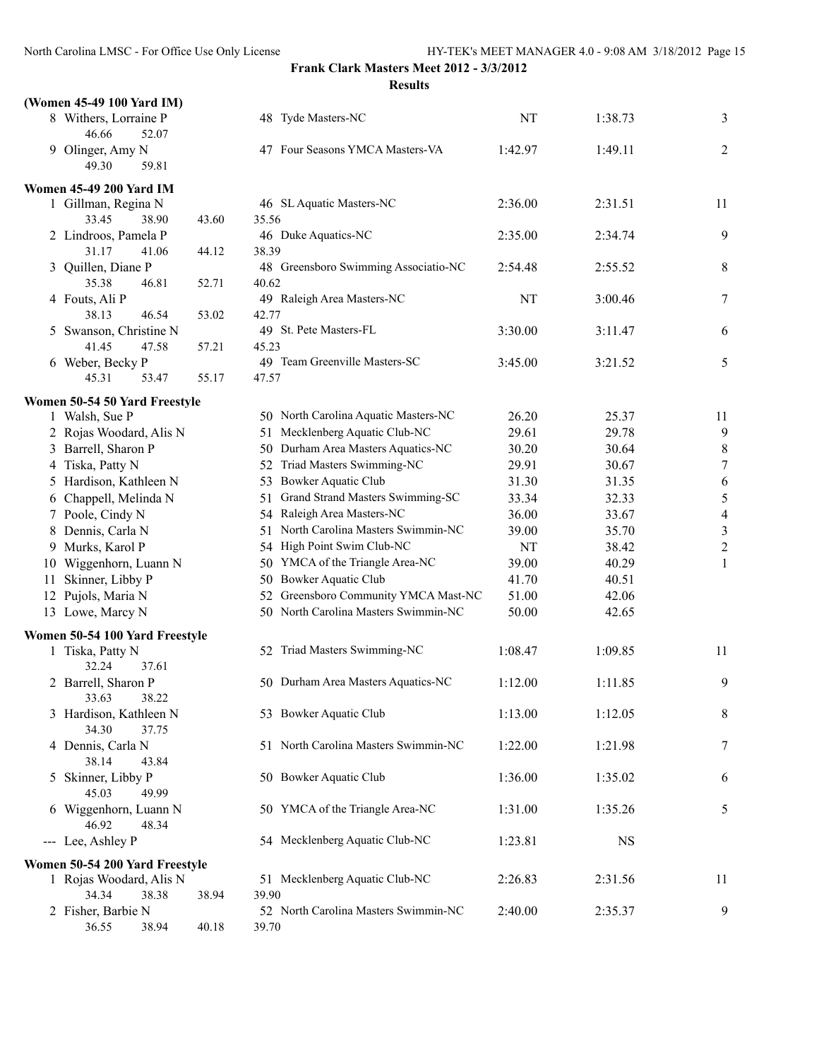**Frank Clark Masters Meet 2012 - 3/3/2012**

**Results**

**(Women 45-49 100 Yard IM)**

| Place | Name | Age | Team | Seed Time | Finals Time | Points |
|---|---|---|---|---|---|---|
| 8 | Withers, Lorraine P | 48 | Tyde Masters-NC | NT | 1:38.73 | 3 |
| | 46.66 52.07 | | | | | |
| 9 | Olinger, Amy N | 47 | Four Seasons YMCA Masters-VA | 1:42.97 | 1:49.11 | 2 |
| | 49.30 59.81 | | | | | |

**Women 45-49 200 Yard IM**

| Place | Name | Age | Team | Seed Time | Finals Time | Points |
|---|---|---|---|---|---|---|
| 1 | Gillman, Regina N | 46 | SL Aquatic Masters-NC | 2:36.00 | 2:31.51 | 11 |
| | 33.45 38.90 43.60 35.56 | | | | | |
| 2 | Lindroos, Pamela P | 46 | Duke Aquatics-NC | 2:35.00 | 2:34.74 | 9 |
| | 31.17 41.06 44.12 38.39 | | | | | |
| 3 | Quillen, Diane P | 48 | Greensboro Swimming Associatio-NC | 2:54.48 | 2:55.52 | 8 |
| | 35.38 46.81 52.71 40.62 | | | | | |
| 4 | Fouts, Ali P | 49 | Raleigh Area Masters-NC | NT | 3:00.46 | 7 |
| | 38.13 46.54 53.02 42.77 | | | | | |
| 5 | Swanson, Christine N | 49 | St. Pete Masters-FL | 3:30.00 | 3:11.47 | 6 |
| | 41.45 47.58 57.21 45.23 | | | | | |
| 6 | Weber, Becky P | 49 | Team Greenville Masters-SC | 3:45.00 | 3:21.52 | 5 |
| | 45.31 53.47 55.17 47.57 | | | | | |

**Women 50-54 50 Yard Freestyle**

| Place | Name | Age | Team | Seed Time | Finals Time | Points |
|---|---|---|---|---|---|---|
| 1 | Walsh, Sue P | 50 | North Carolina Aquatic Masters-NC | 26.20 | 25.37 | 11 |
| 2 | Rojas Woodard, Alis N | 51 | Mecklenberg Aquatic Club-NC | 29.61 | 29.78 | 9 |
| 3 | Barrell, Sharon P | 50 | Durham Area Masters Aquatics-NC | 30.20 | 30.64 | 8 |
| 4 | Tiska, Patty N | 52 | Triad Masters Swimming-NC | 29.91 | 30.67 | 7 |
| 5 | Hardison, Kathleen N | 53 | Bowker Aquatic Club | 31.30 | 31.35 | 6 |
| 6 | Chappell, Melinda N | 51 | Grand Strand Masters Swimming-SC | 33.34 | 32.33 | 5 |
| 7 | Poole, Cindy N | 54 | Raleigh Area Masters-NC | 36.00 | 33.67 | 4 |
| 8 | Dennis, Carla N | 51 | North Carolina Masters Swimmin-NC | 39.00 | 35.70 | 3 |
| 9 | Murks, Karol P | 54 | High Point Swim Club-NC | NT | 38.42 | 2 |
| 10 | Wiggenhorn, Luann N | 50 | YMCA of the Triangle Area-NC | 39.00 | 40.29 | 1 |
| 11 | Skinner, Libby P | 50 | Bowker Aquatic Club | 41.70 | 40.51 | |
| 12 | Pujols, Maria N | 52 | Greensboro Community YMCA Mast-NC | 51.00 | 42.06 | |
| 13 | Lowe, Marcy N | 50 | North Carolina Masters Swimmin-NC | 50.00 | 42.65 | |

**Women 50-54 100 Yard Freestyle**

| Place | Name | Age | Team | Seed Time | Finals Time | Points |
|---|---|---|---|---|---|---|
| 1 | Tiska, Patty N | 52 | Triad Masters Swimming-NC | 1:08.47 | 1:09.85 | 11 |
| | 32.24 37.61 | | | | | |
| 2 | Barrell, Sharon P | 50 | Durham Area Masters Aquatics-NC | 1:12.00 | 1:11.85 | 9 |
| | 33.63 38.22 | | | | | |
| 3 | Hardison, Kathleen N | 53 | Bowker Aquatic Club | 1:13.00 | 1:12.05 | 8 |
| | 34.30 37.75 | | | | | |
| 4 | Dennis, Carla N | 51 | North Carolina Masters Swimmin-NC | 1:22.00 | 1:21.98 | 7 |
| | 38.14 43.84 | | | | | |
| 5 | Skinner, Libby P | 50 | Bowker Aquatic Club | 1:36.00 | 1:35.02 | 6 |
| | 45.03 49.99 | | | | | |
| 6 | Wiggenhorn, Luann N | 50 | YMCA of the Triangle Area-NC | 1:31.00 | 1:35.26 | 5 |
| | 46.92 48.34 | | | | | |
| --- | Lee, Ashley P | 54 | Mecklenberg Aquatic Club-NC | 1:23.81 | NS | |

**Women 50-54 200 Yard Freestyle**

| Place | Name | Age | Team | Seed Time | Finals Time | Points |
|---|---|---|---|---|---|---|
| 1 | Rojas Woodard, Alis N | 51 | Mecklenberg Aquatic Club-NC | 2:26.83 | 2:31.56 | 11 |
| | 34.34 38.38 38.94 39.90 | | | | | |
| 2 | Fisher, Barbie N | 52 | North Carolina Masters Swimmin-NC | 2:40.00 | 2:35.37 | 9 |
| | 36.55 38.94 40.18 39.70 | | | | | |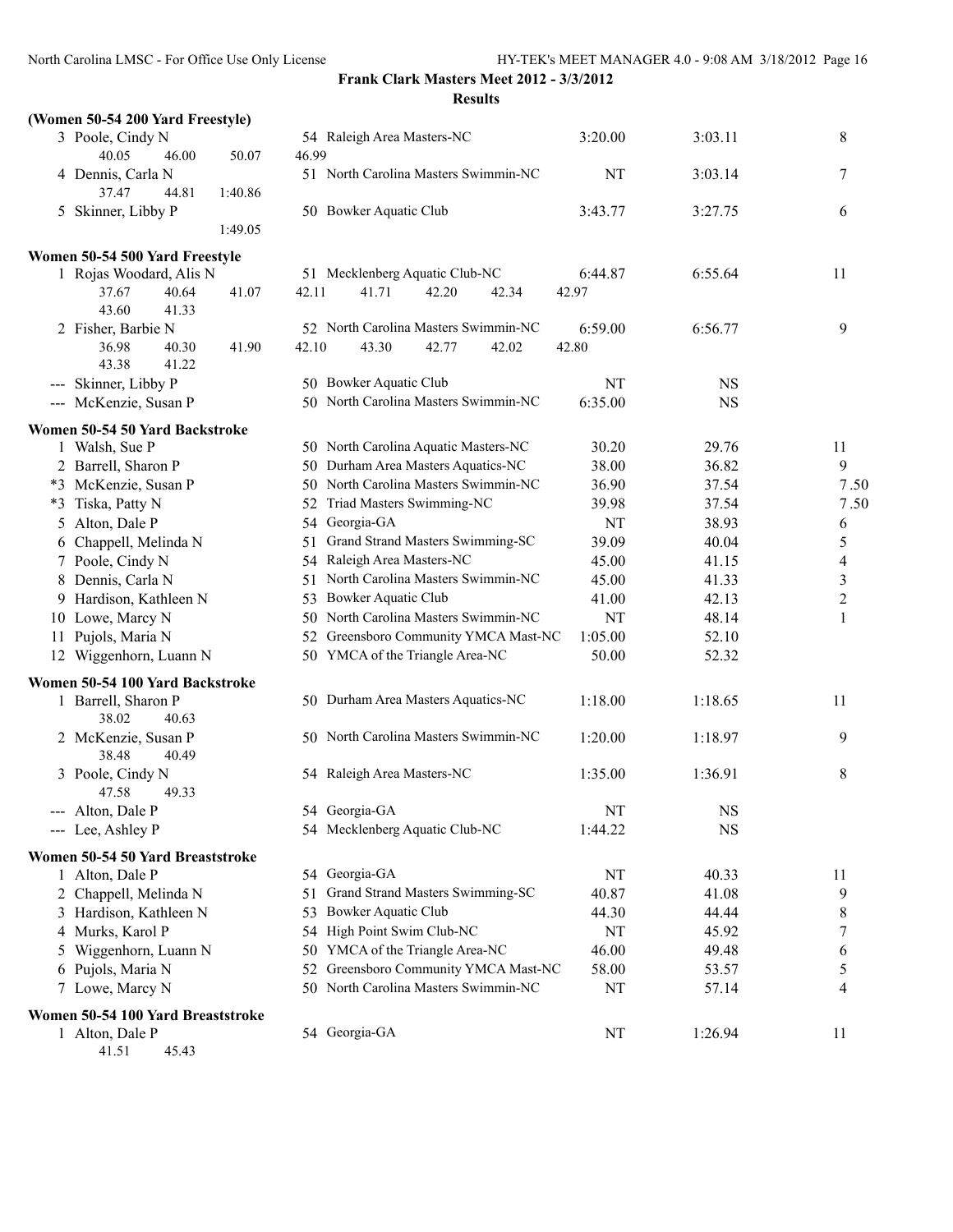**Frank Clark Masters Meet 2012 - 3/3/2012**

**Results**

**(Women 50-54 200 Yard Freestyle)**

| Place | Name | Age | Team | Seed Time | Finals Time | Points |
|---|---|---|---|---|---|---|
| 3 | Poole, Cindy N | 54 | Raleigh Area Masters-NC | 3:20.00 | 3:03.11 | 8 |
| | 40.05 46.00 50.07 46.99 | | | | | |
| 4 | Dennis, Carla N | 51 | North Carolina Masters Swimmin-NC | NT | 3:03.14 | 7 |
| | 37.47 44.81 1:40.86 | | | | | |
| 5 | Skinner, Libby P | 50 | Bowker Aquatic Club | 3:43.77 | 3:27.75 | 6 |
| | 1:49.05 | | | | | |

**Women 50-54 500 Yard Freestyle**

| Place | Name | Age | Team | Seed Time | Finals Time | Points |
|---|---|---|---|---|---|---|
| 1 | Rojas Woodard, Alis N | 51 | Mecklenberg Aquatic Club-NC | 6:44.87 | 6:55.64 | 11 |
| | 37.67 40.64 41.07 42.11 41.71 42.20 42.34 42.97 43.60 41.33 | | | | | |
| 2 | Fisher, Barbie N | 52 | North Carolina Masters Swimmin-NC | 6:59.00 | 6:56.77 | 9 |
| | 36.98 40.30 41.90 42.10 43.30 42.77 42.02 42.80 43.38 41.22 | | | | | |
| --- | Skinner, Libby P | 50 | Bowker Aquatic Club | NT | NS | |
| --- | McKenzie, Susan P | 50 | North Carolina Masters Swimmin-NC | 6:35.00 | NS | |

**Women 50-54 50 Yard Backstroke**

| Place | Name | Age | Team | Seed Time | Finals Time | Points |
|---|---|---|---|---|---|---|
| 1 | Walsh, Sue P | 50 | North Carolina Aquatic Masters-NC | 30.20 | 29.76 | 11 |
| 2 | Barrell, Sharon P | 50 | Durham Area Masters Aquatics-NC | 38.00 | 36.82 | 9 |
| *3 | McKenzie, Susan P | 50 | North Carolina Masters Swimmin-NC | 36.90 | 37.54 | 7.50 |
| *3 | Tiska, Patty N | 52 | Triad Masters Swimming-NC | 39.98 | 37.54 | 7.50 |
| 5 | Alton, Dale P | 54 | Georgia-GA | NT | 38.93 | 6 |
| 6 | Chappell, Melinda N | 51 | Grand Strand Masters Swimming-SC | 39.09 | 40.04 | 5 |
| 7 | Poole, Cindy N | 54 | Raleigh Area Masters-NC | 45.00 | 41.15 | 4 |
| 8 | Dennis, Carla N | 51 | North Carolina Masters Swimmin-NC | 45.00 | 41.33 | 3 |
| 9 | Hardison, Kathleen N | 53 | Bowker Aquatic Club | 41.00 | 42.13 | 2 |
| 10 | Lowe, Marcy N | 50 | North Carolina Masters Swimmin-NC | NT | 48.14 | 1 |
| 11 | Pujols, Maria N | 52 | Greensboro Community YMCA Mast-NC | 1:05.00 | 52.10 | |
| 12 | Wiggenhorn, Luann N | 50 | YMCA of the Triangle Area-NC | 50.00 | 52.32 | |

**Women 50-54 100 Yard Backstroke**

| Place | Name | Age | Team | Seed Time | Finals Time | Points |
|---|---|---|---|---|---|---|
| 1 | Barrell, Sharon P | 50 | Durham Area Masters Aquatics-NC | 1:18.00 | 1:18.65 | 11 |
| | 38.02 40.63 | | | | | |
| 2 | McKenzie, Susan P | 50 | North Carolina Masters Swimmin-NC | 1:20.00 | 1:18.97 | 9 |
| | 38.48 40.49 | | | | | |
| 3 | Poole, Cindy N | 54 | Raleigh Area Masters-NC | 1:35.00 | 1:36.91 | 8 |
| | 47.58 49.33 | | | | | |
| --- | Alton, Dale P | 54 | Georgia-GA | NT | NS | |
| --- | Lee, Ashley P | 54 | Mecklenberg Aquatic Club-NC | 1:44.22 | NS | |

**Women 50-54 50 Yard Breaststroke**

| Place | Name | Age | Team | Seed Time | Finals Time | Points |
|---|---|---|---|---|---|---|
| 1 | Alton, Dale P | 54 | Georgia-GA | NT | 40.33 | 11 |
| 2 | Chappell, Melinda N | 51 | Grand Strand Masters Swimming-SC | 40.87 | 41.08 | 9 |
| 3 | Hardison, Kathleen N | 53 | Bowker Aquatic Club | 44.30 | 44.44 | 8 |
| 4 | Murks, Karol P | 54 | High Point Swim Club-NC | NT | 45.92 | 7 |
| 5 | Wiggenhorn, Luann N | 50 | YMCA of the Triangle Area-NC | 46.00 | 49.48 | 6 |
| 6 | Pujols, Maria N | 52 | Greensboro Community YMCA Mast-NC | 58.00 | 53.57 | 5 |
| 7 | Lowe, Marcy N | 50 | North Carolina Masters Swimmin-NC | NT | 57.14 | 4 |

**Women 50-54 100 Yard Breaststroke**

| Place | Name | Age | Team | Seed Time | Finals Time | Points |
|---|---|---|---|---|---|---|
| 1 | Alton, Dale P | 54 | Georgia-GA | NT | 1:26.94 | 11 |
| | 41.51 45.43 | | | | | |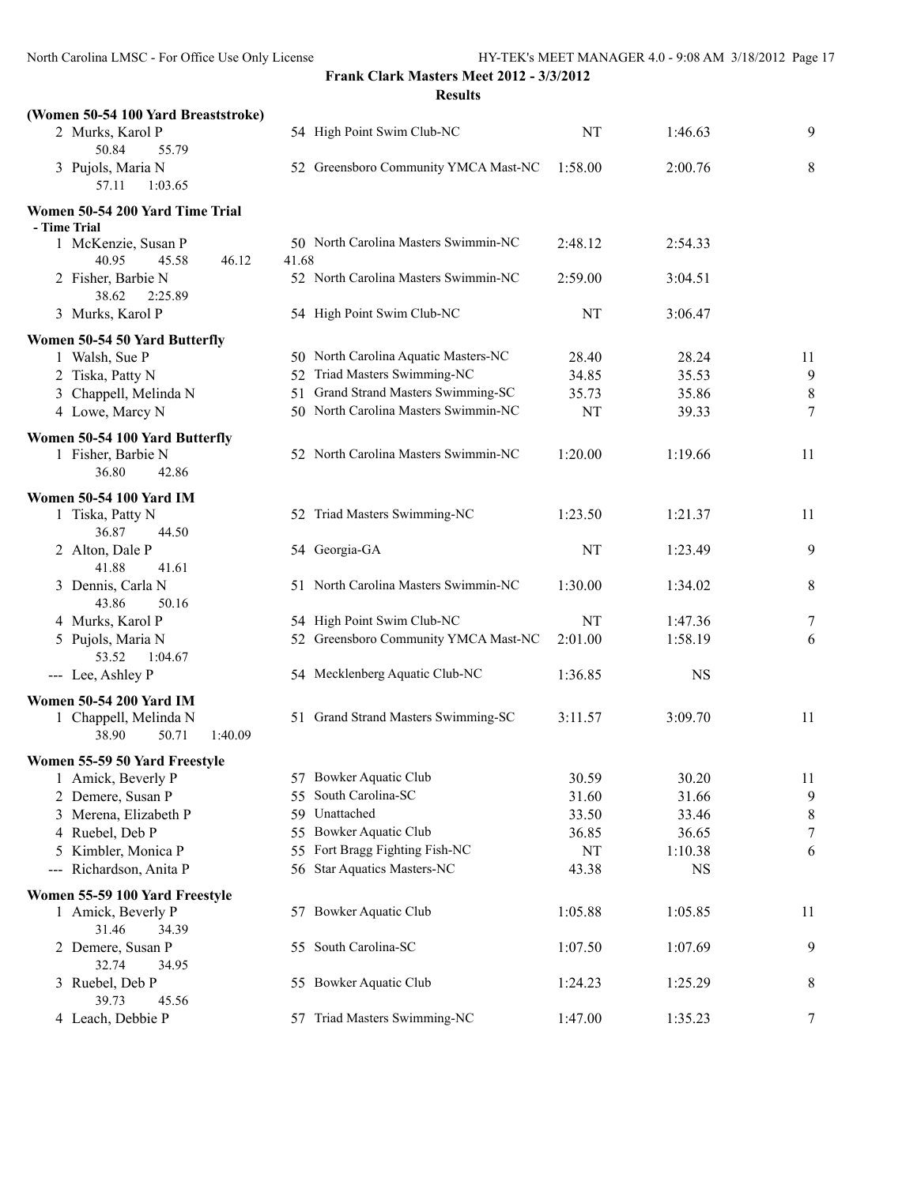**Frank Clark Masters Meet 2012 - 3/3/2012**

**Results**

**(Women 50-54 100 Yard Breaststroke)**

| | Name | Age | Team | Seed Time | Finals Time | Points |
|---|---|---|---|---|---|---|
| 2 | Murks, Karol P | 54 | High Point Swim Club-NC | NT | 1:46.63 | 9 |
| | 50.84 55.79 | | | | | |
| 3 | Pujols, Maria N | 52 | Greensboro Community YMCA Mast-NC | 1:58.00 | 2:00.76 | 8 |
| | 57.11 1:03.65 | | | | | |

**Women 50-54 200 Yard Time Trial**
**- Time Trial**

| | Name | Age | Team | Seed Time | Finals Time |
|---|---|---|---|---|---|
| 1 | McKenzie, Susan P | 50 | North Carolina Masters Swimmin-NC | 2:48.12 | 2:54.33 |
| | 40.95 45.58 46.12 41.68 | | | | |
| 2 | Fisher, Barbie N | 52 | North Carolina Masters Swimmin-NC | 2:59.00 | 3:04.51 |
| | 38.62 2:25.89 | | | | |
| 3 | Murks, Karol P | 54 | High Point Swim Club-NC | NT | 3:06.47 |

**Women 50-54 50 Yard Butterfly**

| | Name | Age | Team | Seed Time | Finals Time | Points |
|---|---|---|---|---|---|---|
| 1 | Walsh, Sue P | 50 | North Carolina Aquatic Masters-NC | 28.40 | 28.24 | 11 |
| 2 | Tiska, Patty N | 52 | Triad Masters Swimming-NC | 34.85 | 35.53 | 9 |
| 3 | Chappell, Melinda N | 51 | Grand Strand Masters Swimming-SC | 35.73 | 35.86 | 8 |
| 4 | Lowe, Marcy N | 50 | North Carolina Masters Swimmin-NC | NT | 39.33 | 7 |

**Women 50-54 100 Yard Butterfly**

| | Name | Age | Team | Seed Time | Finals Time | Points |
|---|---|---|---|---|---|---|
| 1 | Fisher, Barbie N | 52 | North Carolina Masters Swimmin-NC | 1:20.00 | 1:19.66 | 11 |
| | 36.80 42.86 | | | | | |

**Women 50-54 100 Yard IM**

| | Name | Age | Team | Seed Time | Finals Time | Points |
|---|---|---|---|---|---|---|
| 1 | Tiska, Patty N | 52 | Triad Masters Swimming-NC | 1:23.50 | 1:21.37 | 11 |
| | 36.87 44.50 | | | | | |
| 2 | Alton, Dale P | 54 | Georgia-GA | NT | 1:23.49 | 9 |
| | 41.88 41.61 | | | | | |
| 3 | Dennis, Carla N | 51 | North Carolina Masters Swimmin-NC | 1:30.00 | 1:34.02 | 8 |
| | 43.86 50.16 | | | | | |
| 4 | Murks, Karol P | 54 | High Point Swim Club-NC | NT | 1:47.36 | 7 |
| 5 | Pujols, Maria N | 52 | Greensboro Community YMCA Mast-NC | 2:01.00 | 1:58.19 | 6 |
| | 53.52 1:04.67 | | | | | |
| --- | Lee, Ashley P | 54 | Mecklenberg Aquatic Club-NC | 1:36.85 | NS | |

**Women 50-54 200 Yard IM**

| | Name | Age | Team | Seed Time | Finals Time | Points |
|---|---|---|---|---|---|---|
| 1 | Chappell, Melinda N | 51 | Grand Strand Masters Swimming-SC | 3:11.57 | 3:09.70 | 11 |
| | 38.90 50.71 1:40.09 | | | | | |

**Women 55-59 50 Yard Freestyle**

| | Name | Age | Team | Seed Time | Finals Time | Points |
|---|---|---|---|---|---|---|
| 1 | Amick, Beverly P | 57 | Bowker Aquatic Club | 30.59 | 30.20 | 11 |
| 2 | Demere, Susan P | 55 | South Carolina-SC | 31.60 | 31.66 | 9 |
| 3 | Merena, Elizabeth P | 59 | Unattached | 33.50 | 33.46 | 8 |
| 4 | Ruebel, Deb P | 55 | Bowker Aquatic Club | 36.85 | 36.65 | 7 |
| 5 | Kimbler, Monica P | 55 | Fort Bragg Fighting Fish-NC | NT | 1:10.38 | 6 |
| --- | Richardson, Anita P | 56 | Star Aquatics Masters-NC | 43.38 | NS | |

**Women 55-59 100 Yard Freestyle**

| | Name | Age | Team | Seed Time | Finals Time | Points |
|---|---|---|---|---|---|---|
| 1 | Amick, Beverly P | 57 | Bowker Aquatic Club | 1:05.88 | 1:05.85 | 11 |
| | 31.46 34.39 | | | | | |
| 2 | Demere, Susan P | 55 | South Carolina-SC | 1:07.50 | 1:07.69 | 9 |
| | 32.74 34.95 | | | | | |
| 3 | Ruebel, Deb P | 55 | Bowker Aquatic Club | 1:24.23 | 1:25.29 | 8 |
| | 39.73 45.56 | | | | | |
| 4 | Leach, Debbie P | 57 | Triad Masters Swimming-NC | 1:47.00 | 1:35.23 | 7 |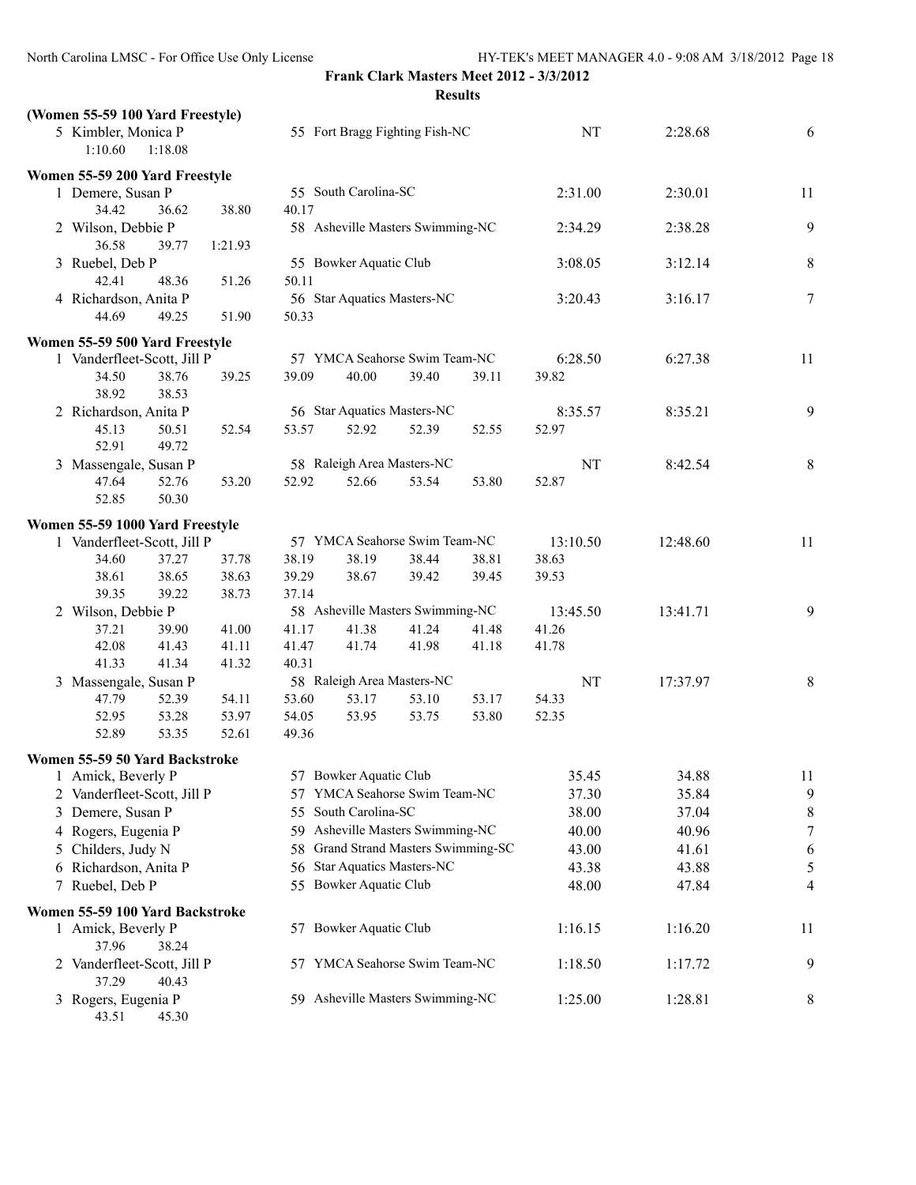**Frank Clark Masters Meet 2012 - 3/3/2012**

**Results**

### (Women 55-59 100 Yard Freestyle)

5 Kimbler, Monica P — 55 Fort Bragg Fighting Fish-NC — NT — 2:28.68 — 6
1:10.60 1:18.08

### Women 55-59 200 Yard Freestyle

1 Demere, Susan P — 55 South Carolina-SC — 2:31.00 — 2:30.01 — 11
34.42 36.62 38.80 40.17

2 Wilson, Debbie P — 58 Asheville Masters Swimming-NC — 2:34.29 — 2:38.28 — 9
36.58 39.77 1:21.93

3 Ruebel, Deb P — 55 Bowker Aquatic Club — 3:08.05 — 3:12.14 — 8
42.41 48.36 51.26 50.11

4 Richardson, Anita P — 56 Star Aquatics Masters-NC — 3:20.43 — 3:16.17 — 7
44.69 49.25 51.90 50.33

### Women 55-59 500 Yard Freestyle

1 Vanderfleet-Scott, Jill P — 57 YMCA Seahorse Swim Team-NC — 6:28.50 — 6:27.38 — 11
34.50 38.76 39.25 39.09 40.00 39.40 39.11 39.82
38.92 38.53

2 Richardson, Anita P — 56 Star Aquatics Masters-NC — 8:35.57 — 8:35.21 — 9
45.13 50.51 52.54 53.57 52.92 52.39 52.55 52.97
52.91 49.72

3 Massengale, Susan P — 58 Raleigh Area Masters-NC — NT — 8:42.54 — 8
47.64 52.76 53.20 52.92 52.66 53.54 53.80 52.87
52.85 50.30

### Women 55-59 1000 Yard Freestyle

1 Vanderfleet-Scott, Jill P — 57 YMCA Seahorse Swim Team-NC — 13:10.50 — 12:48.60 — 11
34.60 37.27 37.78 38.19 38.19 38.44 38.81 38.63
38.61 38.65 38.63 39.29 38.67 39.42 39.45 39.53
39.35 39.22 38.73 37.14

2 Wilson, Debbie P — 58 Asheville Masters Swimming-NC — 13:45.50 — 13:41.71 — 9
37.21 39.90 41.00 41.17 41.38 41.24 41.48 41.26
42.08 41.43 41.11 41.47 41.74 41.98 41.18 41.78
41.33 41.34 41.32 40.31

3 Massengale, Susan P — 58 Raleigh Area Masters-NC — NT — 17:37.97 — 8
47.79 52.39 54.11 53.60 53.17 53.10 53.17 54.33
52.95 53.28 53.97 54.05 53.95 53.75 53.80 52.35
52.89 53.35 52.61 49.36

### Women 55-59 50 Yard Backstroke

| Place | Name | Age | Team | Seed | Finals | Points |
|---|---|---|---|---|---|---|
| 1 | Amick, Beverly P | 57 | Bowker Aquatic Club | 35.45 | 34.88 | 11 |
| 2 | Vanderfleet-Scott, Jill P | 57 | YMCA Seahorse Swim Team-NC | 37.30 | 35.84 | 9 |
| 3 | Demere, Susan P | 55 | South Carolina-SC | 38.00 | 37.04 | 8 |
| 4 | Rogers, Eugenia P | 59 | Asheville Masters Swimming-NC | 40.00 | 40.96 | 7 |
| 5 | Childers, Judy N | 58 | Grand Strand Masters Swimming-SC | 43.00 | 41.61 | 6 |
| 6 | Richardson, Anita P | 56 | Star Aquatics Masters-NC | 43.38 | 43.88 | 5 |
| 7 | Ruebel, Deb P | 55 | Bowker Aquatic Club | 48.00 | 47.84 | 4 |

### Women 55-59 100 Yard Backstroke

1 Amick, Beverly P — 57 Bowker Aquatic Club — 1:16.15 — 1:16.20 — 11
37.96 38.24

2 Vanderfleet-Scott, Jill P — 57 YMCA Seahorse Swim Team-NC — 1:18.50 — 1:17.72 — 9
37.29 40.43

3 Rogers, Eugenia P — 59 Asheville Masters Swimming-NC — 1:25.00 — 1:28.81 — 8
43.51 45.30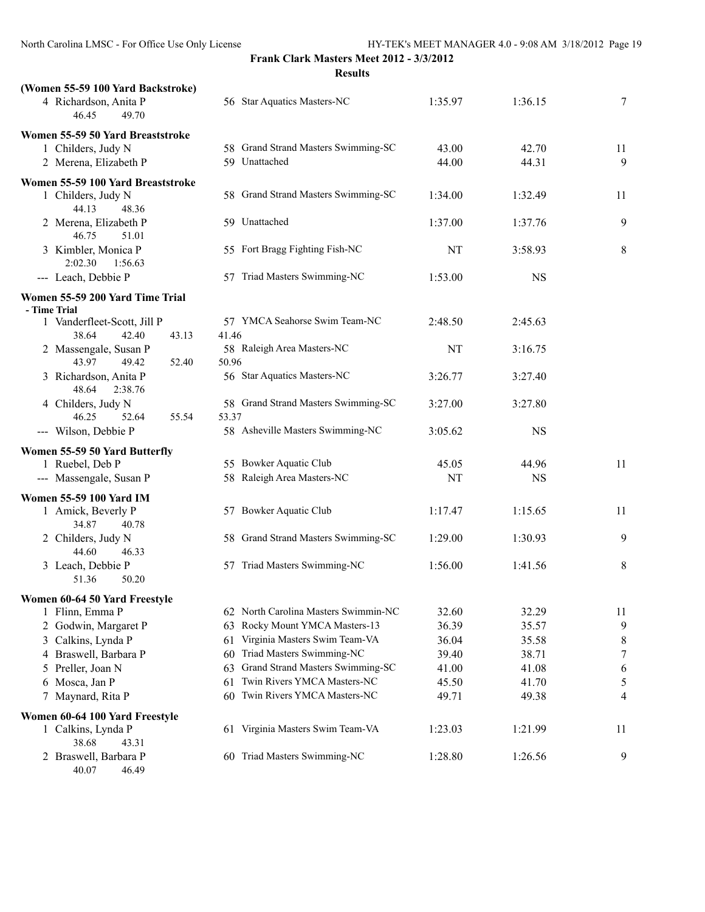**Frank Clark Masters Meet 2012 - 3/3/2012**
**Results**

**(Women 55-59 100 Yard Backstroke)**

| | Name | Age | Team | Seed Time | Finals Time | Points |
|---|---|---|---|---|---|---|
| 4 | Richardson, Anita P | 56 | Star Aquatics Masters-NC | 1:35.97 | 1:36.15 | 7 |
| | 46.45 49.70 | | | | | |

**Women 55-59 50 Yard Breaststroke**

| | Name | Age | Team | Seed Time | Finals Time | Points |
|---|---|---|---|---|---|---|
| 1 | Childers, Judy N | 58 | Grand Strand Masters Swimming-SC | 43.00 | 42.70 | 11 |
| 2 | Merena, Elizabeth P | 59 | Unattached | 44.00 | 44.31 | 9 |

**Women 55-59 100 Yard Breaststroke**

| | Name | Age | Team | Seed Time | Finals Time | Points |
|---|---|---|---|---|---|---|
| 1 | Childers, Judy N | 58 | Grand Strand Masters Swimming-SC | 1:34.00 | 1:32.49 | 11 |
| | 44.13 48.36 | | | | | |
| 2 | Merena, Elizabeth P | 59 | Unattached | 1:37.00 | 1:37.76 | 9 |
| | 46.75 51.01 | | | | | |
| 3 | Kimbler, Monica P | 55 | Fort Bragg Fighting Fish-NC | NT | 3:58.93 | 8 |
| | 2:02.30 1:56.63 | | | | | |
| --- | Leach, Debbie P | 57 | Triad Masters Swimming-NC | 1:53.00 | NS | |

**Women 55-59 200 Yard Time Trial**
**- Time Trial**

| | Name | Age | Team | Seed Time | Finals Time |
|---|---|---|---|---|---|
| 1 | Vanderfleet-Scott, Jill P | 57 | YMCA Seahorse Swim Team-NC | 2:48.50 | 2:45.63 |
| | 38.64 42.40 43.13 41.46 | | | | |
| 2 | Massengale, Susan P | 58 | Raleigh Area Masters-NC | NT | 3:16.75 |
| | 43.97 49.42 52.40 50.96 | | | | |
| 3 | Richardson, Anita P | 56 | Star Aquatics Masters-NC | 3:26.77 | 3:27.40 |
| | 48.64 2:38.76 | | | | |
| 4 | Childers, Judy N | 58 | Grand Strand Masters Swimming-SC | 3:27.00 | 3:27.80 |
| | 46.25 52.64 55.54 53.37 | | | | |
| --- | Wilson, Debbie P | 58 | Asheville Masters Swimming-NC | 3:05.62 | NS |

**Women 55-59 50 Yard Butterfly**

| | Name | Age | Team | Seed Time | Finals Time | Points |
|---|---|---|---|---|---|---|
| 1 | Ruebel, Deb P | 55 | Bowker Aquatic Club | 45.05 | 44.96 | 11 |
| --- | Massengale, Susan P | 58 | Raleigh Area Masters-NC | NT | NS | |

**Women 55-59 100 Yard IM**

| | Name | Age | Team | Seed Time | Finals Time | Points |
|---|---|---|---|---|---|---|
| 1 | Amick, Beverly P | 57 | Bowker Aquatic Club | 1:17.47 | 1:15.65 | 11 |
| | 34.87 40.78 | | | | | |
| 2 | Childers, Judy N | 58 | Grand Strand Masters Swimming-SC | 1:29.00 | 1:30.93 | 9 |
| | 44.60 46.33 | | | | | |
| 3 | Leach, Debbie P | 57 | Triad Masters Swimming-NC | 1:56.00 | 1:41.56 | 8 |
| | 51.36 50.20 | | | | | |

**Women 60-64 50 Yard Freestyle**

| | Name | Age | Team | Seed Time | Finals Time | Points |
|---|---|---|---|---|---|---|
| 1 | Flinn, Emma P | 62 | North Carolina Masters Swimmin-NC | 32.60 | 32.29 | 11 |
| 2 | Godwin, Margaret P | 63 | Rocky Mount YMCA Masters-13 | 36.39 | 35.57 | 9 |
| 3 | Calkins, Lynda P | 61 | Virginia Masters Swim Team-VA | 36.04 | 35.58 | 8 |
| 4 | Braswell, Barbara P | 60 | Triad Masters Swimming-NC | 39.40 | 38.71 | 7 |
| 5 | Preller, Joan N | 63 | Grand Strand Masters Swimming-SC | 41.00 | 41.08 | 6 |
| 6 | Mosca, Jan P | 61 | Twin Rivers YMCA Masters-NC | 45.50 | 41.70 | 5 |
| 7 | Maynard, Rita P | 60 | Twin Rivers YMCA Masters-NC | 49.71 | 49.38 | 4 |

**Women 60-64 100 Yard Freestyle**

| | Name | Age | Team | Seed Time | Finals Time | Points |
|---|---|---|---|---|---|---|
| 1 | Calkins, Lynda P | 61 | Virginia Masters Swim Team-VA | 1:23.03 | 1:21.99 | 11 |
| | 38.68 43.31 | | | | | |
| 2 | Braswell, Barbara P | 60 | Triad Masters Swimming-NC | 1:28.80 | 1:26.56 | 9 |
| | 40.07 46.49 | | | | | |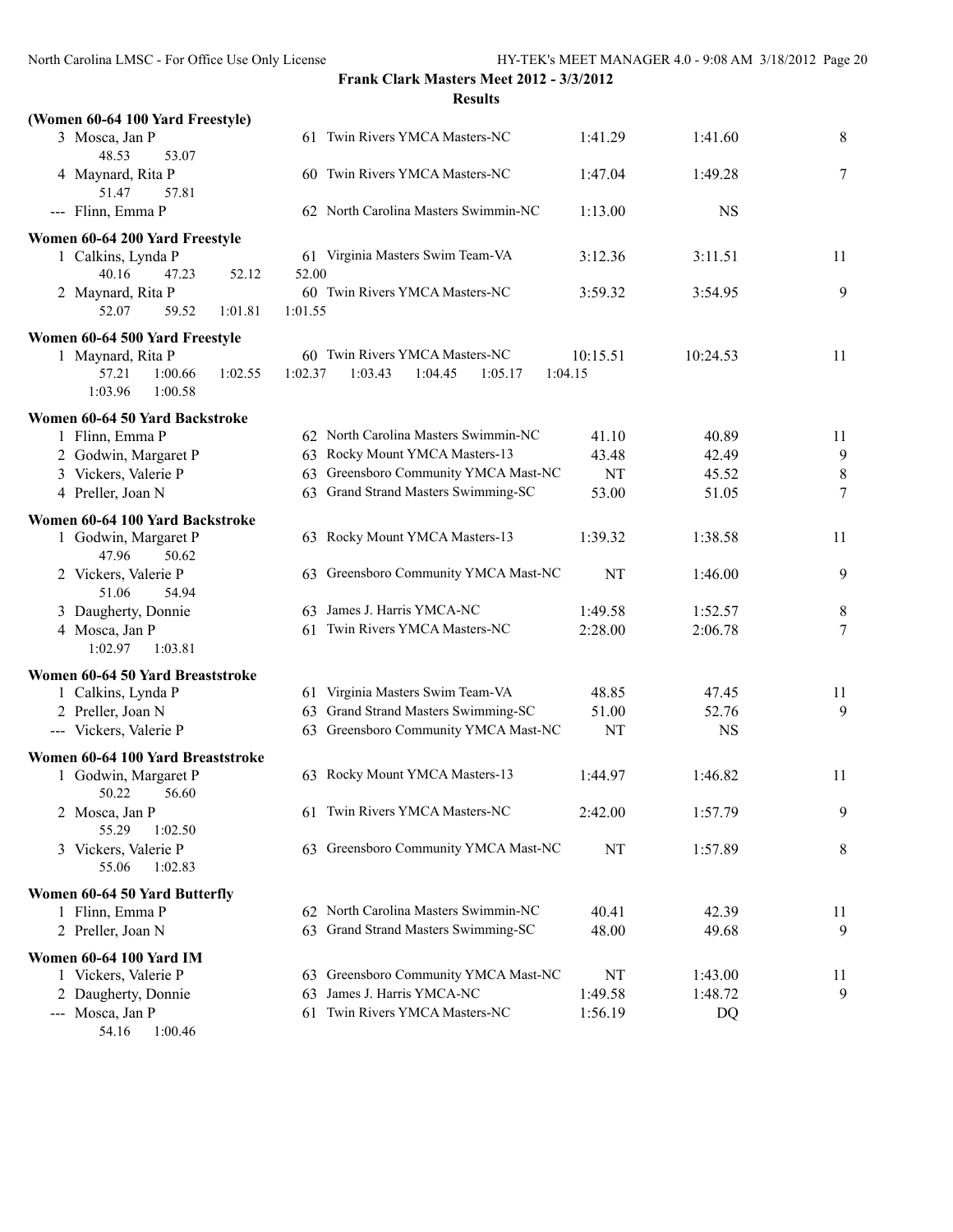**Frank Clark Masters Meet 2012 - 3/3/2012**

**Results**

**(Women 60-64 100 Yard Freestyle)**

| | Name | Age | Team | Seed Time | Finals Time | Points |
|---|---|---|---|---|---|---|
| 3 | Mosca, Jan P | 61 | Twin Rivers YMCA Masters-NC | 1:41.29 | 1:41.60 | 8 |
| | 48.53 53.07 | | | | | |
| 4 | Maynard, Rita P | 60 | Twin Rivers YMCA Masters-NC | 1:47.04 | 1:49.28 | 7 |
| | 51.47 57.81 | | | | | |
| --- | Flinn, Emma P | 62 | North Carolina Masters Swimmin-NC | 1:13.00 | NS | |

**Women 60-64 200 Yard Freestyle**

| | Name | Age | Team | Seed Time | Finals Time | Points |
|---|---|---|---|---|---|---|
| 1 | Calkins, Lynda P | 61 | Virginia Masters Swim Team-VA | 3:12.36 | 3:11.51 | 11 |
| | 40.16 47.23 52.12 52.00 | | | | | |
| 2 | Maynard, Rita P | 60 | Twin Rivers YMCA Masters-NC | 3:59.32 | 3:54.95 | 9 |
| | 52.07 59.52 1:01.81 1:01.55 | | | | | |

**Women 60-64 500 Yard Freestyle**

| | Name | Age | Team | Seed Time | Finals Time | Points |
|---|---|---|---|---|---|---|
| 1 | Maynard, Rita P | 60 | Twin Rivers YMCA Masters-NC | 10:15.51 | 10:24.53 | 11 |
| | 57.21 1:00.66 1:02.55 1:02.37 1:03.43 1:04.45 1:05.17 1:04.15 | | | | | |
| | 1:03.96 1:00.58 | | | | | |

**Women 60-64 50 Yard Backstroke**

| | Name | Age | Team | Seed Time | Finals Time | Points |
|---|---|---|---|---|---|---|
| 1 | Flinn, Emma P | 62 | North Carolina Masters Swimmin-NC | 41.10 | 40.89 | 11 |
| 2 | Godwin, Margaret P | 63 | Rocky Mount YMCA Masters-13 | 43.48 | 42.49 | 9 |
| 3 | Vickers, Valerie P | 63 | Greensboro Community YMCA Mast-NC | NT | 45.52 | 8 |
| 4 | Preller, Joan N | 63 | Grand Strand Masters Swimming-SC | 53.00 | 51.05 | 7 |

**Women 60-64 100 Yard Backstroke**

| | Name | Age | Team | Seed Time | Finals Time | Points |
|---|---|---|---|---|---|---|
| 1 | Godwin, Margaret P | 63 | Rocky Mount YMCA Masters-13 | 1:39.32 | 1:38.58 | 11 |
| | 47.96 50.62 | | | | | |
| 2 | Vickers, Valerie P | 63 | Greensboro Community YMCA Mast-NC | NT | 1:46.00 | 9 |
| | 51.06 54.94 | | | | | |
| 3 | Daugherty, Donnie | 63 | James J. Harris YMCA-NC | 1:49.58 | 1:52.57 | 8 |
| 4 | Mosca, Jan P | 61 | Twin Rivers YMCA Masters-NC | 2:28.00 | 2:06.78 | 7 |
| | 1:02.97 1:03.81 | | | | | |

**Women 60-64 50 Yard Breaststroke**

| | Name | Age | Team | Seed Time | Finals Time | Points |
|---|---|---|---|---|---|---|
| 1 | Calkins, Lynda P | 61 | Virginia Masters Swim Team-VA | 48.85 | 47.45 | 11 |
| 2 | Preller, Joan N | 63 | Grand Strand Masters Swimming-SC | 51.00 | 52.76 | 9 |
| --- | Vickers, Valerie P | 63 | Greensboro Community YMCA Mast-NC | NT | NS | |

**Women 60-64 100 Yard Breaststroke**

| | Name | Age | Team | Seed Time | Finals Time | Points |
|---|---|---|---|---|---|---|
| 1 | Godwin, Margaret P | 63 | Rocky Mount YMCA Masters-13 | 1:44.97 | 1:46.82 | 11 |
| | 50.22 56.60 | | | | | |
| 2 | Mosca, Jan P | 61 | Twin Rivers YMCA Masters-NC | 2:42.00 | 1:57.79 | 9 |
| | 55.29 1:02.50 | | | | | |
| 3 | Vickers, Valerie P | 63 | Greensboro Community YMCA Mast-NC | NT | 1:57.89 | 8 |
| | 55.06 1:02.83 | | | | | |

**Women 60-64 50 Yard Butterfly**

| | Name | Age | Team | Seed Time | Finals Time | Points |
|---|---|---|---|---|---|---|
| 1 | Flinn, Emma P | 62 | North Carolina Masters Swimmin-NC | 40.41 | 42.39 | 11 |
| 2 | Preller, Joan N | 63 | Grand Strand Masters Swimming-SC | 48.00 | 49.68 | 9 |

**Women 60-64 100 Yard IM**

| | Name | Age | Team | Seed Time | Finals Time | Points |
|---|---|---|---|---|---|---|
| 1 | Vickers, Valerie P | 63 | Greensboro Community YMCA Mast-NC | NT | 1:43.00 | 11 |
| 2 | Daugherty, Donnie | 63 | James J. Harris YMCA-NC | 1:49.58 | 1:48.72 | 9 |
| --- | Mosca, Jan P | 61 | Twin Rivers YMCA Masters-NC | 1:56.19 | DQ | |
| | 54.16 1:00.46 | | | | | |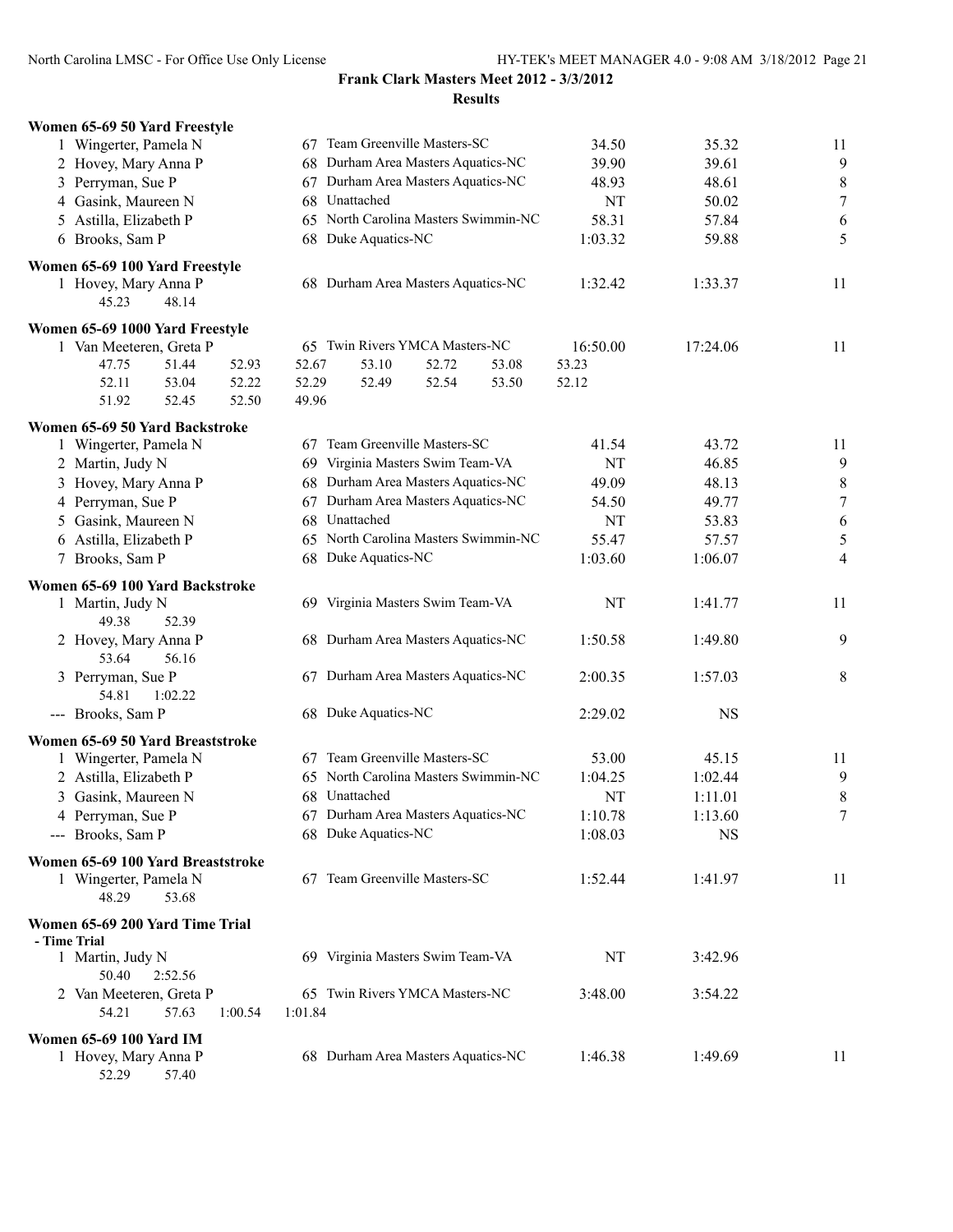**Frank Clark Masters Meet 2012 - 3/3/2012**

**Results**

### Women 65-69 50 Yard Freestyle

| | Name | Age | Team | Seed Time | Finals Time | Points |
|---|---|---|---|---|---|---|
| 1 | Wingerter, Pamela N | 67 | Team Greenville Masters-SC | 34.50 | 35.32 | 11 |
| 2 | Hovey, Mary Anna P | 68 | Durham Area Masters Aquatics-NC | 39.90 | 39.61 | 9 |
| 3 | Perryman, Sue P | 67 | Durham Area Masters Aquatics-NC | 48.93 | 48.61 | 8 |
| 4 | Gasink, Maureen N | 68 | Unattached | NT | 50.02 | 7 |
| 5 | Astilla, Elizabeth P | 65 | North Carolina Masters Swimmin-NC | 58.31 | 57.84 | 6 |
| 6 | Brooks, Sam P | 68 | Duke Aquatics-NC | 1:03.32 | 59.88 | 5 |

### Women 65-69 100 Yard Freestyle

| | Name | Age | Team | Seed Time | Finals Time | Points |
|---|---|---|---|---|---|---|
| 1 | Hovey, Mary Anna P | 68 | Durham Area Masters Aquatics-NC | 1:32.42 | 1:33.37 | 11 |

45.23 48.14

### Women 65-69 1000 Yard Freestyle

| | Name | Age | Team | Seed Time | Finals Time | Points |
|---|---|---|---|---|---|---|
| 1 | Van Meeteren, Greta P | 65 | Twin Rivers YMCA Masters-NC | 16:50.00 | 17:24.06 | 11 |

47.75 51.44 52.93 52.67 53.10 52.72 53.08 53.23
52.11 53.04 52.22 52.29 52.49 52.54 53.50 52.12
51.92 52.45 52.50 49.96

### Women 65-69 50 Yard Backstroke

| | Name | Age | Team | Seed Time | Finals Time | Points |
|---|---|---|---|---|---|---|
| 1 | Wingerter, Pamela N | 67 | Team Greenville Masters-SC | 41.54 | 43.72 | 11 |
| 2 | Martin, Judy N | 69 | Virginia Masters Swim Team-VA | NT | 46.85 | 9 |
| 3 | Hovey, Mary Anna P | 68 | Durham Area Masters Aquatics-NC | 49.09 | 48.13 | 8 |
| 4 | Perryman, Sue P | 67 | Durham Area Masters Aquatics-NC | 54.50 | 49.77 | 7 |
| 5 | Gasink, Maureen N | 68 | Unattached | NT | 53.83 | 6 |
| 6 | Astilla, Elizabeth P | 65 | North Carolina Masters Swimmin-NC | 55.47 | 57.57 | 5 |
| 7 | Brooks, Sam P | 68 | Duke Aquatics-NC | 1:03.60 | 1:06.07 | 4 |

### Women 65-69 100 Yard Backstroke

| | Name | Age | Team | Seed Time | Finals Time | Points |
|---|---|---|---|---|---|---|
| 1 | Martin, Judy N (49.38, 52.39) | 69 | Virginia Masters Swim Team-VA | NT | 1:41.77 | 11 |
| 2 | Hovey, Mary Anna P (53.64, 56.16) | 68 | Durham Area Masters Aquatics-NC | 1:50.58 | 1:49.80 | 9 |
| 3 | Perryman, Sue P (54.81, 1:02.22) | 67 | Durham Area Masters Aquatics-NC | 2:00.35 | 1:57.03 | 8 |
| --- | Brooks, Sam P | 68 | Duke Aquatics-NC | 2:29.02 | NS | |

### Women 65-69 50 Yard Breaststroke

| | Name | Age | Team | Seed Time | Finals Time | Points |
|---|---|---|---|---|---|---|
| 1 | Wingerter, Pamela N | 67 | Team Greenville Masters-SC | 53.00 | 45.15 | 11 |
| 2 | Astilla, Elizabeth P | 65 | North Carolina Masters Swimmin-NC | 1:04.25 | 1:02.44 | 9 |
| 3 | Gasink, Maureen N | 68 | Unattached | NT | 1:11.01 | 8 |
| 4 | Perryman, Sue P | 67 | Durham Area Masters Aquatics-NC | 1:10.78 | 1:13.60 | 7 |
| --- | Brooks, Sam P | 68 | Duke Aquatics-NC | 1:08.03 | NS | |

### Women 65-69 100 Yard Breaststroke

| | Name | Age | Team | Seed Time | Finals Time | Points |
|---|---|---|---|---|---|---|
| 1 | Wingerter, Pamela N (48.29, 53.68) | 67 | Team Greenville Masters-SC | 1:52.44 | 1:41.97 | 11 |

### Women 65-69 200 Yard Time Trial

- Time Trial

| | Name | Age | Team | Seed Time | Finals Time |
|---|---|---|---|---|---|
| 1 | Martin, Judy N (50.40, 2:52.56) | 69 | Virginia Masters Swim Team-VA | NT | 3:42.96 |
| 2 | Van Meeteren, Greta P (54.21, 57.63, 1:00.54, 1:01.84) | 65 | Twin Rivers YMCA Masters-NC | 3:48.00 | 3:54.22 |

### Women 65-69 100 Yard IM

| | Name | Age | Team | Seed Time | Finals Time | Points |
|---|---|---|---|---|---|---|
| 1 | Hovey, Mary Anna P (52.29, 57.40) | 68 | Durham Area Masters Aquatics-NC | 1:46.38 | 1:49.69 | 11 |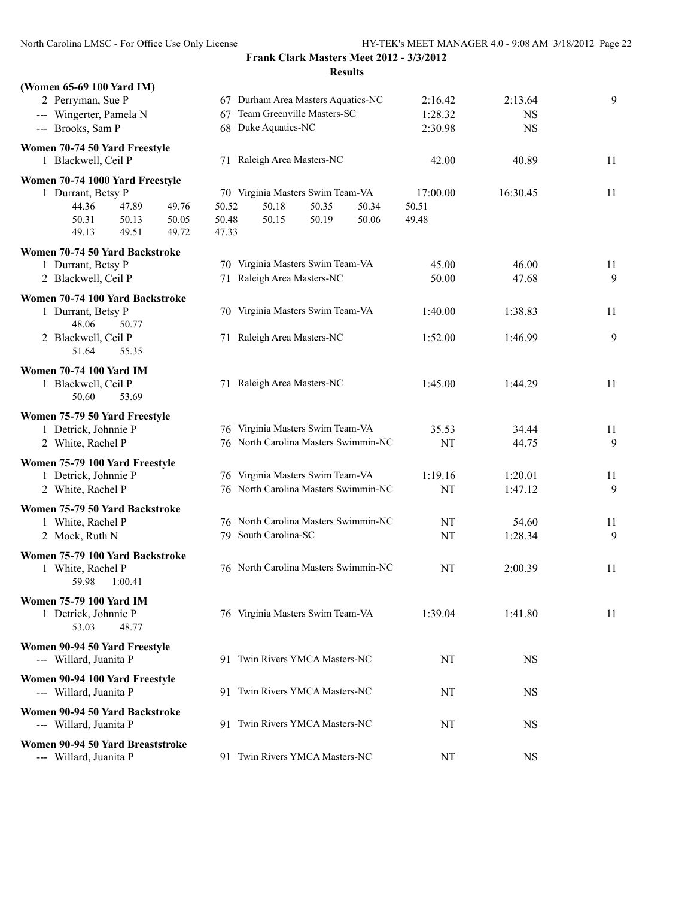**Frank Clark Masters Meet 2012 - 3/3/2012**

**Results**

**(Women 65-69 100 Yard IM)**

| | Name | Age | Team | Seed Time | Finals Time | Points |
|---|---|---|---|---|---|---|
| 2 | Perryman, Sue P | 67 | Durham Area Masters Aquatics-NC | 2:16.42 | 2:13.64 | 9 |
| --- | Wingerter, Pamela N | 67 | Team Greenville Masters-SC | 1:28.32 | NS | |
| --- | Brooks, Sam P | 68 | Duke Aquatics-NC | 2:30.98 | NS | |

**Women 70-74 50 Yard Freestyle**

| | Name | Age | Team | Seed Time | Finals Time | Points |
|---|---|---|---|---|---|---|
| 1 | Blackwell, Ceil P | 71 | Raleigh Area Masters-NC | 42.00 | 40.89 | 11 |

**Women 70-74 1000 Yard Freestyle**

| | Name | Age | Team | Seed Time | Finals Time | Points |
|---|---|---|---|---|---|---|
| 1 | Durrant, Betsy P | 70 | Virginia Masters Swim Team-VA | 17:00.00 | 16:30.45 | 11 |

44.36 47.89 49.76 50.52 50.18 50.35 50.34 50.51
50.31 50.13 50.05 50.48 50.15 50.19 50.06 49.48
49.13 49.51 49.72 47.33

**Women 70-74 50 Yard Backstroke**

| | Name | Age | Team | Seed Time | Finals Time | Points |
|---|---|---|---|---|---|---|
| 1 | Durrant, Betsy P | 70 | Virginia Masters Swim Team-VA | 45.00 | 46.00 | 11 |
| 2 | Blackwell, Ceil P | 71 | Raleigh Area Masters-NC | 50.00 | 47.68 | 9 |

**Women 70-74 100 Yard Backstroke**

| | Name | Age | Team | Seed Time | Finals Time | Points |
|---|---|---|---|---|---|---|
| 1 | Durrant, Betsy P | 70 | Virginia Masters Swim Team-VA | 1:40.00 | 1:38.83 | 11 |
| | 48.06 50.77 | | | | | |
| 2 | Blackwell, Ceil P | 71 | Raleigh Area Masters-NC | 1:52.00 | 1:46.99 | 9 |
| | 51.64 55.35 | | | | | |

**Women 70-74 100 Yard IM**

| | Name | Age | Team | Seed Time | Finals Time | Points |
|---|---|---|---|---|---|---|
| 1 | Blackwell, Ceil P | 71 | Raleigh Area Masters-NC | 1:45.00 | 1:44.29 | 11 |
| | 50.60 53.69 | | | | | |

**Women 75-79 50 Yard Freestyle**

| | Name | Age | Team | Seed Time | Finals Time | Points |
|---|---|---|---|---|---|---|
| 1 | Detrick, Johnnie P | 76 | Virginia Masters Swim Team-VA | 35.53 | 34.44 | 11 |
| 2 | White, Rachel P | 76 | North Carolina Masters Swimmin-NC | NT | 44.75 | 9 |

**Women 75-79 100 Yard Freestyle**

| | Name | Age | Team | Seed Time | Finals Time | Points |
|---|---|---|---|---|---|---|
| 1 | Detrick, Johnnie P | 76 | Virginia Masters Swim Team-VA | 1:19.16 | 1:20.01 | 11 |
| 2 | White, Rachel P | 76 | North Carolina Masters Swimmin-NC | NT | 1:47.12 | 9 |

**Women 75-79 50 Yard Backstroke**

| | Name | Age | Team | Seed Time | Finals Time | Points |
|---|---|---|---|---|---|---|
| 1 | White, Rachel P | 76 | North Carolina Masters Swimmin-NC | NT | 54.60 | 11 |
| 2 | Mock, Ruth N | 79 | South Carolina-SC | NT | 1:28.34 | 9 |

**Women 75-79 100 Yard Backstroke**

| | Name | Age | Team | Seed Time | Finals Time | Points |
|---|---|---|---|---|---|---|
| 1 | White, Rachel P | 76 | North Carolina Masters Swimmin-NC | NT | 2:00.39 | 11 |
| | 59.98 1:00.41 | | | | | |

**Women 75-79 100 Yard IM**

| | Name | Age | Team | Seed Time | Finals Time | Points |
|---|---|---|---|---|---|---|
| 1 | Detrick, Johnnie P | 76 | Virginia Masters Swim Team-VA | 1:39.04 | 1:41.80 | 11 |
| | 53.03 48.77 | | | | | |

**Women 90-94 50 Yard Freestyle**

| | Name | Age | Team | Seed Time | Finals Time | Points |
|---|---|---|---|---|---|---|
| --- | Willard, Juanita P | 91 | Twin Rivers YMCA Masters-NC | NT | NS | |

**Women 90-94 100 Yard Freestyle**

| | Name | Age | Team | Seed Time | Finals Time | Points |
|---|---|---|---|---|---|---|
| --- | Willard, Juanita P | 91 | Twin Rivers YMCA Masters-NC | NT | NS | |

**Women 90-94 50 Yard Backstroke**

| | Name | Age | Team | Seed Time | Finals Time | Points |
|---|---|---|---|---|---|---|
| --- | Willard, Juanita P | 91 | Twin Rivers YMCA Masters-NC | NT | NS | |

**Women 90-94 50 Yard Breaststroke**

| | Name | Age | Team | Seed Time | Finals Time | Points |
|---|---|---|---|---|---|---|
| --- | Willard, Juanita P | 91 | Twin Rivers YMCA Masters-NC | NT | NS | |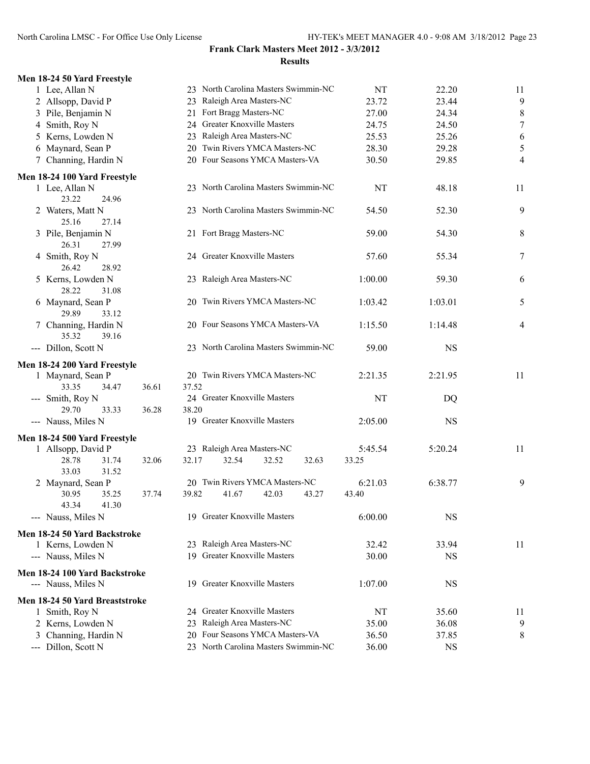**Frank Clark Masters Meet 2012 - 3/3/2012**

**Results**

### Men 18-24 50 Yard Freestyle

| | Name | Age | Team | Seed Time | Finals Time | Points |
|---|---|---|---|---|---|---|
| 1 | Lee, Allan N | 23 | North Carolina Masters Swimmin-NC | NT | 22.20 | 11 |
| 2 | Allsopp, David P | 23 | Raleigh Area Masters-NC | 23.72 | 23.44 | 9 |
| 3 | Pile, Benjamin N | 21 | Fort Bragg Masters-NC | 27.00 | 24.34 | 8 |
| 4 | Smith, Roy N | 24 | Greater Knoxville Masters | 24.75 | 24.50 | 7 |
| 5 | Kerns, Lowden N | 23 | Raleigh Area Masters-NC | 25.53 | 25.26 | 6 |
| 6 | Maynard, Sean P | 20 | Twin Rivers YMCA Masters-NC | 28.30 | 29.28 | 5 |
| 7 | Channing, Hardin N | 20 | Four Seasons YMCA Masters-VA | 30.50 | 29.85 | 4 |

### Men 18-24 100 Yard Freestyle

| | Name | Age | Team | Seed Time | Finals Time | Points |
|---|---|---|---|---|---|---|
| 1 | Lee, Allan N | 23 | North Carolina Masters Swimmin-NC | NT | 48.18 | 11 |
| | 23.22 24.96 | | | | | |
| 2 | Waters, Matt N | 23 | North Carolina Masters Swimmin-NC | 54.50 | 52.30 | 9 |
| | 25.16 27.14 | | | | | |
| 3 | Pile, Benjamin N | 21 | Fort Bragg Masters-NC | 59.00 | 54.30 | 8 |
| | 26.31 27.99 | | | | | |
| 4 | Smith, Roy N | 24 | Greater Knoxville Masters | 57.60 | 55.34 | 7 |
| | 26.42 28.92 | | | | | |
| 5 | Kerns, Lowden N | 23 | Raleigh Area Masters-NC | 1:00.00 | 59.30 | 6 |
| | 28.22 31.08 | | | | | |
| 6 | Maynard, Sean P | 20 | Twin Rivers YMCA Masters-NC | 1:03.42 | 1:03.01 | 5 |
| | 29.89 33.12 | | | | | |
| 7 | Channing, Hardin N | 20 | Four Seasons YMCA Masters-VA | 1:15.50 | 1:14.48 | 4 |
| | 35.32 39.16 | | | | | |
| --- | Dillon, Scott N | 23 | North Carolina Masters Swimmin-NC | 59.00 | NS | |

### Men 18-24 200 Yard Freestyle

| | Name | Age | Team | Seed Time | Finals Time | Points |
|---|---|---|---|---|---|---|
| 1 | Maynard, Sean P | 20 | Twin Rivers YMCA Masters-NC | 2:21.35 | 2:21.95 | 11 |
| | 33.35 34.47 36.61 37.52 | | | | | |
| --- | Smith, Roy N | 24 | Greater Knoxville Masters | NT | DQ | |
| | 29.70 33.33 36.28 38.20 | | | | | |
| --- | Nauss, Miles N | 19 | Greater Knoxville Masters | 2:05.00 | NS | |

### Men 18-24 500 Yard Freestyle

| | Name | Age | Team | Seed Time | Finals Time | Points |
|---|---|---|---|---|---|---|
| 1 | Allsopp, David P | 23 | Raleigh Area Masters-NC | 5:45.54 | 5:20.24 | 11 |
| | 28.78 31.74 32.06 32.17 32.54 32.52 32.63 33.25 33.03 31.52 | | | | | |
| 2 | Maynard, Sean P | 20 | Twin Rivers YMCA Masters-NC | 6:21.03 | 6:38.77 | 9 |
| | 30.95 35.25 37.74 39.82 41.67 42.03 43.27 43.40 43.34 41.30 | | | | | |
| --- | Nauss, Miles N | 19 | Greater Knoxville Masters | 6:00.00 | NS | |

### Men 18-24 50 Yard Backstroke

| | Name | Age | Team | Seed Time | Finals Time | Points |
|---|---|---|---|---|---|---|
| 1 | Kerns, Lowden N | 23 | Raleigh Area Masters-NC | 32.42 | 33.94 | 11 |
| --- | Nauss, Miles N | 19 | Greater Knoxville Masters | 30.00 | NS | |

### Men 18-24 100 Yard Backstroke

| | Name | Age | Team | Seed Time | Finals Time | Points |
|---|---|---|---|---|---|---|
| --- | Nauss, Miles N | 19 | Greater Knoxville Masters | 1:07.00 | NS | |

### Men 18-24 50 Yard Breaststroke

| | Name | Age | Team | Seed Time | Finals Time | Points |
|---|---|---|---|---|---|---|
| 1 | Smith, Roy N | 24 | Greater Knoxville Masters | NT | 35.60 | 11 |
| 2 | Kerns, Lowden N | 23 | Raleigh Area Masters-NC | 35.00 | 36.08 | 9 |
| 3 | Channing, Hardin N | 20 | Four Seasons YMCA Masters-VA | 36.50 | 37.85 | 8 |
| --- | Dillon, Scott N | 23 | North Carolina Masters Swimmin-NC | 36.00 | NS | |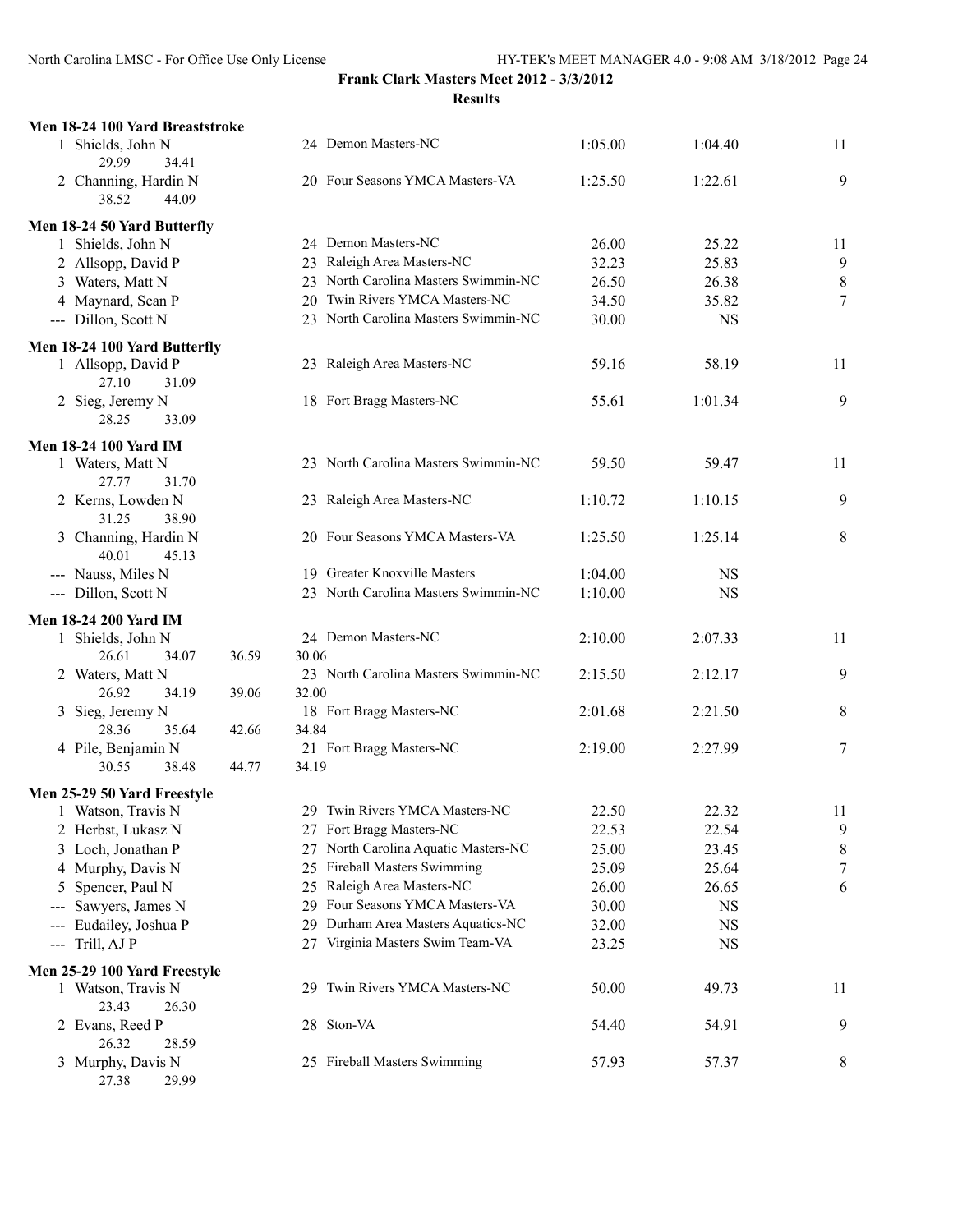**Frank Clark Masters Meet 2012 - 3/3/2012**

**Results**

### Men 18-24 100 Yard Breaststroke

| Place | Name | Age | Team | Seed Time | Finals Time | Points |
|---|---|---|---|---|---|---|
| 1 | Shields, John N | 24 | Demon Masters-NC | 1:05.00 | 1:04.40 | 11 |
| | 29.99 34.41 | | | | | |
| 2 | Channing, Hardin N | 20 | Four Seasons YMCA Masters-VA | 1:25.50 | 1:22.61 | 9 |
| | 38.52 44.09 | | | | | |

### Men 18-24 50 Yard Butterfly

| Place | Name | Age | Team | Seed Time | Finals Time | Points |
|---|---|---|---|---|---|---|
| 1 | Shields, John N | 24 | Demon Masters-NC | 26.00 | 25.22 | 11 |
| 2 | Allsopp, David P | 23 | Raleigh Area Masters-NC | 32.23 | 25.83 | 9 |
| 3 | Waters, Matt N | 23 | North Carolina Masters Swimmin-NC | 26.50 | 26.38 | 8 |
| 4 | Maynard, Sean P | 20 | Twin Rivers YMCA Masters-NC | 34.50 | 35.82 | 7 |
| --- | Dillon, Scott N | 23 | North Carolina Masters Swimmin-NC | 30.00 | NS | |

### Men 18-24 100 Yard Butterfly

| Place | Name | Age | Team | Seed Time | Finals Time | Points |
|---|---|---|---|---|---|---|
| 1 | Allsopp, David P | 23 | Raleigh Area Masters-NC | 59.16 | 58.19 | 11 |
| | 27.10 31.09 | | | | | |
| 2 | Sieg, Jeremy N | 18 | Fort Bragg Masters-NC | 55.61 | 1:01.34 | 9 |
| | 28.25 33.09 | | | | | |

### Men 18-24 100 Yard IM

| Place | Name | Age | Team | Seed Time | Finals Time | Points |
|---|---|---|---|---|---|---|
| 1 | Waters, Matt N | 23 | North Carolina Masters Swimmin-NC | 59.50 | 59.47 | 11 |
| | 27.77 31.70 | | | | | |
| 2 | Kerns, Lowden N | 23 | Raleigh Area Masters-NC | 1:10.72 | 1:10.15 | 9 |
| | 31.25 38.90 | | | | | |
| 3 | Channing, Hardin N | 20 | Four Seasons YMCA Masters-VA | 1:25.50 | 1:25.14 | 8 |
| | 40.01 45.13 | | | | | |
| --- | Nauss, Miles N | 19 | Greater Knoxville Masters | 1:04.00 | NS | |
| --- | Dillon, Scott N | 23 | North Carolina Masters Swimmin-NC | 1:10.00 | NS | |

### Men 18-24 200 Yard IM

| Place | Name | Age | Team | Seed Time | Finals Time | Points |
|---|---|---|---|---|---|---|
| 1 | Shields, John N | 24 | Demon Masters-NC | 2:10.00 | 2:07.33 | 11 |
| | 26.61 34.07 36.59 30.06 | | | | | |
| 2 | Waters, Matt N | 23 | North Carolina Masters Swimmin-NC | 2:15.50 | 2:12.17 | 9 |
| | 26.92 34.19 39.06 32.00 | | | | | |
| 3 | Sieg, Jeremy N | 18 | Fort Bragg Masters-NC | 2:01.68 | 2:21.50 | 8 |
| | 28.36 35.64 42.66 34.84 | | | | | |
| 4 | Pile, Benjamin N | 21 | Fort Bragg Masters-NC | 2:19.00 | 2:27.99 | 7 |
| | 30.55 38.48 44.77 34.19 | | | | | |

### Men 25-29 50 Yard Freestyle

| Place | Name | Age | Team | Seed Time | Finals Time | Points |
|---|---|---|---|---|---|---|
| 1 | Watson, Travis N | 29 | Twin Rivers YMCA Masters-NC | 22.50 | 22.32 | 11 |
| 2 | Herbst, Lukasz N | 27 | Fort Bragg Masters-NC | 22.53 | 22.54 | 9 |
| 3 | Loch, Jonathan P | 27 | North Carolina Aquatic Masters-NC | 25.00 | 23.45 | 8 |
| 4 | Murphy, Davis N | 25 | Fireball Masters Swimming | 25.09 | 25.64 | 7 |
| 5 | Spencer, Paul N | 25 | Raleigh Area Masters-NC | 26.00 | 26.65 | 6 |
| --- | Sawyers, James N | 29 | Four Seasons YMCA Masters-VA | 30.00 | NS | |
| --- | Eudailey, Joshua P | 29 | Durham Area Masters Aquatics-NC | 32.00 | NS | |
| --- | Trill, AJ P | 27 | Virginia Masters Swim Team-VA | 23.25 | NS | |

### Men 25-29 100 Yard Freestyle

| Place | Name | Age | Team | Seed Time | Finals Time | Points |
|---|---|---|---|---|---|---|
| 1 | Watson, Travis N | 29 | Twin Rivers YMCA Masters-NC | 50.00 | 49.73 | 11 |
| | 23.43 26.30 | | | | | |
| 2 | Evans, Reed P | 28 | Ston-VA | 54.40 | 54.91 | 9 |
| | 26.32 28.59 | | | | | |
| 3 | Murphy, Davis N | 25 | Fireball Masters Swimming | 57.93 | 57.37 | 8 |
| | 27.38 29.99 | | | | | |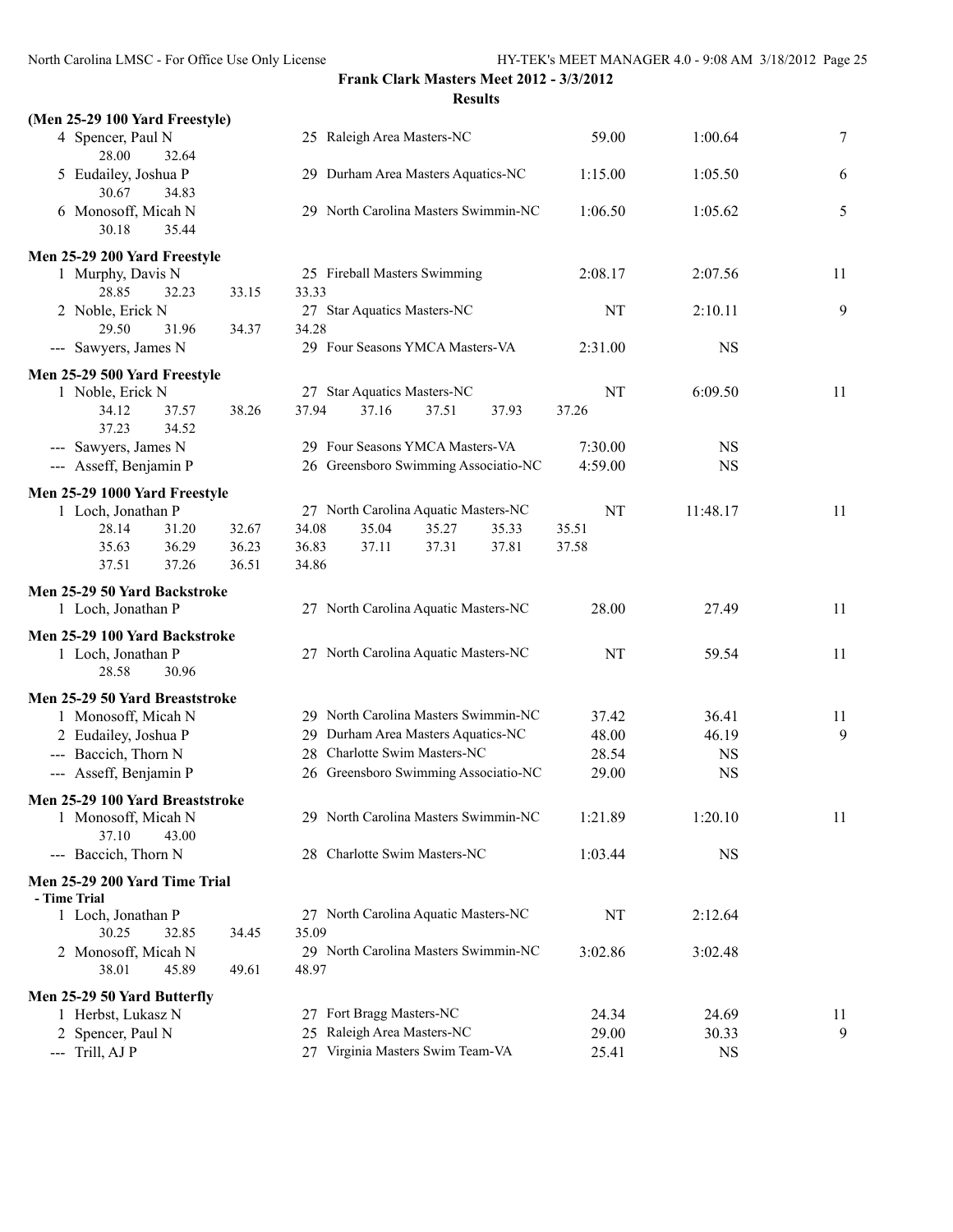**Frank Clark Masters Meet 2012 - 3/3/2012**

**Results**

**(Men 25-29 100 Yard Freestyle)**

| | Name | Age | Team | Seed Time | Finals Time | Points |
|---|---|---|---|---|---|---|
| 4 | Spencer, Paul N | 25 | Raleigh Area Masters-NC | 59.00 | 1:00.64 | 7 |
| | 28.00 32.64 | | | | | |
| 5 | Eudailey, Joshua P | 29 | Durham Area Masters Aquatics-NC | 1:15.00 | 1:05.50 | 6 |
| | 30.67 34.83 | | | | | |
| 6 | Monosoff, Micah N | 29 | North Carolina Masters Swimmin-NC | 1:06.50 | 1:05.62 | 5 |
| | 30.18 35.44 | | | | | |

**Men 25-29 200 Yard Freestyle**

| | Name | Age | Team | Seed Time | Finals Time | Points |
|---|---|---|---|---|---|---|
| 1 | Murphy, Davis N | 25 | Fireball Masters Swimming | 2:08.17 | 2:07.56 | 11 |
| | 28.85 32.23 33.15 33.33 | | | | | |
| 2 | Noble, Erick N | 27 | Star Aquatics Masters-NC | NT | 2:10.11 | 9 |
| | 29.50 31.96 34.37 34.28 | | | | | |
| --- | Sawyers, James N | 29 | Four Seasons YMCA Masters-VA | 2:31.00 | NS | |

**Men 25-29 500 Yard Freestyle**

| | Name | Age | Team | Seed Time | Finals Time | Points |
|---|---|---|---|---|---|---|
| 1 | Noble, Erick N | 27 | Star Aquatics Masters-NC | NT | 6:09.50 | 11 |
| | 34.12 37.57 38.26 37.94 37.16 37.51 37.93 37.26 | | | | | |
| | 37.23 34.52 | | | | | |
| --- | Sawyers, James N | 29 | Four Seasons YMCA Masters-VA | 7:30.00 | NS | |
| --- | Asseff, Benjamin P | 26 | Greensboro Swimming Associatio-NC | 4:59.00 | NS | |

**Men 25-29 1000 Yard Freestyle**

| | Name | Age | Team | Seed Time | Finals Time | Points |
|---|---|---|---|---|---|---|
| 1 | Loch, Jonathan P | 27 | North Carolina Aquatic Masters-NC | NT | 11:48.17 | 11 |
| | 28.14 31.20 32.67 34.08 35.04 35.27 35.33 35.51 | | | | | |
| | 35.63 36.29 36.23 36.83 37.11 37.31 37.81 37.58 | | | | | |
| | 37.51 37.26 36.51 34.86 | | | | | |

**Men 25-29 50 Yard Backstroke**

| | Name | Age | Team | Seed Time | Finals Time | Points |
|---|---|---|---|---|---|---|
| 1 | Loch, Jonathan P | 27 | North Carolina Aquatic Masters-NC | 28.00 | 27.49 | 11 |

**Men 25-29 100 Yard Backstroke**

| | Name | Age | Team | Seed Time | Finals Time | Points |
|---|---|---|---|---|---|---|
| 1 | Loch, Jonathan P | 27 | North Carolina Aquatic Masters-NC | NT | 59.54 | 11 |
| | 28.58 30.96 | | | | | |

**Men 25-29 50 Yard Breaststroke**

| | Name | Age | Team | Seed Time | Finals Time | Points |
|---|---|---|---|---|---|---|
| 1 | Monosoff, Micah N | 29 | North Carolina Masters Swimmin-NC | 37.42 | 36.41 | 11 |
| 2 | Eudailey, Joshua P | 29 | Durham Area Masters Aquatics-NC | 48.00 | 46.19 | 9 |
| --- | Baccich, Thorn N | 28 | Charlotte Swim Masters-NC | 28.54 | NS | |
| --- | Asseff, Benjamin P | 26 | Greensboro Swimming Associatio-NC | 29.00 | NS | |

**Men 25-29 100 Yard Breaststroke**

| | Name | Age | Team | Seed Time | Finals Time | Points |
|---|---|---|---|---|---|---|
| 1 | Monosoff, Micah N | 29 | North Carolina Masters Swimmin-NC | 1:21.89 | 1:20.10 | 11 |
| | 37.10 43.00 | | | | | |
| --- | Baccich, Thorn N | 28 | Charlotte Swim Masters-NC | 1:03.44 | NS | |

**Men 25-29 200 Yard Time Trial**

**- Time Trial**

| | Name | Age | Team | Seed Time | Finals Time |
|---|---|---|---|---|---|
| 1 | Loch, Jonathan P | 27 | North Carolina Aquatic Masters-NC | NT | 2:12.64 |
| | 30.25 32.85 34.45 35.09 | | | | |
| 2 | Monosoff, Micah N | 29 | North Carolina Masters Swimmin-NC | 3:02.86 | 3:02.48 |
| | 38.01 45.89 49.61 48.97 | | | | |

**Men 25-29 50 Yard Butterfly**

| | Name | Age | Team | Seed Time | Finals Time | Points |
|---|---|---|---|---|---|---|
| 1 | Herbst, Lukasz N | 27 | Fort Bragg Masters-NC | 24.34 | 24.69 | 11 |
| 2 | Spencer, Paul N | 25 | Raleigh Area Masters-NC | 29.00 | 30.33 | 9 |
| --- | Trill, AJ P | 27 | Virginia Masters Swim Team-VA | 25.41 | NS | |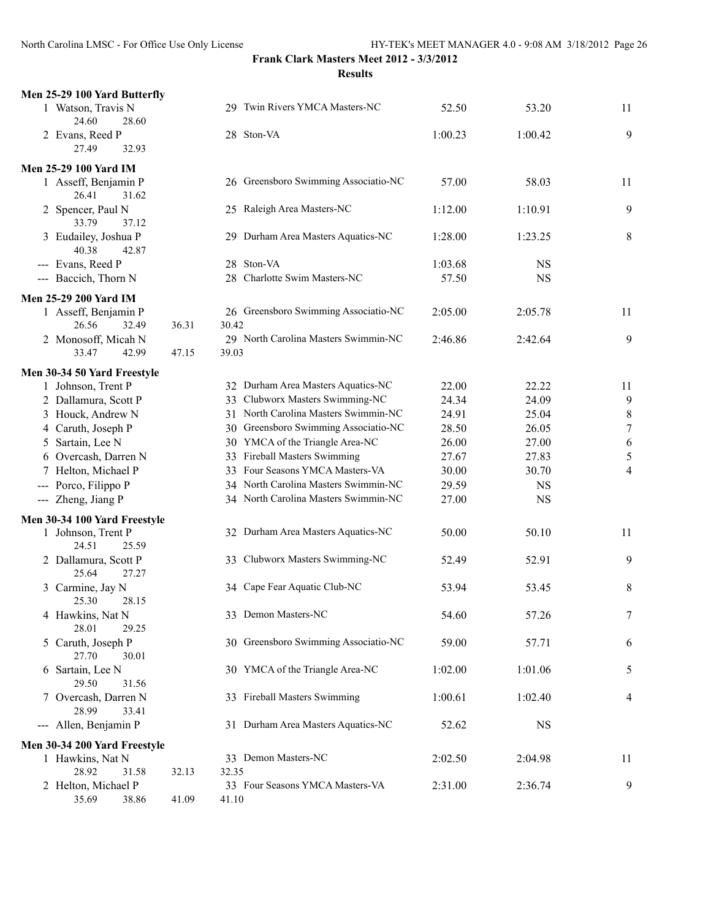**Frank Clark Masters Meet 2012 - 3/3/2012**

**Results**

### Men 25-29 100 Yard Butterfly

| Place | Name | Age | Team | Seed Time | Finals Time | Points |
|---|---|---|---|---|---|---|
| 1 | Watson, Travis N | 29 | Twin Rivers YMCA Masters-NC | 52.50 | 53.20 | 11 |
| | 24.60 28.60 | | | | | |
| 2 | Evans, Reed P | 28 | Ston-VA | 1:00.23 | 1:00.42 | 9 |
| | 27.49 32.93 | | | | | |

### Men 25-29 100 Yard IM

| Place | Name | Age | Team | Seed Time | Finals Time | Points |
|---|---|---|---|---|---|---|
| 1 | Asseff, Benjamin P | 26 | Greensboro Swimming Associatio-NC | 57.00 | 58.03 | 11 |
| | 26.41 31.62 | | | | | |
| 2 | Spencer, Paul N | 25 | Raleigh Area Masters-NC | 1:12.00 | 1:10.91 | 9 |
| | 33.79 37.12 | | | | | |
| 3 | Eudailey, Joshua P | 29 | Durham Area Masters Aquatics-NC | 1:28.00 | 1:23.25 | 8 |
| | 40.38 42.87 | | | | | |
| --- | Evans, Reed P | 28 | Ston-VA | 1:03.68 | NS | |
| --- | Baccich, Thorn N | 28 | Charlotte Swim Masters-NC | 57.50 | NS | |

### Men 25-29 200 Yard IM

| Place | Name | Age | Team | Seed Time | Finals Time | Points |
|---|---|---|---|---|---|---|
| 1 | Asseff, Benjamin P | 26 | Greensboro Swimming Associatio-NC | 2:05.00 | 2:05.78 | 11 |
| | 26.56 32.49 36.31 30.42 | | | | | |
| 2 | Monosoff, Micah N | 29 | North Carolina Masters Swimmin-NC | 2:46.86 | 2:42.64 | 9 |
| | 33.47 42.99 47.15 39.03 | | | | | |

### Men 30-34 50 Yard Freestyle

| Place | Name | Age | Team | Seed Time | Finals Time | Points |
|---|---|---|---|---|---|---|
| 1 | Johnson, Trent P | 32 | Durham Area Masters Aquatics-NC | 22.00 | 22.22 | 11 |
| 2 | Dallamura, Scott P | 33 | Clubworx Masters Swimming-NC | 24.34 | 24.09 | 9 |
| 3 | Houck, Andrew N | 31 | North Carolina Masters Swimmin-NC | 24.91 | 25.04 | 8 |
| 4 | Caruth, Joseph P | 30 | Greensboro Swimming Associatio-NC | 28.50 | 26.05 | 7 |
| 5 | Sartain, Lee N | 30 | YMCA of the Triangle Area-NC | 26.00 | 27.00 | 6 |
| 6 | Overcash, Darren N | 33 | Fireball Masters Swimming | 27.67 | 27.83 | 5 |
| 7 | Helton, Michael P | 33 | Four Seasons YMCA Masters-VA | 30.00 | 30.70 | 4 |
| --- | Porco, Filippo P | 34 | North Carolina Masters Swimmin-NC | 29.59 | NS | |
| --- | Zheng, Jiang P | 34 | North Carolina Masters Swimmin-NC | 27.00 | NS | |

### Men 30-34 100 Yard Freestyle

| Place | Name | Age | Team | Seed Time | Finals Time | Points |
|---|---|---|---|---|---|---|
| 1 | Johnson, Trent P | 32 | Durham Area Masters Aquatics-NC | 50.00 | 50.10 | 11 |
| | 24.51 25.59 | | | | | |
| 2 | Dallamura, Scott P | 33 | Clubworx Masters Swimming-NC | 52.49 | 52.91 | 9 |
| | 25.64 27.27 | | | | | |
| 3 | Carmine, Jay N | 34 | Cape Fear Aquatic Club-NC | 53.94 | 53.45 | 8 |
| | 25.30 28.15 | | | | | |
| 4 | Hawkins, Nat N | 33 | Demon Masters-NC | 54.60 | 57.26 | 7 |
| | 28.01 29.25 | | | | | |
| 5 | Caruth, Joseph P | 30 | Greensboro Swimming Associatio-NC | 59.00 | 57.71 | 6 |
| | 27.70 30.01 | | | | | |
| 6 | Sartain, Lee N | 30 | YMCA of the Triangle Area-NC | 1:02.00 | 1:01.06 | 5 |
| | 29.50 31.56 | | | | | |
| 7 | Overcash, Darren N | 33 | Fireball Masters Swimming | 1:00.61 | 1:02.40 | 4 |
| | 28.99 33.41 | | | | | |
| --- | Allen, Benjamin P | 31 | Durham Area Masters Aquatics-NC | 52.62 | NS | |

### Men 30-34 200 Yard Freestyle

| Place | Name | Age | Team | Seed Time | Finals Time | Points |
|---|---|---|---|---|---|---|
| 1 | Hawkins, Nat N | 33 | Demon Masters-NC | 2:02.50 | 2:04.98 | 11 |
| | 28.92 31.58 32.13 32.35 | | | | | |
| 2 | Helton, Michael P | 33 | Four Seasons YMCA Masters-VA | 2:31.00 | 2:36.74 | 9 |
| | 35.69 38.86 41.09 41.10 | | | | | |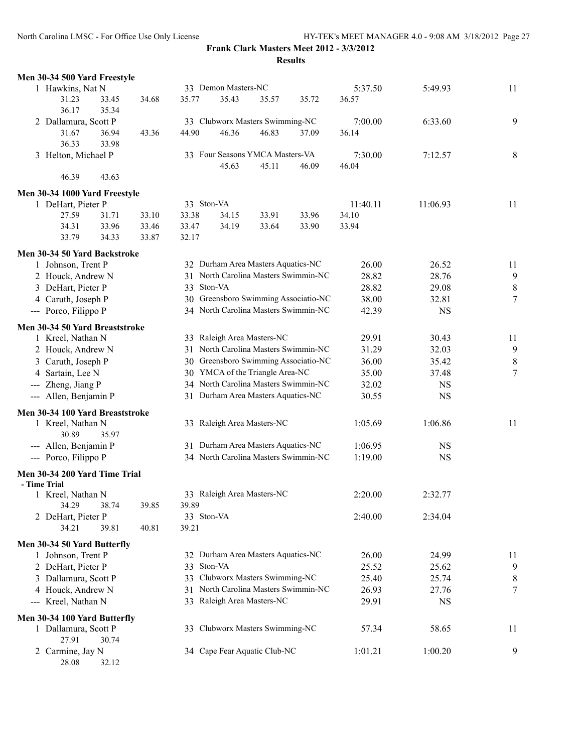**Frank Clark Masters Meet 2012 - 3/3/2012**

**Results**

### Men 30-34 500 Yard Freestyle

```
  1 Hawkins, Nat N                   33 Demon Masters-NC                  5:37.50      5:49.93        11
       31.23     33.45     34.68     35.77     35.43     35.57     35.72     36.57
       36.17     35.34
  2 Dallamura, Scott P               33 Clubworx Masters Swimming-NC      7:00.00      6:33.60         9
       31.67     36.94     43.36     44.90     46.36     46.83     37.09     36.14
       36.33     33.98
  3 Helton, Michael P                33 Four Seasons YMCA Masters-VA      7:30.00      7:12.57         8
                                               45.63     45.11     46.09     46.04
       46.39     43.63
```

### Men 30-34 1000 Yard Freestyle

```
  1 DeHart, Pieter P                 33 Ston-VA                          11:40.11     11:06.93        11
       27.59     31.71     33.10     33.38     34.15     33.91     33.96     34.10
       34.31     33.96     33.46     33.47     34.19     33.64     33.90     33.94
       33.79     34.33     33.87     32.17
```

### Men 30-34 50 Yard Backstroke

| | Name | Age | Team | Seed Time | Finals Time | Points |
|---|---|---|---|---|---|---|
| 1 | Johnson, Trent P | 32 | Durham Area Masters Aquatics-NC | 26.00 | 26.52 | 11 |
| 2 | Houck, Andrew N | 31 | North Carolina Masters Swimmin-NC | 28.82 | 28.76 | 9 |
| 3 | DeHart, Pieter P | 33 | Ston-VA | 28.82 | 29.08 | 8 |
| 4 | Caruth, Joseph P | 30 | Greensboro Swimming Associatio-NC | 38.00 | 32.81 | 7 |
| --- | Porco, Filippo P | 34 | North Carolina Masters Swimmin-NC | 42.39 | NS | |

### Men 30-34 50 Yard Breaststroke

| | Name | Age | Team | Seed Time | Finals Time | Points |
|---|---|---|---|---|---|---|
| 1 | Kreel, Nathan N | 33 | Raleigh Area Masters-NC | 29.91 | 30.43 | 11 |
| 2 | Houck, Andrew N | 31 | North Carolina Masters Swimmin-NC | 31.29 | 32.03 | 9 |
| 3 | Caruth, Joseph P | 30 | Greensboro Swimming Associatio-NC | 36.00 | 35.42 | 8 |
| 4 | Sartain, Lee N | 30 | YMCA of the Triangle Area-NC | 35.00 | 37.48 | 7 |
| --- | Zheng, Jiang P | 34 | North Carolina Masters Swimmin-NC | 32.02 | NS | |
| --- | Allen, Benjamin P | 31 | Durham Area Masters Aquatics-NC | 30.55 | NS | |

### Men 30-34 100 Yard Breaststroke

```
  1 Kreel, Nathan N                  33 Raleigh Area Masters-NC           1:05.69      1:06.86        11
       30.89     35.97
--- Allen, Benjamin P                31 Durham Area Masters Aquatics-NC   1:06.95           NS
--- Porco, Filippo P                 34 North Carolina Masters Swimmin-NC 1:19.00           NS
```

### Men 30-34 200 Yard Time Trial
- Time Trial

```
  1 Kreel, Nathan N                  33 Raleigh Area Masters-NC           2:20.00      2:32.77
       34.29     38.74     39.85     39.89
  2 DeHart, Pieter P                 33 Ston-VA                           2:40.00      2:34.04
       34.21     39.81     40.81     39.21
```

### Men 30-34 50 Yard Butterfly

| | Name | Age | Team | Seed Time | Finals Time | Points |
|---|---|---|---|---|---|---|
| 1 | Johnson, Trent P | 32 | Durham Area Masters Aquatics-NC | 26.00 | 24.99 | 11 |
| 2 | DeHart, Pieter P | 33 | Ston-VA | 25.52 | 25.62 | 9 |
| 3 | Dallamura, Scott P | 33 | Clubworx Masters Swimming-NC | 25.40 | 25.74 | 8 |
| 4 | Houck, Andrew N | 31 | North Carolina Masters Swimmin-NC | 26.93 | 27.76 | 7 |
| --- | Kreel, Nathan N | 33 | Raleigh Area Masters-NC | 29.91 | NS | |

### Men 30-34 100 Yard Butterfly

```
  1 Dallamura, Scott P               33 Clubworx Masters Swimming-NC        57.34        58.65        11
       27.91     30.74
  2 Carmine, Jay N                   34 Cape Fear Aquatic Club-NC         1:01.21      1:00.20         9
       28.08     32.12
```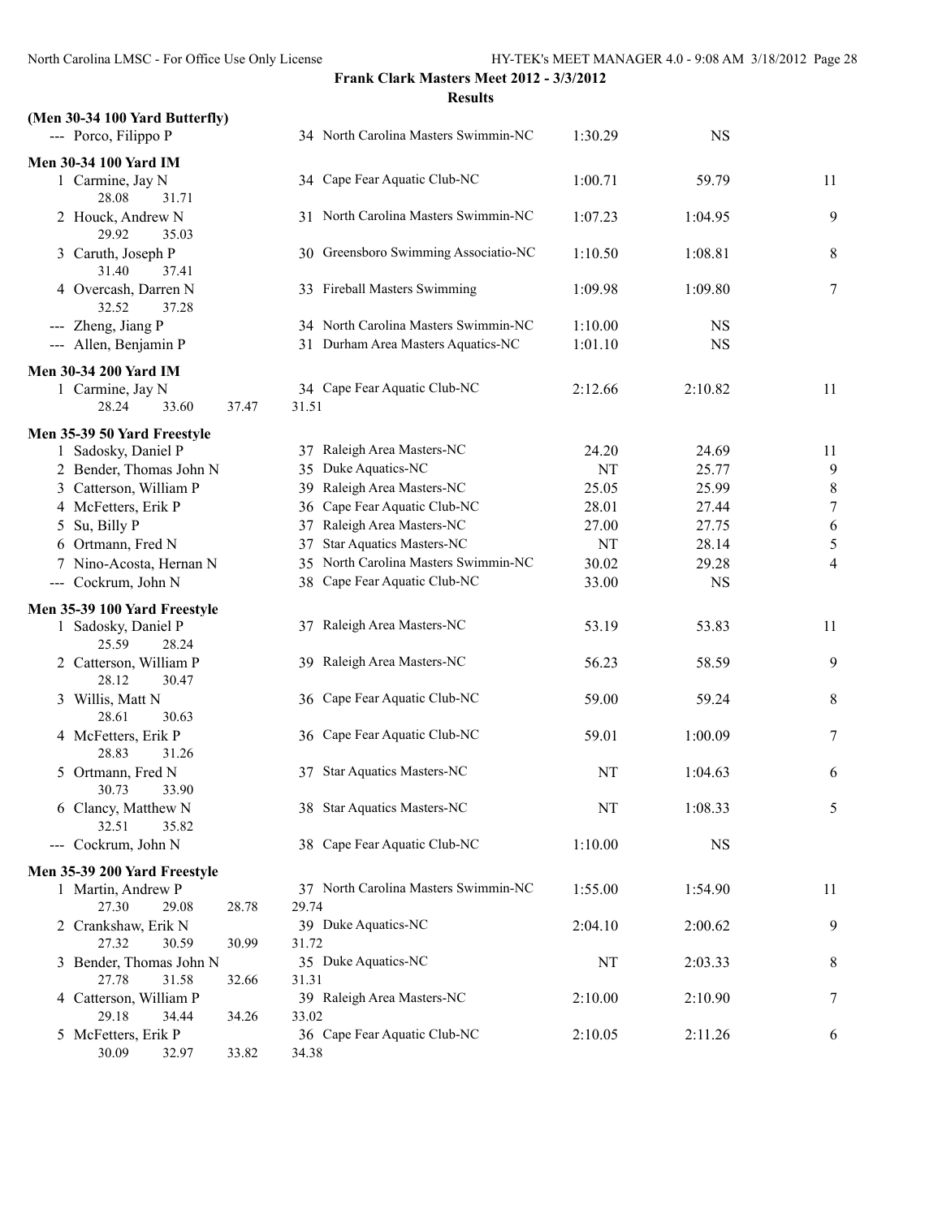**Frank Clark Masters Meet 2012 - 3/3/2012**

**Results**

**(Men 30-34 100 Yard Butterfly)**

| Place | Name | Age | Team | Seed Time | Finals Time | Points |
|---|---|---|---|---|---|---|
| --- | Porco, Filippo P | 34 | North Carolina Masters Swimmin-NC | 1:30.29 | NS | |

**Men 30-34 100 Yard IM**

| Place | Name | Age | Team | Seed Time | Finals Time | Points |
|---|---|---|---|---|---|---|
| 1 | Carmine, Jay N | 34 | Cape Fear Aquatic Club-NC | 1:00.71 | 59.79 | 11 |
| | 28.08 31.71 | | | | | |
| 2 | Houck, Andrew N | 31 | North Carolina Masters Swimmin-NC | 1:07.23 | 1:04.95 | 9 |
| | 29.92 35.03 | | | | | |
| 3 | Caruth, Joseph P | 30 | Greensboro Swimming Associatio-NC | 1:10.50 | 1:08.81 | 8 |
| | 31.40 37.41 | | | | | |
| 4 | Overcash, Darren N | 33 | Fireball Masters Swimming | 1:09.98 | 1:09.80 | 7 |
| | 32.52 37.28 | | | | | |
| --- | Zheng, Jiang P | 34 | North Carolina Masters Swimmin-NC | 1:10.00 | NS | |
| --- | Allen, Benjamin P | 31 | Durham Area Masters Aquatics-NC | 1:01.10 | NS | |

**Men 30-34 200 Yard IM**

| Place | Name | Age | Team | Seed Time | Finals Time | Points |
|---|---|---|---|---|---|---|
| 1 | Carmine, Jay N | 34 | Cape Fear Aquatic Club-NC | 2:12.66 | 2:10.82 | 11 |
| | 28.24 33.60 37.47 31.51 | | | | | |

**Men 35-39 50 Yard Freestyle**

| Place | Name | Age | Team | Seed Time | Finals Time | Points |
|---|---|---|---|---|---|---|
| 1 | Sadosky, Daniel P | 37 | Raleigh Area Masters-NC | 24.20 | 24.69 | 11 |
| 2 | Bender, Thomas John N | 35 | Duke Aquatics-NC | NT | 25.77 | 9 |
| 3 | Catterson, William P | 39 | Raleigh Area Masters-NC | 25.05 | 25.99 | 8 |
| 4 | McFetters, Erik P | 36 | Cape Fear Aquatic Club-NC | 28.01 | 27.44 | 7 |
| 5 | Su, Billy P | 37 | Raleigh Area Masters-NC | 27.00 | 27.75 | 6 |
| 6 | Ortmann, Fred N | 37 | Star Aquatics Masters-NC | NT | 28.14 | 5 |
| 7 | Nino-Acosta, Hernan N | 35 | North Carolina Masters Swimmin-NC | 30.02 | 29.28 | 4 |
| --- | Cockrum, John N | 38 | Cape Fear Aquatic Club-NC | 33.00 | NS | |

**Men 35-39 100 Yard Freestyle**

| Place | Name | Age | Team | Seed Time | Finals Time | Points |
|---|---|---|---|---|---|---|
| 1 | Sadosky, Daniel P | 37 | Raleigh Area Masters-NC | 53.19 | 53.83 | 11 |
| | 25.59 28.24 | | | | | |
| 2 | Catterson, William P | 39 | Raleigh Area Masters-NC | 56.23 | 58.59 | 9 |
| | 28.12 30.47 | | | | | |
| 3 | Willis, Matt N | 36 | Cape Fear Aquatic Club-NC | 59.00 | 59.24 | 8 |
| | 28.61 30.63 | | | | | |
| 4 | McFetters, Erik P | 36 | Cape Fear Aquatic Club-NC | 59.01 | 1:00.09 | 7 |
| | 28.83 31.26 | | | | | |
| 5 | Ortmann, Fred N | 37 | Star Aquatics Masters-NC | NT | 1:04.63 | 6 |
| | 30.73 33.90 | | | | | |
| 6 | Clancy, Matthew N | 38 | Star Aquatics Masters-NC | NT | 1:08.33 | 5 |
| | 32.51 35.82 | | | | | |
| --- | Cockrum, John N | 38 | Cape Fear Aquatic Club-NC | 1:10.00 | NS | |

**Men 35-39 200 Yard Freestyle**

| Place | Name | Age | Team | Seed Time | Finals Time | Points |
|---|---|---|---|---|---|---|
| 1 | Martin, Andrew P | 37 | North Carolina Masters Swimmin-NC | 1:55.00 | 1:54.90 | 11 |
| | 27.30 29.08 28.78 29.74 | | | | | |
| 2 | Crankshaw, Erik N | 39 | Duke Aquatics-NC | 2:04.10 | 2:00.62 | 9 |
| | 27.32 30.59 30.99 31.72 | | | | | |
| 3 | Bender, Thomas John N | 35 | Duke Aquatics-NC | NT | 2:03.33 | 8 |
| | 27.78 31.58 32.66 31.31 | | | | | |
| 4 | Catterson, William P | 39 | Raleigh Area Masters-NC | 2:10.00 | 2:10.90 | 7 |
| | 29.18 34.44 34.26 33.02 | | | | | |
| 5 | McFetters, Erik P | 36 | Cape Fear Aquatic Club-NC | 2:10.05 | 2:11.26 | 6 |
| | 30.09 32.97 33.82 34.38 | | | | | |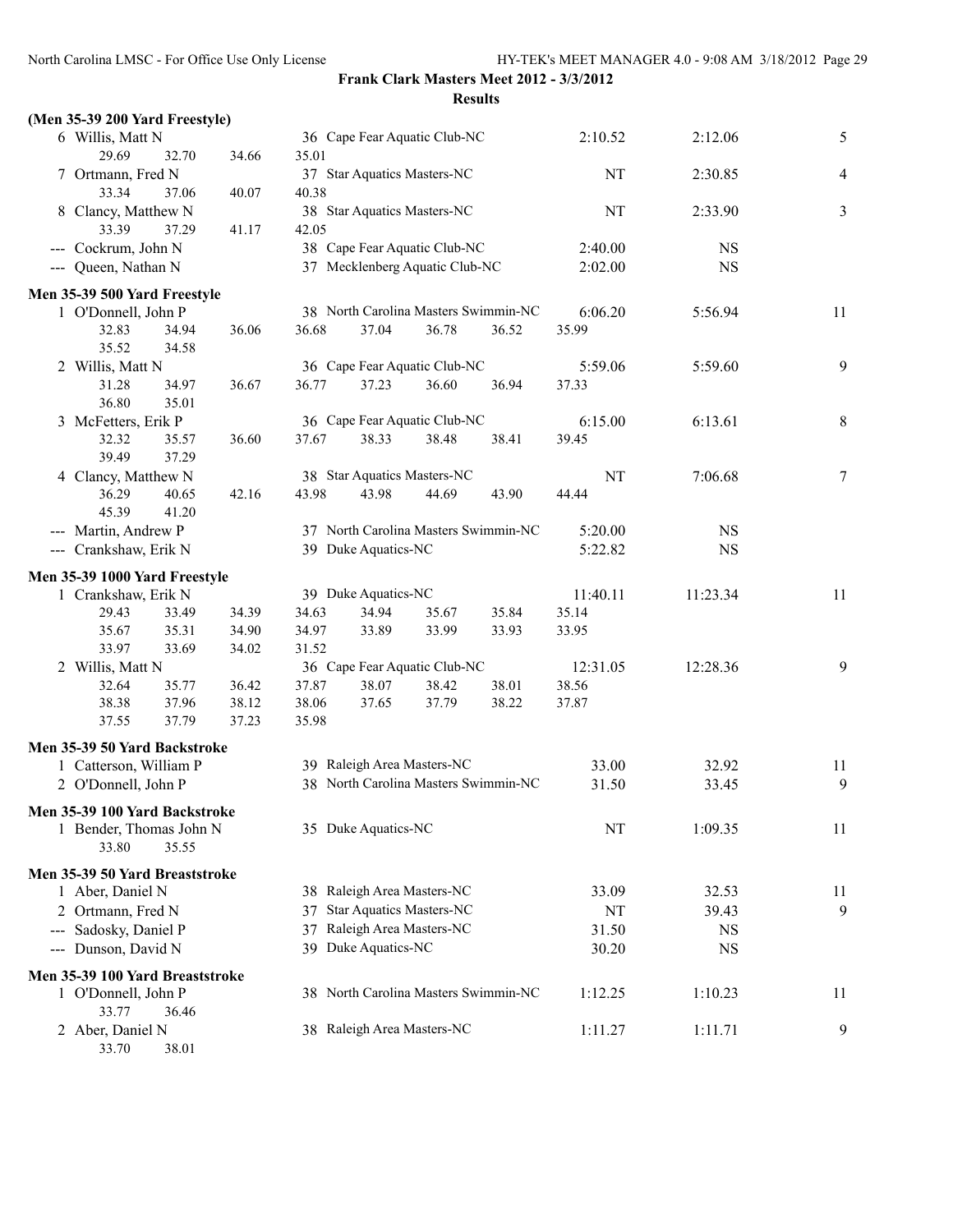**Frank Clark Masters Meet 2012 - 3/3/2012**

**Results**

**(Men 35-39 200 Yard Freestyle)**

```
  6 Willis, Matt N                  36 Cape Fear Aquatic Club-NC          2:10.52    2:12.06    5
       29.69      32.70      34.66      35.01
  7 Ortmann, Fred N                 37 Star Aquatics Masters-NC                NT    2:30.85    4
       33.34      37.06      40.07      40.38
  8 Clancy, Matthew N               38 Star Aquatics Masters-NC                NT    2:33.90    3
       33.39      37.29      41.17      42.05
--- Cockrum, John N                 38 Cape Fear Aquatic Club-NC          2:40.00         NS
--- Queen, Nathan N                 37 Mecklenberg Aquatic Club-NC        2:02.00         NS
```

**Men 35-39 500 Yard Freestyle**

```
  1 O'Donnell, John P               38 North Carolina Masters Swimmin-NC  6:06.20    5:56.94   11
       32.83      34.94      36.06      36.68      37.04      36.78      36.52      35.99
       35.52      34.58
  2 Willis, Matt N                  36 Cape Fear Aquatic Club-NC          5:59.06    5:59.60    9
       31.28      34.97      36.67      36.77      37.23      36.60      36.94      37.33
       36.80      35.01
  3 McFetters, Erik P               36 Cape Fear Aquatic Club-NC          6:15.00    6:13.61    8
       32.32      35.57      36.60      37.67      38.33      38.48      38.41      39.45
       39.49      37.29
  4 Clancy, Matthew N               38 Star Aquatics Masters-NC                NT    7:06.68    7
       36.29      40.65      42.16      43.98      43.98      44.69      43.90      44.44
       45.39      41.20
--- Martin, Andrew P                37 North Carolina Masters Swimmin-NC  5:20.00         NS
--- Crankshaw, Erik N               39 Duke Aquatics-NC                   5:22.82         NS
```

**Men 35-39 1000 Yard Freestyle**

```
  1 Crankshaw, Erik N               39 Duke Aquatics-NC                  11:40.11   11:23.34   11
       29.43      33.49      34.39      34.63      34.94      35.67      35.84      35.14
       35.67      35.31      34.90      34.97      33.89      33.99      33.93      33.95
       33.97      33.69      34.02      31.52
  2 Willis, Matt N                  36 Cape Fear Aquatic Club-NC         12:31.05   12:28.36    9
       32.64      35.77      36.42      37.87      38.07      38.42      38.01      38.56
       38.38      37.96      38.12      38.06      37.65      37.79      38.22      37.87
       37.55      37.79      37.23      35.98
```

**Men 35-39 50 Yard Backstroke**

```
  1 Catterson, William P            39 Raleigh Area Masters-NC              33.00      32.92   11
  2 O'Donnell, John P               38 North Carolina Masters Swimmin-NC    31.50      33.45    9
```

**Men 35-39 100 Yard Backstroke**

```
  1 Bender, Thomas John N           35 Duke Aquatics-NC                        NT    1:09.35   11
       33.80      35.55
```

**Men 35-39 50 Yard Breaststroke**

```
  1 Aber, Daniel N                  38 Raleigh Area Masters-NC              33.09      32.53   11
  2 Ortmann, Fred N                 37 Star Aquatics Masters-NC                NT      39.43    9
--- Sadosky, Daniel P               37 Raleigh Area Masters-NC              31.50         NS
--- Dunson, David N                 39 Duke Aquatics-NC                     30.20         NS
```

**Men 35-39 100 Yard Breaststroke**

```
  1 O'Donnell, John P               38 North Carolina Masters Swimmin-NC  1:12.25    1:10.23   11
       33.77      36.46
  2 Aber, Daniel N                  38 Raleigh Area Masters-NC            1:11.27    1:11.71    9
       33.70      38.01
```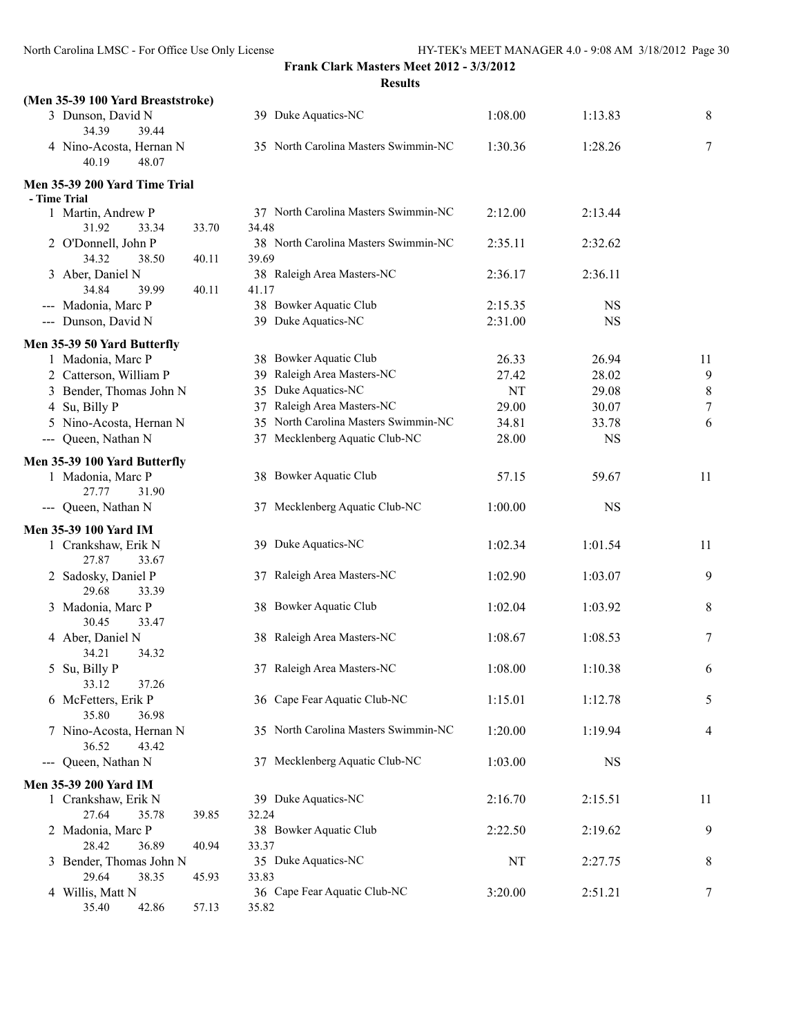**Frank Clark Masters Meet 2012 - 3/3/2012**

**Results**

### (Men 35-39 100 Yard Breaststroke)

| Place | Name | Age | Team | Seed Time | Finals Time | Points |
|---|---|---|---|---|---|---|
| 3 | Dunson, David N | 39 | Duke Aquatics-NC | 1:08.00 | 1:13.83 | 8 |
| | 34.39 39.44 | | | | | |
| 4 | Nino-Acosta, Hernan N | 35 | North Carolina Masters Swimmin-NC | 1:30.36 | 1:28.26 | 7 |
| | 40.19 48.07 | | | | | |

### Men 35-39 200 Yard Time Trial

- Time Trial

| Place | Name | Age | Team | Seed Time | Finals Time |
|---|---|---|---|---|---|
| 1 | Martin, Andrew P | 37 | North Carolina Masters Swimmin-NC | 2:12.00 | 2:13.44 |
| | 31.92 33.34 33.70 34.48 | | | | |
| 2 | O'Donnell, John P | 38 | North Carolina Masters Swimmin-NC | 2:35.11 | 2:32.62 |
| | 34.32 38.50 40.11 39.69 | | | | |
| 3 | Aber, Daniel N | 38 | Raleigh Area Masters-NC | 2:36.17 | 2:36.11 |
| | 34.84 39.99 40.11 41.17 | | | | |
| --- | Madonia, Marc P | 38 | Bowker Aquatic Club | 2:15.35 | NS |
| --- | Dunson, David N | 39 | Duke Aquatics-NC | 2:31.00 | NS |

### Men 35-39 50 Yard Butterfly

| Place | Name | Age | Team | Seed Time | Finals Time | Points |
|---|---|---|---|---|---|---|
| 1 | Madonia, Marc P | 38 | Bowker Aquatic Club | 26.33 | 26.94 | 11 |
| 2 | Catterson, William P | 39 | Raleigh Area Masters-NC | 27.42 | 28.02 | 9 |
| 3 | Bender, Thomas John N | 35 | Duke Aquatics-NC | NT | 29.08 | 8 |
| 4 | Su, Billy P | 37 | Raleigh Area Masters-NC | 29.00 | 30.07 | 7 |
| 5 | Nino-Acosta, Hernan N | 35 | North Carolina Masters Swimmin-NC | 34.81 | 33.78 | 6 |
| --- | Queen, Nathan N | 37 | Mecklenberg Aquatic Club-NC | 28.00 | NS | |

### Men 35-39 100 Yard Butterfly

| Place | Name | Age | Team | Seed Time | Finals Time | Points |
|---|---|---|---|---|---|---|
| 1 | Madonia, Marc P | 38 | Bowker Aquatic Club | 57.15 | 59.67 | 11 |
| | 27.77 31.90 | | | | | |
| --- | Queen, Nathan N | 37 | Mecklenberg Aquatic Club-NC | 1:00.00 | NS | |

### Men 35-39 100 Yard IM

| Place | Name | Age | Team | Seed Time | Finals Time | Points |
|---|---|---|---|---|---|---|
| 1 | Crankshaw, Erik N | 39 | Duke Aquatics-NC | 1:02.34 | 1:01.54 | 11 |
| | 27.87 33.67 | | | | | |
| 2 | Sadosky, Daniel P | 37 | Raleigh Area Masters-NC | 1:02.90 | 1:03.07 | 9 |
| | 29.68 33.39 | | | | | |
| 3 | Madonia, Marc P | 38 | Bowker Aquatic Club | 1:02.04 | 1:03.92 | 8 |
| | 30.45 33.47 | | | | | |
| 4 | Aber, Daniel N | 38 | Raleigh Area Masters-NC | 1:08.67 | 1:08.53 | 7 |
| | 34.21 34.32 | | | | | |
| 5 | Su, Billy P | 37 | Raleigh Area Masters-NC | 1:08.00 | 1:10.38 | 6 |
| | 33.12 37.26 | | | | | |
| 6 | McFetters, Erik P | 36 | Cape Fear Aquatic Club-NC | 1:15.01 | 1:12.78 | 5 |
| | 35.80 36.98 | | | | | |
| 7 | Nino-Acosta, Hernan N | 35 | North Carolina Masters Swimmin-NC | 1:20.00 | 1:19.94 | 4 |
| | 36.52 43.42 | | | | | |
| --- | Queen, Nathan N | 37 | Mecklenberg Aquatic Club-NC | 1:03.00 | NS | |

### Men 35-39 200 Yard IM

| Place | Name | Age | Team | Seed Time | Finals Time | Points |
|---|---|---|---|---|---|---|
| 1 | Crankshaw, Erik N | 39 | Duke Aquatics-NC | 2:16.70 | 2:15.51 | 11 |
| | 27.64 35.78 39.85 32.24 | | | | | |
| 2 | Madonia, Marc P | 38 | Bowker Aquatic Club | 2:22.50 | 2:19.62 | 9 |
| | 28.42 36.89 40.94 33.37 | | | | | |
| 3 | Bender, Thomas John N | 35 | Duke Aquatics-NC | NT | 2:27.75 | 8 |
| | 29.64 38.35 45.93 33.83 | | | | | |
| 4 | Willis, Matt N | 36 | Cape Fear Aquatic Club-NC | 3:20.00 | 2:51.21 | 7 |
| | 35.40 42.86 57.13 35.82 | | | | | |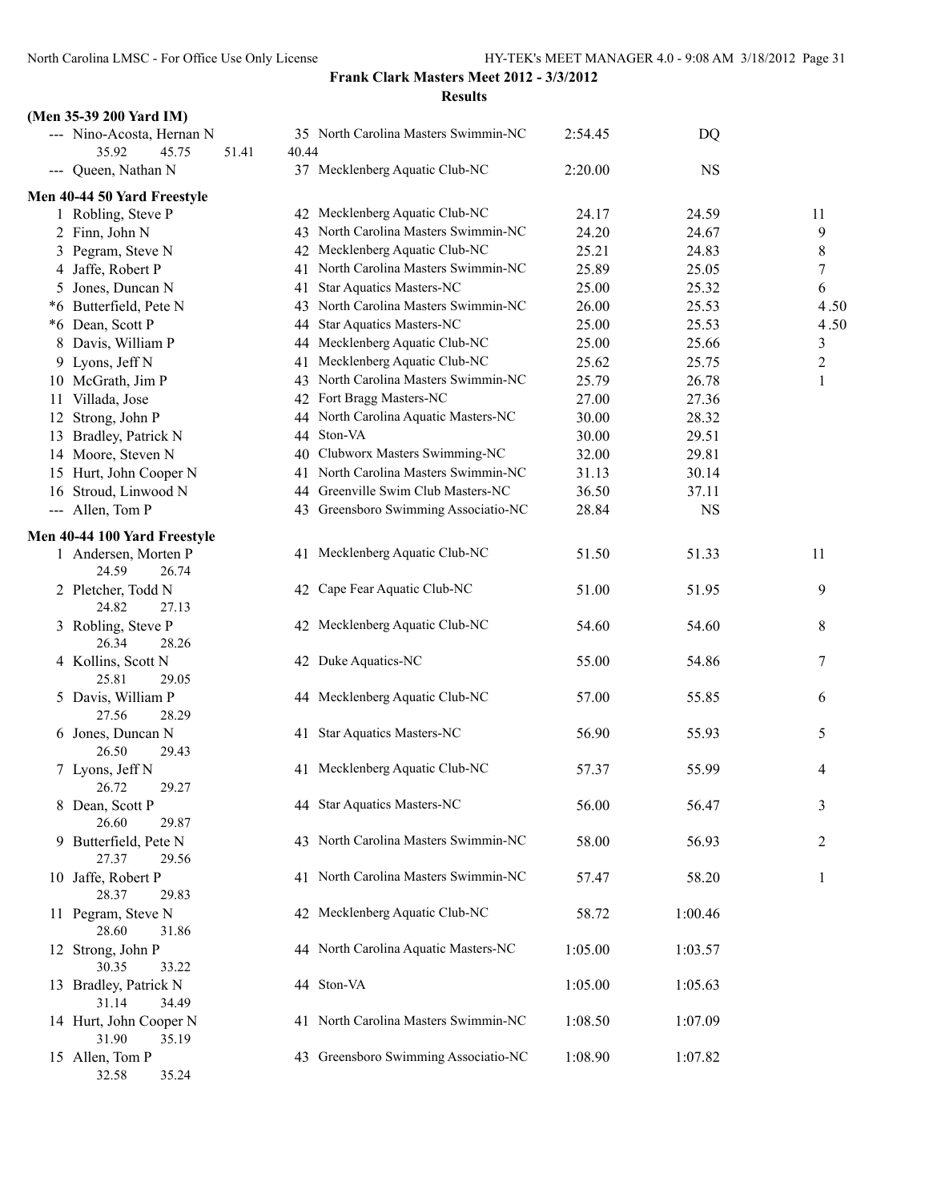**Frank Clark Masters Meet 2012 - 3/3/2012**

**Results**

**(Men 35-39 200 Yard IM)**

| Place | Name | Age | Team | Seed Time | Finals Time | Points |
|---|---|---|---|---|---|---|
| --- | Nino-Acosta, Hernan N | 35 | North Carolina Masters Swimmin-NC | 2:54.45 | DQ | |
| | 35.92 45.75 51.41 40.44 | | | | | |
| --- | Queen, Nathan N | 37 | Mecklenberg Aquatic Club-NC | 2:20.00 | NS | |

**Men 40-44 50 Yard Freestyle**

| Place | Name | Age | Team | Seed Time | Finals Time | Points |
|---|---|---|---|---|---|---|
| 1 | Robling, Steve P | 42 | Mecklenberg Aquatic Club-NC | 24.17 | 24.59 | 11 |
| 2 | Finn, John N | 43 | North Carolina Masters Swimmin-NC | 24.20 | 24.67 | 9 |
| 3 | Pegram, Steve N | 42 | Mecklenberg Aquatic Club-NC | 25.21 | 24.83 | 8 |
| 4 | Jaffe, Robert P | 41 | North Carolina Masters Swimmin-NC | 25.89 | 25.05 | 7 |
| 5 | Jones, Duncan N | 41 | Star Aquatics Masters-NC | 25.00 | 25.32 | 6 |
| *6 | Butterfield, Pete N | 43 | North Carolina Masters Swimmin-NC | 26.00 | 25.53 | 4.50 |
| *6 | Dean, Scott P | 44 | Star Aquatics Masters-NC | 25.00 | 25.53 | 4.50 |
| 8 | Davis, William P | 44 | Mecklenberg Aquatic Club-NC | 25.00 | 25.66 | 3 |
| 9 | Lyons, Jeff N | 41 | Mecklenberg Aquatic Club-NC | 25.62 | 25.75 | 2 |
| 10 | McGrath, Jim P | 43 | North Carolina Masters Swimmin-NC | 25.79 | 26.78 | 1 |
| 11 | Villada, Jose | 42 | Fort Bragg Masters-NC | 27.00 | 27.36 | |
| 12 | Strong, John P | 44 | North Carolina Aquatic Masters-NC | 30.00 | 28.32 | |
| 13 | Bradley, Patrick N | 44 | Ston-VA | 30.00 | 29.51 | |
| 14 | Moore, Steven N | 40 | Clubworx Masters Swimming-NC | 32.00 | 29.81 | |
| 15 | Hurt, John Cooper N | 41 | North Carolina Masters Swimmin-NC | 31.13 | 30.14 | |
| 16 | Stroud, Linwood N | 44 | Greenville Swim Club Masters-NC | 36.50 | 37.11 | |
| --- | Allen, Tom P | 43 | Greensboro Swimming Associatio-NC | 28.84 | NS | |

**Men 40-44 100 Yard Freestyle**

| Place | Name | Age | Team | Seed Time | Finals Time | Points |
|---|---|---|---|---|---|---|
| 1 | Andersen, Morten P | 41 | Mecklenberg Aquatic Club-NC | 51.50 | 51.33 | 11 |
| | 24.59 26.74 | | | | | |
| 2 | Pletcher, Todd N | 42 | Cape Fear Aquatic Club-NC | 51.00 | 51.95 | 9 |
| | 24.82 27.13 | | | | | |
| 3 | Robling, Steve P | 42 | Mecklenberg Aquatic Club-NC | 54.60 | 54.60 | 8 |
| | 26.34 28.26 | | | | | |
| 4 | Kollins, Scott N | 42 | Duke Aquatics-NC | 55.00 | 54.86 | 7 |
| | 25.81 29.05 | | | | | |
| 5 | Davis, William P | 44 | Mecklenberg Aquatic Club-NC | 57.00 | 55.85 | 6 |
| | 27.56 28.29 | | | | | |
| 6 | Jones, Duncan N | 41 | Star Aquatics Masters-NC | 56.90 | 55.93 | 5 |
| | 26.50 29.43 | | | | | |
| 7 | Lyons, Jeff N | 41 | Mecklenberg Aquatic Club-NC | 57.37 | 55.99 | 4 |
| | 26.72 29.27 | | | | | |
| 8 | Dean, Scott P | 44 | Star Aquatics Masters-NC | 56.00 | 56.47 | 3 |
| | 26.60 29.87 | | | | | |
| 9 | Butterfield, Pete N | 43 | North Carolina Masters Swimmin-NC | 58.00 | 56.93 | 2 |
| | 27.37 29.56 | | | | | |
| 10 | Jaffe, Robert P | 41 | North Carolina Masters Swimmin-NC | 57.47 | 58.20 | 1 |
| | 28.37 29.83 | | | | | |
| 11 | Pegram, Steve N | 42 | Mecklenberg Aquatic Club-NC | 58.72 | 1:00.46 | |
| | 28.60 31.86 | | | | | |
| 12 | Strong, John P | 44 | North Carolina Aquatic Masters-NC | 1:05.00 | 1:03.57 | |
| | 30.35 33.22 | | | | | |
| 13 | Bradley, Patrick N | 44 | Ston-VA | 1:05.00 | 1:05.63 | |
| | 31.14 34.49 | | | | | |
| 14 | Hurt, John Cooper N | 41 | North Carolina Masters Swimmin-NC | 1:08.50 | 1:07.09 | |
| | 31.90 35.19 | | | | | |
| 15 | Allen, Tom P | 43 | Greensboro Swimming Associatio-NC | 1:08.90 | 1:07.82 | |
| | 32.58 35.24 | | | | | |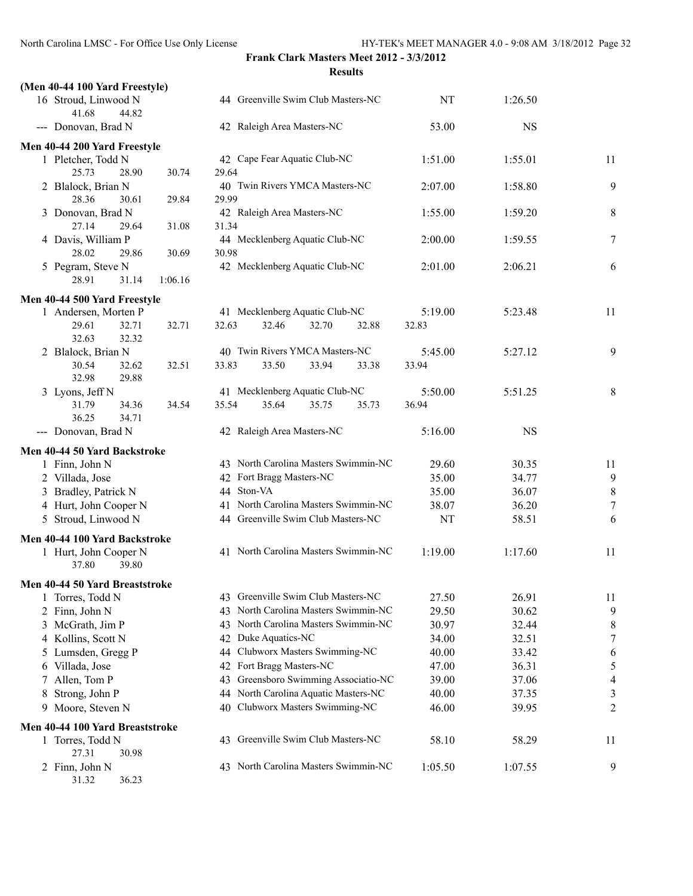**Frank Clark Masters Meet 2012 - 3/3/2012**

**Results**

### (Men 40-44 100 Yard Freestyle)

| | Name | Age | Team | Seed Time | Finals Time | Points |
|---|---|---|---|---|---|---|
| 16 | Stroud, Linwood N | 44 | Greenville Swim Club Masters-NC | NT | 1:26.50 | |
| | 41.68  44.82 | | | | | |
| --- | Donovan, Brad N | 42 | Raleigh Area Masters-NC | 53.00 | NS | |

### Men 40-44 200 Yard Freestyle

| | Name | Age | Team | Seed Time | Finals Time | Points |
|---|---|---|---|---|---|---|
| 1 | Pletcher, Todd N | 42 | Cape Fear Aquatic Club-NC | 1:51.00 | 1:55.01 | 11 |
| | 25.73  28.90  30.74  29.64 | | | | | |
| 2 | Blalock, Brian N | 40 | Twin Rivers YMCA Masters-NC | 2:07.00 | 1:58.80 | 9 |
| | 28.36  30.61  29.84  29.99 | | | | | |
| 3 | Donovan, Brad N | 42 | Raleigh Area Masters-NC | 1:55.00 | 1:59.20 | 8 |
| | 27.14  29.64  31.08  31.34 | | | | | |
| 4 | Davis, William P | 44 | Mecklenberg Aquatic Club-NC | 2:00.00 | 1:59.55 | 7 |
| | 28.02  29.86  30.69  30.98 | | | | | |
| 5 | Pegram, Steve N | 42 | Mecklenberg Aquatic Club-NC | 2:01.00 | 2:06.21 | 6 |
| | 28.91  31.14  1:06.16 | | | | | |

### Men 40-44 500 Yard Freestyle

| | Name | Age | Team | Seed Time | Finals Time | Points |
|---|---|---|---|---|---|---|
| 1 | Andersen, Morten P | 41 | Mecklenberg Aquatic Club-NC | 5:19.00 | 5:23.48 | 11 |
| | 29.61  32.71  32.71  32.63  32.46  32.70  32.88  32.83  32.63  32.32 | | | | | |
| 2 | Blalock, Brian N | 40 | Twin Rivers YMCA Masters-NC | 5:45.00 | 5:27.12 | 9 |
| | 30.54  32.62  32.51  33.83  33.50  33.94  33.38  33.94  32.98  29.88 | | | | | |
| 3 | Lyons, Jeff N | 41 | Mecklenberg Aquatic Club-NC | 5:50.00 | 5:51.25 | 8 |
| | 31.79  34.36  34.54  35.54  35.64  35.75  35.73  36.94  36.25  34.71 | | | | | |
| --- | Donovan, Brad N | 42 | Raleigh Area Masters-NC | 5:16.00 | NS | |

### Men 40-44 50 Yard Backstroke

| | Name | Age | Team | Seed Time | Finals Time | Points |
|---|---|---|---|---|---|---|
| 1 | Finn, John N | 43 | North Carolina Masters Swimmin-NC | 29.60 | 30.35 | 11 |
| 2 | Villada, Jose | 42 | Fort Bragg Masters-NC | 35.00 | 34.77 | 9 |
| 3 | Bradley, Patrick N | 44 | Ston-VA | 35.00 | 36.07 | 8 |
| 4 | Hurt, John Cooper N | 41 | North Carolina Masters Swimmin-NC | 38.07 | 36.20 | 7 |
| 5 | Stroud, Linwood N | 44 | Greenville Swim Club Masters-NC | NT | 58.51 | 6 |

### Men 40-44 100 Yard Backstroke

| | Name | Age | Team | Seed Time | Finals Time | Points |
|---|---|---|---|---|---|---|
| 1 | Hurt, John Cooper N | 41 | North Carolina Masters Swimmin-NC | 1:19.00 | 1:17.60 | 11 |
| | 37.80  39.80 | | | | | |

### Men 40-44 50 Yard Breaststroke

| | Name | Age | Team | Seed Time | Finals Time | Points |
|---|---|---|---|---|---|---|
| 1 | Torres, Todd N | 43 | Greenville Swim Club Masters-NC | 27.50 | 26.91 | 11 |
| 2 | Finn, John N | 43 | North Carolina Masters Swimmin-NC | 29.50 | 30.62 | 9 |
| 3 | McGrath, Jim P | 43 | North Carolina Masters Swimmin-NC | 30.97 | 32.44 | 8 |
| 4 | Kollins, Scott N | 42 | Duke Aquatics-NC | 34.00 | 32.51 | 7 |
| 5 | Lumsden, Gregg P | 44 | Clubworx Masters Swimming-NC | 40.00 | 33.42 | 6 |
| 6 | Villada, Jose | 42 | Fort Bragg Masters-NC | 47.00 | 36.31 | 5 |
| 7 | Allen, Tom P | 43 | Greensboro Swimming Associatio-NC | 39.00 | 37.06 | 4 |
| 8 | Strong, John P | 44 | North Carolina Aquatic Masters-NC | 40.00 | 37.35 | 3 |
| 9 | Moore, Steven N | 40 | Clubworx Masters Swimming-NC | 46.00 | 39.95 | 2 |

### Men 40-44 100 Yard Breaststroke

| | Name | Age | Team | Seed Time | Finals Time | Points |
|---|---|---|---|---|---|---|
| 1 | Torres, Todd N | 43 | Greenville Swim Club Masters-NC | 58.10 | 58.29 | 11 |
| | 27.31  30.98 | | | | | |
| 2 | Finn, John N | 43 | North Carolina Masters Swimmin-NC | 1:05.50 | 1:07.55 | 9 |
| | 31.32  36.23 | | | | | |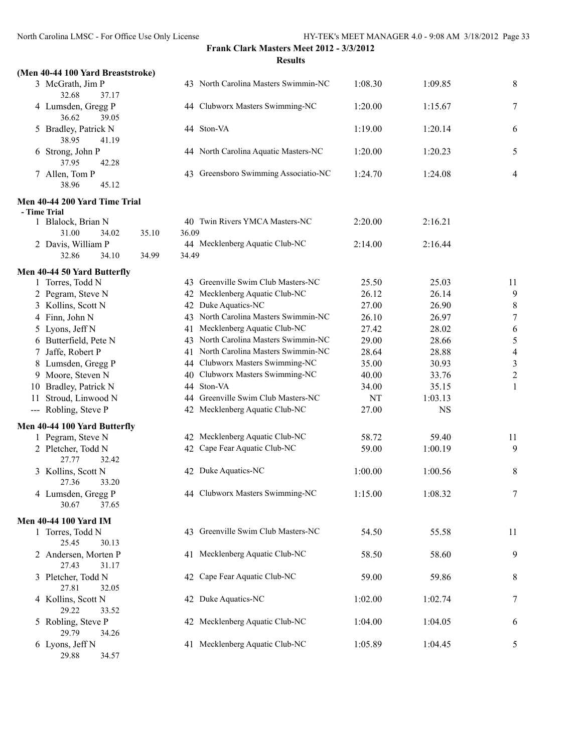**Frank Clark Masters Meet 2012 - 3/3/2012**

**Results**

### (Men 40-44 100 Yard Breaststroke)

| Place | Name | Age | Team | Seed Time | Finals Time | Points |
|---|---|---|---|---|---|---|
| 3 | McGrath, Jim P | 43 | North Carolina Masters Swimmin-NC | 1:08.30 | 1:09.85 | 8 |
| | 32.68 37.17 | | | | | |
| 4 | Lumsden, Gregg P | 44 | Clubworx Masters Swimming-NC | 1:20.00 | 1:15.67 | 7 |
| | 36.62 39.05 | | | | | |
| 5 | Bradley, Patrick N | 44 | Ston-VA | 1:19.00 | 1:20.14 | 6 |
| | 38.95 41.19 | | | | | |
| 6 | Strong, John P | 44 | North Carolina Aquatic Masters-NC | 1:20.00 | 1:20.23 | 5 |
| | 37.95 42.28 | | | | | |
| 7 | Allen, Tom P | 43 | Greensboro Swimming Associatio-NC | 1:24.70 | 1:24.08 | 4 |
| | 38.96 45.12 | | | | | |

### Men 40-44 200 Yard Time Trial

- Time Trial

| Place | Name | Age | Team | Seed Time | Finals Time |
|---|---|---|---|---|---|
| 1 | Blalock, Brian N | 40 | Twin Rivers YMCA Masters-NC | 2:20.00 | 2:16.21 |
| | 31.00 34.02 35.10 36.09 | | | | |
| 2 | Davis, William P | 44 | Mecklenberg Aquatic Club-NC | 2:14.00 | 2:16.44 |
| | 32.86 34.10 34.99 34.49 | | | | |

### Men 40-44 50 Yard Butterfly

| Place | Name | Age | Team | Seed Time | Finals Time | Points |
|---|---|---|---|---|---|---|
| 1 | Torres, Todd N | 43 | Greenville Swim Club Masters-NC | 25.50 | 25.03 | 11 |
| 2 | Pegram, Steve N | 42 | Mecklenberg Aquatic Club-NC | 26.12 | 26.14 | 9 |
| 3 | Kollins, Scott N | 42 | Duke Aquatics-NC | 27.00 | 26.90 | 8 |
| 4 | Finn, John N | 43 | North Carolina Masters Swimmin-NC | 26.10 | 26.97 | 7 |
| 5 | Lyons, Jeff N | 41 | Mecklenberg Aquatic Club-NC | 27.42 | 28.02 | 6 |
| 6 | Butterfield, Pete N | 43 | North Carolina Masters Swimmin-NC | 29.00 | 28.66 | 5 |
| 7 | Jaffe, Robert P | 41 | North Carolina Masters Swimmin-NC | 28.64 | 28.88 | 4 |
| 8 | Lumsden, Gregg P | 44 | Clubworx Masters Swimming-NC | 35.00 | 30.93 | 3 |
| 9 | Moore, Steven N | 40 | Clubworx Masters Swimming-NC | 40.00 | 33.76 | 2 |
| 10 | Bradley, Patrick N | 44 | Ston-VA | 34.00 | 35.15 | 1 |
| 11 | Stroud, Linwood N | 44 | Greenville Swim Club Masters-NC | NT | 1:03.13 | |
| --- | Robling, Steve P | 42 | Mecklenberg Aquatic Club-NC | 27.00 | NS | |

### Men 40-44 100 Yard Butterfly

| Place | Name | Age | Team | Seed Time | Finals Time | Points |
|---|---|---|---|---|---|---|
| 1 | Pegram, Steve N | 42 | Mecklenberg Aquatic Club-NC | 58.72 | 59.40 | 11 |
| 2 | Pletcher, Todd N | 42 | Cape Fear Aquatic Club-NC | 59.00 | 1:00.19 | 9 |
| | 27.77 32.42 | | | | | |
| 3 | Kollins, Scott N | 42 | Duke Aquatics-NC | 1:00.00 | 1:00.56 | 8 |
| | 27.36 33.20 | | | | | |
| 4 | Lumsden, Gregg P | 44 | Clubworx Masters Swimming-NC | 1:15.00 | 1:08.32 | 7 |
| | 30.67 37.65 | | | | | |

### Men 40-44 100 Yard IM

| Place | Name | Age | Team | Seed Time | Finals Time | Points |
|---|---|---|---|---|---|---|
| 1 | Torres, Todd N | 43 | Greenville Swim Club Masters-NC | 54.50 | 55.58 | 11 |
| | 25.45 30.13 | | | | | |
| 2 | Andersen, Morten P | 41 | Mecklenberg Aquatic Club-NC | 58.50 | 58.60 | 9 |
| | 27.43 31.17 | | | | | |
| 3 | Pletcher, Todd N | 42 | Cape Fear Aquatic Club-NC | 59.00 | 59.86 | 8 |
| | 27.81 32.05 | | | | | |
| 4 | Kollins, Scott N | 42 | Duke Aquatics-NC | 1:02.00 | 1:02.74 | 7 |
| | 29.22 33.52 | | | | | |
| 5 | Robling, Steve P | 42 | Mecklenberg Aquatic Club-NC | 1:04.00 | 1:04.05 | 6 |
| | 29.79 34.26 | | | | | |
| 6 | Lyons, Jeff N | 41 | Mecklenberg Aquatic Club-NC | 1:05.89 | 1:04.45 | 5 |
| | 29.88 34.57 | | | | | |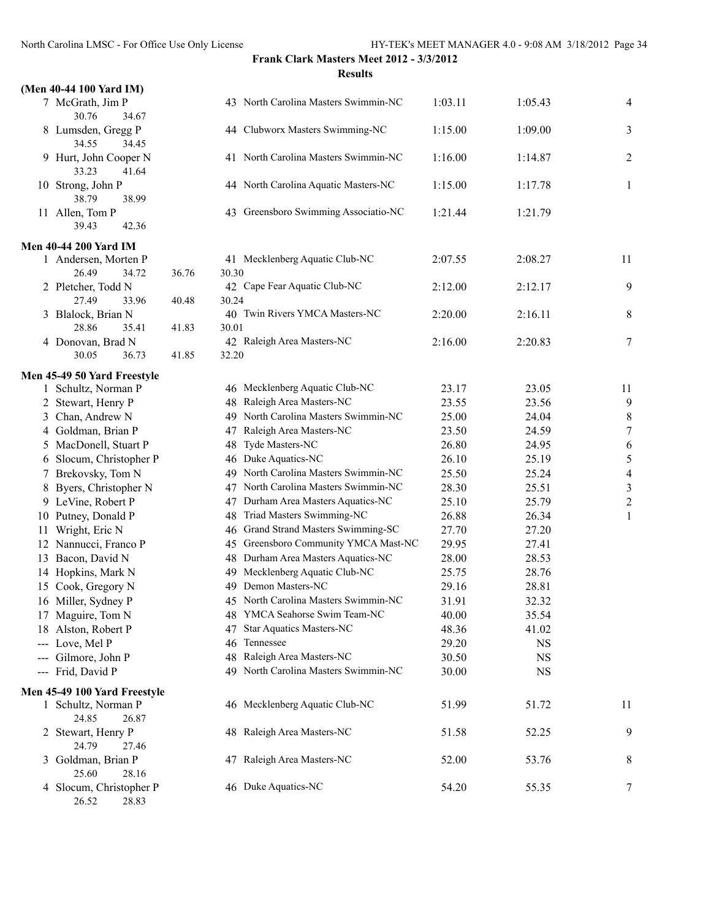**Frank Clark Masters Meet 2012 - 3/3/2012**

**Results**

**(Men 40-44 100 Yard IM)**

| Place | Name | Age | Team | Seed Time | Finals Time | Points |
|---|---|---|---|---|---|---|
| 7 | McGrath, Jim P | 43 | North Carolina Masters Swimmin-NC | 1:03.11 | 1:05.43 | 4 |
| | 30.76 34.67 | | | | | |
| 8 | Lumsden, Gregg P | 44 | Clubworx Masters Swimming-NC | 1:15.00 | 1:09.00 | 3 |
| | 34.55 34.45 | | | | | |
| 9 | Hurt, John Cooper N | 41 | North Carolina Masters Swimmin-NC | 1:16.00 | 1:14.87 | 2 |
| | 33.23 41.64 | | | | | |
| 10 | Strong, John P | 44 | North Carolina Aquatic Masters-NC | 1:15.00 | 1:17.78 | 1 |
| | 38.79 38.99 | | | | | |
| 11 | Allen, Tom P | 43 | Greensboro Swimming Associatio-NC | 1:21.44 | 1:21.79 | |
| | 39.43 42.36 | | | | | |

**Men 40-44 200 Yard IM**

| Place | Name | Age | Team | Seed Time | Finals Time | Points |
|---|---|---|---|---|---|---|
| 1 | Andersen, Morten P | 41 | Mecklenberg Aquatic Club-NC | 2:07.55 | 2:08.27 | 11 |
| | 26.49 34.72 36.76 30.30 | | | | | |
| 2 | Pletcher, Todd N | 42 | Cape Fear Aquatic Club-NC | 2:12.00 | 2:12.17 | 9 |
| | 27.49 33.96 40.48 30.24 | | | | | |
| 3 | Blalock, Brian N | 40 | Twin Rivers YMCA Masters-NC | 2:20.00 | 2:16.11 | 8 |
| | 28.86 35.41 41.83 30.01 | | | | | |
| 4 | Donovan, Brad N | 42 | Raleigh Area Masters-NC | 2:16.00 | 2:20.83 | 7 |
| | 30.05 36.73 41.85 32.20 | | | | | |

**Men 45-49 50 Yard Freestyle**

| Place | Name | Age | Team | Seed Time | Finals Time | Points |
|---|---|---|---|---|---|---|
| 1 | Schultz, Norman P | 46 | Mecklenberg Aquatic Club-NC | 23.17 | 23.05 | 11 |
| 2 | Stewart, Henry P | 48 | Raleigh Area Masters-NC | 23.55 | 23.56 | 9 |
| 3 | Chan, Andrew N | 49 | North Carolina Masters Swimmin-NC | 25.00 | 24.04 | 8 |
| 4 | Goldman, Brian P | 47 | Raleigh Area Masters-NC | 23.50 | 24.59 | 7 |
| 5 | MacDonell, Stuart P | 48 | Tyde Masters-NC | 26.80 | 24.95 | 6 |
| 6 | Slocum, Christopher P | 46 | Duke Aquatics-NC | 26.10 | 25.19 | 5 |
| 7 | Brekovsky, Tom N | 49 | North Carolina Masters Swimmin-NC | 25.50 | 25.24 | 4 |
| 8 | Byers, Christopher N | 47 | North Carolina Masters Swimmin-NC | 28.30 | 25.51 | 3 |
| 9 | LeVine, Robert P | 47 | Durham Area Masters Aquatics-NC | 25.10 | 25.79 | 2 |
| 10 | Putney, Donald P | 48 | Triad Masters Swimming-NC | 26.88 | 26.34 | 1 |
| 11 | Wright, Eric N | 46 | Grand Strand Masters Swimming-SC | 27.70 | 27.20 | |
| 12 | Nannucci, Franco P | 45 | Greensboro Community YMCA Mast-NC | 29.95 | 27.41 | |
| 13 | Bacon, David N | 48 | Durham Area Masters Aquatics-NC | 28.00 | 28.53 | |
| 14 | Hopkins, Mark N | 49 | Mecklenberg Aquatic Club-NC | 25.75 | 28.76 | |
| 15 | Cook, Gregory N | 49 | Demon Masters-NC | 29.16 | 28.81 | |
| 16 | Miller, Sydney P | 45 | North Carolina Masters Swimmin-NC | 31.91 | 32.32 | |
| 17 | Maguire, Tom N | 48 | YMCA Seahorse Swim Team-NC | 40.00 | 35.54 | |
| 18 | Alston, Robert P | 47 | Star Aquatics Masters-NC | 48.36 | 41.02 | |
| --- | Love, Mel P | 46 | Tennessee | 29.20 | NS | |
| --- | Gilmore, John P | 48 | Raleigh Area Masters-NC | 30.50 | NS | |
| --- | Frid, David P | 49 | North Carolina Masters Swimmin-NC | 30.00 | NS | |

**Men 45-49 100 Yard Freestyle**

| Place | Name | Age | Team | Seed Time | Finals Time | Points |
|---|---|---|---|---|---|---|
| 1 | Schultz, Norman P | 46 | Mecklenberg Aquatic Club-NC | 51.99 | 51.72 | 11 |
| | 24.85 26.87 | | | | | |
| 2 | Stewart, Henry P | 48 | Raleigh Area Masters-NC | 51.58 | 52.25 | 9 |
| | 24.79 27.46 | | | | | |
| 3 | Goldman, Brian P | 47 | Raleigh Area Masters-NC | 52.00 | 53.76 | 8 |
| | 25.60 28.16 | | | | | |
| 4 | Slocum, Christopher P | 46 | Duke Aquatics-NC | 54.20 | 55.35 | 7 |
| | 26.52 28.83 | | | | | |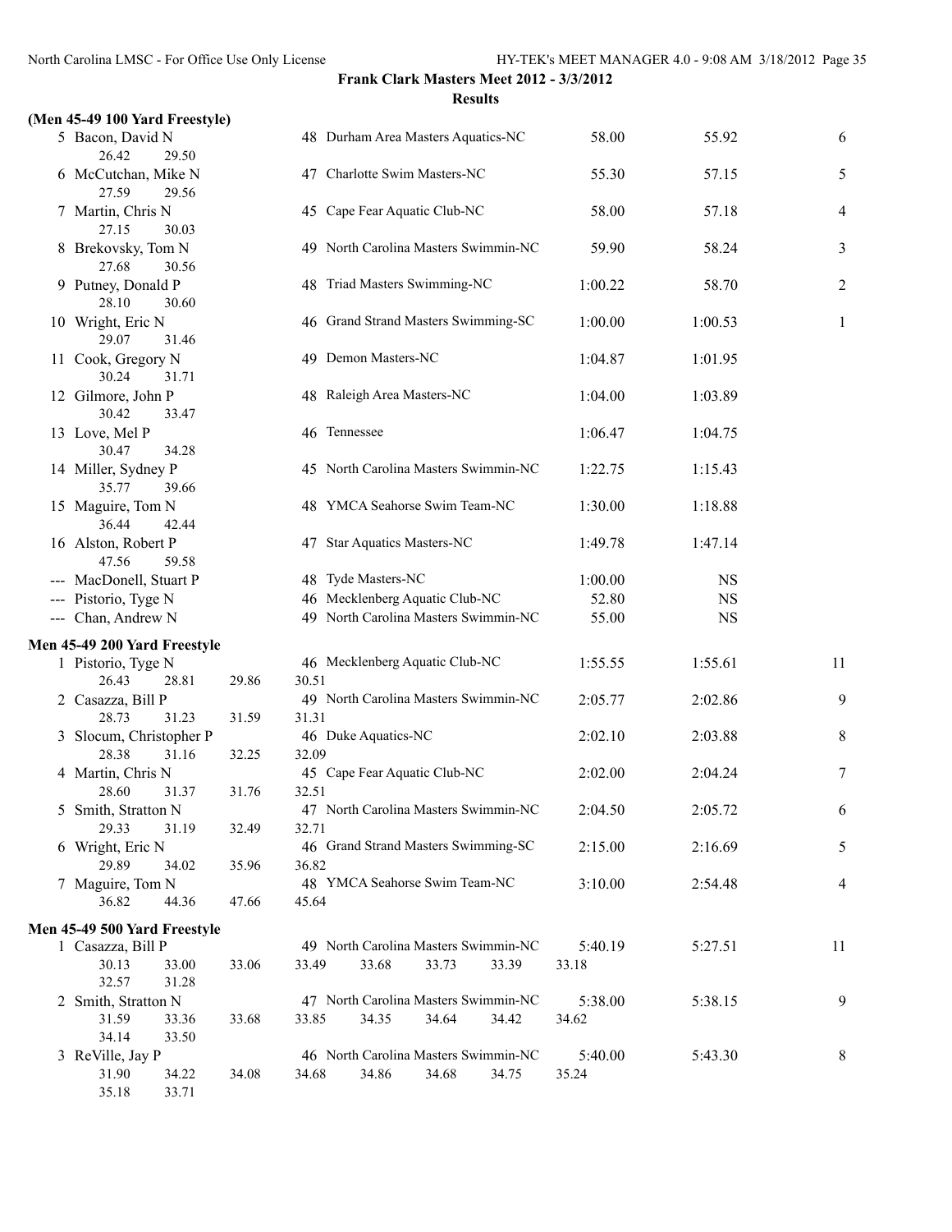**Frank Clark Masters Meet 2012 - 3/3/2012**

**Results**

### (Men 45-49 100 Yard Freestyle)

| Place | Name | Age | Team | Seed Time | Finals Time | Points |
|---|---|---|---|---|---|---|
| 5 | Bacon, David N | 48 | Durham Area Masters Aquatics-NC | 58.00 | 55.92 | 6 |
| | 26.42 29.50 | | | | | |
| 6 | McCutchan, Mike N | 47 | Charlotte Swim Masters-NC | 55.30 | 57.15 | 5 |
| | 27.59 29.56 | | | | | |
| 7 | Martin, Chris N | 45 | Cape Fear Aquatic Club-NC | 58.00 | 57.18 | 4 |
| | 27.15 30.03 | | | | | |
| 8 | Brekovsky, Tom N | 49 | North Carolina Masters Swimmin-NC | 59.90 | 58.24 | 3 |
| | 27.68 30.56 | | | | | |
| 9 | Putney, Donald P | 48 | Triad Masters Swimming-NC | 1:00.22 | 58.70 | 2 |
| | 28.10 30.60 | | | | | |
| 10 | Wright, Eric N | 46 | Grand Strand Masters Swimming-SC | 1:00.00 | 1:00.53 | 1 |
| | 29.07 31.46 | | | | | |
| 11 | Cook, Gregory N | 49 | Demon Masters-NC | 1:04.87 | 1:01.95 | |
| | 30.24 31.71 | | | | | |
| 12 | Gilmore, John P | 48 | Raleigh Area Masters-NC | 1:04.00 | 1:03.89 | |
| | 30.42 33.47 | | | | | |
| 13 | Love, Mel P | 46 | Tennessee | 1:06.47 | 1:04.75 | |
| | 30.47 34.28 | | | | | |
| 14 | Miller, Sydney P | 45 | North Carolina Masters Swimmin-NC | 1:22.75 | 1:15.43 | |
| | 35.77 39.66 | | | | | |
| 15 | Maguire, Tom N | 48 | YMCA Seahorse Swim Team-NC | 1:30.00 | 1:18.88 | |
| | 36.44 42.44 | | | | | |
| 16 | Alston, Robert P | 47 | Star Aquatics Masters-NC | 1:49.78 | 1:47.14 | |
| | 47.56 59.58 | | | | | |
| --- | MacDonell, Stuart P | 48 | Tyde Masters-NC | 1:00.00 | NS | |
| --- | Pistorio, Tyge N | 46 | Mecklenberg Aquatic Club-NC | 52.80 | NS | |
| --- | Chan, Andrew N | 49 | North Carolina Masters Swimmin-NC | 55.00 | NS | |

### Men 45-49 200 Yard Freestyle

| Place | Name | Age | Team | Seed Time | Finals Time | Points |
|---|---|---|---|---|---|---|
| 1 | Pistorio, Tyge N | 46 | Mecklenberg Aquatic Club-NC | 1:55.55 | 1:55.61 | 11 |
| | 26.43 28.81 29.86 30.51 | | | | | |
| 2 | Casazza, Bill P | 49 | North Carolina Masters Swimmin-NC | 2:05.77 | 2:02.86 | 9 |
| | 28.73 31.23 31.59 31.31 | | | | | |
| 3 | Slocum, Christopher P | 46 | Duke Aquatics-NC | 2:02.10 | 2:03.88 | 8 |
| | 28.38 31.16 32.25 32.09 | | | | | |
| 4 | Martin, Chris N | 45 | Cape Fear Aquatic Club-NC | 2:02.00 | 2:04.24 | 7 |
| | 28.60 31.37 31.76 32.51 | | | | | |
| 5 | Smith, Stratton N | 47 | North Carolina Masters Swimmin-NC | 2:04.50 | 2:05.72 | 6 |
| | 29.33 31.19 32.49 32.71 | | | | | |
| 6 | Wright, Eric N | 46 | Grand Strand Masters Swimming-SC | 2:15.00 | 2:16.69 | 5 |
| | 29.89 34.02 35.96 36.82 | | | | | |
| 7 | Maguire, Tom N | 48 | YMCA Seahorse Swim Team-NC | 3:10.00 | 2:54.48 | 4 |
| | 36.82 44.36 47.66 45.64 | | | | | |

### Men 45-49 500 Yard Freestyle

| Place | Name | Age | Team | Seed Time | Finals Time | Points |
|---|---|---|---|---|---|---|
| 1 | Casazza, Bill P | 49 | North Carolina Masters Swimmin-NC | 5:40.19 | 5:27.51 | 11 |
| | 30.13 33.00 33.06 33.49 33.68 33.73 33.39 33.18 32.57 31.28 | | | | | |
| 2 | Smith, Stratton N | 47 | North Carolina Masters Swimmin-NC | 5:38.00 | 5:38.15 | 9 |
| | 31.59 33.36 33.68 33.85 34.35 34.64 34.42 34.62 34.14 33.50 | | | | | |
| 3 | ReVille, Jay P | 46 | North Carolina Masters Swimmin-NC | 5:40.00 | 5:43.30 | 8 |
| | 31.90 34.22 34.08 34.68 34.86 34.68 34.75 35.24 35.18 33.71 | | | | | |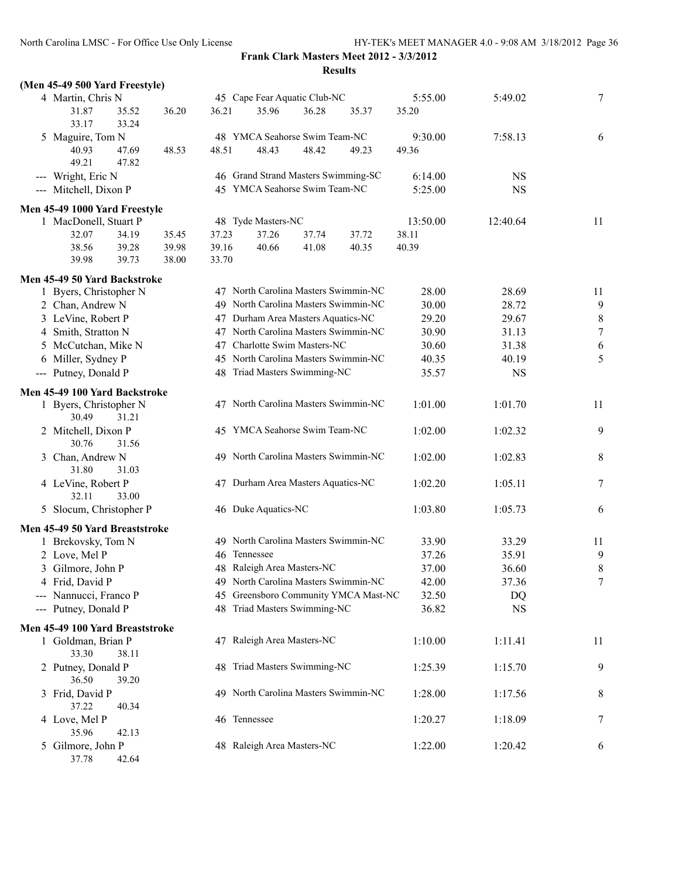**Frank Clark Masters Meet 2012 - 3/3/2012**

**Results**

**(Men 45-49 500 Yard Freestyle)**

| | Name | Age | Team | Seed Time | Finals Time | Points |
|---|---|---|---|---|---|---|
| 4 | Martin, Chris N | 45 | Cape Fear Aquatic Club-NC | 5:55.00 | 5:49.02 | 7 |
| | 31.87 35.52 36.20 36.21 35.96 36.28 35.37 35.20 33.17 33.24 | | | | | |
| 5 | Maguire, Tom N | 48 | YMCA Seahorse Swim Team-NC | 9:30.00 | 7:58.13 | 6 |
| | 40.93 47.69 48.53 48.51 48.43 48.42 49.23 49.36 49.21 47.82 | | | | | |
| --- | Wright, Eric N | 46 | Grand Strand Masters Swimming-SC | 6:14.00 | NS | |
| --- | Mitchell, Dixon P | 45 | YMCA Seahorse Swim Team-NC | 5:25.00 | NS | |

**Men 45-49 1000 Yard Freestyle**

| | Name | Age | Team | Seed Time | Finals Time | Points |
|---|---|---|---|---|---|---|
| 1 | MacDonell, Stuart P | 48 | Tyde Masters-NC | 13:50.00 | 12:40.64 | 11 |
| | 32.07 34.19 35.45 37.23 37.26 37.74 37.72 38.11 38.56 39.28 39.98 39.16 40.66 41.08 40.35 40.39 39.98 39.73 38.00 33.70 | | | | | |

**Men 45-49 50 Yard Backstroke**

| | Name | Age | Team | Seed Time | Finals Time | Points |
|---|---|---|---|---|---|---|
| 1 | Byers, Christopher N | 47 | North Carolina Masters Swimmin-NC | 28.00 | 28.69 | 11 |
| 2 | Chan, Andrew N | 49 | North Carolina Masters Swimmin-NC | 30.00 | 28.72 | 9 |
| 3 | LeVine, Robert P | 47 | Durham Area Masters Aquatics-NC | 29.20 | 29.67 | 8 |
| 4 | Smith, Stratton N | 47 | North Carolina Masters Swimmin-NC | 30.90 | 31.13 | 7 |
| 5 | McCutchan, Mike N | 47 | Charlotte Swim Masters-NC | 30.60 | 31.38 | 6 |
| 6 | Miller, Sydney P | 45 | North Carolina Masters Swimmin-NC | 40.35 | 40.19 | 5 |
| --- | Putney, Donald P | 48 | Triad Masters Swimming-NC | 35.57 | NS | |

**Men 45-49 100 Yard Backstroke**

| | Name | Age | Team | Seed Time | Finals Time | Points |
|---|---|---|---|---|---|---|
| 1 | Byers, Christopher N | 47 | North Carolina Masters Swimmin-NC | 1:01.00 | 1:01.70 | 11 |
| | 30.49 31.21 | | | | | |
| 2 | Mitchell, Dixon P | 45 | YMCA Seahorse Swim Team-NC | 1:02.00 | 1:02.32 | 9 |
| | 30.76 31.56 | | | | | |
| 3 | Chan, Andrew N | 49 | North Carolina Masters Swimmin-NC | 1:02.00 | 1:02.83 | 8 |
| | 31.80 31.03 | | | | | |
| 4 | LeVine, Robert P | 47 | Durham Area Masters Aquatics-NC | 1:02.20 | 1:05.11 | 7 |
| | 32.11 33.00 | | | | | |
| 5 | Slocum, Christopher P | 46 | Duke Aquatics-NC | 1:03.80 | 1:05.73 | 6 |

**Men 45-49 50 Yard Breaststroke**

| | Name | Age | Team | Seed Time | Finals Time | Points |
|---|---|---|---|---|---|---|
| 1 | Brekovsky, Tom N | 49 | North Carolina Masters Swimmin-NC | 33.90 | 33.29 | 11 |
| 2 | Love, Mel P | 46 | Tennessee | 37.26 | 35.91 | 9 |
| 3 | Gilmore, John P | 48 | Raleigh Area Masters-NC | 37.00 | 36.60 | 8 |
| 4 | Frid, David P | 49 | North Carolina Masters Swimmin-NC | 42.00 | 37.36 | 7 |
| --- | Nannucci, Franco P | 45 | Greensboro Community YMCA Mast-NC | 32.50 | DQ | |
| --- | Putney, Donald P | 48 | Triad Masters Swimming-NC | 36.82 | NS | |

**Men 45-49 100 Yard Breaststroke**

| | Name | Age | Team | Seed Time | Finals Time | Points |
|---|---|---|---|---|---|---|
| 1 | Goldman, Brian P | 47 | Raleigh Area Masters-NC | 1:10.00 | 1:11.41 | 11 |
| | 33.30 38.11 | | | | | |
| 2 | Putney, Donald P | 48 | Triad Masters Swimming-NC | 1:25.39 | 1:15.70 | 9 |
| | 36.50 39.20 | | | | | |
| 3 | Frid, David P | 49 | North Carolina Masters Swimmin-NC | 1:28.00 | 1:17.56 | 8 |
| | 37.22 40.34 | | | | | |
| 4 | Love, Mel P | 46 | Tennessee | 1:20.27 | 1:18.09 | 7 |
| | 35.96 42.13 | | | | | |
| 5 | Gilmore, John P | 48 | Raleigh Area Masters-NC | 1:22.00 | 1:20.42 | 6 |
| | 37.78 42.64 | | | | | |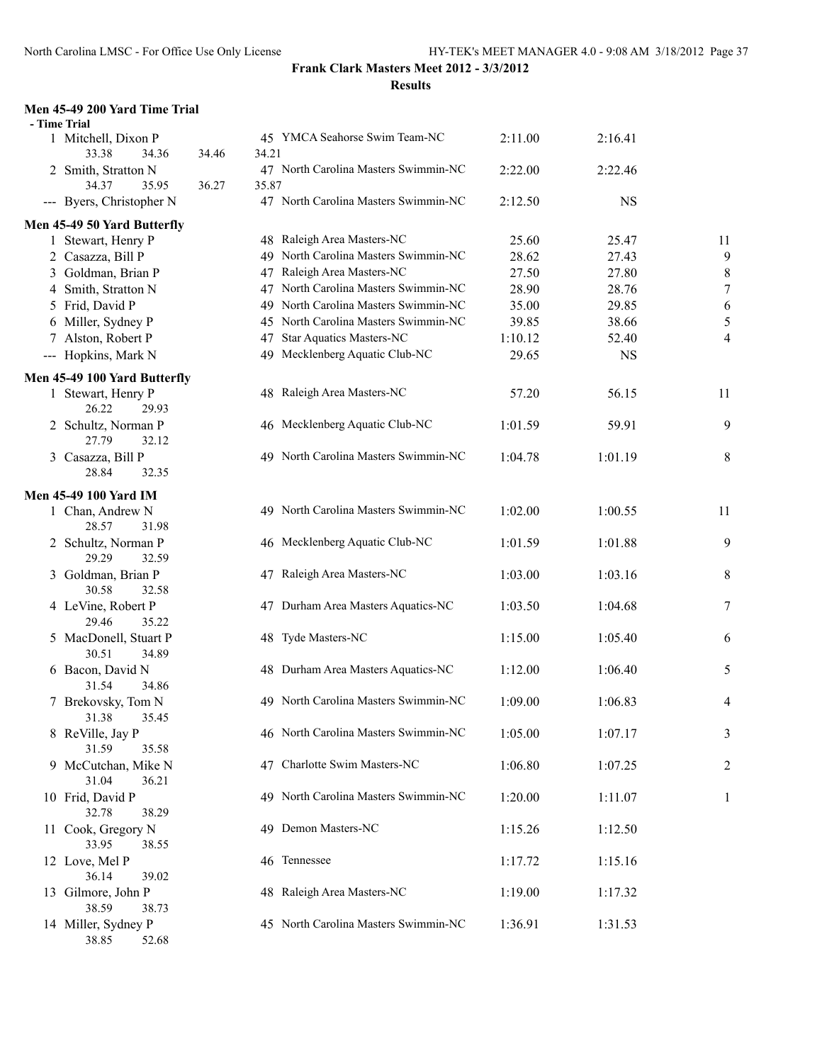**Frank Clark Masters Meet 2012 - 3/3/2012**

**Results**

### Men 45-49 200 Yard Time Trial

**- Time Trial**

| Place | Name | Age | Team | Seed Time | Finals Time | Points |
|---|---|---|---|---|---|---|
| 1 | Mitchell, Dixon P | 45 | YMCA Seahorse Swim Team-NC | 2:11.00 | 2:16.41 | |
| | 33.38 34.36 34.46 34.21 | | | | | |
| 2 | Smith, Stratton N | 47 | North Carolina Masters Swimmin-NC | 2:22.00 | 2:22.46 | |
| | 34.37 35.95 36.27 35.87 | | | | | |
| --- | Byers, Christopher N | 47 | North Carolina Masters Swimmin-NC | 2:12.50 | NS | |

### Men 45-49 50 Yard Butterfly

| Place | Name | Age | Team | Seed Time | Finals Time | Points |
|---|---|---|---|---|---|---|
| 1 | Stewart, Henry P | 48 | Raleigh Area Masters-NC | 25.60 | 25.47 | 11 |
| 2 | Casazza, Bill P | 49 | North Carolina Masters Swimmin-NC | 28.62 | 27.43 | 9 |
| 3 | Goldman, Brian P | 47 | Raleigh Area Masters-NC | 27.50 | 27.80 | 8 |
| 4 | Smith, Stratton N | 47 | North Carolina Masters Swimmin-NC | 28.90 | 28.76 | 7 |
| 5 | Frid, David P | 49 | North Carolina Masters Swimmin-NC | 35.00 | 29.85 | 6 |
| 6 | Miller, Sydney P | 45 | North Carolina Masters Swimmin-NC | 39.85 | 38.66 | 5 |
| 7 | Alston, Robert P | 47 | Star Aquatics Masters-NC | 1:10.12 | 52.40 | 4 |
| --- | Hopkins, Mark N | 49 | Mecklenberg Aquatic Club-NC | 29.65 | NS | |

### Men 45-49 100 Yard Butterfly

| Place | Name | Age | Team | Seed Time | Finals Time | Points |
|---|---|---|---|---|---|---|
| 1 | Stewart, Henry P | 48 | Raleigh Area Masters-NC | 57.20 | 56.15 | 11 |
| | 26.22 29.93 | | | | | |
| 2 | Schultz, Norman P | 46 | Mecklenberg Aquatic Club-NC | 1:01.59 | 59.91 | 9 |
| | 27.79 32.12 | | | | | |
| 3 | Casazza, Bill P | 49 | North Carolina Masters Swimmin-NC | 1:04.78 | 1:01.19 | 8 |
| | 28.84 32.35 | | | | | |

### Men 45-49 100 Yard IM

| Place | Name | Age | Team | Seed Time | Finals Time | Points |
|---|---|---|---|---|---|---|
| 1 | Chan, Andrew N | 49 | North Carolina Masters Swimmin-NC | 1:02.00 | 1:00.55 | 11 |
| | 28.57 31.98 | | | | | |
| 2 | Schultz, Norman P | 46 | Mecklenberg Aquatic Club-NC | 1:01.59 | 1:01.88 | 9 |
| | 29.29 32.59 | | | | | |
| 3 | Goldman, Brian P | 47 | Raleigh Area Masters-NC | 1:03.00 | 1:03.16 | 8 |
| | 30.58 32.58 | | | | | |
| 4 | LeVine, Robert P | 47 | Durham Area Masters Aquatics-NC | 1:03.50 | 1:04.68 | 7 |
| | 29.46 35.22 | | | | | |
| 5 | MacDonell, Stuart P | 48 | Tyde Masters-NC | 1:15.00 | 1:05.40 | 6 |
| | 30.51 34.89 | | | | | |
| 6 | Bacon, David N | 48 | Durham Area Masters Aquatics-NC | 1:12.00 | 1:06.40 | 5 |
| | 31.54 34.86 | | | | | |
| 7 | Brekovsky, Tom N | 49 | North Carolina Masters Swimmin-NC | 1:09.00 | 1:06.83 | 4 |
| | 31.38 35.45 | | | | | |
| 8 | ReVille, Jay P | 46 | North Carolina Masters Swimmin-NC | 1:05.00 | 1:07.17 | 3 |
| | 31.59 35.58 | | | | | |
| 9 | McCutchan, Mike N | 47 | Charlotte Swim Masters-NC | 1:06.80 | 1:07.25 | 2 |
| | 31.04 36.21 | | | | | |
| 10 | Frid, David P | 49 | North Carolina Masters Swimmin-NC | 1:20.00 | 1:11.07 | 1 |
| | 32.78 38.29 | | | | | |
| 11 | Cook, Gregory N | 49 | Demon Masters-NC | 1:15.26 | 1:12.50 | |
| | 33.95 38.55 | | | | | |
| 12 | Love, Mel P | 46 | Tennessee | 1:17.72 | 1:15.16 | |
| | 36.14 39.02 | | | | | |
| 13 | Gilmore, John P | 48 | Raleigh Area Masters-NC | 1:19.00 | 1:17.32 | |
| | 38.59 38.73 | | | | | |
| 14 | Miller, Sydney P | 45 | North Carolina Masters Swimmin-NC | 1:36.91 | 1:31.53 | |
| | 38.85 52.68 | | | | | |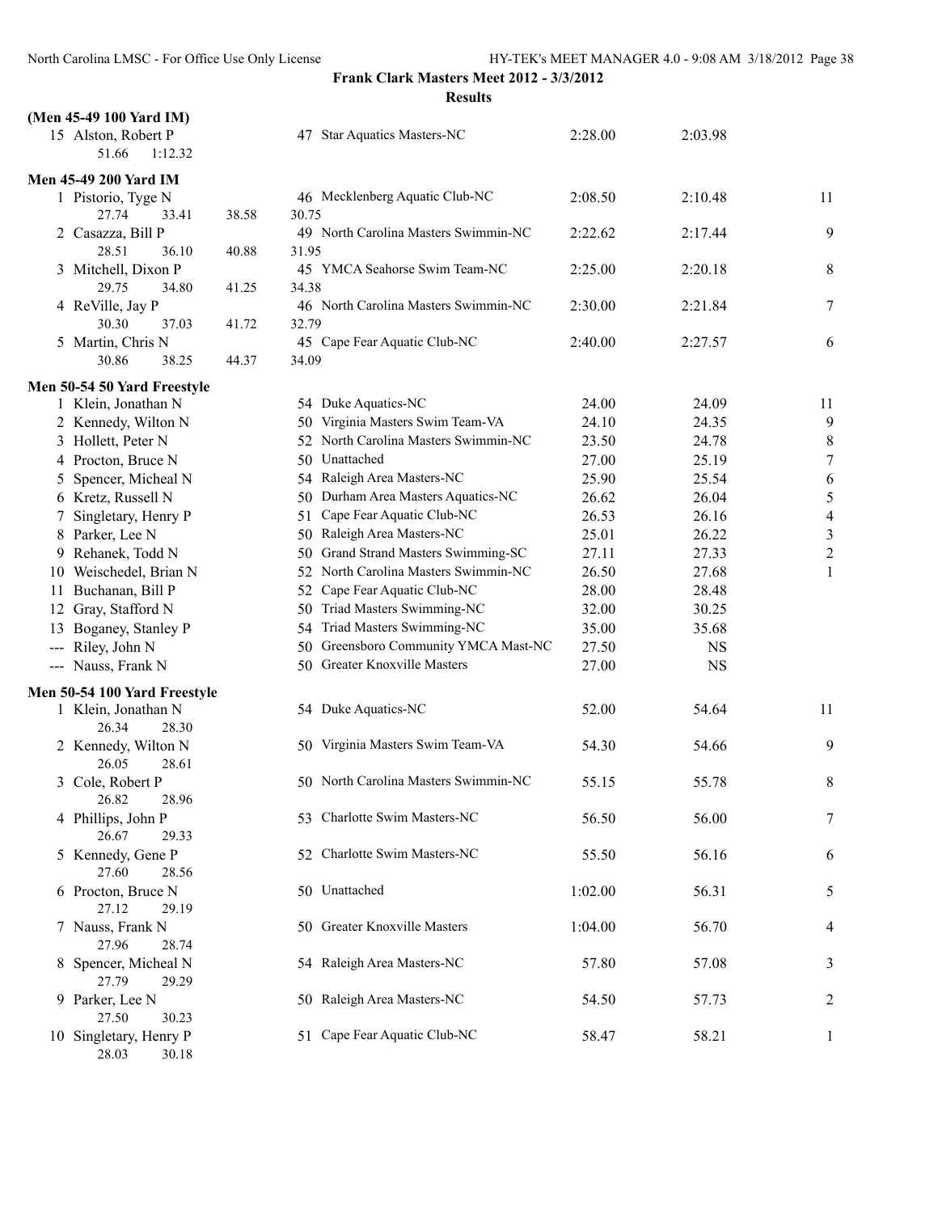**Frank Clark Masters Meet 2012 - 3/3/2012**

**Results**

**(Men 45-49 100 Yard IM)**

| | Name | Age | Team | Seed Time | Finals Time | Points |
|---|---|---|---|---|---|---|
| 15 | Alston, Robert P | 47 | Star Aquatics Masters-NC | 2:28.00 | 2:03.98 | |
| | 51.66 1:12.32 | | | | | |

**Men 45-49 200 Yard IM**

| | Name | Age | Team | Seed Time | Finals Time | Points |
|---|---|---|---|---|---|---|
| 1 | Pistorio, Tyge N | 46 | Mecklenberg Aquatic Club-NC | 2:08.50 | 2:10.48 | 11 |
| | 27.74 33.41 38.58 30.75 | | | | | |
| 2 | Casazza, Bill P | 49 | North Carolina Masters Swimmin-NC | 2:22.62 | 2:17.44 | 9 |
| | 28.51 36.10 40.88 31.95 | | | | | |
| 3 | Mitchell, Dixon P | 45 | YMCA Seahorse Swim Team-NC | 2:25.00 | 2:20.18 | 8 |
| | 29.75 34.80 41.25 34.38 | | | | | |
| 4 | ReVille, Jay P | 46 | North Carolina Masters Swimmin-NC | 2:30.00 | 2:21.84 | 7 |
| | 30.30 37.03 41.72 32.79 | | | | | |
| 5 | Martin, Chris N | 45 | Cape Fear Aquatic Club-NC | 2:40.00 | 2:27.57 | 6 |
| | 30.86 38.25 44.37 34.09 | | | | | |

**Men 50-54 50 Yard Freestyle**

| | Name | Age | Team | Seed Time | Finals Time | Points |
|---|---|---|---|---|---|---|
| 1 | Klein, Jonathan N | 54 | Duke Aquatics-NC | 24.00 | 24.09 | 11 |
| 2 | Kennedy, Wilton N | 50 | Virginia Masters Swim Team-VA | 24.10 | 24.35 | 9 |
| 3 | Hollett, Peter N | 52 | North Carolina Masters Swimmin-NC | 23.50 | 24.78 | 8 |
| 4 | Procton, Bruce N | 50 | Unattached | 27.00 | 25.19 | 7 |
| 5 | Spencer, Micheal N | 54 | Raleigh Area Masters-NC | 25.90 | 25.54 | 6 |
| 6 | Kretz, Russell N | 50 | Durham Area Masters Aquatics-NC | 26.62 | 26.04 | 5 |
| 7 | Singletary, Henry P | 51 | Cape Fear Aquatic Club-NC | 26.53 | 26.16 | 4 |
| 8 | Parker, Lee N | 50 | Raleigh Area Masters-NC | 25.01 | 26.22 | 3 |
| 9 | Rehanek, Todd N | 50 | Grand Strand Masters Swimming-SC | 27.11 | 27.33 | 2 |
| 10 | Weischedel, Brian N | 52 | North Carolina Masters Swimmin-NC | 26.50 | 27.68 | 1 |
| 11 | Buchanan, Bill P | 52 | Cape Fear Aquatic Club-NC | 28.00 | 28.48 | |
| 12 | Gray, Stafford N | 50 | Triad Masters Swimming-NC | 32.00 | 30.25 | |
| 13 | Boganey, Stanley P | 54 | Triad Masters Swimming-NC | 35.00 | 35.68 | |
| --- | Riley, John N | 50 | Greensboro Community YMCA Mast-NC | 27.50 | NS | |
| --- | Nauss, Frank N | 50 | Greater Knoxville Masters | 27.00 | NS | |

**Men 50-54 100 Yard Freestyle**

| | Name | Age | Team | Seed Time | Finals Time | Points |
|---|---|---|---|---|---|---|
| 1 | Klein, Jonathan N | 54 | Duke Aquatics-NC | 52.00 | 54.64 | 11 |
| | 26.34 28.30 | | | | | |
| 2 | Kennedy, Wilton N | 50 | Virginia Masters Swim Team-VA | 54.30 | 54.66 | 9 |
| | 26.05 28.61 | | | | | |
| 3 | Cole, Robert P | 50 | North Carolina Masters Swimmin-NC | 55.15 | 55.78 | 8 |
| | 26.82 28.96 | | | | | |
| 4 | Phillips, John P | 53 | Charlotte Swim Masters-NC | 56.50 | 56.00 | 7 |
| | 26.67 29.33 | | | | | |
| 5 | Kennedy, Gene P | 52 | Charlotte Swim Masters-NC | 55.50 | 56.16 | 6 |
| | 27.60 28.56 | | | | | |
| 6 | Procton, Bruce N | 50 | Unattached | 1:02.00 | 56.31 | 5 |
| | 27.12 29.19 | | | | | |
| 7 | Nauss, Frank N | 50 | Greater Knoxville Masters | 1:04.00 | 56.70 | 4 |
| | 27.96 28.74 | | | | | |
| 8 | Spencer, Micheal N | 54 | Raleigh Area Masters-NC | 57.80 | 57.08 | 3 |
| | 27.79 29.29 | | | | | |
| 9 | Parker, Lee N | 50 | Raleigh Area Masters-NC | 54.50 | 57.73 | 2 |
| | 27.50 30.23 | | | | | |
| 10 | Singletary, Henry P | 51 | Cape Fear Aquatic Club-NC | 58.47 | 58.21 | 1 |
| | 28.03 30.18 | | | | | |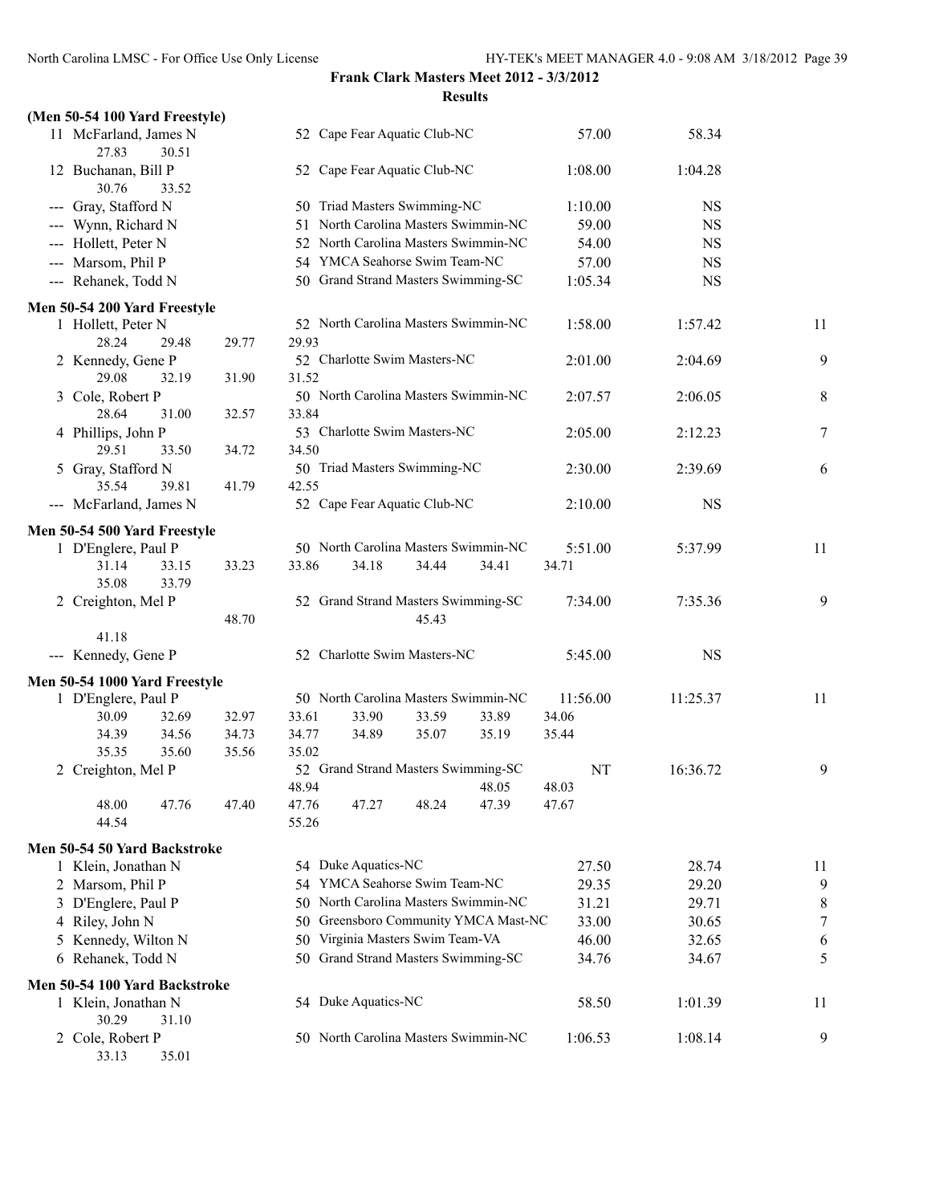**Frank Clark Masters Meet 2012 - 3/3/2012**

**Results**

### (Men 50-54 100 Yard Freestyle)

| Place | Name | Age | Team | Seed Time | Finals Time | Points |
|---|---|---|---|---|---|---|
| 11 | McFarland, James N | 52 | Cape Fear Aquatic Club-NC | 57.00 | 58.34 | |
| | 27.83 30.51 | | | | | |
| 12 | Buchanan, Bill P | 52 | Cape Fear Aquatic Club-NC | 1:08.00 | 1:04.28 | |
| | 30.76 33.52 | | | | | |
| --- | Gray, Stafford N | 50 | Triad Masters Swimming-NC | 1:10.00 | NS | |
| --- | Wynn, Richard N | 51 | North Carolina Masters Swimmin-NC | 59.00 | NS | |
| --- | Hollett, Peter N | 52 | North Carolina Masters Swimmin-NC | 54.00 | NS | |
| --- | Marsom, Phil P | 54 | YMCA Seahorse Swim Team-NC | 57.00 | NS | |
| --- | Rehanek, Todd N | 50 | Grand Strand Masters Swimming-SC | 1:05.34 | NS | |

### Men 50-54 200 Yard Freestyle

| Place | Name | Age | Team | Seed Time | Finals Time | Points |
|---|---|---|---|---|---|---|
| 1 | Hollett, Peter N | 52 | North Carolina Masters Swimmin-NC | 1:58.00 | 1:57.42 | 11 |
| | 28.24 29.48 29.77 29.93 | | | | | |
| 2 | Kennedy, Gene P | 52 | Charlotte Swim Masters-NC | 2:01.00 | 2:04.69 | 9 |
| | 29.08 32.19 31.90 31.52 | | | | | |
| 3 | Cole, Robert P | 50 | North Carolina Masters Swimmin-NC | 2:07.57 | 2:06.05 | 8 |
| | 28.64 31.00 32.57 33.84 | | | | | |
| 4 | Phillips, John P | 53 | Charlotte Swim Masters-NC | 2:05.00 | 2:12.23 | 7 |
| | 29.51 33.50 34.72 34.50 | | | | | |
| 5 | Gray, Stafford N | 50 | Triad Masters Swimming-NC | 2:30.00 | 2:39.69 | 6 |
| | 35.54 39.81 41.79 42.55 | | | | | |
| --- | McFarland, James N | 52 | Cape Fear Aquatic Club-NC | 2:10.00 | NS | |

### Men 50-54 500 Yard Freestyle

| Place | Name | Age | Team | Seed Time | Finals Time | Points |
|---|---|---|---|---|---|---|
| 1 | D'Englere, Paul P | 50 | North Carolina Masters Swimmin-NC | 5:51.00 | 5:37.99 | 11 |
| | 31.14 33.15 33.23 33.86 34.18 34.44 34.41 34.71 | | | | | |
| | 35.08 33.79 | | | | | |
| 2 | Creighton, Mel P | 52 | Grand Strand Masters Swimming-SC | 7:34.00 | 7:35.36 | 9 |
| | 48.70 45.43 | | | | | |
| | 41.18 | | | | | |
| --- | Kennedy, Gene P | 52 | Charlotte Swim Masters-NC | 5:45.00 | NS | |

### Men 50-54 1000 Yard Freestyle

| Place | Name | Age | Team | Seed Time | Finals Time | Points |
|---|---|---|---|---|---|---|
| 1 | D'Englere, Paul P | 50 | North Carolina Masters Swimmin-NC | 11:56.00 | 11:25.37 | 11 |
| | 30.09 32.69 32.97 33.61 33.90 33.59 33.89 34.06 | | | | | |
| | 34.39 34.56 34.73 34.77 34.89 35.07 35.19 35.44 | | | | | |
| | 35.35 35.60 35.56 35.02 | | | | | |
| 2 | Creighton, Mel P | 52 | Grand Strand Masters Swimming-SC | NT | 16:36.72 | 9 |
| | 48.94 48.05 48.03 | | | | | |
| | 48.00 47.76 47.40 47.76 47.27 48.24 47.39 47.67 | | | | | |
| | 44.54 55.26 | | | | | |

### Men 50-54 50 Yard Backstroke

| Place | Name | Age | Team | Seed Time | Finals Time | Points |
|---|---|---|---|---|---|---|
| 1 | Klein, Jonathan N | 54 | Duke Aquatics-NC | 27.50 | 28.74 | 11 |
| 2 | Marsom, Phil P | 54 | YMCA Seahorse Swim Team-NC | 29.35 | 29.20 | 9 |
| 3 | D'Englere, Paul P | 50 | North Carolina Masters Swimmin-NC | 31.21 | 29.71 | 8 |
| 4 | Riley, John N | 50 | Greensboro Community YMCA Mast-NC | 33.00 | 30.65 | 7 |
| 5 | Kennedy, Wilton N | 50 | Virginia Masters Swim Team-VA | 46.00 | 32.65 | 6 |
| 6 | Rehanek, Todd N | 50 | Grand Strand Masters Swimming-SC | 34.76 | 34.67 | 5 |

### Men 50-54 100 Yard Backstroke

| Place | Name | Age | Team | Seed Time | Finals Time | Points |
|---|---|---|---|---|---|---|
| 1 | Klein, Jonathan N | 54 | Duke Aquatics-NC | 58.50 | 1:01.39 | 11 |
| | 30.29 31.10 | | | | | |
| 2 | Cole, Robert P | 50 | North Carolina Masters Swimmin-NC | 1:06.53 | 1:08.14 | 9 |
| | 33.13 35.01 | | | | | |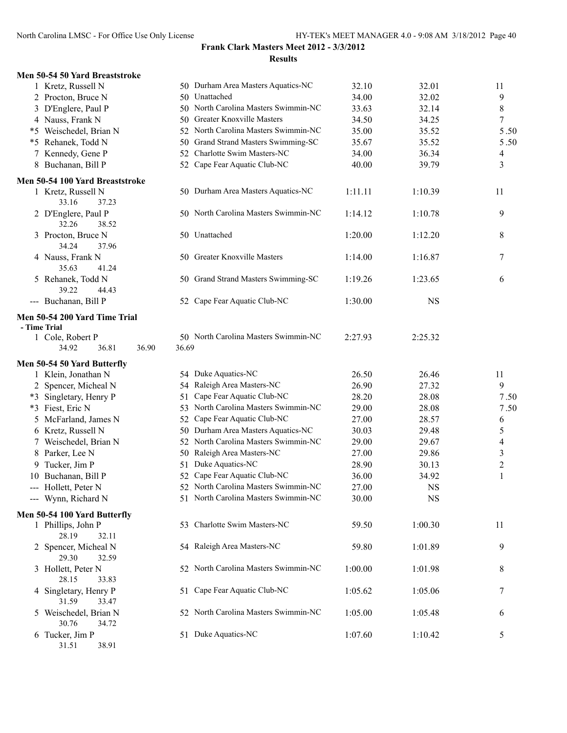**Frank Clark Masters Meet 2012 - 3/3/2012**

**Results**

### Men 50-54 50 Yard Breaststroke

| Place | Name | Age | Team | Seed Time | Finals Time | Points |
|---|---|---|---|---|---|---|
| 1 | Kretz, Russell N | 50 | Durham Area Masters Aquatics-NC | 32.10 | 32.01 | 11 |
| 2 | Procton, Bruce N | 50 | Unattached | 34.00 | 32.02 | 9 |
| 3 | D'Englere, Paul P | 50 | North Carolina Masters Swimmin-NC | 33.63 | 32.14 | 8 |
| 4 | Nauss, Frank N | 50 | Greater Knoxville Masters | 34.50 | 34.25 | 7 |
| *5 | Weischedel, Brian N | 52 | North Carolina Masters Swimmin-NC | 35.00 | 35.52 | 5.50 |
| *5 | Rehanek, Todd N | 50 | Grand Strand Masters Swimming-SC | 35.67 | 35.52 | 5.50 |
| 7 | Kennedy, Gene P | 52 | Charlotte Swim Masters-NC | 34.00 | 36.34 | 4 |
| 8 | Buchanan, Bill P | 52 | Cape Fear Aquatic Club-NC | 40.00 | 39.79 | 3 |

### Men 50-54 100 Yard Breaststroke

| Place | Name | Age | Team | Seed Time | Finals Time | Points |
|---|---|---|---|---|---|---|
| 1 | Kretz, Russell N | 50 | Durham Area Masters Aquatics-NC | 1:11.11 | 1:10.39 | 11 |
| | 33.16 37.23 | | | | | |
| 2 | D'Englere, Paul P | 50 | North Carolina Masters Swimmin-NC | 1:14.12 | 1:10.78 | 9 |
| | 32.26 38.52 | | | | | |
| 3 | Procton, Bruce N | 50 | Unattached | 1:20.00 | 1:12.20 | 8 |
| | 34.24 37.96 | | | | | |
| 4 | Nauss, Frank N | 50 | Greater Knoxville Masters | 1:14.00 | 1:16.87 | 7 |
| | 35.63 41.24 | | | | | |
| 5 | Rehanek, Todd N | 50 | Grand Strand Masters Swimming-SC | 1:19.26 | 1:23.65 | 6 |
| | 39.22 44.43 | | | | | |
| --- | Buchanan, Bill P | 52 | Cape Fear Aquatic Club-NC | 1:30.00 | NS | |

### Men 50-54 200 Yard Time Trial

**- Time Trial**

| Place | Name | Age | Team | Seed Time | Finals Time | Points |
|---|---|---|---|---|---|---|
| 1 | Cole, Robert P | 50 | North Carolina Masters Swimmin-NC | 2:27.93 | 2:25.32 | |
| | 34.92 36.81 36.90 36.69 | | | | | |

### Men 50-54 50 Yard Butterfly

| Place | Name | Age | Team | Seed Time | Finals Time | Points |
|---|---|---|---|---|---|---|
| 1 | Klein, Jonathan N | 54 | Duke Aquatics-NC | 26.50 | 26.46 | 11 |
| 2 | Spencer, Micheal N | 54 | Raleigh Area Masters-NC | 26.90 | 27.32 | 9 |
| *3 | Singletary, Henry P | 51 | Cape Fear Aquatic Club-NC | 28.20 | 28.08 | 7.50 |
| *3 | Fiest, Eric N | 53 | North Carolina Masters Swimmin-NC | 29.00 | 28.08 | 7.50 |
| 5 | McFarland, James N | 52 | Cape Fear Aquatic Club-NC | 27.00 | 28.57 | 6 |
| 6 | Kretz, Russell N | 50 | Durham Area Masters Aquatics-NC | 30.03 | 29.48 | 5 |
| 7 | Weischedel, Brian N | 52 | North Carolina Masters Swimmin-NC | 29.00 | 29.67 | 4 |
| 8 | Parker, Lee N | 50 | Raleigh Area Masters-NC | 27.00 | 29.86 | 3 |
| 9 | Tucker, Jim P | 51 | Duke Aquatics-NC | 28.90 | 30.13 | 2 |
| 10 | Buchanan, Bill P | 52 | Cape Fear Aquatic Club-NC | 36.00 | 34.92 | 1 |
| --- | Hollett, Peter N | 52 | North Carolina Masters Swimmin-NC | 27.00 | NS | |
| --- | Wynn, Richard N | 51 | North Carolina Masters Swimmin-NC | 30.00 | NS | |

### Men 50-54 100 Yard Butterfly

| Place | Name | Age | Team | Seed Time | Finals Time | Points |
|---|---|---|---|---|---|---|
| 1 | Phillips, John P | 53 | Charlotte Swim Masters-NC | 59.50 | 1:00.30 | 11 |
| | 28.19 32.11 | | | | | |
| 2 | Spencer, Micheal N | 54 | Raleigh Area Masters-NC | 59.80 | 1:01.89 | 9 |
| | 29.30 32.59 | | | | | |
| 3 | Hollett, Peter N | 52 | North Carolina Masters Swimmin-NC | 1:00.00 | 1:01.98 | 8 |
| | 28.15 33.83 | | | | | |
| 4 | Singletary, Henry P | 51 | Cape Fear Aquatic Club-NC | 1:05.62 | 1:05.06 | 7 |
| | 31.59 33.47 | | | | | |
| 5 | Weischedel, Brian N | 52 | North Carolina Masters Swimmin-NC | 1:05.00 | 1:05.48 | 6 |
| | 30.76 34.72 | | | | | |
| 6 | Tucker, Jim P | 51 | Duke Aquatics-NC | 1:07.60 | 1:10.42 | 5 |
| | 31.51 38.91 | | | | | |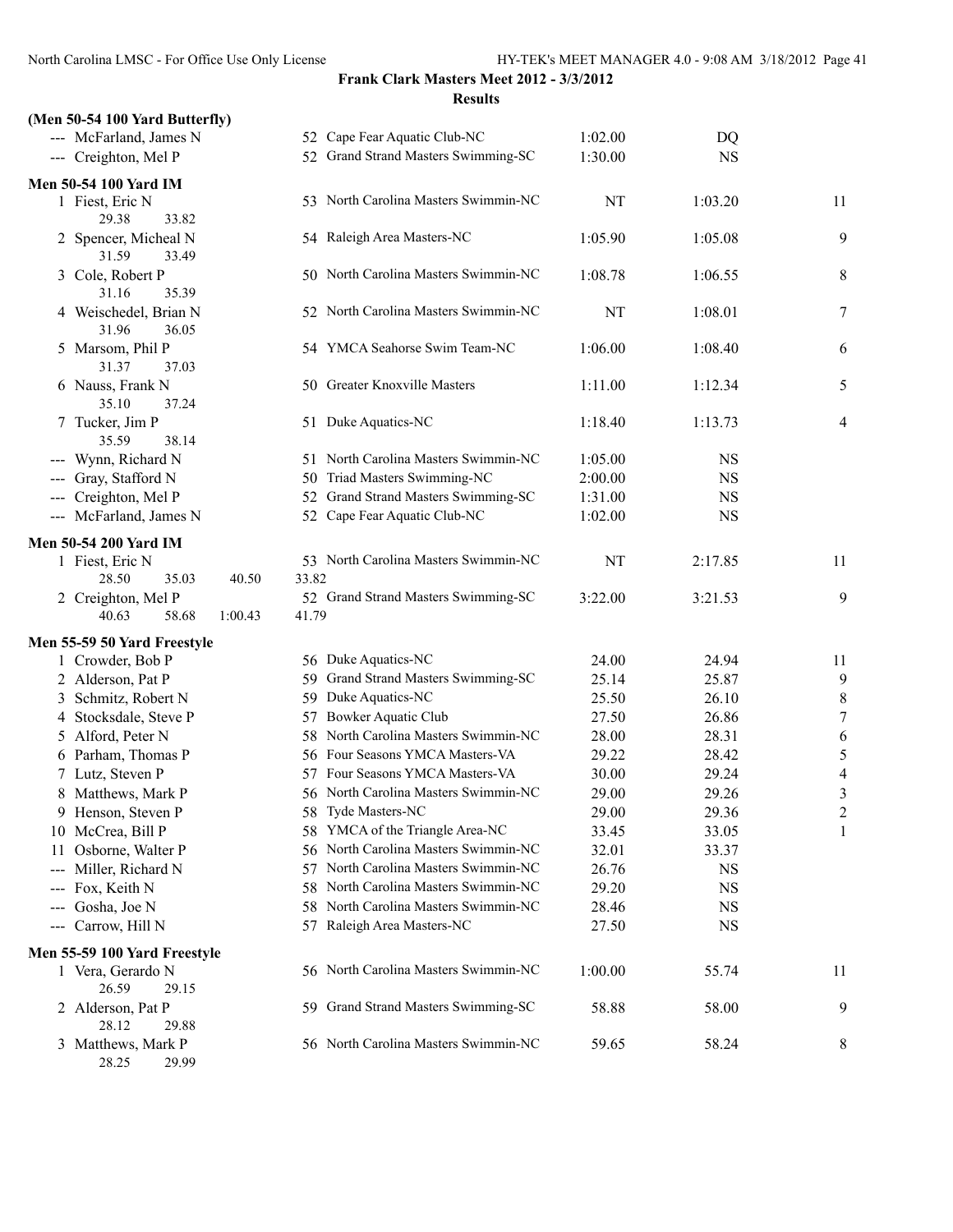**Frank Clark Masters Meet 2012 - 3/3/2012**

**Results**

### (Men 50-54 100 Yard Butterfly)

| Place | Name | Age | Team | Seed Time | Finals Time | Points |
|---|---|---|---|---|---|---|
| --- | McFarland, James N | 52 | Cape Fear Aquatic Club-NC | 1:02.00 | DQ | |
| --- | Creighton, Mel P | 52 | Grand Strand Masters Swimming-SC | 1:30.00 | NS | |

### Men 50-54 100 Yard IM

| Place | Name | Age | Team | Seed Time | Finals Time | Points |
|---|---|---|---|---|---|---|
| 1 | Fiest, Eric N | 53 | North Carolina Masters Swimmin-NC | NT | 1:03.20 | 11 |
| | 29.38 33.82 | | | | | |
| 2 | Spencer, Micheal N | 54 | Raleigh Area Masters-NC | 1:05.90 | 1:05.08 | 9 |
| | 31.59 33.49 | | | | | |
| 3 | Cole, Robert P | 50 | North Carolina Masters Swimmin-NC | 1:08.78 | 1:06.55 | 8 |
| | 31.16 35.39 | | | | | |
| 4 | Weischedel, Brian N | 52 | North Carolina Masters Swimmin-NC | NT | 1:08.01 | 7 |
| | 31.96 36.05 | | | | | |
| 5 | Marsom, Phil P | 54 | YMCA Seahorse Swim Team-NC | 1:06.00 | 1:08.40 | 6 |
| | 31.37 37.03 | | | | | |
| 6 | Nauss, Frank N | 50 | Greater Knoxville Masters | 1:11.00 | 1:12.34 | 5 |
| | 35.10 37.24 | | | | | |
| 7 | Tucker, Jim P | 51 | Duke Aquatics-NC | 1:18.40 | 1:13.73 | 4 |
| | 35.59 38.14 | | | | | |
| --- | Wynn, Richard N | 51 | North Carolina Masters Swimmin-NC | 1:05.00 | NS | |
| --- | Gray, Stafford N | 50 | Triad Masters Swimming-NC | 2:00.00 | NS | |
| --- | Creighton, Mel P | 52 | Grand Strand Masters Swimming-SC | 1:31.00 | NS | |
| --- | McFarland, James N | 52 | Cape Fear Aquatic Club-NC | 1:02.00 | NS | |

### Men 50-54 200 Yard IM

| Place | Name | Age | Team | Seed Time | Finals Time | Points |
|---|---|---|---|---|---|---|
| 1 | Fiest, Eric N | 53 | North Carolina Masters Swimmin-NC | NT | 2:17.85 | 11 |
| | 28.50 35.03 40.50 33.82 | | | | | |
| 2 | Creighton, Mel P | 52 | Grand Strand Masters Swimming-SC | 3:22.00 | 3:21.53 | 9 |
| | 40.63 58.68 1:00.43 41.79 | | | | | |

### Men 55-59 50 Yard Freestyle

| Place | Name | Age | Team | Seed Time | Finals Time | Points |
|---|---|---|---|---|---|---|
| 1 | Crowder, Bob P | 56 | Duke Aquatics-NC | 24.00 | 24.94 | 11 |
| 2 | Alderson, Pat P | 59 | Grand Strand Masters Swimming-SC | 25.14 | 25.87 | 9 |
| 3 | Schmitz, Robert N | 59 | Duke Aquatics-NC | 25.50 | 26.10 | 8 |
| 4 | Stocksdale, Steve P | 57 | Bowker Aquatic Club | 27.50 | 26.86 | 7 |
| 5 | Alford, Peter N | 58 | North Carolina Masters Swimmin-NC | 28.00 | 28.31 | 6 |
| 6 | Parham, Thomas P | 56 | Four Seasons YMCA Masters-VA | 29.22 | 28.42 | 5 |
| 7 | Lutz, Steven P | 57 | Four Seasons YMCA Masters-VA | 30.00 | 29.24 | 4 |
| 8 | Matthews, Mark P | 56 | North Carolina Masters Swimmin-NC | 29.00 | 29.26 | 3 |
| 9 | Henson, Steven P | 58 | Tyde Masters-NC | 29.00 | 29.36 | 2 |
| 10 | McCrea, Bill P | 58 | YMCA of the Triangle Area-NC | 33.45 | 33.05 | 1 |
| 11 | Osborne, Walter P | 56 | North Carolina Masters Swimmin-NC | 32.01 | 33.37 | |
| --- | Miller, Richard N | 57 | North Carolina Masters Swimmin-NC | 26.76 | NS | |
| --- | Fox, Keith N | 58 | North Carolina Masters Swimmin-NC | 29.20 | NS | |
| --- | Gosha, Joe N | 58 | North Carolina Masters Swimmin-NC | 28.46 | NS | |
| --- | Carrow, Hill N | 57 | Raleigh Area Masters-NC | 27.50 | NS | |

### Men 55-59 100 Yard Freestyle

| Place | Name | Age | Team | Seed Time | Finals Time | Points |
|---|---|---|---|---|---|---|
| 1 | Vera, Gerardo N | 56 | North Carolina Masters Swimmin-NC | 1:00.00 | 55.74 | 11 |
| | 26.59 29.15 | | | | | |
| 2 | Alderson, Pat P | 59 | Grand Strand Masters Swimming-SC | 58.88 | 58.00 | 9 |
| | 28.12 29.88 | | | | | |
| 3 | Matthews, Mark P | 56 | North Carolina Masters Swimmin-NC | 59.65 | 58.24 | 8 |
| | 28.25 29.99 | | | | | |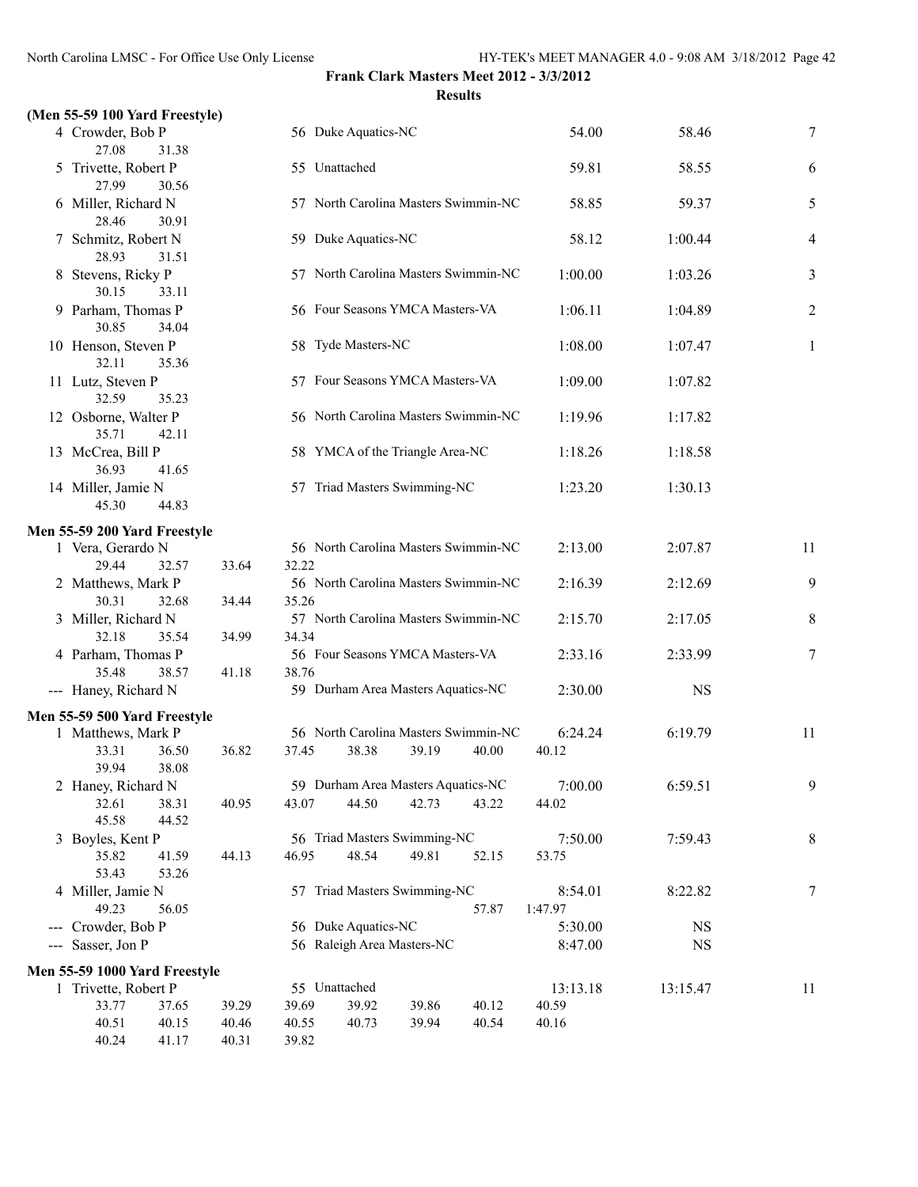**Frank Clark Masters Meet 2012 - 3/3/2012**

**Results**

**(Men 55-59 100 Yard Freestyle)**

| Place | Name | Age | Team | Seed Time | Finals Time | Points |
|---|---|---|---|---|---|---|
| 4 | Crowder, Bob P | 56 | Duke Aquatics-NC | 54.00 | 58.46 | 7 |
| | 27.08 31.38 | | | | | |
| 5 | Trivette, Robert P | 55 | Unattached | 59.81 | 58.55 | 6 |
| | 27.99 30.56 | | | | | |
| 6 | Miller, Richard N | 57 | North Carolina Masters Swimmin-NC | 58.85 | 59.37 | 5 |
| | 28.46 30.91 | | | | | |
| 7 | Schmitz, Robert N | 59 | Duke Aquatics-NC | 58.12 | 1:00.44 | 4 |
| | 28.93 31.51 | | | | | |
| 8 | Stevens, Ricky P | 57 | North Carolina Masters Swimmin-NC | 1:00.00 | 1:03.26 | 3 |
| | 30.15 33.11 | | | | | |
| 9 | Parham, Thomas P | 56 | Four Seasons YMCA Masters-VA | 1:06.11 | 1:04.89 | 2 |
| | 30.85 34.04 | | | | | |
| 10 | Henson, Steven P | 58 | Tyde Masters-NC | 1:08.00 | 1:07.47 | 1 |
| | 32.11 35.36 | | | | | |
| 11 | Lutz, Steven P | 57 | Four Seasons YMCA Masters-VA | 1:09.00 | 1:07.82 | |
| | 32.59 35.23 | | | | | |
| 12 | Osborne, Walter P | 56 | North Carolina Masters Swimmin-NC | 1:19.96 | 1:17.82 | |
| | 35.71 42.11 | | | | | |
| 13 | McCrea, Bill P | 58 | YMCA of the Triangle Area-NC | 1:18.26 | 1:18.58 | |
| | 36.93 41.65 | | | | | |
| 14 | Miller, Jamie N | 57 | Triad Masters Swimming-NC | 1:23.20 | 1:30.13 | |
| | 45.30 44.83 | | | | | |

**Men 55-59 200 Yard Freestyle**

| Place | Name | Age | Team | Seed Time | Finals Time | Points |
|---|---|---|---|---|---|---|
| 1 | Vera, Gerardo N | 56 | North Carolina Masters Swimmin-NC | 2:13.00 | 2:07.87 | 11 |
| | 29.44 32.57 33.64 32.22 | | | | | |
| 2 | Matthews, Mark P | 56 | North Carolina Masters Swimmin-NC | 2:16.39 | 2:12.69 | 9 |
| | 30.31 32.68 34.44 35.26 | | | | | |
| 3 | Miller, Richard N | 57 | North Carolina Masters Swimmin-NC | 2:15.70 | 2:17.05 | 8 |
| | 32.18 35.54 34.99 34.34 | | | | | |
| 4 | Parham, Thomas P | 56 | Four Seasons YMCA Masters-VA | 2:33.16 | 2:33.99 | 7 |
| | 35.48 38.57 41.18 38.76 | | | | | |
| --- | Haney, Richard N | 59 | Durham Area Masters Aquatics-NC | 2:30.00 | NS | |

**Men 55-59 500 Yard Freestyle**

| Place | Name | Age | Team | Seed Time | Finals Time | Points |
|---|---|---|---|---|---|---|
| 1 | Matthews, Mark P | 56 | North Carolina Masters Swimmin-NC | 6:24.24 | 6:19.79 | 11 |
| | 33.31 36.50 36.82 37.45 38.38 39.19 40.00 40.12 39.94 38.08 | | | | | |
| 2 | Haney, Richard N | 59 | Durham Area Masters Aquatics-NC | 7:00.00 | 6:59.51 | 9 |
| | 32.61 38.31 40.95 43.07 44.50 42.73 43.22 44.02 45.58 44.52 | | | | | |
| 3 | Boyles, Kent P | 56 | Triad Masters Swimming-NC | 7:50.00 | 7:59.43 | 8 |
| | 35.82 41.59 44.13 46.95 48.54 49.81 52.15 53.75 53.43 53.26 | | | | | |
| 4 | Miller, Jamie N | 57 | Triad Masters Swimming-NC | 8:54.01 | 8:22.82 | 7 |
| | 49.23 56.05 57.87 1:47.97 | | | | | |
| --- | Crowder, Bob P | 56 | Duke Aquatics-NC | 5:30.00 | NS | |
| --- | Sasser, Jon P | 56 | Raleigh Area Masters-NC | 8:47.00 | NS | |

**Men 55-59 1000 Yard Freestyle**

| Place | Name | Age | Team | Seed Time | Finals Time | Points |
|---|---|---|---|---|---|---|
| 1 | Trivette, Robert P | 55 | Unattached | 13:13.18 | 13:15.47 | 11 |
| | 33.77 37.65 39.29 39.69 39.92 39.86 40.12 40.59 40.51 40.15 40.46 40.55 40.73 39.94 40.54 40.16 40.24 41.17 40.31 39.82 | | | | | |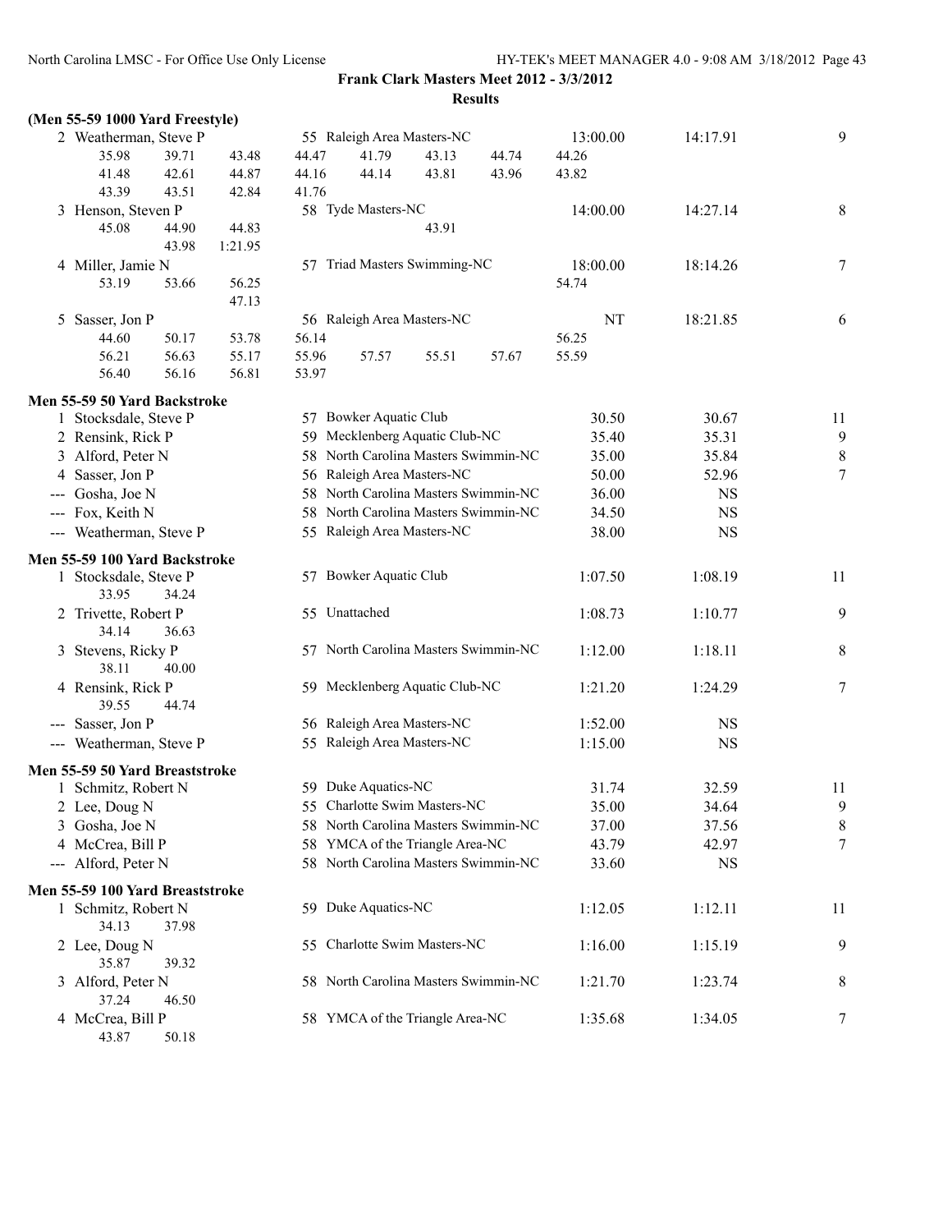**Frank Clark Masters Meet 2012 - 3/3/2012**

**Results**

### (Men 55-59 1000 Yard Freestyle)

| | Name | Age | Team | Seed Time | Finals Time | Points |
|---|---|---|---|---|---|---|
| 2 | Weatherman, Steve P | 55 | Raleigh Area Masters-NC | 13:00.00 | 14:17.91 | 9 |
| | 35.98 39.71 43.48 44.47 41.79 43.13 44.74 44.26 | | | | | |
| | 41.48 42.61 44.87 44.16 44.14 43.81 43.96 43.82 | | | | | |
| | 43.39 43.51 42.84 41.76 | | | | | |
| 3 | Henson, Steven P | 58 | Tyde Masters-NC | 14:00.00 | 14:27.14 | 8 |
| | 45.08 44.90 44.83 43.91 | | | | | |
| | 43.98 1:21.95 | | | | | |
| 4 | Miller, Jamie N | 57 | Triad Masters Swimming-NC | 18:00.00 | 18:14.26 | 7 |
| | 53.19 53.66 56.25 54.74 | | | | | |
| | 47.13 | | | | | |
| 5 | Sasser, Jon P | 56 | Raleigh Area Masters-NC | NT | 18:21.85 | 6 |
| | 44.60 50.17 53.78 56.14 56.25 | | | | | |
| | 56.21 56.63 55.17 55.96 57.57 55.51 57.67 55.59 | | | | | |
| | 56.40 56.16 56.81 53.97 | | | | | |

### Men 55-59 50 Yard Backstroke

| | Name | Age | Team | Seed Time | Finals Time | Points |
|---|---|---|---|---|---|---|
| 1 | Stocksdale, Steve P | 57 | Bowker Aquatic Club | 30.50 | 30.67 | 11 |
| 2 | Rensink, Rick P | 59 | Mecklenberg Aquatic Club-NC | 35.40 | 35.31 | 9 |
| 3 | Alford, Peter N | 58 | North Carolina Masters Swimmin-NC | 35.00 | 35.84 | 8 |
| 4 | Sasser, Jon P | 56 | Raleigh Area Masters-NC | 50.00 | 52.96 | 7 |
| --- | Gosha, Joe N | 58 | North Carolina Masters Swimmin-NC | 36.00 | NS | |
| --- | Fox, Keith N | 58 | North Carolina Masters Swimmin-NC | 34.50 | NS | |
| --- | Weatherman, Steve P | 55 | Raleigh Area Masters-NC | 38.00 | NS | |

### Men 55-59 100 Yard Backstroke

| | Name | Age | Team | Seed Time | Finals Time | Points |
|---|---|---|---|---|---|---|
| 1 | Stocksdale, Steve P | 57 | Bowker Aquatic Club | 1:07.50 | 1:08.19 | 11 |
| | 33.95 34.24 | | | | | |
| 2 | Trivette, Robert P | 55 | Unattached | 1:08.73 | 1:10.77 | 9 |
| | 34.14 36.63 | | | | | |
| 3 | Stevens, Ricky P | 57 | North Carolina Masters Swimmin-NC | 1:12.00 | 1:18.11 | 8 |
| | 38.11 40.00 | | | | | |
| 4 | Rensink, Rick P | 59 | Mecklenberg Aquatic Club-NC | 1:21.20 | 1:24.29 | 7 |
| | 39.55 44.74 | | | | | |
| --- | Sasser, Jon P | 56 | Raleigh Area Masters-NC | 1:52.00 | NS | |
| --- | Weatherman, Steve P | 55 | Raleigh Area Masters-NC | 1:15.00 | NS | |

### Men 55-59 50 Yard Breaststroke

| | Name | Age | Team | Seed Time | Finals Time | Points |
|---|---|---|---|---|---|---|
| 1 | Schmitz, Robert N | 59 | Duke Aquatics-NC | 31.74 | 32.59 | 11 |
| 2 | Lee, Doug N | 55 | Charlotte Swim Masters-NC | 35.00 | 34.64 | 9 |
| 3 | Gosha, Joe N | 58 | North Carolina Masters Swimmin-NC | 37.00 | 37.56 | 8 |
| 4 | McCrea, Bill P | 58 | YMCA of the Triangle Area-NC | 43.79 | 42.97 | 7 |
| --- | Alford, Peter N | 58 | North Carolina Masters Swimmin-NC | 33.60 | NS | |

### Men 55-59 100 Yard Breaststroke

| | Name | Age | Team | Seed Time | Finals Time | Points |
|---|---|---|---|---|---|---|
| 1 | Schmitz, Robert N | 59 | Duke Aquatics-NC | 1:12.05 | 1:12.11 | 11 |
| | 34.13 37.98 | | | | | |
| 2 | Lee, Doug N | 55 | Charlotte Swim Masters-NC | 1:16.00 | 1:15.19 | 9 |
| | 35.87 39.32 | | | | | |
| 3 | Alford, Peter N | 58 | North Carolina Masters Swimmin-NC | 1:21.70 | 1:23.74 | 8 |
| | 37.24 46.50 | | | | | |
| 4 | McCrea, Bill P | 58 | YMCA of the Triangle Area-NC | 1:35.68 | 1:34.05 | 7 |
| | 43.87 50.18 | | | | | |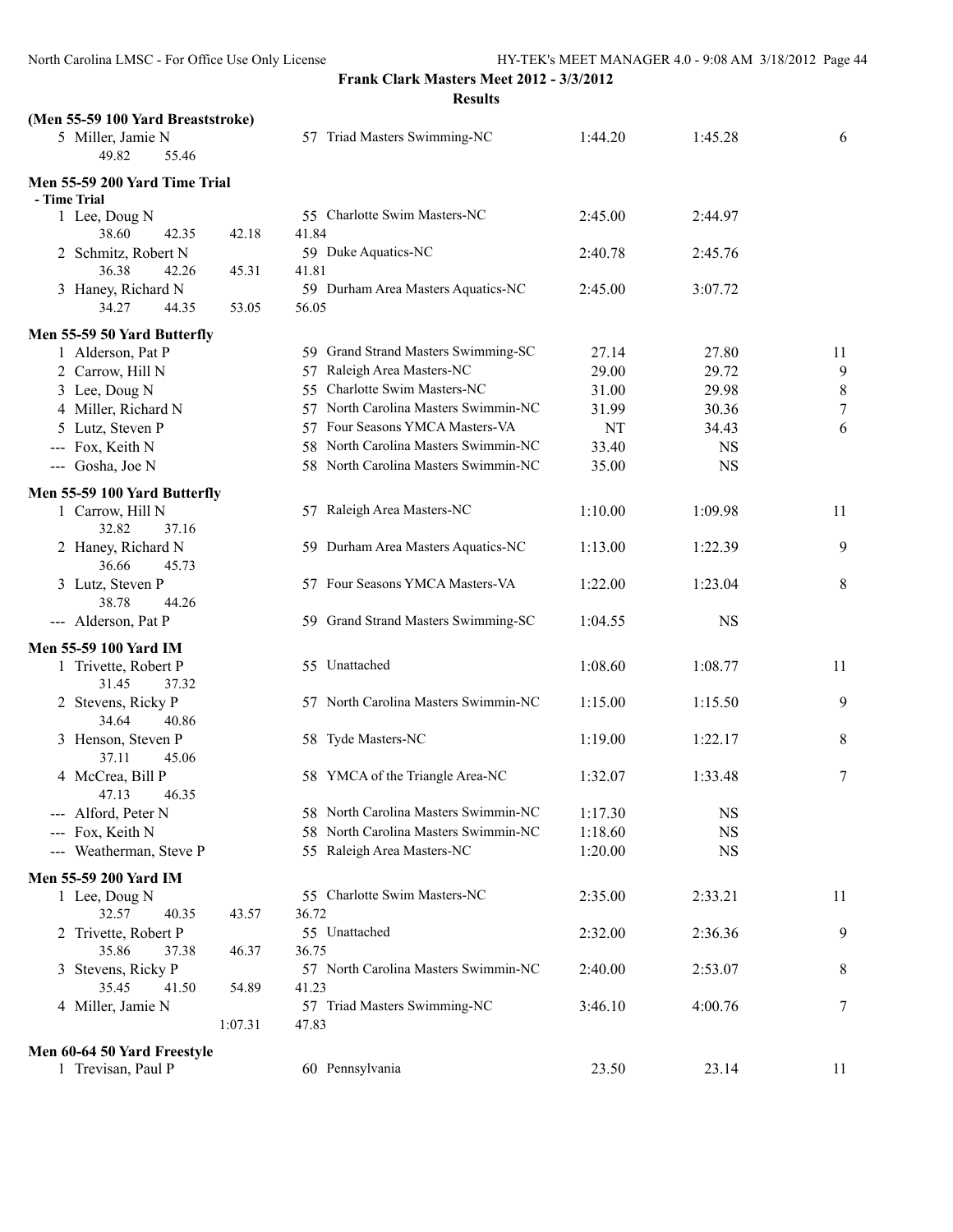**Frank Clark Masters Meet 2012 - 3/3/2012**

**Results**

**(Men 55-59 100 Yard Breaststroke)**

| | Name | Age | Team | Seed Time | Finals Time | Points |
|---|---|---|---|---|---|---|
| 5 | Miller, Jamie N | 57 | Triad Masters Swimming-NC | 1:44.20 | 1:45.28 | 6 |
| | 49.82 55.46 | | | | | |

**Men 55-59 200 Yard Time Trial**

- Time Trial

| | Name | Age | Team | Seed Time | Finals Time | Points |
|---|---|---|---|---|---|---|
| 1 | Lee, Doug N | 55 | Charlotte Swim Masters-NC | 2:45.00 | 2:44.97 | |
| | 38.60 42.35 42.18 41.84 | | | | | |
| 2 | Schmitz, Robert N | 59 | Duke Aquatics-NC | 2:40.78 | 2:45.76 | |
| | 36.38 42.26 45.31 41.81 | | | | | |
| 3 | Haney, Richard N | 59 | Durham Area Masters Aquatics-NC | 2:45.00 | 3:07.72 | |
| | 34.27 44.35 53.05 56.05 | | | | | |

**Men 55-59 50 Yard Butterfly**

| | Name | Age | Team | Seed Time | Finals Time | Points |
|---|---|---|---|---|---|---|
| 1 | Alderson, Pat P | 59 | Grand Strand Masters Swimming-SC | 27.14 | 27.80 | 11 |
| 2 | Carrow, Hill N | 57 | Raleigh Area Masters-NC | 29.00 | 29.72 | 9 |
| 3 | Lee, Doug N | 55 | Charlotte Swim Masters-NC | 31.00 | 29.98 | 8 |
| 4 | Miller, Richard N | 57 | North Carolina Masters Swimmin-NC | 31.99 | 30.36 | 7 |
| 5 | Lutz, Steven P | 57 | Four Seasons YMCA Masters-VA | NT | 34.43 | 6 |
| --- | Fox, Keith N | 58 | North Carolina Masters Swimmin-NC | 33.40 | NS | |
| --- | Gosha, Joe N | 58 | North Carolina Masters Swimmin-NC | 35.00 | NS | |

**Men 55-59 100 Yard Butterfly**

| | Name | Age | Team | Seed Time | Finals Time | Points |
|---|---|---|---|---|---|---|
| 1 | Carrow, Hill N | 57 | Raleigh Area Masters-NC | 1:10.00 | 1:09.98 | 11 |
| | 32.82 37.16 | | | | | |
| 2 | Haney, Richard N | 59 | Durham Area Masters Aquatics-NC | 1:13.00 | 1:22.39 | 9 |
| | 36.66 45.73 | | | | | |
| 3 | Lutz, Steven P | 57 | Four Seasons YMCA Masters-VA | 1:22.00 | 1:23.04 | 8 |
| | 38.78 44.26 | | | | | |
| --- | Alderson, Pat P | 59 | Grand Strand Masters Swimming-SC | 1:04.55 | NS | |

**Men 55-59 100 Yard IM**

| | Name | Age | Team | Seed Time | Finals Time | Points |
|---|---|---|---|---|---|---|
| 1 | Trivette, Robert P | 55 | Unattached | 1:08.60 | 1:08.77 | 11 |
| | 31.45 37.32 | | | | | |
| 2 | Stevens, Ricky P | 57 | North Carolina Masters Swimmin-NC | 1:15.00 | 1:15.50 | 9 |
| | 34.64 40.86 | | | | | |
| 3 | Henson, Steven P | 58 | Tyde Masters-NC | 1:19.00 | 1:22.17 | 8 |
| | 37.11 45.06 | | | | | |
| 4 | McCrea, Bill P | 58 | YMCA of the Triangle Area-NC | 1:32.07 | 1:33.48 | 7 |
| | 47.13 46.35 | | | | | |
| --- | Alford, Peter N | 58 | North Carolina Masters Swimmin-NC | 1:17.30 | NS | |
| --- | Fox, Keith N | 58 | North Carolina Masters Swimmin-NC | 1:18.60 | NS | |
| --- | Weatherman, Steve P | 55 | Raleigh Area Masters-NC | 1:20.00 | NS | |

**Men 55-59 200 Yard IM**

| | Name | Age | Team | Seed Time | Finals Time | Points |
|---|---|---|---|---|---|---|
| 1 | Lee, Doug N | 55 | Charlotte Swim Masters-NC | 2:35.00 | 2:33.21 | 11 |
| | 32.57 40.35 43.57 36.72 | | | | | |
| 2 | Trivette, Robert P | 55 | Unattached | 2:32.00 | 2:36.36 | 9 |
| | 35.86 37.38 46.37 36.75 | | | | | |
| 3 | Stevens, Ricky P | 57 | North Carolina Masters Swimmin-NC | 2:40.00 | 2:53.07 | 8 |
| | 35.45 41.50 54.89 41.23 | | | | | |
| 4 | Miller, Jamie N | 57 | Triad Masters Swimming-NC | 3:46.10 | 4:00.76 | 7 |
| | 1:07.31 47.83 | | | | | |

**Men 60-64 50 Yard Freestyle**

| | Name | Age | Team | Seed Time | Finals Time | Points |
|---|---|---|---|---|---|---|
| 1 | Trevisan, Paul P | 60 | Pennsylvania | 23.50 | 23.14 | 11 |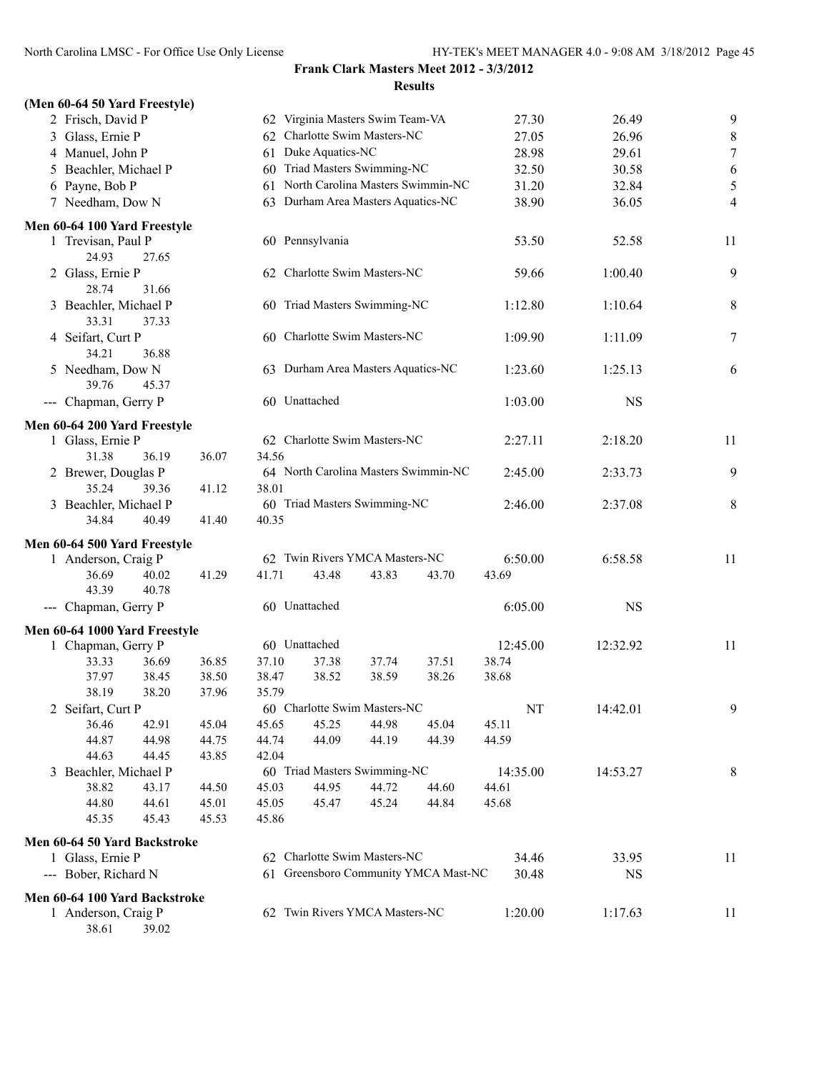**Frank Clark Masters Meet 2012 - 3/3/2012**

**Results**

### (Men 60-64 50 Yard Freestyle)

| | Name | Age | Team | Seed Time | Finals Time | Points |
|---|---|---|---|---|---|---|
| 2 | Frisch, David P | 62 | Virginia Masters Swim Team-VA | 27.30 | 26.49 | 9 |
| 3 | Glass, Ernie P | 62 | Charlotte Swim Masters-NC | 27.05 | 26.96 | 8 |
| 4 | Manuel, John P | 61 | Duke Aquatics-NC | 28.98 | 29.61 | 7 |
| 5 | Beachler, Michael P | 60 | Triad Masters Swimming-NC | 32.50 | 30.58 | 6 |
| 6 | Payne, Bob P | 61 | North Carolina Masters Swimmin-NC | 31.20 | 32.84 | 5 |
| 7 | Needham, Dow N | 63 | Durham Area Masters Aquatics-NC | 38.90 | 36.05 | 4 |

### Men 60-64 100 Yard Freestyle

| | Name | Age | Team | Seed Time | Finals Time | Points |
|---|---|---|---|---|---|---|
| 1 | Trevisan, Paul P | 60 | Pennsylvania | 53.50 | 52.58 | 11 |
| | 24.93 27.65 | | | | | |
| 2 | Glass, Ernie P | 62 | Charlotte Swim Masters-NC | 59.66 | 1:00.40 | 9 |
| | 28.74 31.66 | | | | | |
| 3 | Beachler, Michael P | 60 | Triad Masters Swimming-NC | 1:12.80 | 1:10.64 | 8 |
| | 33.31 37.33 | | | | | |
| 4 | Seifart, Curt P | 60 | Charlotte Swim Masters-NC | 1:09.90 | 1:11.09 | 7 |
| | 34.21 36.88 | | | | | |
| 5 | Needham, Dow N | 63 | Durham Area Masters Aquatics-NC | 1:23.60 | 1:25.13 | 6 |
| | 39.76 45.37 | | | | | |
| --- | Chapman, Gerry P | 60 | Unattached | 1:03.00 | NS | |

### Men 60-64 200 Yard Freestyle

| | Name | Age | Team | Seed Time | Finals Time | Points |
|---|---|---|---|---|---|---|
| 1 | Glass, Ernie P | 62 | Charlotte Swim Masters-NC | 2:27.11 | 2:18.20 | 11 |
| | 31.38 36.19 36.07 34.56 | | | | | |
| 2 | Brewer, Douglas P | 64 | North Carolina Masters Swimmin-NC | 2:45.00 | 2:33.73 | 9 |
| | 35.24 39.36 41.12 38.01 | | | | | |
| 3 | Beachler, Michael P | 60 | Triad Masters Swimming-NC | 2:46.00 | 2:37.08 | 8 |
| | 34.84 40.49 41.40 40.35 | | | | | |

### Men 60-64 500 Yard Freestyle

| | Name | Age | Team | Seed Time | Finals Time | Points |
|---|---|---|---|---|---|---|
| 1 | Anderson, Craig P | 62 | Twin Rivers YMCA Masters-NC | 6:50.00 | 6:58.58 | 11 |
| | 36.69 40.02 41.29 41.71 43.48 43.83 43.70 43.69 | | | | | |
| | 43.39 40.78 | | | | | |
| --- | Chapman, Gerry P | 60 | Unattached | 6:05.00 | NS | |

### Men 60-64 1000 Yard Freestyle

| | Name | Age | Team | Seed Time | Finals Time | Points |
|---|---|---|---|---|---|---|
| 1 | Chapman, Gerry P | 60 | Unattached | 12:45.00 | 12:32.92 | 11 |
| | 33.33 36.69 36.85 37.10 37.38 37.74 37.51 38.74 | | | | | |
| | 37.97 38.45 38.50 38.47 38.52 38.59 38.26 38.68 | | | | | |
| | 38.19 38.20 37.96 35.79 | | | | | |
| 2 | Seifart, Curt P | 60 | Charlotte Swim Masters-NC | NT | 14:42.01 | 9 |
| | 36.46 42.91 45.04 45.65 45.25 44.98 45.04 45.11 | | | | | |
| | 44.87 44.98 44.75 44.74 44.09 44.19 44.39 44.59 | | | | | |
| | 44.63 44.45 43.85 42.04 | | | | | |
| 3 | Beachler, Michael P | 60 | Triad Masters Swimming-NC | 14:35.00 | 14:53.27 | 8 |
| | 38.82 43.17 44.50 45.03 44.95 44.72 44.60 44.61 | | | | | |
| | 44.80 44.61 45.01 45.05 45.47 45.24 44.84 45.68 | | | | | |
| | 45.35 45.43 45.53 45.86 | | | | | |

### Men 60-64 50 Yard Backstroke

| | Name | Age | Team | Seed Time | Finals Time | Points |
|---|---|---|---|---|---|---|
| 1 | Glass, Ernie P | 62 | Charlotte Swim Masters-NC | 34.46 | 33.95 | 11 |
| --- | Bober, Richard N | 61 | Greensboro Community YMCA Mast-NC | 30.48 | NS | |

### Men 60-64 100 Yard Backstroke

| | Name | Age | Team | Seed Time | Finals Time | Points |
|---|---|---|---|---|---|---|
| 1 | Anderson, Craig P | 62 | Twin Rivers YMCA Masters-NC | 1:20.00 | 1:17.63 | 11 |
| | 38.61 39.02 | | | | | |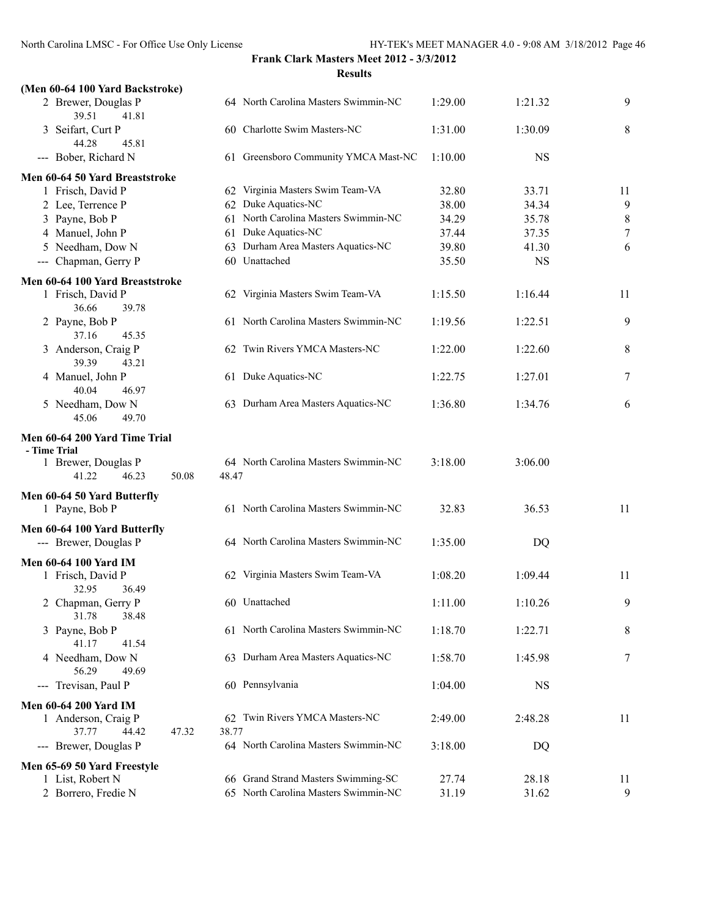**Frank Clark Masters Meet 2012 - 3/3/2012**

**Results**

**(Men 60-64 100 Yard Backstroke)**

| | Name | Age | Team | Seed | Finals | Points |
|---|---|---|---|---|---|---|
| 2 | Brewer, Douglas P | 64 | North Carolina Masters Swimmin-NC | 1:29.00 | 1:21.32 | 9 |
| | 39.51 41.81 | | | | | |
| 3 | Seifart, Curt P | 60 | Charlotte Swim Masters-NC | 1:31.00 | 1:30.09 | 8 |
| | 44.28 45.81 | | | | | |
| --- | Bober, Richard N | 61 | Greensboro Community YMCA Mast-NC | 1:10.00 | NS | |

**Men 60-64 50 Yard Breaststroke**

| | Name | Age | Team | Seed | Finals | Points |
|---|---|---|---|---|---|---|
| 1 | Frisch, David P | 62 | Virginia Masters Swim Team-VA | 32.80 | 33.71 | 11 |
| 2 | Lee, Terrence P | 62 | Duke Aquatics-NC | 38.00 | 34.34 | 9 |
| 3 | Payne, Bob P | 61 | North Carolina Masters Swimmin-NC | 34.29 | 35.78 | 8 |
| 4 | Manuel, John P | 61 | Duke Aquatics-NC | 37.44 | 37.35 | 7 |
| 5 | Needham, Dow N | 63 | Durham Area Masters Aquatics-NC | 39.80 | 41.30 | 6 |
| --- | Chapman, Gerry P | 60 | Unattached | 35.50 | NS | |

**Men 60-64 100 Yard Breaststroke**

| | Name | Age | Team | Seed | Finals | Points |
|---|---|---|---|---|---|---|
| 1 | Frisch, David P | 62 | Virginia Masters Swim Team-VA | 1:15.50 | 1:16.44 | 11 |
| | 36.66 39.78 | | | | | |
| 2 | Payne, Bob P | 61 | North Carolina Masters Swimmin-NC | 1:19.56 | 1:22.51 | 9 |
| | 37.16 45.35 | | | | | |
| 3 | Anderson, Craig P | 62 | Twin Rivers YMCA Masters-NC | 1:22.00 | 1:22.60 | 8 |
| | 39.39 43.21 | | | | | |
| 4 | Manuel, John P | 61 | Duke Aquatics-NC | 1:22.75 | 1:27.01 | 7 |
| | 40.04 46.97 | | | | | |
| 5 | Needham, Dow N | 63 | Durham Area Masters Aquatics-NC | 1:36.80 | 1:34.76 | 6 |
| | 45.06 49.70 | | | | | |

**Men 60-64 200 Yard Time Trial**

**- Time Trial**

| | Name | Age | Team | Seed | Finals | Points |
|---|---|---|---|---|---|---|
| 1 | Brewer, Douglas P | 64 | North Carolina Masters Swimmin-NC | 3:18.00 | 3:06.00 | |
| | 41.22 46.23 50.08 48.47 | | | | | |

**Men 60-64 50 Yard Butterfly**

| | Name | Age | Team | Seed | Finals | Points |
|---|---|---|---|---|---|---|
| 1 | Payne, Bob P | 61 | North Carolina Masters Swimmin-NC | 32.83 | 36.53 | 11 |

**Men 60-64 100 Yard Butterfly**

| | Name | Age | Team | Seed | Finals | Points |
|---|---|---|---|---|---|---|
| --- | Brewer, Douglas P | 64 | North Carolina Masters Swimmin-NC | 1:35.00 | DQ | |

**Men 60-64 100 Yard IM**

| | Name | Age | Team | Seed | Finals | Points |
|---|---|---|---|---|---|---|
| 1 | Frisch, David P | 62 | Virginia Masters Swim Team-VA | 1:08.20 | 1:09.44 | 11 |
| | 32.95 36.49 | | | | | |
| 2 | Chapman, Gerry P | 60 | Unattached | 1:11.00 | 1:10.26 | 9 |
| | 31.78 38.48 | | | | | |
| 3 | Payne, Bob P | 61 | North Carolina Masters Swimmin-NC | 1:18.70 | 1:22.71 | 8 |
| | 41.17 41.54 | | | | | |
| 4 | Needham, Dow N | 63 | Durham Area Masters Aquatics-NC | 1:58.70 | 1:45.98 | 7 |
| | 56.29 49.69 | | | | | |
| --- | Trevisan, Paul P | 60 | Pennsylvania | 1:04.00 | NS | |

**Men 60-64 200 Yard IM**

| | Name | Age | Team | Seed | Finals | Points |
|---|---|---|---|---|---|---|
| 1 | Anderson, Craig P | 62 | Twin Rivers YMCA Masters-NC | 2:49.00 | 2:48.28 | 11 |
| | 37.77 44.42 47.32 38.77 | | | | | |
| --- | Brewer, Douglas P | 64 | North Carolina Masters Swimmin-NC | 3:18.00 | DQ | |

**Men 65-69 50 Yard Freestyle**

| | Name | Age | Team | Seed | Finals | Points |
|---|---|---|---|---|---|---|
| 1 | List, Robert N | 66 | Grand Strand Masters Swimming-SC | 27.74 | 28.18 | 11 |
| 2 | Borrero, Fredie N | 65 | North Carolina Masters Swimmin-NC | 31.19 | 31.62 | 9 |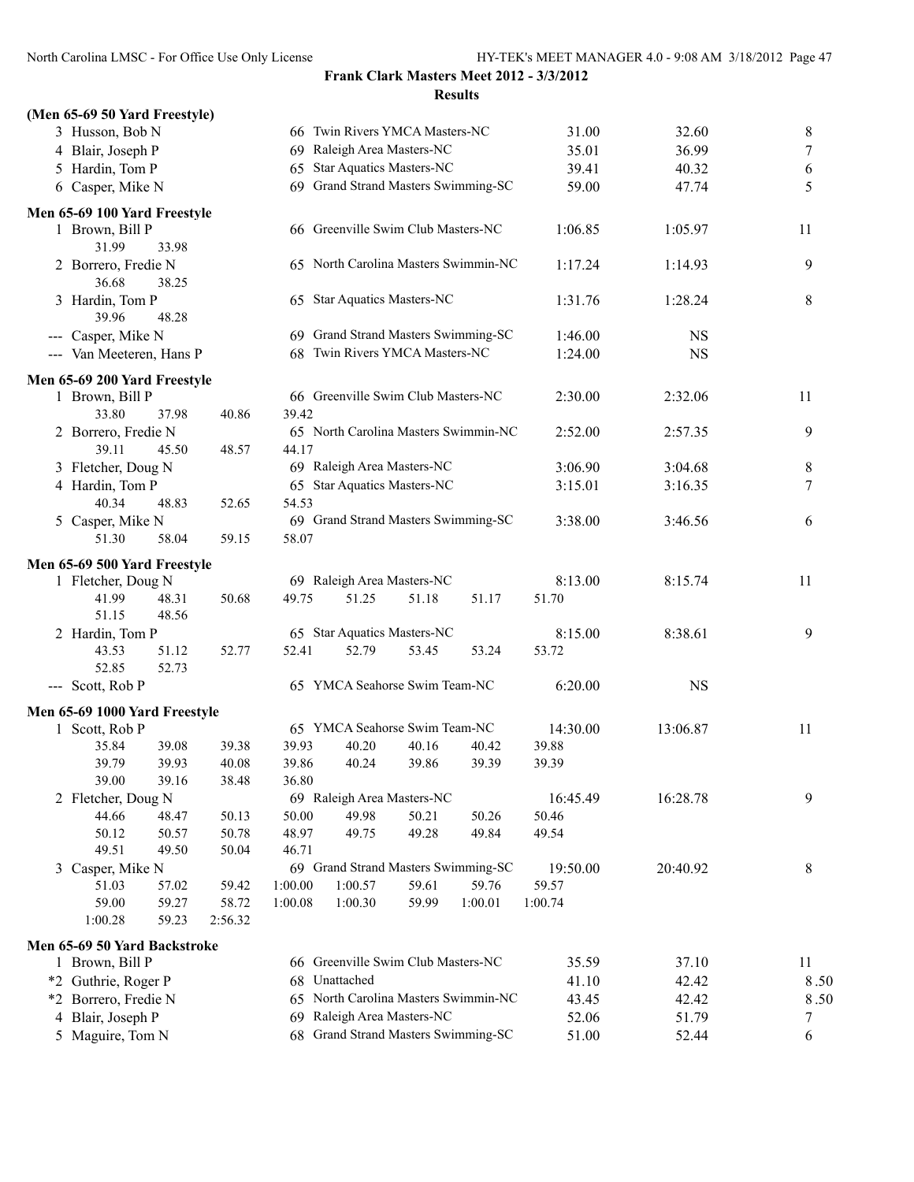**Frank Clark Masters Meet 2012 - 3/3/2012**

**Results**

**(Men 65-69 50 Yard Freestyle)**

| Place | Name | Age | Team | Seed Time | Finals Time | Points |
|---|---|---|---|---|---|---|
| 3 | Husson, Bob N | 66 | Twin Rivers YMCA Masters-NC | 31.00 | 32.60 | 8 |
| 4 | Blair, Joseph P | 69 | Raleigh Area Masters-NC | 35.01 | 36.99 | 7 |
| 5 | Hardin, Tom P | 65 | Star Aquatics Masters-NC | 39.41 | 40.32 | 6 |
| 6 | Casper, Mike N | 69 | Grand Strand Masters Swimming-SC | 59.00 | 47.74 | 5 |

**Men 65-69 100 Yard Freestyle**

| Place | Name | Age | Team | Seed Time | Finals Time | Points |
|---|---|---|---|---|---|---|
| 1 | Brown, Bill P | 66 | Greenville Swim Club Masters-NC | 1:06.85 | 1:05.97 | 11 |
| | 31.99 33.98 | | | | | |
| 2 | Borrero, Fredie N | 65 | North Carolina Masters Swimmin-NC | 1:17.24 | 1:14.93 | 9 |
| | 36.68 38.25 | | | | | |
| 3 | Hardin, Tom P | 65 | Star Aquatics Masters-NC | 1:31.76 | 1:28.24 | 8 |
| | 39.96 48.28 | | | | | |
| --- | Casper, Mike N | 69 | Grand Strand Masters Swimming-SC | 1:46.00 | NS | |
| --- | Van Meeteren, Hans P | 68 | Twin Rivers YMCA Masters-NC | 1:24.00 | NS | |

**Men 65-69 200 Yard Freestyle**

| Place | Name | Age | Team | Seed Time | Finals Time | Points |
|---|---|---|---|---|---|---|
| 1 | Brown, Bill P | 66 | Greenville Swim Club Masters-NC | 2:30.00 | 2:32.06 | 11 |
| | 33.80 37.98 40.86 39.42 | | | | | |
| 2 | Borrero, Fredie N | 65 | North Carolina Masters Swimmin-NC | 2:52.00 | 2:57.35 | 9 |
| | 39.11 45.50 48.57 44.17 | | | | | |
| 3 | Fletcher, Doug N | 69 | Raleigh Area Masters-NC | 3:06.90 | 3:04.68 | 8 |
| 4 | Hardin, Tom P | 65 | Star Aquatics Masters-NC | 3:15.01 | 3:16.35 | 7 |
| | 40.34 48.83 52.65 54.53 | | | | | |
| 5 | Casper, Mike N | 69 | Grand Strand Masters Swimming-SC | 3:38.00 | 3:46.56 | 6 |
| | 51.30 58.04 59.15 58.07 | | | | | |

**Men 65-69 500 Yard Freestyle**

| Place | Name | Age | Team | Seed Time | Finals Time | Points |
|---|---|---|---|---|---|---|
| 1 | Fletcher, Doug N | 69 | Raleigh Area Masters-NC | 8:13.00 | 8:15.74 | 11 |
| | 41.99 48.31 50.68 49.75 51.25 51.18 51.17 51.70 51.15 48.56 | | | | | |
| 2 | Hardin, Tom P | 65 | Star Aquatics Masters-NC | 8:15.00 | 8:38.61 | 9 |
| | 43.53 51.12 52.77 52.41 52.79 53.45 53.24 53.72 52.85 52.73 | | | | | |
| --- | Scott, Rob P | 65 | YMCA Seahorse Swim Team-NC | 6:20.00 | NS | |

**Men 65-69 1000 Yard Freestyle**

| Place | Name | Age | Team | Seed Time | Finals Time | Points |
|---|---|---|---|---|---|---|
| 1 | Scott, Rob P | 65 | YMCA Seahorse Swim Team-NC | 14:30.00 | 13:06.87 | 11 |
| | 35.84 39.08 39.38 39.93 40.20 40.16 40.42 39.88 39.79 39.93 40.08 39.86 40.24 39.86 39.39 39.39 39.00 39.16 38.48 36.80 | | | | | |
| 2 | Fletcher, Doug N | 69 | Raleigh Area Masters-NC | 16:45.49 | 16:28.78 | 9 |
| | 44.66 48.47 50.13 50.00 49.98 50.21 50.26 50.46 50.12 50.57 50.78 48.97 49.75 49.28 49.84 49.54 49.51 49.50 50.04 46.71 | | | | | |
| 3 | Casper, Mike N | 69 | Grand Strand Masters Swimming-SC | 19:50.00 | 20:40.92 | 8 |
| | 51.03 57.02 59.42 1:00.00 1:00.57 59.61 59.76 59.57 59.00 59.27 58.72 1:00.08 1:00.30 59.99 1:00.01 1:00.74 1:00.28 59.23 2:56.32 | | | | | |

**Men 65-69 50 Yard Backstroke**

| Place | Name | Age | Team | Seed Time | Finals Time | Points |
|---|---|---|---|---|---|---|
| 1 | Brown, Bill P | 66 | Greenville Swim Club Masters-NC | 35.59 | 37.10 | 11 |
| *2 | Guthrie, Roger P | 68 | Unattached | 41.10 | 42.42 | 8.50 |
| *2 | Borrero, Fredie N | 65 | North Carolina Masters Swimmin-NC | 43.45 | 42.42 | 8.50 |
| 4 | Blair, Joseph P | 69 | Raleigh Area Masters-NC | 52.06 | 51.79 | 7 |
| 5 | Maguire, Tom N | 68 | Grand Strand Masters Swimming-SC | 51.00 | 52.44 | 6 |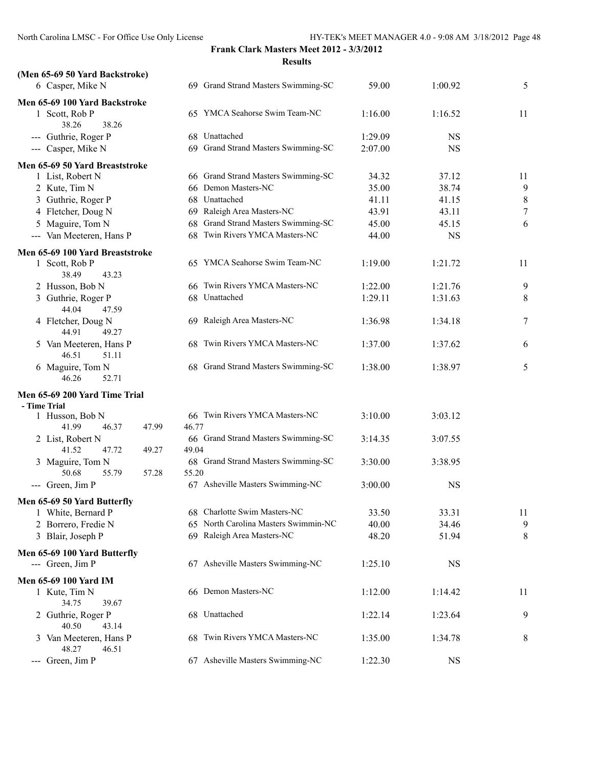**Frank Clark Masters Meet 2012 - 3/3/2012**

**Results**

**(Men 65-69 50 Yard Backstroke)**

| | Name | Age | Team | Seed | Finals | Points |
|---|---|---|---|---|---|---|
| 6 | Casper, Mike N | 69 | Grand Strand Masters Swimming-SC | 59.00 | 1:00.92 | 5 |

**Men 65-69 100 Yard Backstroke**

| | Name | Age | Team | Seed | Finals | Points |
|---|---|---|---|---|---|---|
| 1 | Scott, Rob P | 65 | YMCA Seahorse Swim Team-NC | 1:16.00 | 1:16.52 | 11 |
| | 38.26 38.26 | | | | | |
| --- | Guthrie, Roger P | 68 | Unattached | 1:29.09 | NS | |
| --- | Casper, Mike N | 69 | Grand Strand Masters Swimming-SC | 2:07.00 | NS | |

**Men 65-69 50 Yard Breaststroke**

| | Name | Age | Team | Seed | Finals | Points |
|---|---|---|---|---|---|---|
| 1 | List, Robert N | 66 | Grand Strand Masters Swimming-SC | 34.32 | 37.12 | 11 |
| 2 | Kute, Tim N | 66 | Demon Masters-NC | 35.00 | 38.74 | 9 |
| 3 | Guthrie, Roger P | 68 | Unattached | 41.11 | 41.15 | 8 |
| 4 | Fletcher, Doug N | 69 | Raleigh Area Masters-NC | 43.91 | 43.11 | 7 |
| 5 | Maguire, Tom N | 68 | Grand Strand Masters Swimming-SC | 45.00 | 45.15 | 6 |
| --- | Van Meeteren, Hans P | 68 | Twin Rivers YMCA Masters-NC | 44.00 | NS | |

**Men 65-69 100 Yard Breaststroke**

| | Name | Age | Team | Seed | Finals | Points |
|---|---|---|---|---|---|---|
| 1 | Scott, Rob P | 65 | YMCA Seahorse Swim Team-NC | 1:19.00 | 1:21.72 | 11 |
| | 38.49 43.23 | | | | | |
| 2 | Husson, Bob N | 66 | Twin Rivers YMCA Masters-NC | 1:22.00 | 1:21.76 | 9 |
| 3 | Guthrie, Roger P | 68 | Unattached | 1:29.11 | 1:31.63 | 8 |
| | 44.04 47.59 | | | | | |
| 4 | Fletcher, Doug N | 69 | Raleigh Area Masters-NC | 1:36.98 | 1:34.18 | 7 |
| | 44.91 49.27 | | | | | |
| 5 | Van Meeteren, Hans P | 68 | Twin Rivers YMCA Masters-NC | 1:37.00 | 1:37.62 | 6 |
| | 46.51 51.11 | | | | | |
| 6 | Maguire, Tom N | 68 | Grand Strand Masters Swimming-SC | 1:38.00 | 1:38.97 | 5 |
| | 46.26 52.71 | | | | | |

**Men 65-69 200 Yard Time Trial**

**- Time Trial**

| | Name | Age | Team | Seed | Finals | Points |
|---|---|---|---|---|---|---|
| 1 | Husson, Bob N | 66 | Twin Rivers YMCA Masters-NC | 3:10.00 | 3:03.12 | |
| | 41.99 46.37 47.99 46.77 | | | | | |
| 2 | List, Robert N | 66 | Grand Strand Masters Swimming-SC | 3:14.35 | 3:07.55 | |
| | 41.52 47.72 49.27 49.04 | | | | | |
| 3 | Maguire, Tom N | 68 | Grand Strand Masters Swimming-SC | 3:30.00 | 3:38.95 | |
| | 50.68 55.79 57.28 55.20 | | | | | |
| --- | Green, Jim P | 67 | Asheville Masters Swimming-NC | 3:00.00 | NS | |

**Men 65-69 50 Yard Butterfly**

| | Name | Age | Team | Seed | Finals | Points |
|---|---|---|---|---|---|---|
| 1 | White, Bernard P | 68 | Charlotte Swim Masters-NC | 33.50 | 33.31 | 11 |
| 2 | Borrero, Fredie N | 65 | North Carolina Masters Swimmin-NC | 40.00 | 34.46 | 9 |
| 3 | Blair, Joseph P | 69 | Raleigh Area Masters-NC | 48.20 | 51.94 | 8 |

**Men 65-69 100 Yard Butterfly**

| | Name | Age | Team | Seed | Finals | Points |
|---|---|---|---|---|---|---|
| --- | Green, Jim P | 67 | Asheville Masters Swimming-NC | 1:25.10 | NS | |

**Men 65-69 100 Yard IM**

| | Name | Age | Team | Seed | Finals | Points |
|---|---|---|---|---|---|---|
| 1 | Kute, Tim N | 66 | Demon Masters-NC | 1:12.00 | 1:14.42 | 11 |
| | 34.75 39.67 | | | | | |
| 2 | Guthrie, Roger P | 68 | Unattached | 1:22.14 | 1:23.64 | 9 |
| | 40.50 43.14 | | | | | |
| 3 | Van Meeteren, Hans P | 68 | Twin Rivers YMCA Masters-NC | 1:35.00 | 1:34.78 | 8 |
| | 48.27 46.51 | | | | | |
| --- | Green, Jim P | 67 | Asheville Masters Swimming-NC | 1:22.30 | NS | |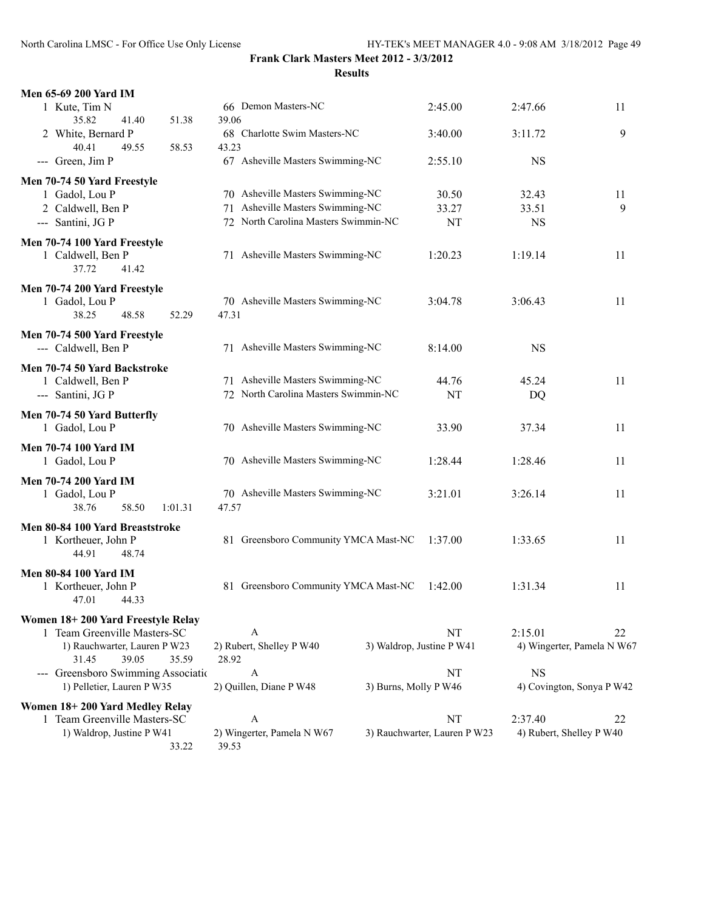**Frank Clark Masters Meet 2012 - 3/3/2012**

**Results**

**Men 65-69 200 Yard IM**

| | Name | Age | Team | Seed Time | Finals Time | Points |
|---|---|---|---|---|---|---|
| 1 | Kute, Tim N | 66 | Demon Masters-NC | 2:45.00 | 2:47.66 | 11 |
| | 35.82 41.40 51.38 39.06 | | | | | |
| 2 | White, Bernard P | 68 | Charlotte Swim Masters-NC | 3:40.00 | 3:11.72 | 9 |
| | 40.41 49.55 58.53 43.23 | | | | | |
| --- | Green, Jim P | 67 | Asheville Masters Swimming-NC | 2:55.10 | NS | |

**Men 70-74 50 Yard Freestyle**

| | Name | Age | Team | Seed Time | Finals Time | Points |
|---|---|---|---|---|---|---|
| 1 | Gadol, Lou P | 70 | Asheville Masters Swimming-NC | 30.50 | 32.43 | 11 |
| 2 | Caldwell, Ben P | 71 | Asheville Masters Swimming-NC | 33.27 | 33.51 | 9 |
| --- | Santini, JG P | 72 | North Carolina Masters Swimmin-NC | NT | NS | |

**Men 70-74 100 Yard Freestyle**

| | Name | Age | Team | Seed Time | Finals Time | Points |
|---|---|---|---|---|---|---|
| 1 | Caldwell, Ben P | 71 | Asheville Masters Swimming-NC | 1:20.23 | 1:19.14 | 11 |
| | 37.72 41.42 | | | | | |

**Men 70-74 200 Yard Freestyle**

| | Name | Age | Team | Seed Time | Finals Time | Points |
|---|---|---|---|---|---|---|
| 1 | Gadol, Lou P | 70 | Asheville Masters Swimming-NC | 3:04.78 | 3:06.43 | 11 |
| | 38.25 48.58 52.29 47.31 | | | | | |

**Men 70-74 500 Yard Freestyle**

| | Name | Age | Team | Seed Time | Finals Time | Points |
|---|---|---|---|---|---|---|
| --- | Caldwell, Ben P | 71 | Asheville Masters Swimming-NC | 8:14.00 | NS | |

**Men 70-74 50 Yard Backstroke**

| | Name | Age | Team | Seed Time | Finals Time | Points |
|---|---|---|---|---|---|---|
| 1 | Caldwell, Ben P | 71 | Asheville Masters Swimming-NC | 44.76 | 45.24 | 11 |
| --- | Santini, JG P | 72 | North Carolina Masters Swimmin-NC | NT | DQ | |

**Men 70-74 50 Yard Butterfly**

| | Name | Age | Team | Seed Time | Finals Time | Points |
|---|---|---|---|---|---|---|
| 1 | Gadol, Lou P | 70 | Asheville Masters Swimming-NC | 33.90 | 37.34 | 11 |

**Men 70-74 100 Yard IM**

| | Name | Age | Team | Seed Time | Finals Time | Points |
|---|---|---|---|---|---|---|
| 1 | Gadol, Lou P | 70 | Asheville Masters Swimming-NC | 1:28.44 | 1:28.46 | 11 |

**Men 70-74 200 Yard IM**

| | Name | Age | Team | Seed Time | Finals Time | Points |
|---|---|---|---|---|---|---|
| 1 | Gadol, Lou P | 70 | Asheville Masters Swimming-NC | 3:21.01 | 3:26.14 | 11 |
| | 38.76 58.50 1:01.31 47.57 | | | | | |

**Men 80-84 100 Yard Breaststroke**

| | Name | Age | Team | Seed Time | Finals Time | Points |
|---|---|---|---|---|---|---|
| 1 | Kortheuer, John P | 81 | Greensboro Community YMCA Mast-NC | 1:37.00 | 1:33.65 | 11 |
| | 44.91 48.74 | | | | | |

**Men 80-84 100 Yard IM**

| | Name | Age | Team | Seed Time | Finals Time | Points |
|---|---|---|---|---|---|---|
| 1 | Kortheuer, John P | 81 | Greensboro Community YMCA Mast-NC | 1:42.00 | 1:31.34 | 11 |
| | 47.01 44.33 | | | | | |

**Women 18+ 200 Yard Freestyle Relay**

| | Team | Relay | Seed Time | Finals Time | Points |
|---|---|---|---|---|---|
| 1 | Team Greenville Masters-SC | A | NT | 2:15.01 | 22 |
| | 1) Rauchwarter, Lauren P W23; 2) Rubert, Shelley P W40; 3) Waldrop, Justine P W41; 4) Wingerter, Pamela N W67 | | | | |
| | 31.45 39.05 35.59 28.92 | | | | |
| --- | Greensboro Swimming Associatic | A | NT | NS | |
| | 1) Pelletier, Lauren P W35; 2) Quillen, Diane P W48; 3) Burns, Molly P W46; 4) Covington, Sonya P W42 | | | | |

**Women 18+ 200 Yard Medley Relay**

| | Team | Relay | Seed Time | Finals Time | Points |
|---|---|---|---|---|---|
| 1 | Team Greenville Masters-SC | A | NT | 2:37.40 | 22 |
| | 1) Waldrop, Justine P W41; 2) Wingerter, Pamela N W67; 3) Rauchwarter, Lauren P W23; 4) Rubert, Shelley P W40 | | | | |
| | 33.22 39.53 | | | | |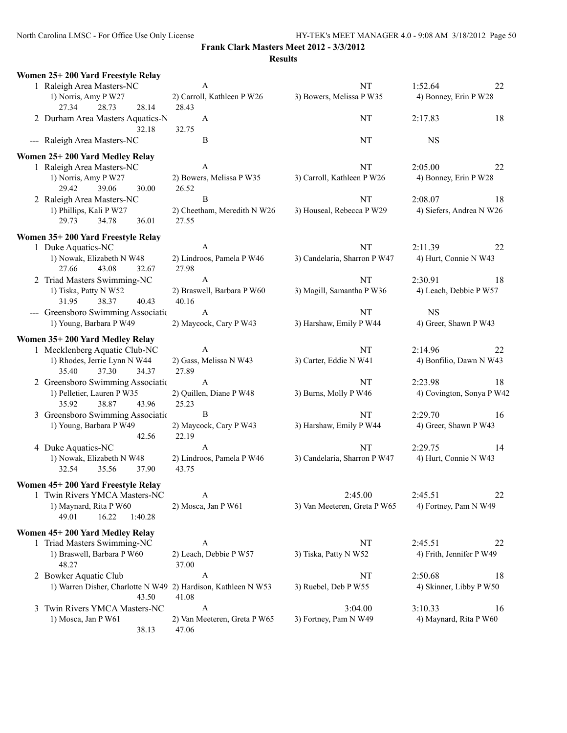**Frank Clark Masters Meet 2012 - 3/3/2012**

**Results**

### Women 25+ 200 Yard Freestyle Relay

1 Raleigh Area Masters-NC | A | NT | 1:52.64 | 22
1) Norris, Amy P W27 | 2) Carroll, Kathleen P W26 | 3) Bowers, Melissa P W35 | 4) Bonney, Erin P W28
27.34 28.73 28.14 28.43

2 Durham Area Masters Aquatics-N | A | NT | 2:17.83 | 18
32.18 32.75

--- Raleigh Area Masters-NC | B | NT | NS

### Women 25+ 200 Yard Medley Relay

1 Raleigh Area Masters-NC | A | NT | 2:05.00 | 22
1) Norris, Amy P W27 | 2) Bowers, Melissa P W35 | 3) Carroll, Kathleen P W26 | 4) Bonney, Erin P W28
29.42 39.06 30.00 26.52

2 Raleigh Area Masters-NC | B | NT | 2:08.07 | 18
1) Phillips, Kali P W27 | 2) Cheetham, Meredith N W26 | 3) Houseal, Rebecca P W29 | 4) Siefers, Andrea N W26
29.73 34.78 36.01 27.55

### Women 35+ 200 Yard Freestyle Relay

1 Duke Aquatics-NC | A | NT | 2:11.39 | 22
1) Nowak, Elizabeth N W48 | 2) Lindroos, Pamela P W46 | 3) Candelaria, Sharron P W47 | 4) Hurt, Connie N W43
27.66 43.08 32.67 27.98

2 Triad Masters Swimming-NC | A | NT | 2:30.91 | 18
1) Tiska, Patty N W52 | 2) Braswell, Barbara P W60 | 3) Magill, Samantha P W36 | 4) Leach, Debbie P W57
31.95 38.37 40.43 40.16

--- Greensboro Swimming Associatic | A | NT | NS
1) Young, Barbara P W49 | 2) Maycock, Cary P W43 | 3) Harshaw, Emily P W44 | 4) Greer, Shawn P W43

### Women 35+ 200 Yard Medley Relay

1 Mecklenberg Aquatic Club-NC | A | NT | 2:14.96 | 22
1) Rhodes, Jerrie Lynn N W44 | 2) Gass, Melissa N W43 | 3) Carter, Eddie N W41 | 4) Bonfilio, Dawn N W43
35.40 37.30 34.37 27.89

2 Greensboro Swimming Associatic | A | NT | 2:23.98 | 18
1) Pelletier, Lauren P W35 | 2) Quillen, Diane P W48 | 3) Burns, Molly P W46 | 4) Covington, Sonya P W42
35.92 38.87 43.96 25.23

3 Greensboro Swimming Associatic | B | NT | 2:29.70 | 16
1) Young, Barbara P W49 | 2) Maycock, Cary P W43 | 3) Harshaw, Emily P W44 | 4) Greer, Shawn P W43
42.56 22.19

4 Duke Aquatics-NC | A | NT | 2:29.75 | 14
1) Nowak, Elizabeth N W48 | 2) Lindroos, Pamela P W46 | 3) Candelaria, Sharron P W47 | 4) Hurt, Connie N W43
32.54 35.56 37.90 43.75

### Women 45+ 200 Yard Freestyle Relay

1 Twin Rivers YMCA Masters-NC | A | 2:45.00 | 2:45.51 | 22
1) Maynard, Rita P W60 | 2) Mosca, Jan P W61 | 3) Van Meeteren, Greta P W65 | 4) Fortney, Pam N W49
49.01 16.22 1:40.28

### Women 45+ 200 Yard Medley Relay

1 Triad Masters Swimming-NC | A | NT | 2:45.51 | 22
1) Braswell, Barbara P W60 | 2) Leach, Debbie P W57 | 3) Tiska, Patty N W52 | 4) Frith, Jennifer P W49
48.27 37.00

2 Bowker Aquatic Club | A | NT | 2:50.68 | 18
1) Warren Disher, Charlotte N W49 | 2) Hardison, Kathleen N W53 | 3) Ruebel, Deb P W55 | 4) Skinner, Libby P W50
43.50 41.08

3 Twin Rivers YMCA Masters-NC | A | 3:04.00 | 3:10.33 | 16
1) Mosca, Jan P W61 | 2) Van Meeteren, Greta P W65 | 3) Fortney, Pam N W49 | 4) Maynard, Rita P W60
38.13 47.06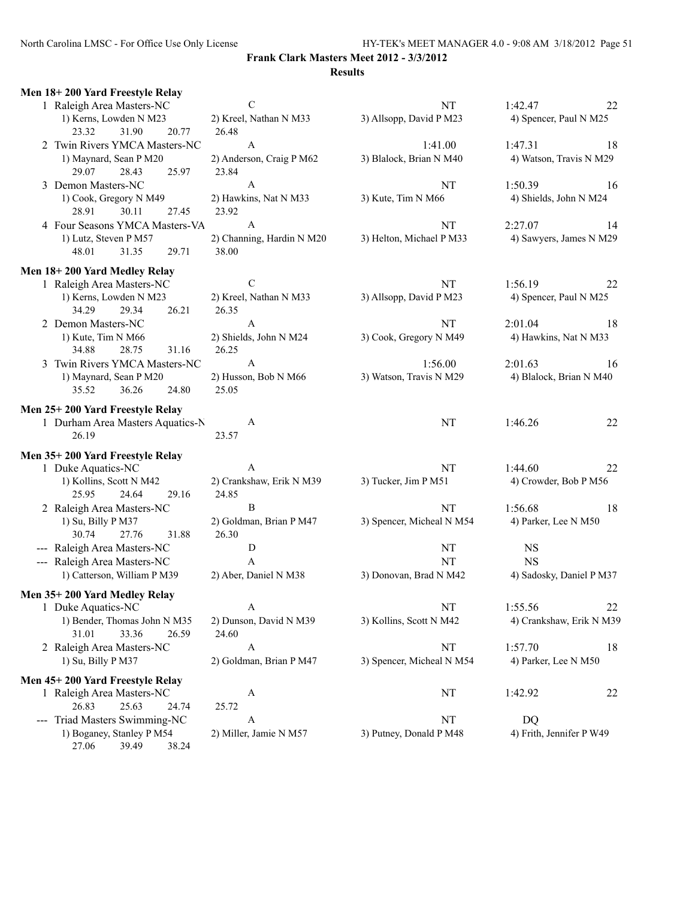**Frank Clark Masters Meet 2012 - 3/3/2012**

**Results**

### Men 18+ 200 Yard Freestyle Relay

```
  1 Raleigh Area Masters-NC              C                         NT           1:42.47        22
      1) Kerns, Lowden N M23       2) Kreel, Nathan N M33      3) Allsopp, David P M23     4) Spencer, Paul N M25
        23.32     31.90     20.77     26.48
  2 Twin Rivers YMCA Masters-NC          A                         1:41.00      1:47.31        18
      1) Maynard, Sean P M20       2) Anderson, Craig P M62    3) Blalock, Brian N M40     4) Watson, Travis N M29
        29.07     28.43     25.97     23.84
  3 Demon Masters-NC                     A                         NT           1:50.39        16
      1) Cook, Gregory N M49       2) Hawkins, Nat N M33       3) Kute, Tim N M66          4) Shields, John N M24
        28.91     30.11     27.45     23.92
  4 Four Seasons YMCA Masters-VA         A                         NT           2:27.07        14
      1) Lutz, Steven P M57        2) Channing, Hardin N M20   3) Helton, Michael P M33    4) Sawyers, James N M29
        48.01     31.35     29.71     38.00
```

### Men 18+ 200 Yard Medley Relay

```
  1 Raleigh Area Masters-NC              C                         NT           1:56.19        22
      1) Kerns, Lowden N M23       2) Kreel, Nathan N M33      3) Allsopp, David P M23     4) Spencer, Paul N M25
        34.29     29.34     26.21     26.35
  2 Demon Masters-NC                     A                         NT           2:01.04        18
      1) Kute, Tim N M66           2) Shields, John N M24      3) Cook, Gregory N M49      4) Hawkins, Nat N M33
        34.88     28.75     31.16     26.25
  3 Twin Rivers YMCA Masters-NC          A                         1:56.00      2:01.63        16
      1) Maynard, Sean P M20       2) Husson, Bob N M66        3) Watson, Travis N M29     4) Blalock, Brian N M40
        35.52     36.26     24.80     25.05
```

### Men 25+ 200 Yard Freestyle Relay

```
  1 Durham Area Masters Aquatics-N       A                         NT           1:46.26        22
        26.19               23.57
```

### Men 35+ 200 Yard Freestyle Relay

```
  1 Duke Aquatics-NC                     A                         NT           1:44.60        22
      1) Kollins, Scott N M42      2) Crankshaw, Erik N M39    3) Tucker, Jim P M51        4) Crowder, Bob P M56
        25.95     24.64     29.16     24.85
  2 Raleigh Area Masters-NC              B                         NT           1:56.68        18
      1) Su, Billy P M37           2) Goldman, Brian P M47     3) Spencer, Micheal N M54   4) Parker, Lee N M50
        30.74     27.76     31.88     26.30
--- Raleigh Area Masters-NC              D                         NT           NS
--- Raleigh Area Masters-NC              A                         NT           NS
      1) Catterson, William P M39  2) Aber, Daniel N M38       3) Donovan, Brad N M42      4) Sadosky, Daniel P M37
```

### Men 35+ 200 Yard Medley Relay

```
  1 Duke Aquatics-NC                     A                         NT           1:55.56        22
      1) Bender, Thomas John N M35 2) Dunson, David N M39      3) Kollins, Scott N M42     4) Crankshaw, Erik N M39
        31.01     33.36     26.59     24.60
  2 Raleigh Area Masters-NC              A                         NT           1:57.70        18
      1) Su, Billy P M37           2) Goldman, Brian P M47     3) Spencer, Micheal N M54   4) Parker, Lee N M50
```

### Men 45+ 200 Yard Freestyle Relay

```
  1 Raleigh Area Masters-NC              A                         NT           1:42.92        22
        26.83     25.63     24.74     25.72
--- Triad Masters Swimming-NC            A                         NT           DQ
      1) Boganey, Stanley P M54    2) Miller, Jamie N M57      3) Putney, Donald P M48     4) Frith, Jennifer P W49
        27.06     39.49     38.24
```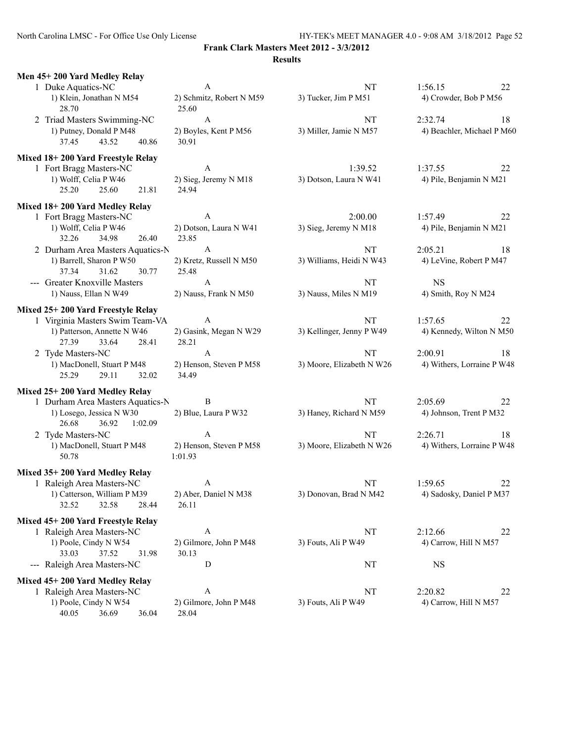**Frank Clark Masters Meet 2012 - 3/3/2012**

**Results**

### Men 45+ 200 Yard Medley Relay

1 Duke Aquatics-NC — A — NT — 1:56.15 — 22
1) Klein, Jonathan N M54 2) Schmitz, Robert N M59 3) Tucker, Jim P M51 4) Crowder, Bob P M56
28.70 25.60

2 Triad Masters Swimming-NC — A — NT — 2:32.74 — 18
1) Putney, Donald P M48 2) Boyles, Kent P M56 3) Miller, Jamie N M57 4) Beachler, Michael P M60
37.45 43.52 40.86 30.91

### Mixed 18+ 200 Yard Freestyle Relay

1 Fort Bragg Masters-NC — A — 1:39.52 — 1:37.55 — 22
1) Wolff, Celia P W46 2) Sieg, Jeremy N M18 3) Dotson, Laura N W41 4) Pile, Benjamin N M21
25.20 25.60 21.81 24.94

### Mixed 18+ 200 Yard Medley Relay

1 Fort Bragg Masters-NC — A — 2:00.00 — 1:57.49 — 22
1) Wolff, Celia P W46 2) Dotson, Laura N W41 3) Sieg, Jeremy N M18 4) Pile, Benjamin N M21
32.26 34.98 26.40 23.85

2 Durham Area Masters Aquatics-N — A — NT — 2:05.21 — 18
1) Barrell, Sharon P W50 2) Kretz, Russell N M50 3) Williams, Heidi N W43 4) LeVine, Robert P M47
37.34 31.62 30.77 25.48

--- Greater Knoxville Masters — A — NT — NS
1) Nauss, Ellan N W49 2) Nauss, Frank N M50 3) Nauss, Miles N M19 4) Smith, Roy N M24

### Mixed 25+ 200 Yard Freestyle Relay

1 Virginia Masters Swim Team-VA — A — NT — 1:57.65 — 22
1) Patterson, Annette N W46 2) Gasink, Megan N W29 3) Kellinger, Jenny P W49 4) Kennedy, Wilton N M50
27.39 33.64 28.41 28.21

2 Tyde Masters-NC — A — NT — 2:00.91 — 18
1) MacDonell, Stuart P M48 2) Henson, Steven P M58 3) Moore, Elizabeth N W26 4) Withers, Lorraine P W48
25.29 29.11 32.02 34.49

### Mixed 25+ 200 Yard Medley Relay

1 Durham Area Masters Aquatics-N — B — NT — 2:05.69 — 22
1) Losego, Jessica N W30 2) Blue, Laura P W32 3) Haney, Richard N M59 4) Johnson, Trent P M32
26.68 36.92 1:02.09

2 Tyde Masters-NC — A — NT — 2:26.71 — 18
1) MacDonell, Stuart P M48 2) Henson, Steven P M58 3) Moore, Elizabeth N W26 4) Withers, Lorraine P W48
50.78 1:01.93

### Mixed 35+ 200 Yard Medley Relay

1 Raleigh Area Masters-NC — A — NT — 1:59.65 — 22
1) Catterson, William P M39 2) Aber, Daniel N M38 3) Donovan, Brad N M42 4) Sadosky, Daniel P M37
32.52 32.58 28.44 26.11

### Mixed 45+ 200 Yard Freestyle Relay

1 Raleigh Area Masters-NC — A — NT — 2:12.66 — 22
1) Poole, Cindy N W54 2) Gilmore, John P M48 3) Fouts, Ali P W49 4) Carrow, Hill N M57
33.03 37.52 31.98 30.13

--- Raleigh Area Masters-NC — D — NT — NS

### Mixed 45+ 200 Yard Medley Relay

1 Raleigh Area Masters-NC — A — NT — 2:20.82 — 22
1) Poole, Cindy N W54 2) Gilmore, John P M48 3) Fouts, Ali P W49 4) Carrow, Hill N M57
40.05 36.69 36.04 28.04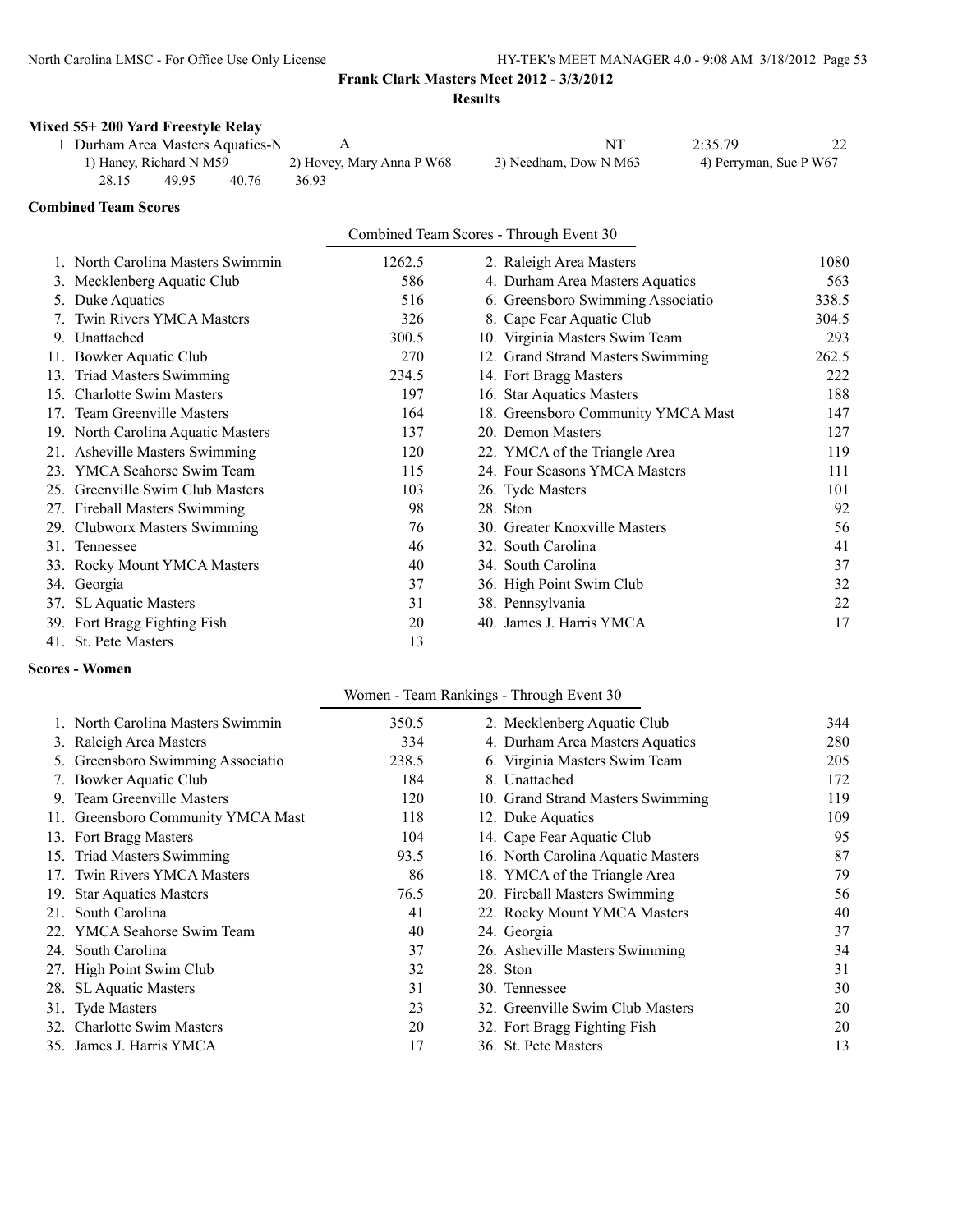**Frank Clark Masters Meet 2012 - 3/3/2012**

**Results**

### Mixed 55+ 200 Yard Freestyle Relay

1 Durham Area Masters Aquatics-N    A    NT    2:35.79    22

1) Haney, Richard N M59    2) Hovey, Mary Anna P W68    3) Needham, Dow N M63    4) Perryman, Sue P W67

28.15    49.95    40.76    36.93

### Combined Team Scores

Combined Team Scores - Through Event 30

| Rank | Team | Score | Rank | Team | Score |
|---|---|---|---|---|---|
| 1. | North Carolina Masters Swimmin | 1262.5 | 2. | Raleigh Area Masters | 1080 |
| 3. | Mecklenberg Aquatic Club | 586 | 4. | Durham Area Masters Aquatics | 563 |
| 5. | Duke Aquatics | 516 | 6. | Greensboro Swimming Associatio | 338.5 |
| 7. | Twin Rivers YMCA Masters | 326 | 8. | Cape Fear Aquatic Club | 304.5 |
| 9. | Unattached | 300.5 | 10. | Virginia Masters Swim Team | 293 |
| 11. | Bowker Aquatic Club | 270 | 12. | Grand Strand Masters Swimming | 262.5 |
| 13. | Triad Masters Swimming | 234.5 | 14. | Fort Bragg Masters | 222 |
| 15. | Charlotte Swim Masters | 197 | 16. | Star Aquatics Masters | 188 |
| 17. | Team Greenville Masters | 164 | 18. | Greensboro Community YMCA Mast | 147 |
| 19. | North Carolina Aquatic Masters | 137 | 20. | Demon Masters | 127 |
| 21. | Asheville Masters Swimming | 120 | 22. | YMCA of the Triangle Area | 119 |
| 23. | YMCA Seahorse Swim Team | 115 | 24. | Four Seasons YMCA Masters | 111 |
| 25. | Greenville Swim Club Masters | 103 | 26. | Tyde Masters | 101 |
| 27. | Fireball Masters Swimming | 98 | 28. | Ston | 92 |
| 29. | Clubworx Masters Swimming | 76 | 30. | Greater Knoxville Masters | 56 |
| 31. | Tennessee | 46 | 32. | South Carolina | 41 |
| 33. | Rocky Mount YMCA Masters | 40 | 34. | South Carolina | 37 |
| 34. | Georgia | 37 | 36. | High Point Swim Club | 32 |
| 37. | SL Aquatic Masters | 31 | 38. | Pennsylvania | 22 |
| 39. | Fort Bragg Fighting Fish | 20 | 40. | James J. Harris YMCA | 17 |
| 41. | St. Pete Masters | 13 | | | |

### Scores - Women

Women - Team Rankings - Through Event 30

| Rank | Team | Score | Rank | Team | Score |
|---|---|---|---|---|---|
| 1. | North Carolina Masters Swimmin | 350.5 | 2. | Mecklenberg Aquatic Club | 344 |
| 3. | Raleigh Area Masters | 334 | 4. | Durham Area Masters Aquatics | 280 |
| 5. | Greensboro Swimming Associatio | 238.5 | 6. | Virginia Masters Swim Team | 205 |
| 7. | Bowker Aquatic Club | 184 | 8. | Unattached | 172 |
| 9. | Team Greenville Masters | 120 | 10. | Grand Strand Masters Swimming | 119 |
| 11. | Greensboro Community YMCA Mast | 118 | 12. | Duke Aquatics | 109 |
| 13. | Fort Bragg Masters | 104 | 14. | Cape Fear Aquatic Club | 95 |
| 15. | Triad Masters Swimming | 93.5 | 16. | North Carolina Aquatic Masters | 87 |
| 17. | Twin Rivers YMCA Masters | 86 | 18. | YMCA of the Triangle Area | 79 |
| 19. | Star Aquatics Masters | 76.5 | 20. | Fireball Masters Swimming | 56 |
| 21. | South Carolina | 41 | 22. | Rocky Mount YMCA Masters | 40 |
| 22. | YMCA Seahorse Swim Team | 40 | 24. | Georgia | 37 |
| 24. | South Carolina | 37 | 26. | Asheville Masters Swimming | 34 |
| 27. | High Point Swim Club | 32 | 28. | Ston | 31 |
| 28. | SL Aquatic Masters | 31 | 30. | Tennessee | 30 |
| 31. | Tyde Masters | 23 | 32. | Greenville Swim Club Masters | 20 |
| 32. | Charlotte Swim Masters | 20 | 32. | Fort Bragg Fighting Fish | 20 |
| 35. | James J. Harris YMCA | 17 | 36. | St. Pete Masters | 13 |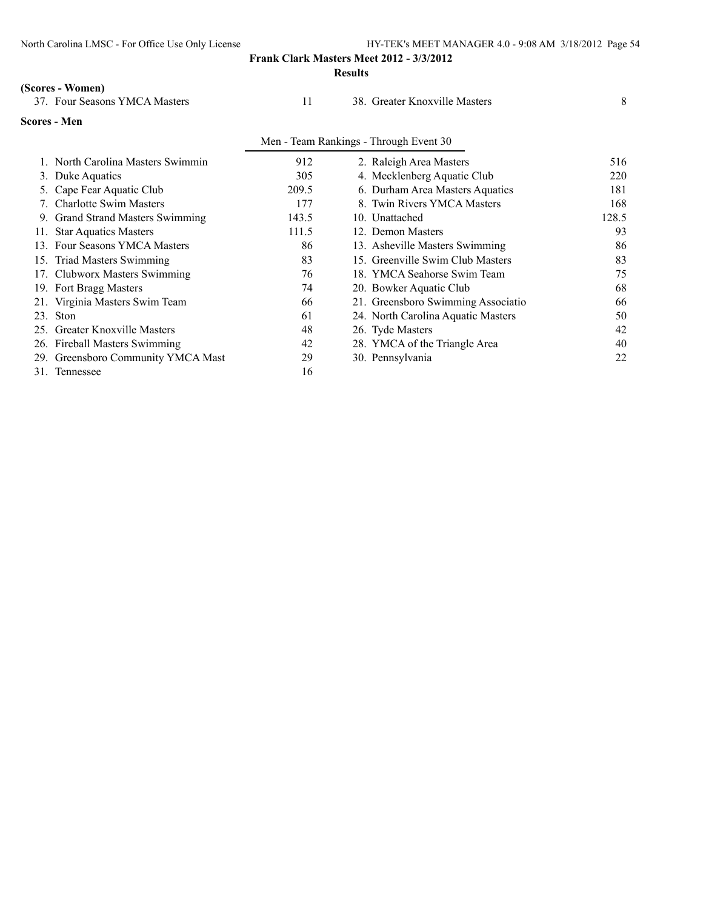**Frank Clark Masters Meet 2012 - 3/3/2012**

**Results**

**(Scores - Women)**

| | | | |
|---|---|---|---|
| 37. Four Seasons YMCA Masters | 11 | 38. Greater Knoxville Masters | 8 |

**Scores - Men**

Men - Team Rankings - Through Event 30

| | | | |
|---|---|---|---|
| 1. North Carolina Masters Swimmin | 912 | 2. Raleigh Area Masters | 516 |
| 3. Duke Aquatics | 305 | 4. Mecklenberg Aquatic Club | 220 |
| 5. Cape Fear Aquatic Club | 209.5 | 6. Durham Area Masters Aquatics | 181 |
| 7. Charlotte Swim Masters | 177 | 8. Twin Rivers YMCA Masters | 168 |
| 9. Grand Strand Masters Swimming | 143.5 | 10. Unattached | 128.5 |
| 11. Star Aquatics Masters | 111.5 | 12. Demon Masters | 93 |
| 13. Four Seasons YMCA Masters | 86 | 13. Asheville Masters Swimming | 86 |
| 15. Triad Masters Swimming | 83 | 15. Greenville Swim Club Masters | 83 |
| 17. Clubworx Masters Swimming | 76 | 18. YMCA Seahorse Swim Team | 75 |
| 19. Fort Bragg Masters | 74 | 20. Bowker Aquatic Club | 68 |
| 21. Virginia Masters Swim Team | 66 | 21. Greensboro Swimming Associatio | 66 |
| 23. Ston | 61 | 24. North Carolina Aquatic Masters | 50 |
| 25. Greater Knoxville Masters | 48 | 26. Tyde Masters | 42 |
| 26. Fireball Masters Swimming | 42 | 28. YMCA of the Triangle Area | 40 |
| 29. Greensboro Community YMCA Mast | 29 | 30. Pennsylvania | 22 |
| 31. Tennessee | 16 | | |